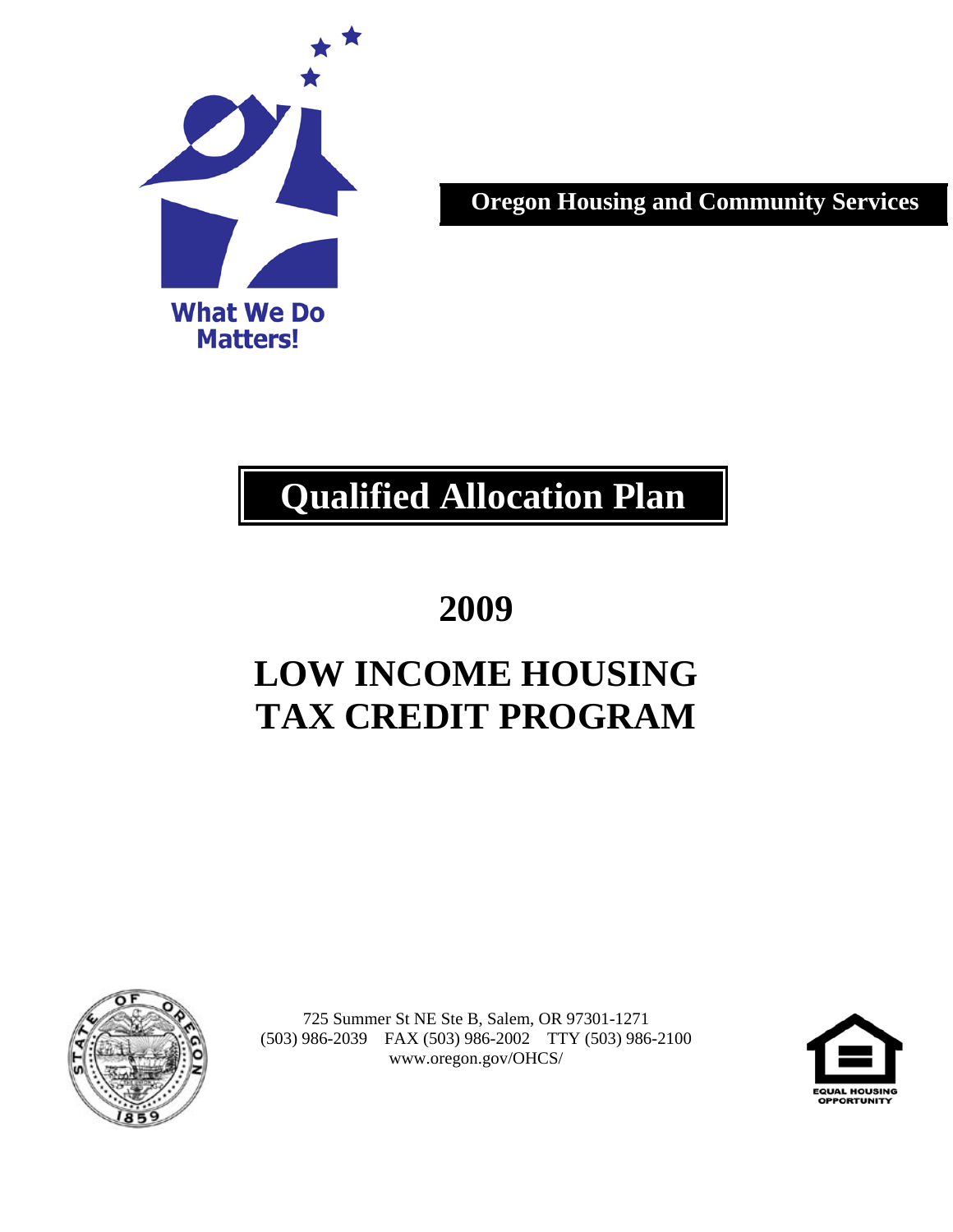What We Do Matters!

**Oregon Housing and Community Services**

# Qualified Allocation Plan

# 2009

# LOW INCOME HOUSING TAX CREDIT PROGRAM

725 Summer St NE Ste B, Salem, OR 97301-1271
(503) 986-2039 FAX (503) 986-2002 TTY (503) 986-2100
www.oregon.gov/OHCS/

EQUAL HOUSING OPPORTUNITY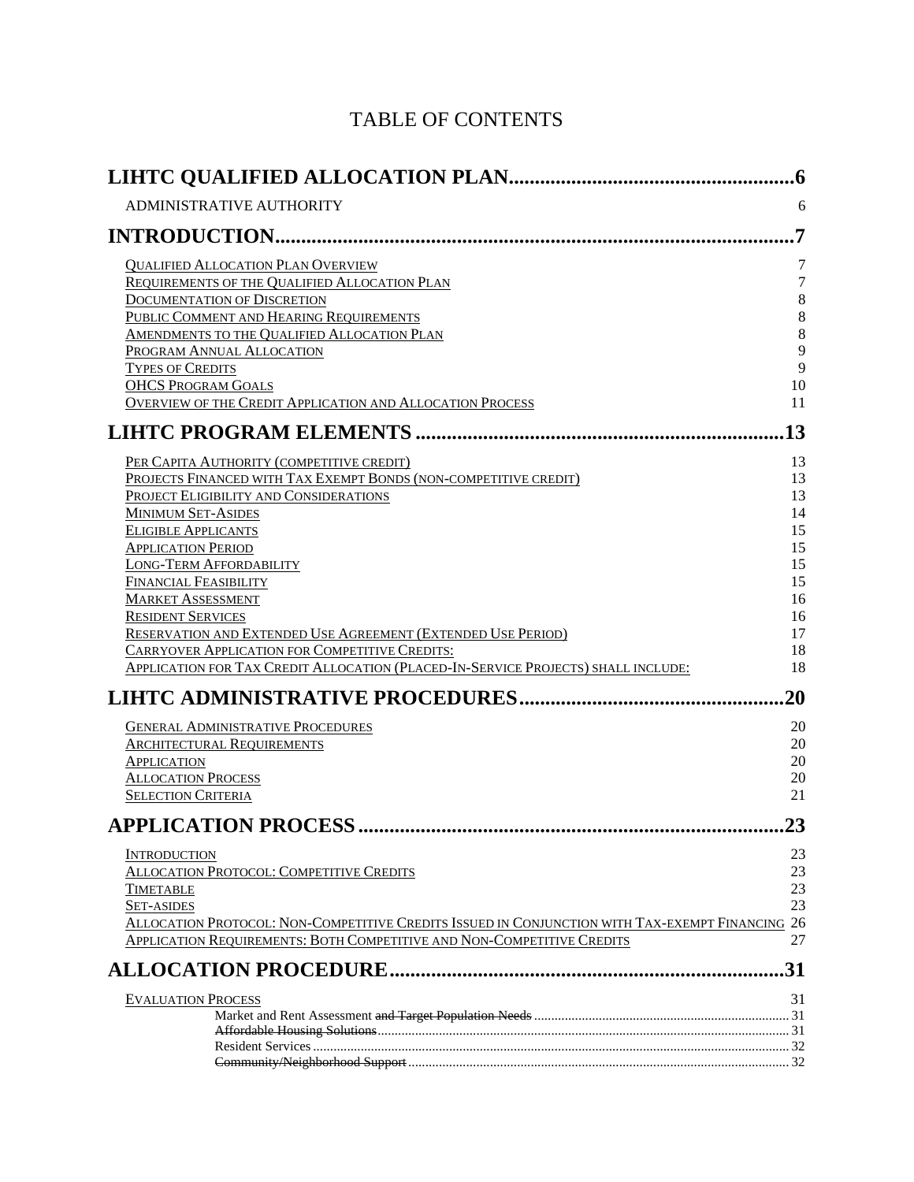# TABLE OF CONTENTS

**LIHTC QUALIFIED ALLOCATION PLAN......................................................6**

ADMINISTRATIVE AUTHORITY 6

**INTRODUCTION...................................................................................................7**

QUALIFIED ALLOCATION PLAN OVERVIEW 7
REQUIREMENTS OF THE QUALIFIED ALLOCATION PLAN 7
DOCUMENTATION OF DISCRETION 8
PUBLIC COMMENT AND HEARING REQUIREMENTS 8
AMENDMENTS TO THE QUALIFIED ALLOCATION PLAN 8
PROGRAM ANNUAL ALLOCATION 9
TYPES OF CREDITS 9
OHCS PROGRAM GOALS 10
OVERVIEW OF THE CREDIT APPLICATION AND ALLOCATION PROCESS 11

**LIHTC PROGRAM ELEMENTS .....................................................................13**

PER CAPITA AUTHORITY (COMPETITIVE CREDIT) 13
PROJECTS FINANCED WITH TAX EXEMPT BONDS (NON-COMPETITIVE CREDIT) 13
PROJECT ELIGIBILITY AND CONSIDERATIONS 13
MINIMUM SET-ASIDES 14
ELIGIBLE APPLICANTS 15
APPLICATION PERIOD 15
LONG-TERM AFFORDABILITY 15
FINANCIAL FEASIBILITY 15
MARKET ASSESSMENT 16
RESIDENT SERVICES 16
RESERVATION AND EXTENDED USE AGREEMENT (EXTENDED USE PERIOD) 17
CARRYOVER APPLICATION FOR COMPETITIVE CREDITS: 18
APPLICATION FOR TAX CREDIT ALLOCATION (PLACED-IN-SERVICE PROJECTS) SHALL INCLUDE: 18

**LIHTC ADMINISTRATIVE PROCEDURES..................................................20**

GENERAL ADMINISTRATIVE PROCEDURES 20
ARCHITECTURAL REQUIREMENTS 20
APPLICATION 20
ALLOCATION PROCESS 20
SELECTION CRITERIA 21

**APPLICATION PROCESS .................................................................................23**

INTRODUCTION 23
ALLOCATION PROTOCOL: COMPETITIVE CREDITS 23
TIMETABLE 23
SET-ASIDES 23
ALLOCATION PROTOCOL: NON-COMPETITIVE CREDITS ISSUED IN CONJUNCTION WITH TAX-EXEMPT FINANCING 26
APPLICATION REQUIREMENTS: BOTH COMPETITIVE AND NON-COMPETITIVE CREDITS 27

**ALLOCATION PROCEDURE............................................................................31**

EVALUATION PROCESS 31
- Market and Rent Assessment ~~and Target Population Needs~~ .......... 31
- ~~Affordable Housing Solutions~~ .......... 31
- Resident Services .......... 32
- ~~Community/Neighborhood Support~~ .......... 32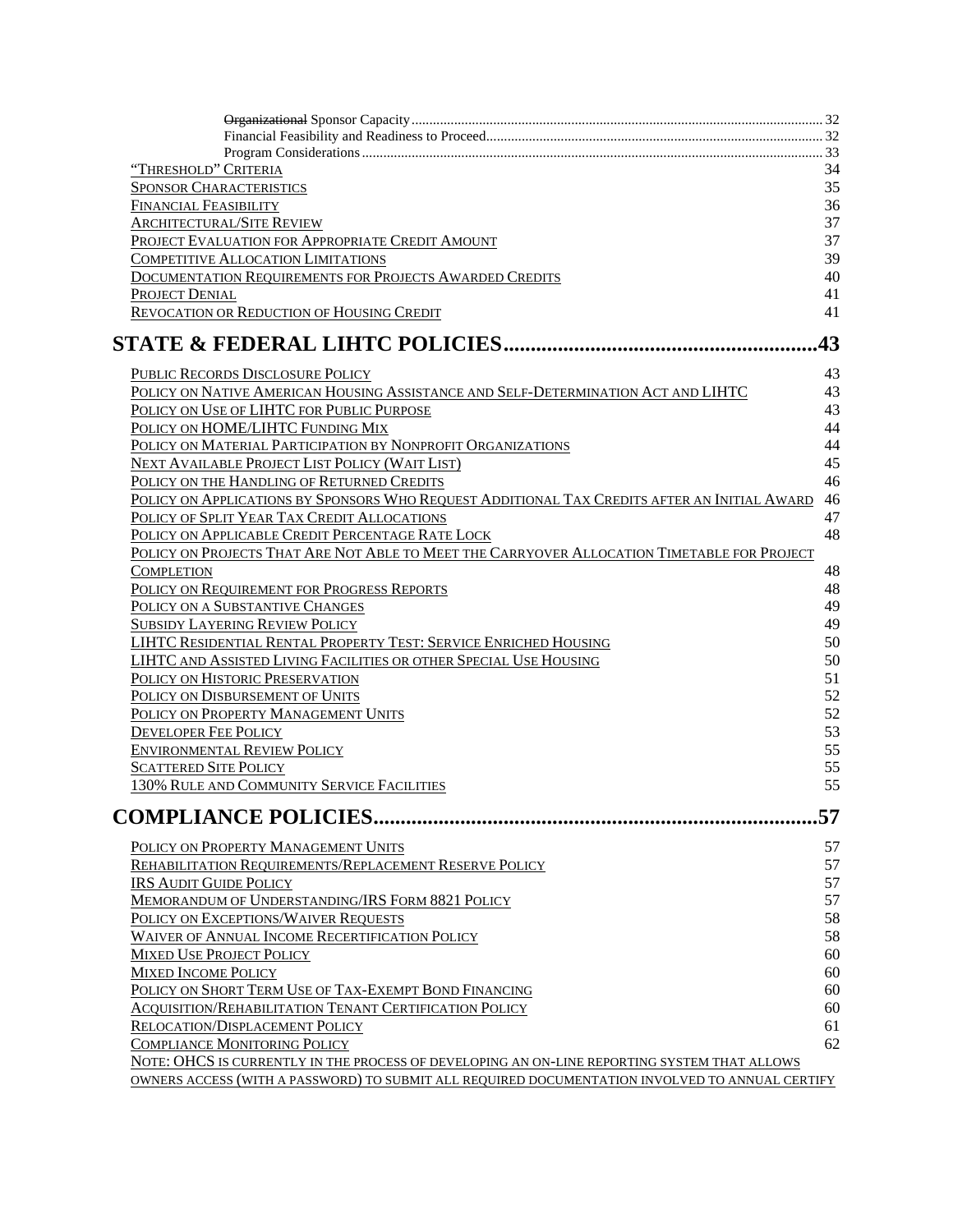~~Organizational~~ Sponsor Capacity .......... 32
Financial Feasibility and Readiness to Proceed .......... 32
Program Considerations .......... 33

"THRESHOLD" CRITERIA 34
SPONSOR CHARACTERISTICS 35
FINANCIAL FEASIBILITY 36
ARCHITECTURAL/SITE REVIEW 37
PROJECT EVALUATION FOR APPROPRIATE CREDIT AMOUNT 37
COMPETITIVE ALLOCATION LIMITATIONS 39
DOCUMENTATION REQUIREMENTS FOR PROJECTS AWARDED CREDITS 40
PROJECT DENIAL 41
REVOCATION OR REDUCTION OF HOUSING CREDIT 41

# STATE & FEDERAL LIHTC POLICIES .......... 43

PUBLIC RECORDS DISCLOSURE POLICY 43
POLICY ON NATIVE AMERICAN HOUSING ASSISTANCE AND SELF-DETERMINATION ACT AND LIHTC 43
POLICY ON USE OF LIHTC FOR PUBLIC PURPOSE 43
POLICY ON HOME/LIHTC FUNDING MIX 44
POLICY ON MATERIAL PARTICIPATION BY NONPROFIT ORGANIZATIONS 44
NEXT AVAILABLE PROJECT LIST POLICY (WAIT LIST) 45
POLICY ON THE HANDLING OF RETURNED CREDITS 46
POLICY ON APPLICATIONS BY SPONSORS WHO REQUEST ADDITIONAL TAX CREDITS AFTER AN INITIAL AWARD 46
POLICY OF SPLIT YEAR TAX CREDIT ALLOCATIONS 47
POLICY ON APPLICABLE CREDIT PERCENTAGE RATE LOCK 48
POLICY ON PROJECTS THAT ARE NOT ABLE TO MEET THE CARRYOVER ALLOCATION TIMETABLE FOR PROJECT COMPLETION 48
POLICY ON REQUIREMENT FOR PROGRESS REPORTS 48
POLICY ON A SUBSTANTIVE CHANGES 49
SUBSIDY LAYERING REVIEW POLICY 49
LIHTC RESIDENTIAL RENTAL PROPERTY TEST: SERVICE ENRICHED HOUSING 50
LIHTC AND ASSISTED LIVING FACILITIES OR OTHER SPECIAL USE HOUSING 50
POLICY ON HISTORIC PRESERVATION 51
POLICY ON DISBURSEMENT OF UNITS 52
POLICY ON PROPERTY MANAGEMENT UNITS 52
DEVELOPER FEE POLICY 53
ENVIRONMENTAL REVIEW POLICY 55
SCATTERED SITE POLICY 55
130% RULE AND COMMUNITY SERVICE FACILITIES 55

# COMPLIANCE POLICIES .......... 57

POLICY ON PROPERTY MANAGEMENT UNITS 57
REHABILITATION REQUIREMENTS/REPLACEMENT RESERVE POLICY 57
IRS AUDIT GUIDE POLICY 57
MEMORANDUM OF UNDERSTANDING/IRS FORM 8821 POLICY 57
POLICY ON EXCEPTIONS/WAIVER REQUESTS 58
WAIVER OF ANNUAL INCOME RECERTIFICATION POLICY 58
MIXED USE PROJECT POLICY 60
MIXED INCOME POLICY 60
POLICY ON SHORT TERM USE OF TAX-EXEMPT BOND FINANCING 60
ACQUISITION/REHABILITATION TENANT CERTIFICATION POLICY 60
RELOCATION/DISPLACEMENT POLICY 61
COMPLIANCE MONITORING POLICY 62
NOTE: OHCS IS CURRENTLY IN THE PROCESS OF DEVELOPING AN ON-LINE REPORTING SYSTEM THAT ALLOWS OWNERS ACCESS (WITH A PASSWORD) TO SUBMIT ALL REQUIRED DOCUMENTATION INVOLVED TO ANNUAL CERTIFY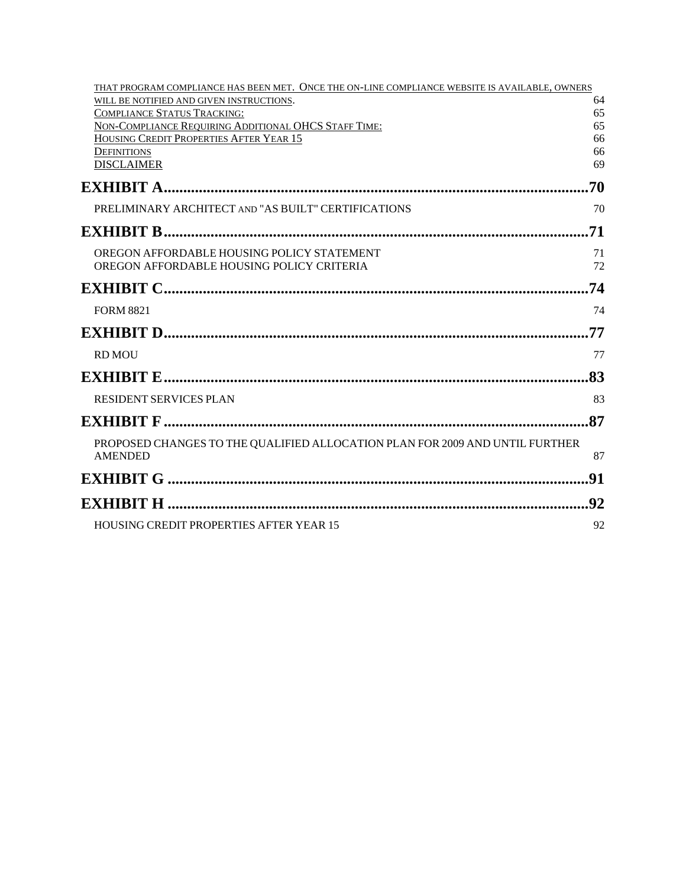THAT PROGRAM COMPLIANCE HAS BEEN MET. ONCE THE ON-LINE COMPLIANCE WEBSITE IS AVAILABLE, OWNERS WILL BE NOTIFIED AND GIVEN INSTRUCTIONS. 64
COMPLIANCE STATUS TRACKING: 65
NON-COMPLIANCE REQUIRING ADDITIONAL OHCS STAFF TIME: 65
HOUSING CREDIT PROPERTIES AFTER YEAR 15 66
DEFINITIONS 66
DISCLAIMER 69

**EXHIBIT A....70**

PRELIMINARY ARCHITECT AND "AS BUILT" CERTIFICATIONS 70

**EXHIBIT B....71**

OREGON AFFORDABLE HOUSING POLICY STATEMENT 71
OREGON AFFORDABLE HOUSING POLICY CRITERIA 72

**EXHIBIT C....74**

FORM 8821 74

**EXHIBIT D....77**

RD MOU 77

**EXHIBIT E....83**

RESIDENT SERVICES PLAN 83

**EXHIBIT F....87**

PROPOSED CHANGES TO THE QUALIFIED ALLOCATION PLAN FOR 2009 AND UNTIL FURTHER AMENDED 87

**EXHIBIT G....91**

**EXHIBIT H....92**

HOUSING CREDIT PROPERTIES AFTER YEAR 15 92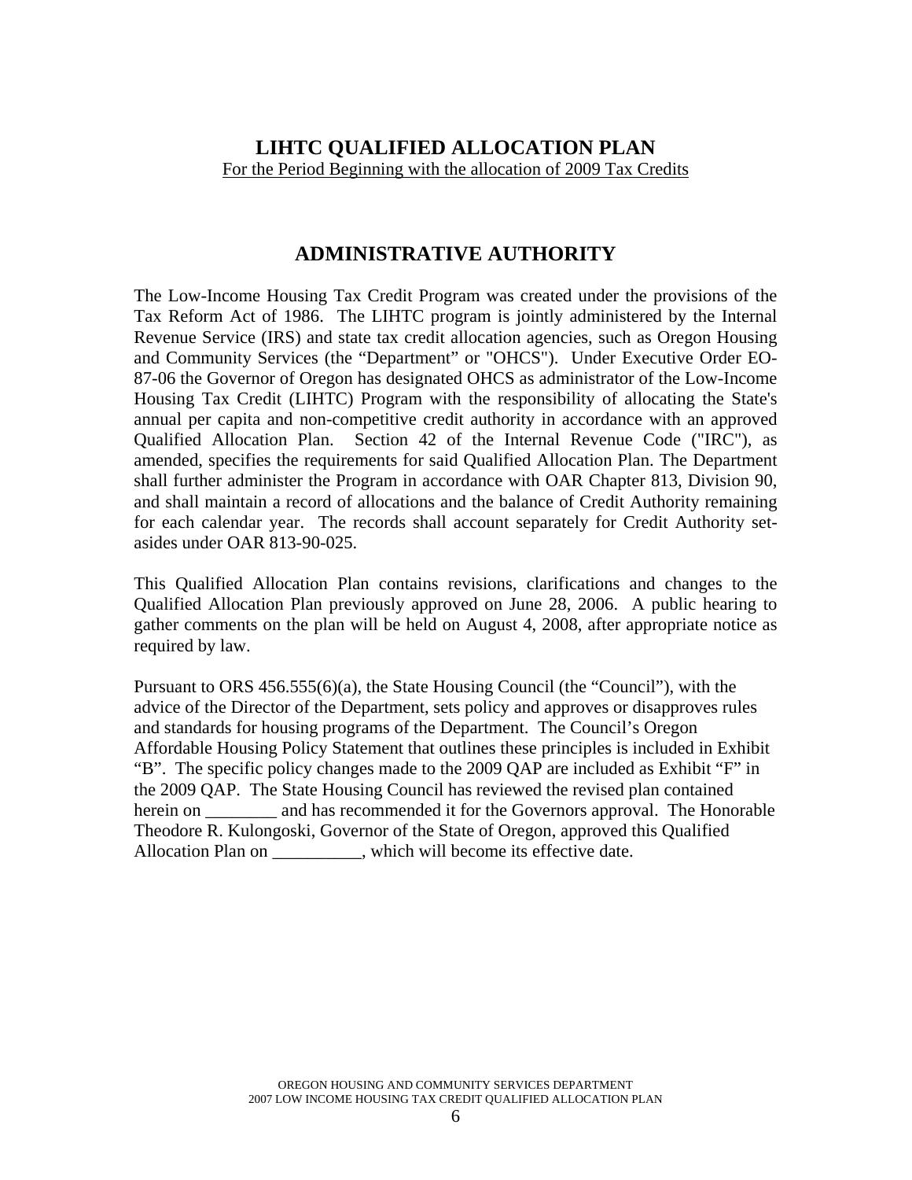# LIHTC QUALIFIED ALLOCATION PLAN

<u>For the Period Beginning with the allocation of 2009 Tax Credits</u>

## ADMINISTRATIVE AUTHORITY

The Low-Income Housing Tax Credit Program was created under the provisions of the Tax Reform Act of 1986. The LIHTC program is jointly administered by the Internal Revenue Service (IRS) and state tax credit allocation agencies, such as Oregon Housing and Community Services (the "Department" or "OHCS"). Under Executive Order EO-87-06 the Governor of Oregon has designated OHCS as administrator of the Low-Income Housing Tax Credit (LIHTC) Program with the responsibility of allocating the State's annual per capita and non-competitive credit authority in accordance with an approved Qualified Allocation Plan. Section 42 of the Internal Revenue Code ("IRC"), as amended, specifies the requirements for said Qualified Allocation Plan. The Department shall further administer the Program in accordance with OAR Chapter 813, Division 90, and shall maintain a record of allocations and the balance of Credit Authority remaining for each calendar year. The records shall account separately for Credit Authority set-asides under OAR 813-90-025.

This Qualified Allocation Plan contains revisions, clarifications and changes to the Qualified Allocation Plan previously approved on June 28, 2006. A public hearing to gather comments on the plan will be held on August 4, 2008, after appropriate notice as required by law.

Pursuant to ORS 456.555(6)(a), the State Housing Council (the "Council"), with the advice of the Director of the Department, sets policy and approves or disapproves rules and standards for housing programs of the Department. The Council's Oregon Affordable Housing Policy Statement that outlines these principles is included in Exhibit "B". The specific policy changes made to the 2009 QAP are included as Exhibit "F" in the 2009 QAP. The State Housing Council has reviewed the revised plan contained herein on ________ and has recommended it for the Governors approval. The Honorable Theodore R. Kulongoski, Governor of the State of Oregon, approved this Qualified Allocation Plan on __________, which will become its effective date.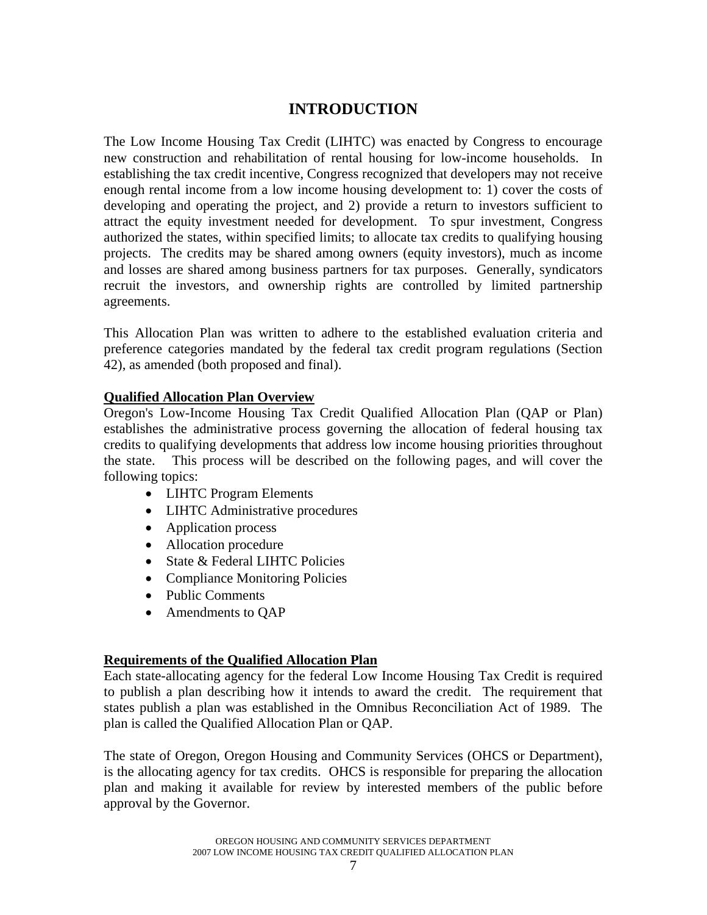# INTRODUCTION

The Low Income Housing Tax Credit (LIHTC) was enacted by Congress to encourage new construction and rehabilitation of rental housing for low-income households. In establishing the tax credit incentive, Congress recognized that developers may not receive enough rental income from a low income housing development to: 1) cover the costs of developing and operating the project, and 2) provide a return to investors sufficient to attract the equity investment needed for development. To spur investment, Congress authorized the states, within specified limits; to allocate tax credits to qualifying housing projects. The credits may be shared among owners (equity investors), much as income and losses are shared among business partners for tax purposes. Generally, syndicators recruit the investors, and ownership rights are controlled by limited partnership agreements.

This Allocation Plan was written to adhere to the established evaluation criteria and preference categories mandated by the federal tax credit program regulations (Section 42), as amended (both proposed and final).

**Qualified Allocation Plan Overview**

Oregon's Low-Income Housing Tax Credit Qualified Allocation Plan (QAP or Plan) establishes the administrative process governing the allocation of federal housing tax credits to qualifying developments that address low income housing priorities throughout the state. This process will be described on the following pages, and will cover the following topics:

- LIHTC Program Elements
- LIHTC Administrative procedures
- Application process
- Allocation procedure
- State & Federal LIHTC Policies
- Compliance Monitoring Policies
- Public Comments
- Amendments to QAP

**Requirements of the Qualified Allocation Plan**

Each state-allocating agency for the federal Low Income Housing Tax Credit is required to publish a plan describing how it intends to award the credit. The requirement that states publish a plan was established in the Omnibus Reconciliation Act of 1989. The plan is called the Qualified Allocation Plan or QAP.

The state of Oregon, Oregon Housing and Community Services (OHCS or Department), is the allocating agency for tax credits. OHCS is responsible for preparing the allocation plan and making it available for review by interested members of the public before approval by the Governor.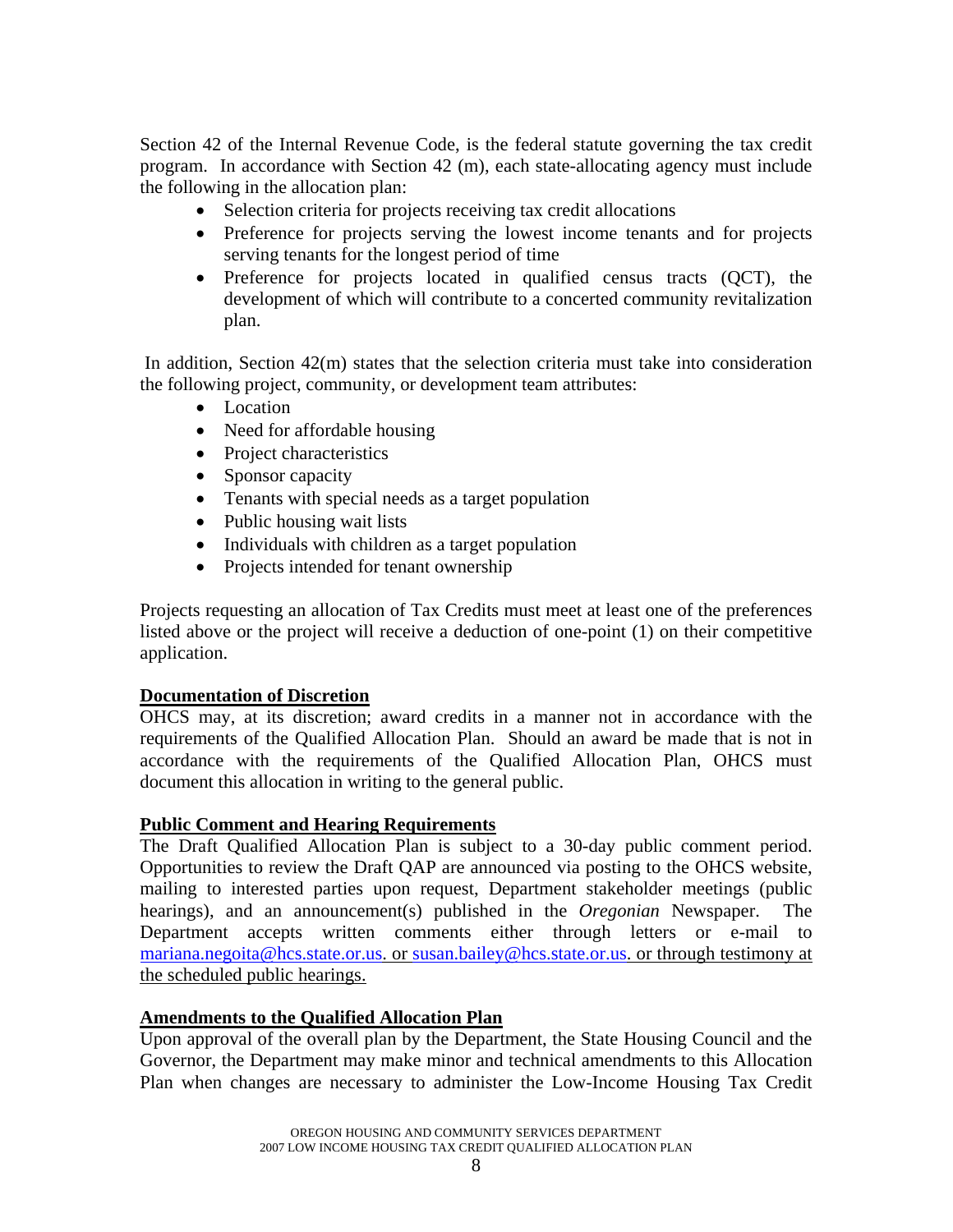Section 42 of the Internal Revenue Code, is the federal statute governing the tax credit program. In accordance with Section 42 (m), each state-allocating agency must include the following in the allocation plan:

- Selection criteria for projects receiving tax credit allocations
- Preference for projects serving the lowest income tenants and for projects serving tenants for the longest period of time
- Preference for projects located in qualified census tracts (QCT), the development of which will contribute to a concerted community revitalization plan.

In addition, Section 42(m) states that the selection criteria must take into consideration the following project, community, or development team attributes:

- Location
- Need for affordable housing
- Project characteristics
- Sponsor capacity
- Tenants with special needs as a target population
- Public housing wait lists
- Individuals with children as a target population
- Projects intended for tenant ownership

Projects requesting an allocation of Tax Credits must meet at least one of the preferences listed above or the project will receive a deduction of one-point (1) on their competitive application.

**Documentation of Discretion**

OHCS may, at its discretion; award credits in a manner not in accordance with the requirements of the Qualified Allocation Plan. Should an award be made that is not in accordance with the requirements of the Qualified Allocation Plan, OHCS must document this allocation in writing to the general public.

**Public Comment and Hearing Requirements**

The Draft Qualified Allocation Plan is subject to a 30-day public comment period. Opportunities to review the Draft QAP are announced via posting to the OHCS website, mailing to interested parties upon request, Department stakeholder meetings (public hearings), and an announcement(s) published in the *Oregonian* Newspaper. The Department accepts written comments either through letters or e-mail to mariana.negoita@hcs.state.or.us. or susan.bailey@hcs.state.or.us. or through testimony at the scheduled public hearings.

**Amendments to the Qualified Allocation Plan**

Upon approval of the overall plan by the Department, the State Housing Council and the Governor, the Department may make minor and technical amendments to this Allocation Plan when changes are necessary to administer the Low-Income Housing Tax Credit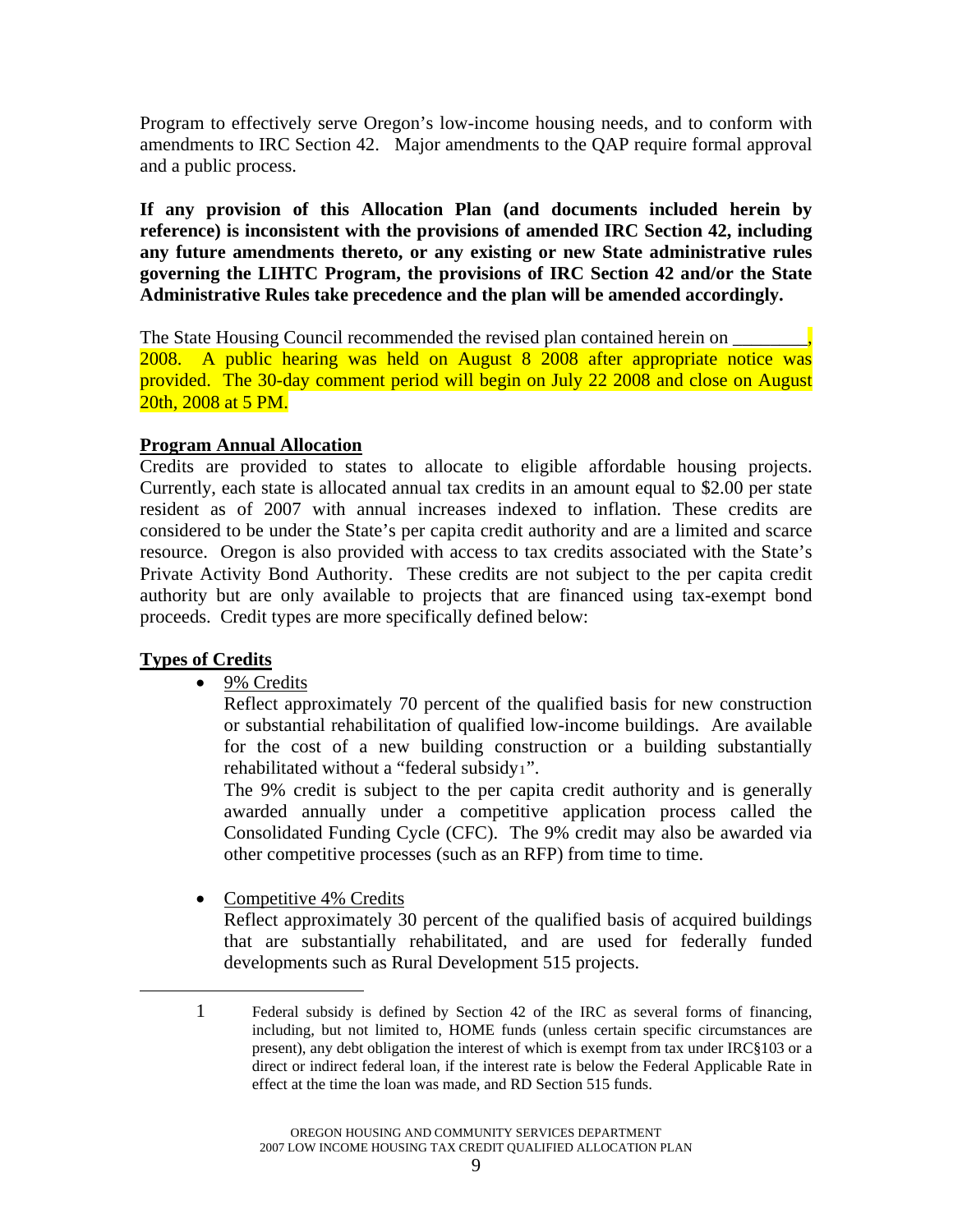Program to effectively serve Oregon's low-income housing needs, and to conform with amendments to IRC Section 42. Major amendments to the QAP require formal approval and a public process.

**If any provision of this Allocation Plan (and documents included herein by reference) is inconsistent with the provisions of amended IRC Section 42, including any future amendments thereto, or any existing or new State administrative rules governing the LIHTC Program, the provisions of IRC Section 42 and/or the State Administrative Rules take precedence and the plan will be amended accordingly.**

The State Housing Council recommended the revised plan contained herein on ________, 2008. A public hearing was held on August 8 2008 after appropriate notice was provided. The 30-day comment period will begin on July 22 2008 and close on August 20th, 2008 at 5 PM.

**Program Annual Allocation**

Credits are provided to states to allocate to eligible affordable housing projects. Currently, each state is allocated annual tax credits in an amount equal to $2.00 per state resident as of 2007 with annual increases indexed to inflation. These credits are considered to be under the State's per capita credit authority and are a limited and scarce resource. Oregon is also provided with access to tax credits associated with the State's Private Activity Bond Authority. These credits are not subject to the per capita credit authority but are only available to projects that are financed using tax-exempt bond proceeds. Credit types are more specifically defined below:

**Types of Credits**

- 9% Credits

  Reflect approximately 70 percent of the qualified basis for new construction or substantial rehabilitation of qualified low-income buildings. Are available for the cost of a new building construction or a building substantially rehabilitated without a "federal subsidy[1]".

  The 9% credit is subject to the per capita credit authority and is generally awarded annually under a competitive application process called the Consolidated Funding Cycle (CFC). The 9% credit may also be awarded via other competitive processes (such as an RFP) from time to time.

- Competitive 4% Credits

  Reflect approximately 30 percent of the qualified basis of acquired buildings that are substantially rehabilitated, and are used for federally funded developments such as Rural Development 515 projects.

---

1 Federal subsidy is defined by Section 42 of the IRC as several forms of financing, including, but not limited to, HOME funds (unless certain specific circumstances are present), any debt obligation the interest of which is exempt from tax under IRC§103 or a direct or indirect federal loan, if the interest rate is below the Federal Applicable Rate in effect at the time the loan was made, and RD Section 515 funds.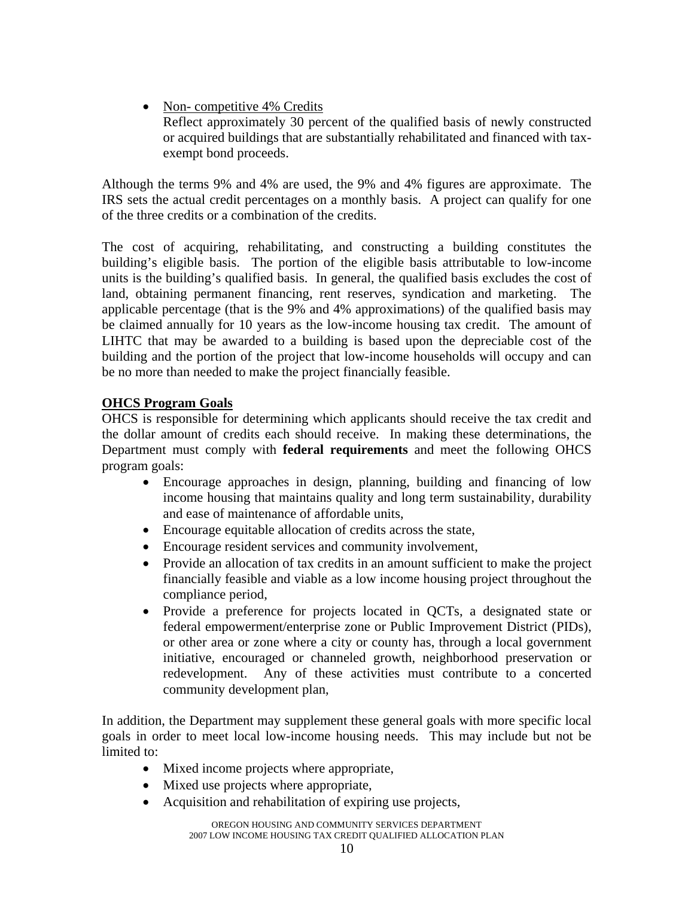- <u>Non- competitive 4% Credits</u>
  Reflect approximately 30 percent of the qualified basis of newly constructed or acquired buildings that are substantially rehabilitated and financed with tax-exempt bond proceeds.

Although the terms 9% and 4% are used, the 9% and 4% figures are approximate. The IRS sets the actual credit percentages on a monthly basis. A project can qualify for one of the three credits or a combination of the credits.

The cost of acquiring, rehabilitating, and constructing a building constitutes the building's eligible basis. The portion of the eligible basis attributable to low-income units is the building's qualified basis. In general, the qualified basis excludes the cost of land, obtaining permanent financing, rent reserves, syndication and marketing. The applicable percentage (that is the 9% and 4% approximations) of the qualified basis may be claimed annually for 10 years as the low-income housing tax credit. The amount of LIHTC that may be awarded to a building is based upon the depreciable cost of the building and the portion of the project that low-income households will occupy and can be no more than needed to make the project financially feasible.

**<u>OHCS Program Goals</u>**

OHCS is responsible for determining which applicants should receive the tax credit and the dollar amount of credits each should receive. In making these determinations, the Department must comply with **federal requirements** and meet the following OHCS program goals:

- Encourage approaches in design, planning, building and financing of low income housing that maintains quality and long term sustainability, durability and ease of maintenance of affordable units,
- Encourage equitable allocation of credits across the state,
- Encourage resident services and community involvement,
- Provide an allocation of tax credits in an amount sufficient to make the project financially feasible and viable as a low income housing project throughout the compliance period,
- Provide a preference for projects located in QCTs, a designated state or federal empowerment/enterprise zone or Public Improvement District (PIDs), or other area or zone where a city or county has, through a local government initiative, encouraged or channeled growth, neighborhood preservation or redevelopment. Any of these activities must contribute to a concerted community development plan,

In addition, the Department may supplement these general goals with more specific local goals in order to meet local low-income housing needs. This may include but not be limited to:

- Mixed income projects where appropriate,
- Mixed use projects where appropriate,
- Acquisition and rehabilitation of expiring use projects,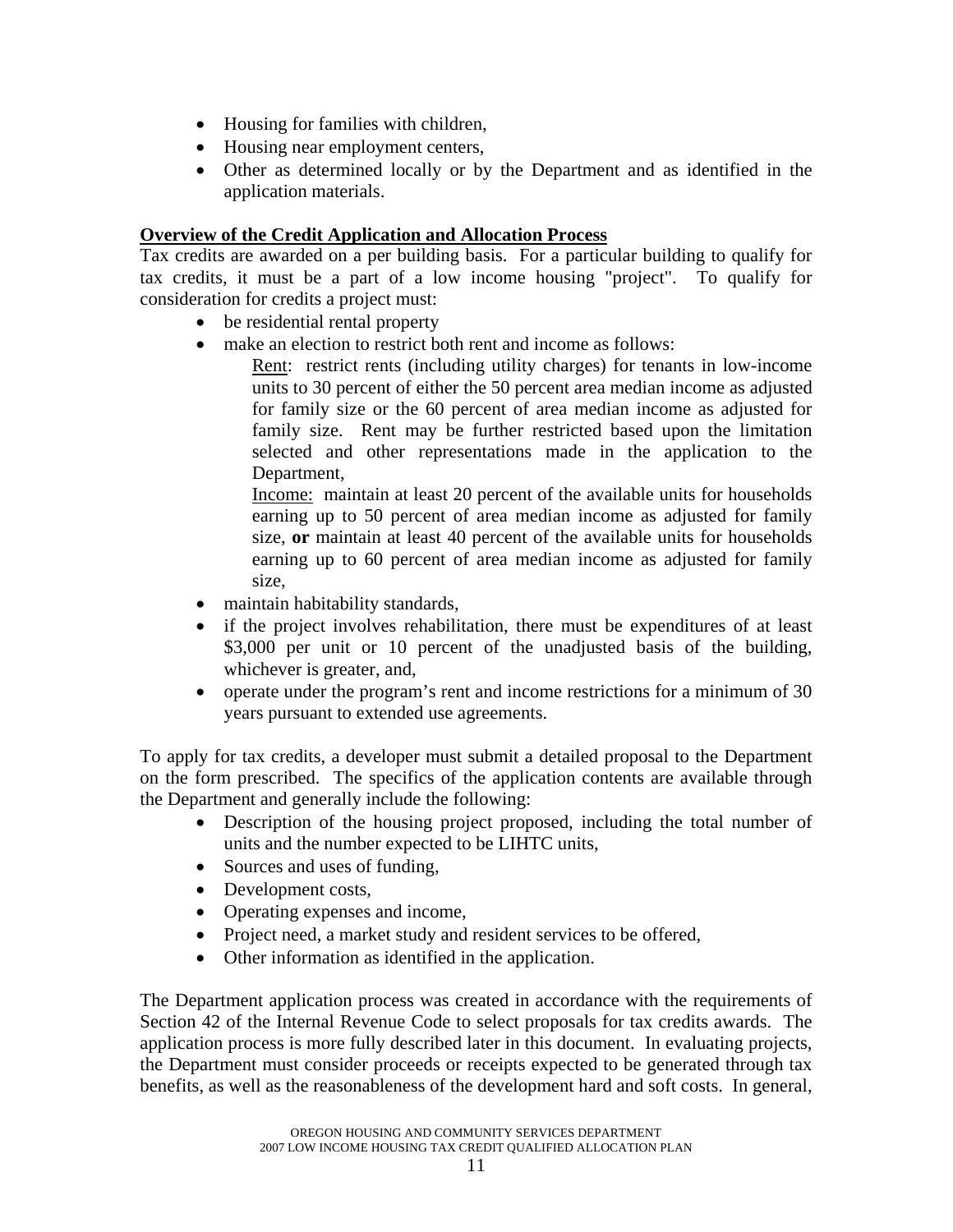- Housing for families with children,
- Housing near employment centers,
- Other as determined locally or by the Department and as identified in the application materials.

**Overview of the Credit Application and Allocation Process**

Tax credits are awarded on a per building basis. For a particular building to qualify for tax credits, it must be a part of a low income housing "project". To qualify for consideration for credits a project must:

- be residential rental property
- make an election to restrict both rent and income as follows:

  Rent: restrict rents (including utility charges) for tenants in low-income units to 30 percent of either the 50 percent area median income as adjusted for family size or the 60 percent of area median income as adjusted for family size. Rent may be further restricted based upon the limitation selected and other representations made in the application to the Department,

  Income: maintain at least 20 percent of the available units for households earning up to 50 percent of area median income as adjusted for family size, **or** maintain at least 40 percent of the available units for households earning up to 60 percent of area median income as adjusted for family size,
- maintain habitability standards,
- if the project involves rehabilitation, there must be expenditures of at least $3,000 per unit or 10 percent of the unadjusted basis of the building, whichever is greater, and,
- operate under the program's rent and income restrictions for a minimum of 30 years pursuant to extended use agreements.

To apply for tax credits, a developer must submit a detailed proposal to the Department on the form prescribed. The specifics of the application contents are available through the Department and generally include the following:

- Description of the housing project proposed, including the total number of units and the number expected to be LIHTC units,
- Sources and uses of funding,
- Development costs,
- Operating expenses and income,
- Project need, a market study and resident services to be offered,
- Other information as identified in the application.

The Department application process was created in accordance with the requirements of Section 42 of the Internal Revenue Code to select proposals for tax credits awards. The application process is more fully described later in this document. In evaluating projects, the Department must consider proceeds or receipts expected to be generated through tax benefits, as well as the reasonableness of the development hard and soft costs. In general,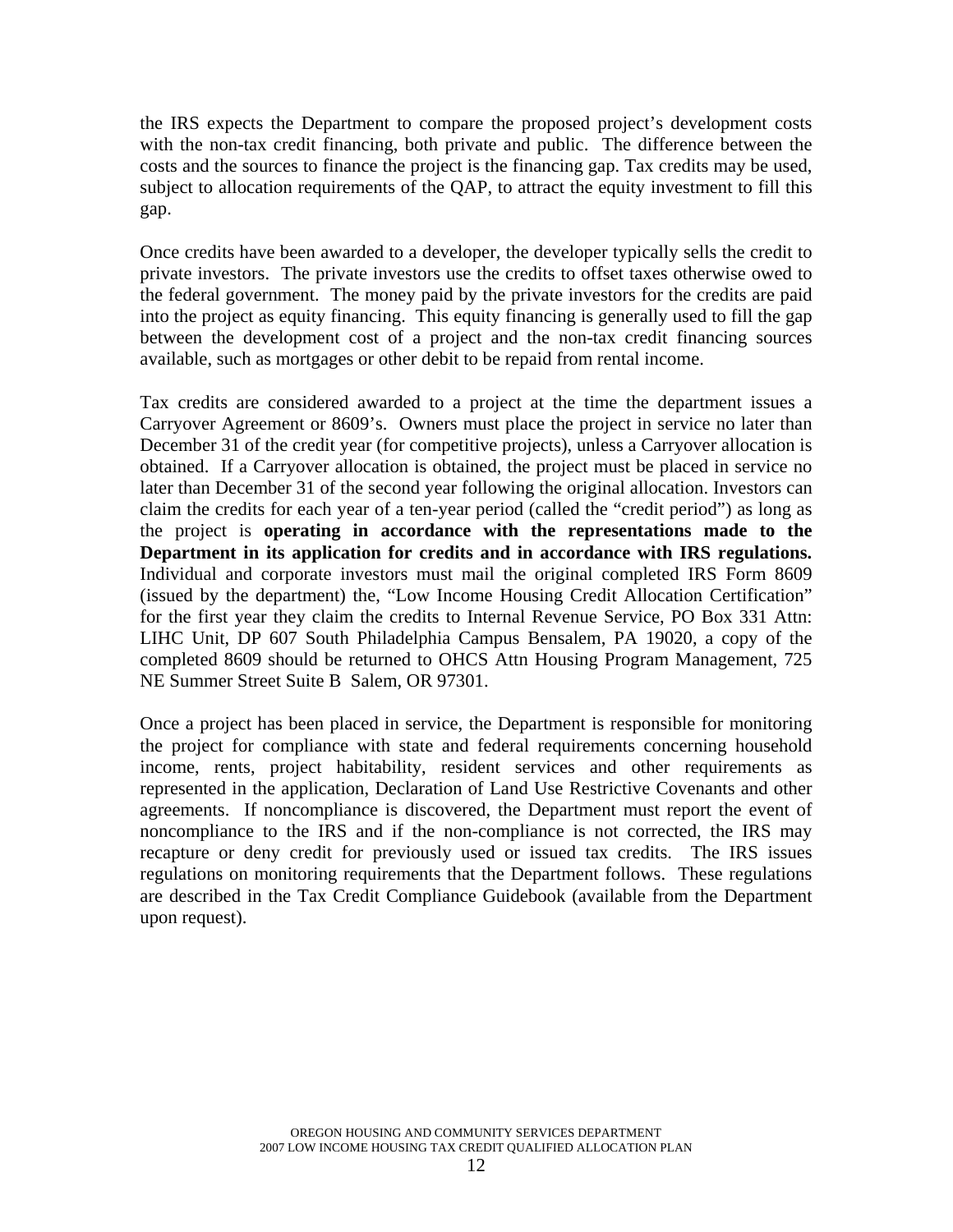the IRS expects the Department to compare the proposed project's development costs with the non-tax credit financing, both private and public. The difference between the costs and the sources to finance the project is the financing gap. Tax credits may be used, subject to allocation requirements of the QAP, to attract the equity investment to fill this gap.

Once credits have been awarded to a developer, the developer typically sells the credit to private investors. The private investors use the credits to offset taxes otherwise owed to the federal government. The money paid by the private investors for the credits are paid into the project as equity financing. This equity financing is generally used to fill the gap between the development cost of a project and the non-tax credit financing sources available, such as mortgages or other debit to be repaid from rental income.

Tax credits are considered awarded to a project at the time the department issues a Carryover Agreement or 8609's. Owners must place the project in service no later than December 31 of the credit year (for competitive projects), unless a Carryover allocation is obtained. If a Carryover allocation is obtained, the project must be placed in service no later than December 31 of the second year following the original allocation. Investors can claim the credits for each year of a ten-year period (called the "credit period") as long as the project is **operating in accordance with the representations made to the Department in its application for credits and in accordance with IRS regulations.** Individual and corporate investors must mail the original completed IRS Form 8609 (issued by the department) the, "Low Income Housing Credit Allocation Certification" for the first year they claim the credits to Internal Revenue Service, PO Box 331 Attn: LIHC Unit, DP 607 South Philadelphia Campus Bensalem, PA 19020, a copy of the completed 8609 should be returned to OHCS Attn Housing Program Management, 725 NE Summer Street Suite B Salem, OR 97301.

Once a project has been placed in service, the Department is responsible for monitoring the project for compliance with state and federal requirements concerning household income, rents, project habitability, resident services and other requirements as represented in the application, Declaration of Land Use Restrictive Covenants and other agreements. If noncompliance is discovered, the Department must report the event of noncompliance to the IRS and if the non-compliance is not corrected, the IRS may recapture or deny credit for previously used or issued tax credits. The IRS issues regulations on monitoring requirements that the Department follows. These regulations are described in the Tax Credit Compliance Guidebook (available from the Department upon request).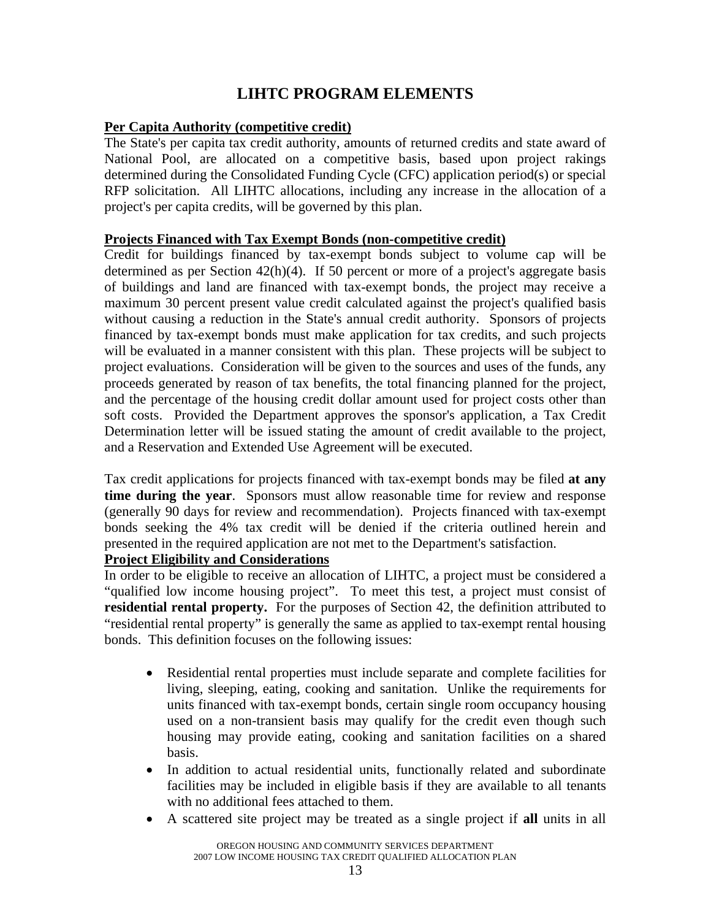# LIHTC PROGRAM ELEMENTS

**Per Capita Authority (competitive credit)**

The State's per capita tax credit authority, amounts of returned credits and state award of National Pool, are allocated on a competitive basis, based upon project rakings determined during the Consolidated Funding Cycle (CFC) application period(s) or special RFP solicitation. All LIHTC allocations, including any increase in the allocation of a project's per capita credits, will be governed by this plan.

**Projects Financed with Tax Exempt Bonds (non-competitive credit)**

Credit for buildings financed by tax-exempt bonds subject to volume cap will be determined as per Section 42(h)(4). If 50 percent or more of a project's aggregate basis of buildings and land are financed with tax-exempt bonds, the project may receive a maximum 30 percent present value credit calculated against the project's qualified basis without causing a reduction in the State's annual credit authority. Sponsors of projects financed by tax-exempt bonds must make application for tax credits, and such projects will be evaluated in a manner consistent with this plan. These projects will be subject to project evaluations. Consideration will be given to the sources and uses of the funds, any proceeds generated by reason of tax benefits, the total financing planned for the project, and the percentage of the housing credit dollar amount used for project costs other than soft costs. Provided the Department approves the sponsor's application, a Tax Credit Determination letter will be issued stating the amount of credit available to the project, and a Reservation and Extended Use Agreement will be executed.

Tax credit applications for projects financed with tax-exempt bonds may be filed **at any time during the year**. Sponsors must allow reasonable time for review and response (generally 90 days for review and recommendation). Projects financed with tax-exempt bonds seeking the 4% tax credit will be denied if the criteria outlined herein and presented in the required application are not met to the Department's satisfaction.

**Project Eligibility and Considerations**

In order to be eligible to receive an allocation of LIHTC, a project must be considered a "qualified low income housing project". To meet this test, a project must consist of **residential rental property.** For the purposes of Section 42, the definition attributed to "residential rental property" is generally the same as applied to tax-exempt rental housing bonds. This definition focuses on the following issues:

- Residential rental properties must include separate and complete facilities for living, sleeping, eating, cooking and sanitation. Unlike the requirements for units financed with tax-exempt bonds, certain single room occupancy housing used on a non-transient basis may qualify for the credit even though such housing may provide eating, cooking and sanitation facilities on a shared basis.
- In addition to actual residential units, functionally related and subordinate facilities may be included in eligible basis if they are available to all tenants with no additional fees attached to them.
- A scattered site project may be treated as a single project if **all** units in all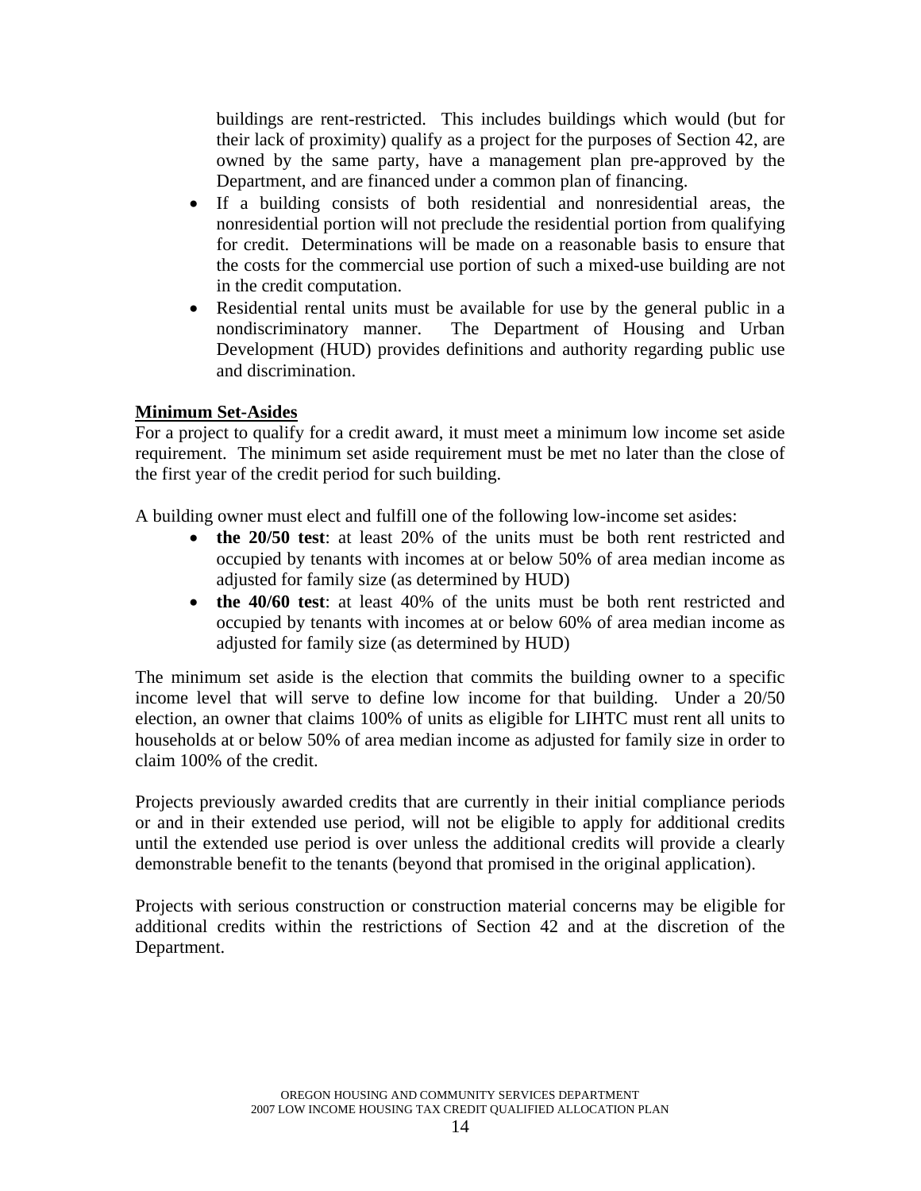buildings are rent-restricted. This includes buildings which would (but for their lack of proximity) qualify as a project for the purposes of Section 42, are owned by the same party, have a management plan pre-approved by the Department, and are financed under a common plan of financing.

- If a building consists of both residential and nonresidential areas, the nonresidential portion will not preclude the residential portion from qualifying for credit. Determinations will be made on a reasonable basis to ensure that the costs for the commercial use portion of such a mixed-use building are not in the credit computation.
- Residential rental units must be available for use by the general public in a nondiscriminatory manner. The Department of Housing and Urban Development (HUD) provides definitions and authority regarding public use and discrimination.

**Minimum Set-Asides**

For a project to qualify for a credit award, it must meet a minimum low income set aside requirement. The minimum set aside requirement must be met no later than the close of the first year of the credit period for such building.

A building owner must elect and fulfill one of the following low-income set asides:

- **the 20/50 test**: at least 20% of the units must be both rent restricted and occupied by tenants with incomes at or below 50% of area median income as adjusted for family size (as determined by HUD)
- **the 40/60 test**: at least 40% of the units must be both rent restricted and occupied by tenants with incomes at or below 60% of area median income as adjusted for family size (as determined by HUD)

The minimum set aside is the election that commits the building owner to a specific income level that will serve to define low income for that building. Under a 20/50 election, an owner that claims 100% of units as eligible for LIHTC must rent all units to households at or below 50% of area median income as adjusted for family size in order to claim 100% of the credit.

Projects previously awarded credits that are currently in their initial compliance periods or and in their extended use period, will not be eligible to apply for additional credits until the extended use period is over unless the additional credits will provide a clearly demonstrable benefit to the tenants (beyond that promised in the original application).

Projects with serious construction or construction material concerns may be eligible for additional credits within the restrictions of Section 42 and at the discretion of the Department.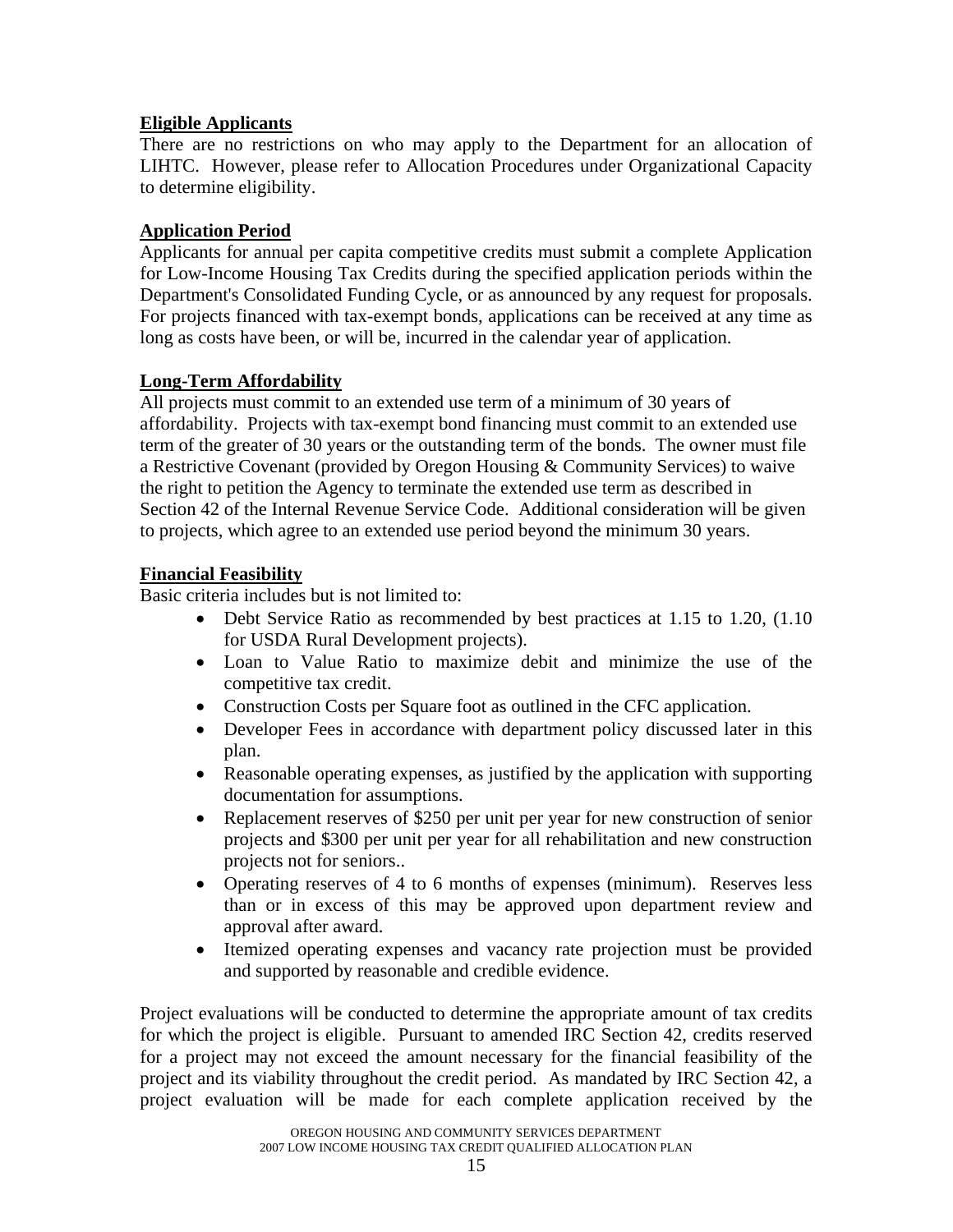**Eligible Applicants**

There are no restrictions on who may apply to the Department for an allocation of LIHTC. However, please refer to Allocation Procedures under Organizational Capacity to determine eligibility.

**Application Period**

Applicants for annual per capita competitive credits must submit a complete Application for Low-Income Housing Tax Credits during the specified application periods within the Department's Consolidated Funding Cycle, or as announced by any request for proposals. For projects financed with tax-exempt bonds, applications can be received at any time as long as costs have been, or will be, incurred in the calendar year of application.

**Long-Term Affordability**

All projects must commit to an extended use term of a minimum of 30 years of affordability. Projects with tax-exempt bond financing must commit to an extended use term of the greater of 30 years or the outstanding term of the bonds. The owner must file a Restrictive Covenant (provided by Oregon Housing & Community Services) to waive the right to petition the Agency to terminate the extended use term as described in Section 42 of the Internal Revenue Service Code. Additional consideration will be given to projects, which agree to an extended use period beyond the minimum 30 years.

**Financial Feasibility**

Basic criteria includes but is not limited to:

- Debt Service Ratio as recommended by best practices at 1.15 to 1.20, (1.10 for USDA Rural Development projects).
- Loan to Value Ratio to maximize debit and minimize the use of the competitive tax credit.
- Construction Costs per Square foot as outlined in the CFC application.
- Developer Fees in accordance with department policy discussed later in this plan.
- Reasonable operating expenses, as justified by the application with supporting documentation for assumptions.
- Replacement reserves of $250 per unit per year for new construction of senior projects and $300 per unit per year for all rehabilitation and new construction projects not for seniors..
- Operating reserves of 4 to 6 months of expenses (minimum). Reserves less than or in excess of this may be approved upon department review and approval after award.
- Itemized operating expenses and vacancy rate projection must be provided and supported by reasonable and credible evidence.

Project evaluations will be conducted to determine the appropriate amount of tax credits for which the project is eligible. Pursuant to amended IRC Section 42, credits reserved for a project may not exceed the amount necessary for the financial feasibility of the project and its viability throughout the credit period. As mandated by IRC Section 42, a project evaluation will be made for each complete application received by the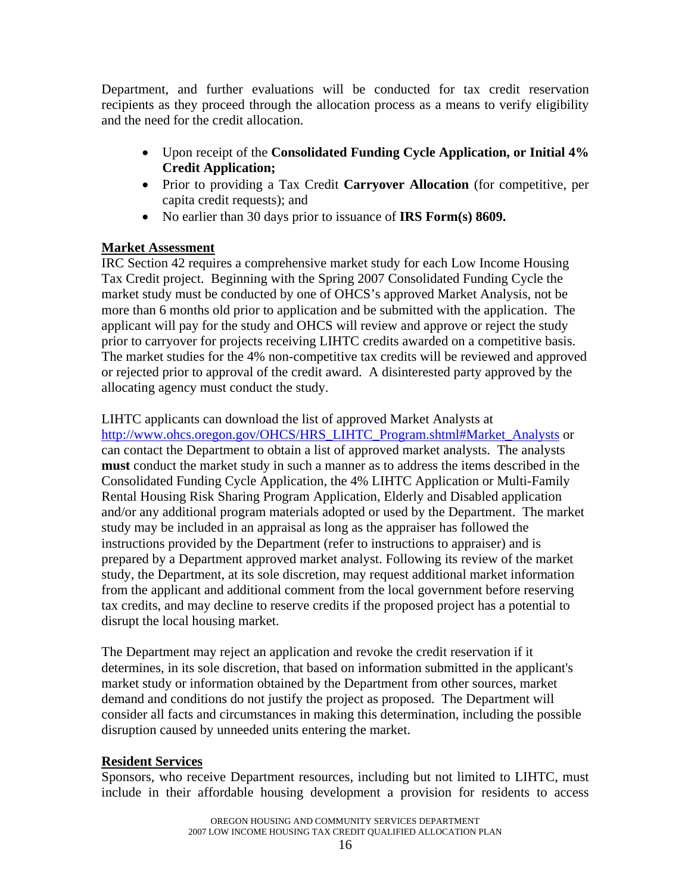Department, and further evaluations will be conducted for tax credit reservation recipients as they proceed through the allocation process as a means to verify eligibility and the need for the credit allocation.

- Upon receipt of the **Consolidated Funding Cycle Application, or Initial 4% Credit Application;**
- Prior to providing a Tax Credit **Carryover Allocation** (for competitive, per capita credit requests); and
- No earlier than 30 days prior to issuance of **IRS Form(s) 8609.**

**Market Assessment**

IRC Section 42 requires a comprehensive market study for each Low Income Housing Tax Credit project. Beginning with the Spring 2007 Consolidated Funding Cycle the market study must be conducted by one of OHCS's approved Market Analysis, not be more than 6 months old prior to application and be submitted with the application. The applicant will pay for the study and OHCS will review and approve or reject the study prior to carryover for projects receiving LIHTC credits awarded on a competitive basis. The market studies for the 4% non-competitive tax credits will be reviewed and approved or rejected prior to approval of the credit award. A disinterested party approved by the allocating agency must conduct the study.

LIHTC applicants can download the list of approved Market Analysts at http://www.ohcs.oregon.gov/OHCS/HRS_LIHTC_Program.shtml#Market_Analysts or can contact the Department to obtain a list of approved market analysts. The analysts **must** conduct the market study in such a manner as to address the items described in the Consolidated Funding Cycle Application, the 4% LIHTC Application or Multi-Family Rental Housing Risk Sharing Program Application, Elderly and Disabled application and/or any additional program materials adopted or used by the Department. The market study may be included in an appraisal as long as the appraiser has followed the instructions provided by the Department (refer to instructions to appraiser) and is prepared by a Department approved market analyst. Following its review of the market study, the Department, at its sole discretion, may request additional market information from the applicant and additional comment from the local government before reserving tax credits, and may decline to reserve credits if the proposed project has a potential to disrupt the local housing market.

The Department may reject an application and revoke the credit reservation if it determines, in its sole discretion, that based on information submitted in the applicant's market study or information obtained by the Department from other sources, market demand and conditions do not justify the project as proposed. The Department will consider all facts and circumstances in making this determination, including the possible disruption caused by unneeded units entering the market.

**Resident Services**

Sponsors, who receive Department resources, including but not limited to LIHTC, must include in their affordable housing development a provision for residents to access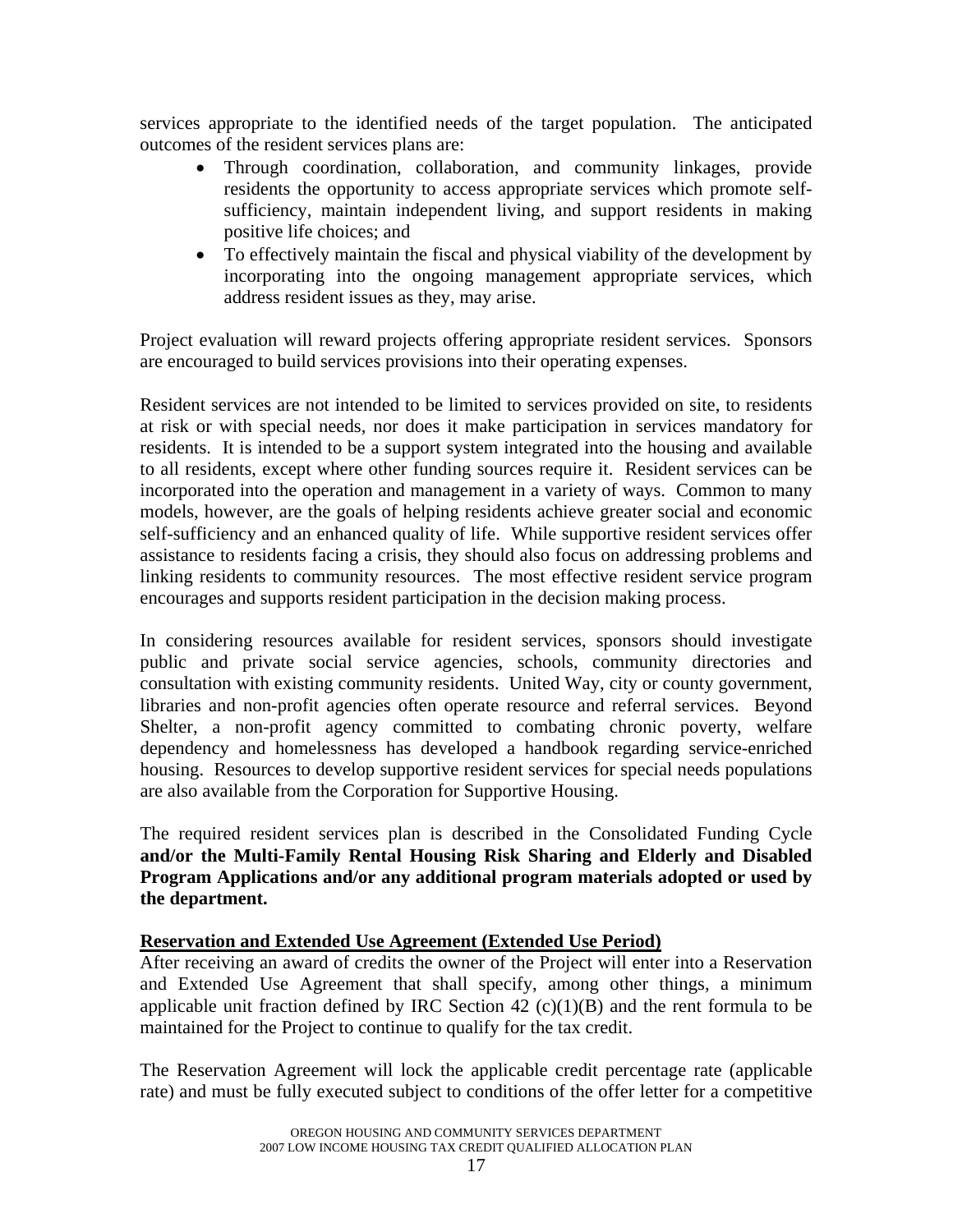services appropriate to the identified needs of the target population. The anticipated outcomes of the resident services plans are:

- Through coordination, collaboration, and community linkages, provide residents the opportunity to access appropriate services which promote self-sufficiency, maintain independent living, and support residents in making positive life choices; and
- To effectively maintain the fiscal and physical viability of the development by incorporating into the ongoing management appropriate services, which address resident issues as they, may arise.

Project evaluation will reward projects offering appropriate resident services. Sponsors are encouraged to build services provisions into their operating expenses.

Resident services are not intended to be limited to services provided on site, to residents at risk or with special needs, nor does it make participation in services mandatory for residents. It is intended to be a support system integrated into the housing and available to all residents, except where other funding sources require it. Resident services can be incorporated into the operation and management in a variety of ways. Common to many models, however, are the goals of helping residents achieve greater social and economic self-sufficiency and an enhanced quality of life. While supportive resident services offer assistance to residents facing a crisis, they should also focus on addressing problems and linking residents to community resources. The most effective resident service program encourages and supports resident participation in the decision making process.

In considering resources available for resident services, sponsors should investigate public and private social service agencies, schools, community directories and consultation with existing community residents. United Way, city or county government, libraries and non-profit agencies often operate resource and referral services. Beyond Shelter, a non-profit agency committed to combating chronic poverty, welfare dependency and homelessness has developed a handbook regarding service-enriched housing. Resources to develop supportive resident services for special needs populations are also available from the Corporation for Supportive Housing.

The required resident services plan is described in the Consolidated Funding Cycle **and/or the Multi-Family Rental Housing Risk Sharing and Elderly and Disabled Program Applications and/or any additional program materials adopted or used by the department.**

**<u>Reservation and Extended Use Agreement (Extended Use Period)</u>**

After receiving an award of credits the owner of the Project will enter into a Reservation and Extended Use Agreement that shall specify, among other things, a minimum applicable unit fraction defined by IRC Section 42 (c)(1)(B) and the rent formula to be maintained for the Project to continue to qualify for the tax credit.

The Reservation Agreement will lock the applicable credit percentage rate (applicable rate) and must be fully executed subject to conditions of the offer letter for a competitive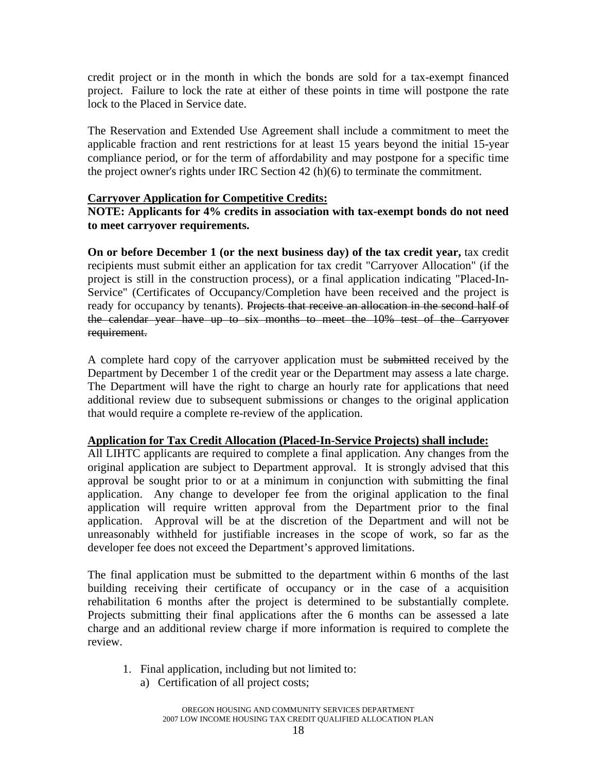credit project or in the month in which the bonds are sold for a tax-exempt financed project. Failure to lock the rate at either of these points in time will postpone the rate lock to the Placed in Service date.

The Reservation and Extended Use Agreement shall include a commitment to meet the applicable fraction and rent restrictions for at least 15 years beyond the initial 15-year compliance period, or for the term of affordability and may postpone for a specific time the project owner's rights under IRC Section 42 (h)(6) to terminate the commitment.

**Carryover Application for Competitive Credits:**

**NOTE: Applicants for 4% credits in association with tax-exempt bonds do not need to meet carryover requirements.**

**On or before December 1 (or the next business day) of the tax credit year,** tax credit recipients must submit either an application for tax credit "Carryover Allocation" (if the project is still in the construction process), or a final application indicating "Placed-In-Service" (Certificates of Occupancy/Completion have been received and the project is ready for occupancy by tenants). ~~Projects that receive an allocation in the second half of the calendar year have up to six months to meet the 10% test of the Carryover requirement.~~

A complete hard copy of the carryover application must be ~~submitted~~ received by the Department by December 1 of the credit year or the Department may assess a late charge. The Department will have the right to charge an hourly rate for applications that need additional review due to subsequent submissions or changes to the original application that would require a complete re-review of the application.

**Application for Tax Credit Allocation (Placed-In-Service Projects) shall include:**

All LIHTC applicants are required to complete a final application. Any changes from the original application are subject to Department approval. It is strongly advised that this approval be sought prior to or at a minimum in conjunction with submitting the final application. Any change to developer fee from the original application to the final application will require written approval from the Department prior to the final application. Approval will be at the discretion of the Department and will not be unreasonably withheld for justifiable increases in the scope of work, so far as the developer fee does not exceed the Department's approved limitations.

The final application must be submitted to the department within 6 months of the last building receiving their certificate of occupancy or in the case of a acquisition rehabilitation 6 months after the project is determined to be substantially complete. Projects submitting their final applications after the 6 months can be assessed a late charge and an additional review charge if more information is required to complete the review.

1. Final application, including but not limited to:
   a) Certification of all project costs;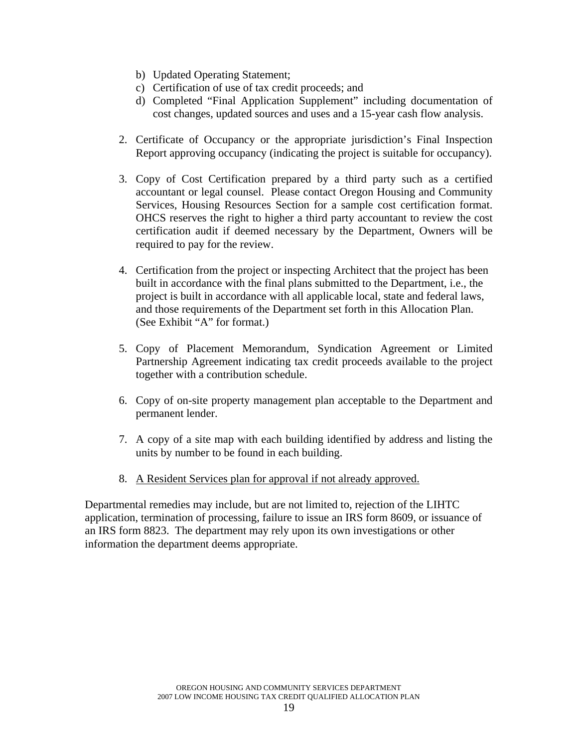b) Updated Operating Statement;
   c) Certification of use of tax credit proceeds; and
   d) Completed "Final Application Supplement" including documentation of cost changes, updated sources and uses and a 15-year cash flow analysis.

2. Certificate of Occupancy or the appropriate jurisdiction's Final Inspection Report approving occupancy (indicating the project is suitable for occupancy).

3. Copy of Cost Certification prepared by a third party such as a certified accountant or legal counsel. Please contact Oregon Housing and Community Services, Housing Resources Section for a sample cost certification format. OHCS reserves the right to higher a third party accountant to review the cost certification audit if deemed necessary by the Department, Owners will be required to pay for the review.

4. Certification from the project or inspecting Architect that the project has been built in accordance with the final plans submitted to the Department, i.e., the project is built in accordance with all applicable local, state and federal laws, and those requirements of the Department set forth in this Allocation Plan. (See Exhibit "A" for format.)

5. Copy of Placement Memorandum, Syndication Agreement or Limited Partnership Agreement indicating tax credit proceeds available to the project together with a contribution schedule.

6. Copy of on-site property management plan acceptable to the Department and permanent lender.

7. A copy of a site map with each building identified by address and listing the units by number to be found in each building.

8. <u>A Resident Services plan for approval if not already approved.</u>

Departmental remedies may include, but are not limited to, rejection of the LIHTC application, termination of processing, failure to issue an IRS form 8609, or issuance of an IRS form 8823. The department may rely upon its own investigations or other information the department deems appropriate.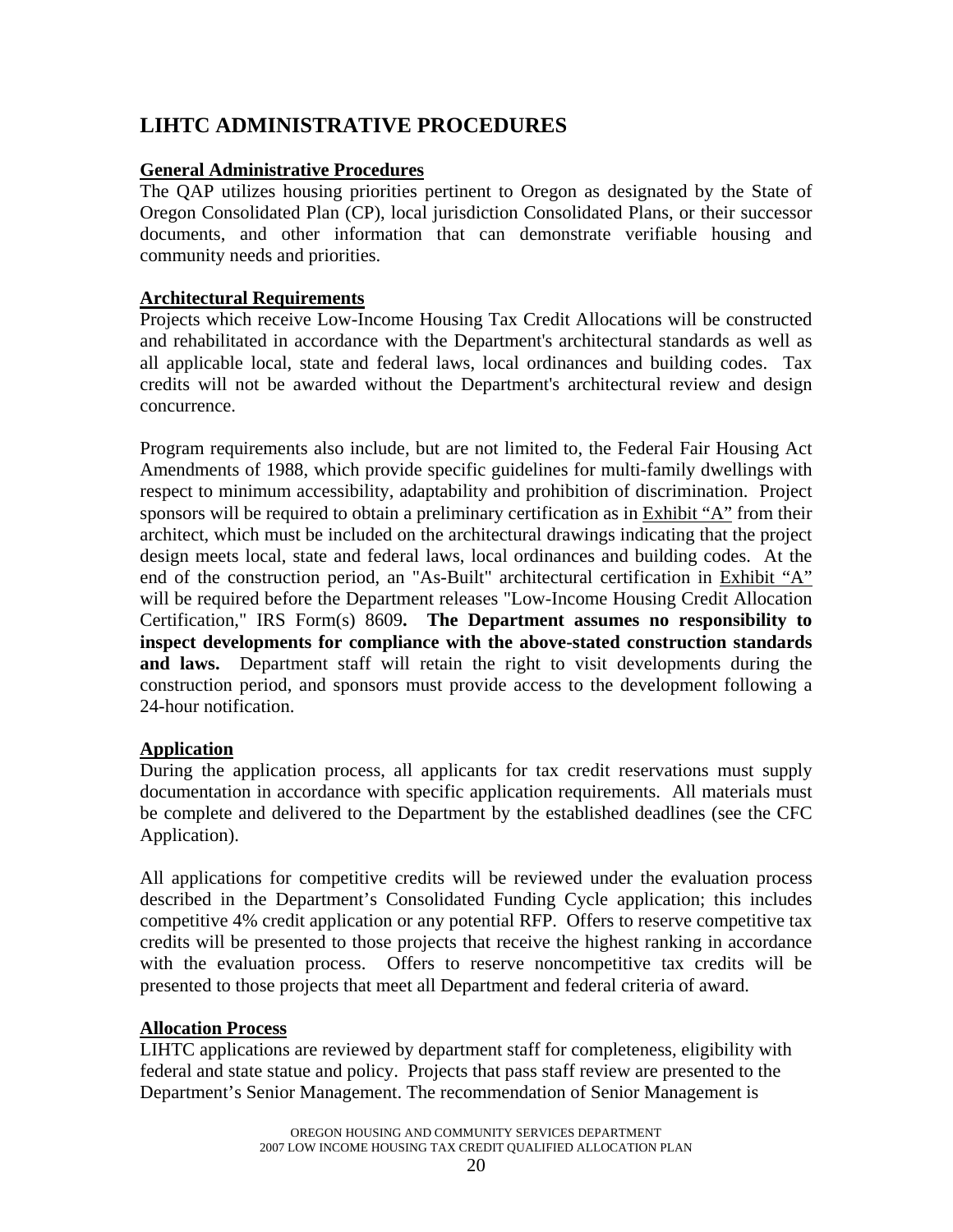## LIHTC ADMINISTRATIVE PROCEDURES

**General Administrative Procedures**

The QAP utilizes housing priorities pertinent to Oregon as designated by the State of Oregon Consolidated Plan (CP), local jurisdiction Consolidated Plans, or their successor documents, and other information that can demonstrate verifiable housing and community needs and priorities.

**Architectural Requirements**

Projects which receive Low-Income Housing Tax Credit Allocations will be constructed and rehabilitated in accordance with the Department's architectural standards as well as all applicable local, state and federal laws, local ordinances and building codes. Tax credits will not be awarded without the Department's architectural review and design concurrence.

Program requirements also include, but are not limited to, the Federal Fair Housing Act Amendments of 1988, which provide specific guidelines for multi-family dwellings with respect to minimum accessibility, adaptability and prohibition of discrimination. Project sponsors will be required to obtain a preliminary certification as in Exhibit "A" from their architect, which must be included on the architectural drawings indicating that the project design meets local, state and federal laws, local ordinances and building codes. At the end of the construction period, an "As-Built" architectural certification in Exhibit "A" will be required before the Department releases "Low-Income Housing Credit Allocation Certification," IRS Form(s) 8609**. The Department assumes no responsibility to inspect developments for compliance with the above-stated construction standards and laws.** Department staff will retain the right to visit developments during the construction period, and sponsors must provide access to the development following a 24-hour notification.

**Application**

During the application process, all applicants for tax credit reservations must supply documentation in accordance with specific application requirements. All materials must be complete and delivered to the Department by the established deadlines (see the CFC Application).

All applications for competitive credits will be reviewed under the evaluation process described in the Department's Consolidated Funding Cycle application; this includes competitive 4% credit application or any potential RFP. Offers to reserve competitive tax credits will be presented to those projects that receive the highest ranking in accordance with the evaluation process. Offers to reserve noncompetitive tax credits will be presented to those projects that meet all Department and federal criteria of award.

**Allocation Process**

LIHTC applications are reviewed by department staff for completeness, eligibility with federal and state statue and policy. Projects that pass staff review are presented to the Department's Senior Management. The recommendation of Senior Management is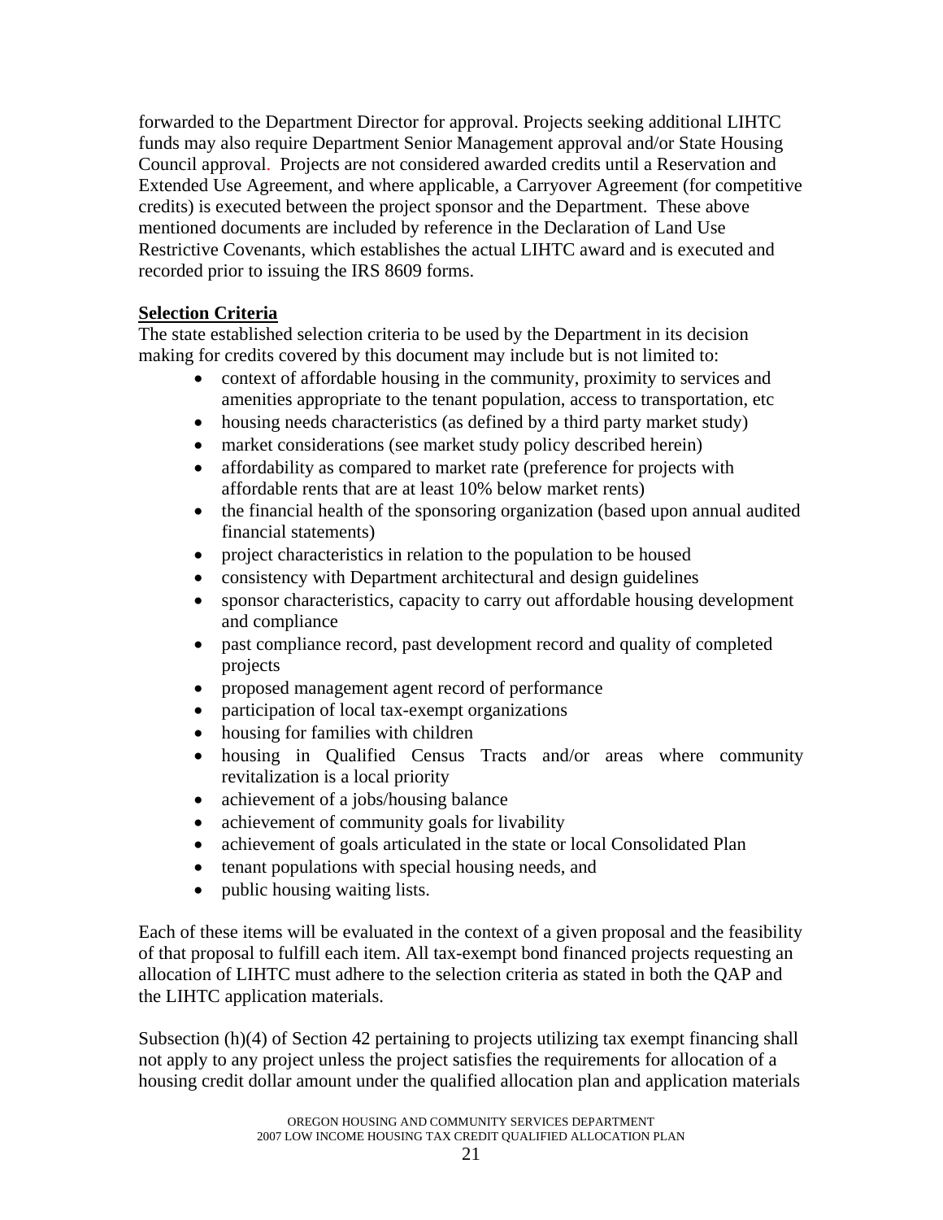forwarded to the Department Director for approval. Projects seeking additional LIHTC funds may also require Department Senior Management approval and/or State Housing Council approval. Projects are not considered awarded credits until a Reservation and Extended Use Agreement, and where applicable, a Carryover Agreement (for competitive credits) is executed between the project sponsor and the Department. These above mentioned documents are included by reference in the Declaration of Land Use Restrictive Covenants, which establishes the actual LIHTC award and is executed and recorded prior to issuing the IRS 8609 forms.

**Selection Criteria**

The state established selection criteria to be used by the Department in its decision making for credits covered by this document may include but is not limited to:

- context of affordable housing in the community, proximity to services and amenities appropriate to the tenant population, access to transportation, etc
- housing needs characteristics (as defined by a third party market study)
- market considerations (see market study policy described herein)
- affordability as compared to market rate (preference for projects with affordable rents that are at least 10% below market rents)
- the financial health of the sponsoring organization (based upon annual audited financial statements)
- project characteristics in relation to the population to be housed
- consistency with Department architectural and design guidelines
- sponsor characteristics, capacity to carry out affordable housing development and compliance
- past compliance record, past development record and quality of completed projects
- proposed management agent record of performance
- participation of local tax-exempt organizations
- housing for families with children
- housing in Qualified Census Tracts and/or areas where community revitalization is a local priority
- achievement of a jobs/housing balance
- achievement of community goals for livability
- achievement of goals articulated in the state or local Consolidated Plan
- tenant populations with special housing needs, and
- public housing waiting lists.

Each of these items will be evaluated in the context of a given proposal and the feasibility of that proposal to fulfill each item. All tax-exempt bond financed projects requesting an allocation of LIHTC must adhere to the selection criteria as stated in both the QAP and the LIHTC application materials.

Subsection (h)(4) of Section 42 pertaining to projects utilizing tax exempt financing shall not apply to any project unless the project satisfies the requirements for allocation of a housing credit dollar amount under the qualified allocation plan and application materials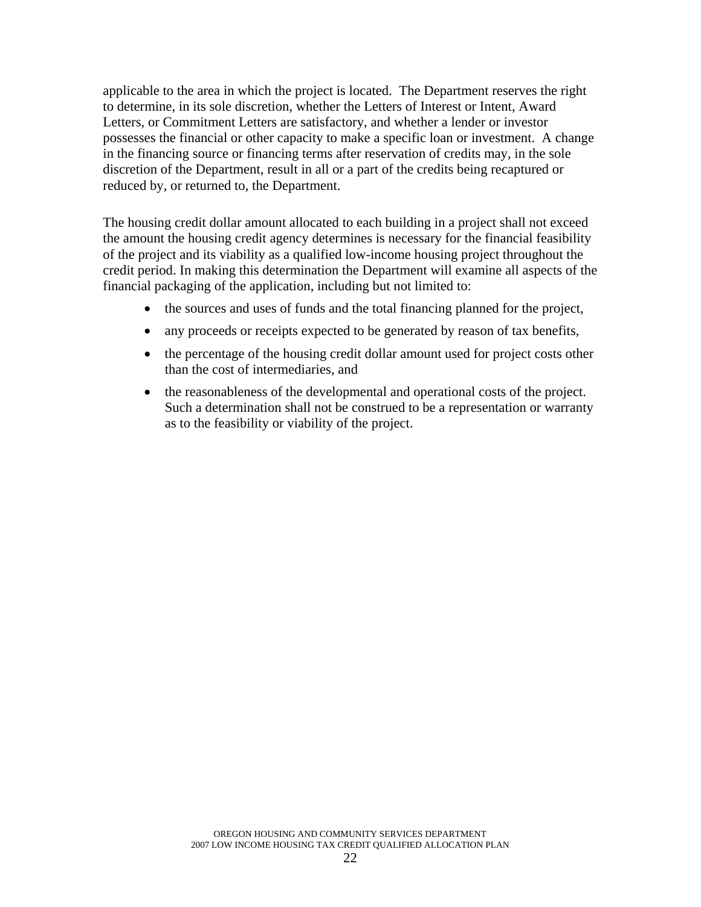applicable to the area in which the project is located. The Department reserves the right to determine, in its sole discretion, whether the Letters of Interest or Intent, Award Letters, or Commitment Letters are satisfactory, and whether a lender or investor possesses the financial or other capacity to make a specific loan or investment. A change in the financing source or financing terms after reservation of credits may, in the sole discretion of the Department, result in all or a part of the credits being recaptured or reduced by, or returned to, the Department.

The housing credit dollar amount allocated to each building in a project shall not exceed the amount the housing credit agency determines is necessary for the financial feasibility of the project and its viability as a qualified low-income housing project throughout the credit period. In making this determination the Department will examine all aspects of the financial packaging of the application, including but not limited to:

- the sources and uses of funds and the total financing planned for the project,
- any proceeds or receipts expected to be generated by reason of tax benefits,
- the percentage of the housing credit dollar amount used for project costs other than the cost of intermediaries, and
- the reasonableness of the developmental and operational costs of the project. Such a determination shall not be construed to be a representation or warranty as to the feasibility or viability of the project.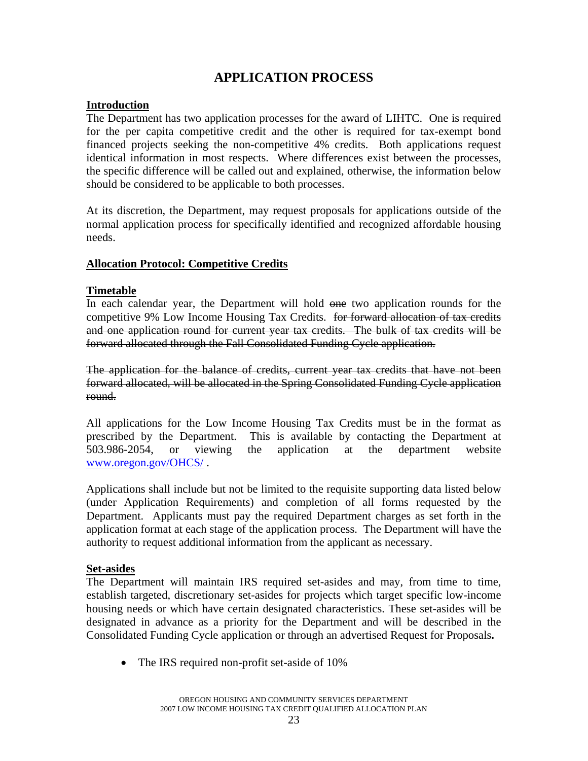# APPLICATION PROCESS

**Introduction**

The Department has two application processes for the award of LIHTC. One is required for the per capita competitive credit and the other is required for tax-exempt bond financed projects seeking the non-competitive 4% credits. Both applications request identical information in most respects. Where differences exist between the processes, the specific difference will be called out and explained, otherwise, the information below should be considered to be applicable to both processes.

At its discretion, the Department, may request proposals for applications outside of the normal application process for specifically identified and recognized affordable housing needs.

**Allocation Protocol: Competitive Credits**

**Timetable**

In each calendar year, the Department will hold ~~one~~ two application rounds for the competitive 9% Low Income Housing Tax Credits. ~~for forward allocation of tax credits and one application round for current year tax credits. The bulk of tax credits will be forward allocated through the Fall Consolidated Funding Cycle application.~~

~~The application for the balance of credits, current year tax credits that have not been forward allocated, will be allocated in the Spring Consolidated Funding Cycle application round.~~

All applications for the Low Income Housing Tax Credits must be in the format as prescribed by the Department. This is available by contacting the Department at 503.986-2054, or viewing the application at the department website www.oregon.gov/OHCS/ .

Applications shall include but not be limited to the requisite supporting data listed below (under Application Requirements) and completion of all forms requested by the Department. Applicants must pay the required Department charges as set forth in the application format at each stage of the application process. The Department will have the authority to request additional information from the applicant as necessary.

**Set-asides**

The Department will maintain IRS required set-asides and may, from time to time, establish targeted, discretionary set-asides for projects which target specific low-income housing needs or which have certain designated characteristics. These set-asides will be designated in advance as a priority for the Department and will be described in the Consolidated Funding Cycle application or through an advertised Request for Proposals**.**

- The IRS required non-profit set-aside of 10%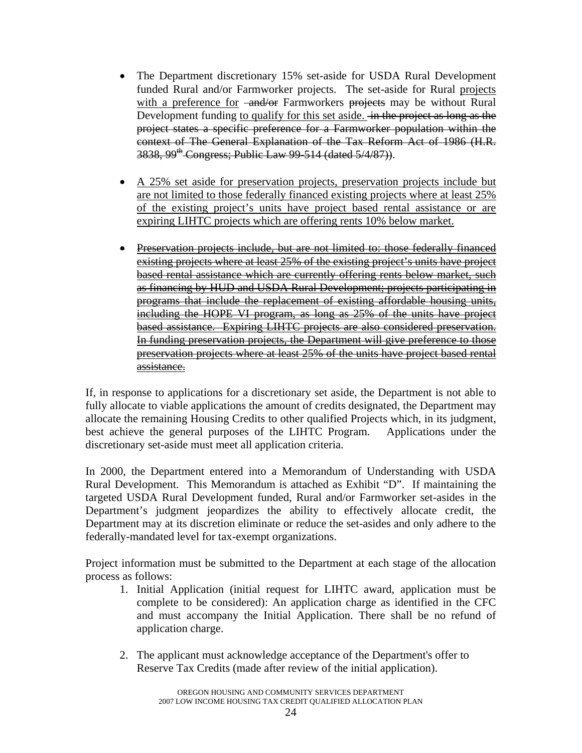- The Department discretionary 15% set-aside for USDA Rural Development funded Rural and/or Farmworker projects. The set-aside for Rural <u>projects with a preference for</u> ~~and/or~~ Farmworkers ~~projects~~ may be without Rural Development funding <u>to qualify for this set aside.</u> ~~in the project as long as the project states a specific preference for a Farmworker population within the context of The General Explanation of the Tax Reform Act of 1986 (H.R. 3838, 99th Congress; Public Law 99-514 (dated 5/4/87))~~.

- <u>A 25% set aside for preservation projects, preservation projects include but are not limited to those federally financed existing projects where at least 25% of the existing project's units have project based rental assistance or are expiring LIHTC projects which are offering rents 10% below market.</u>

- ~~Preservation projects include, but are not limited to: those federally financed existing projects where at least 25% of the existing project's units have project based rental assistance which are currently offering rents below market, such as financing by HUD and USDA Rural Development; projects participating in programs that include the replacement of existing affordable housing units, including the HOPE VI program, as long as 25% of the units have project based assistance. Expiring LIHTC projects are also considered preservation. In funding preservation projects, the Department will give preference to those preservation projects where at least 25% of the units have project based rental assistance.~~

If, in response to applications for a discretionary set aside, the Department is not able to fully allocate to viable applications the amount of credits designated, the Department may allocate the remaining Housing Credits to other qualified Projects which, in its judgment, best achieve the general purposes of the LIHTC Program. Applications under the discretionary set-aside must meet all application criteria.

In 2000, the Department entered into a Memorandum of Understanding with USDA Rural Development. This Memorandum is attached as Exhibit "D". If maintaining the targeted USDA Rural Development funded, Rural and/or Farmworker set-asides in the Department's judgment jeopardizes the ability to effectively allocate credit, the Department may at its discretion eliminate or reduce the set-asides and only adhere to the federally-mandated level for tax-exempt organizations.

Project information must be submitted to the Department at each stage of the allocation process as follows:

1. Initial Application (initial request for LIHTC award, application must be complete to be considered): An application charge as identified in the CFC and must accompany the Initial Application. There shall be no refund of application charge.

2. The applicant must acknowledge acceptance of the Department's offer to Reserve Tax Credits (made after review of the initial application).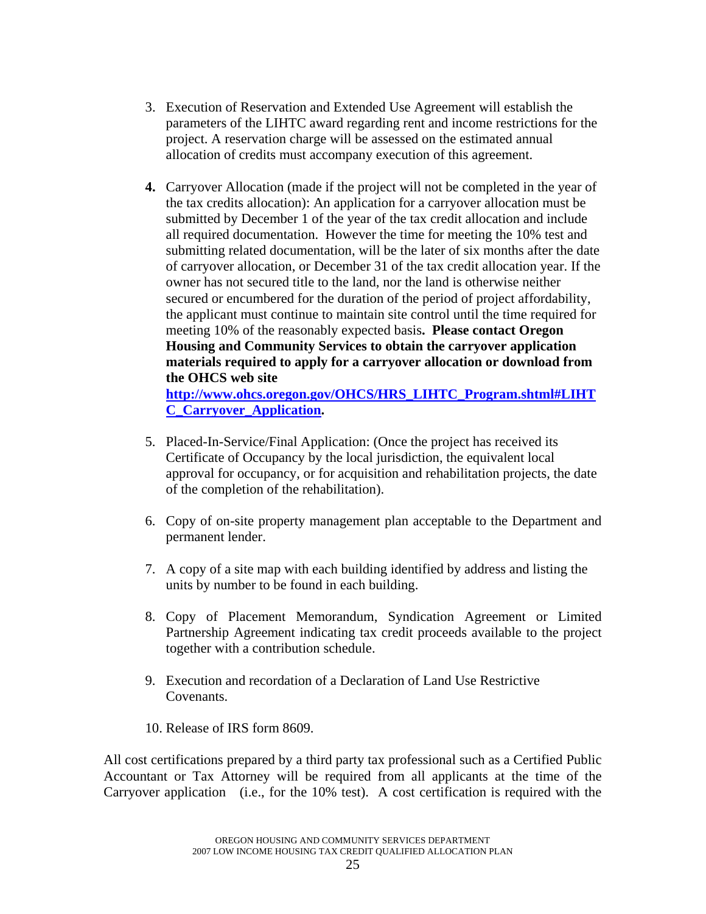3. Execution of Reservation and Extended Use Agreement will establish the parameters of the LIHTC award regarding rent and income restrictions for the project. A reservation charge will be assessed on the estimated annual allocation of credits must accompany execution of this agreement.

4. Carryover Allocation (made if the project will not be completed in the year of the tax credits allocation): An application for a carryover allocation must be submitted by December 1 of the year of the tax credit allocation and include all required documentation. However the time for meeting the 10% test and submitting related documentation, will be the later of six months after the date of carryover allocation, or December 31 of the tax credit allocation year. If the owner has not secured title to the land, nor the land is otherwise neither secured or encumbered for the duration of the period of project affordability, the applicant must continue to maintain site control until the time required for meeting 10% of the reasonably expected basis**. Please contact Oregon Housing and Community Services to obtain the carryover application materials required to apply for a carryover allocation or download from the OHCS web site [http://www.ohcs.oregon.gov/OHCS/HRS_LIHTC_Program.shtml#LIHTC_Carryover_Application](http://www.ohcs.oregon.gov/OHCS/HRS_LIHTC_Program.shtml#LIHTC_Carryover_Application).**

5. Placed-In-Service/Final Application: (Once the project has received its Certificate of Occupancy by the local jurisdiction, the equivalent local approval for occupancy, or for acquisition and rehabilitation projects, the date of the completion of the rehabilitation).

6. Copy of on-site property management plan acceptable to the Department and permanent lender.

7. A copy of a site map with each building identified by address and listing the units by number to be found in each building.

8. Copy of Placement Memorandum, Syndication Agreement or Limited Partnership Agreement indicating tax credit proceeds available to the project together with a contribution schedule.

9. Execution and recordation of a Declaration of Land Use Restrictive Covenants.

10. Release of IRS form 8609.

All cost certifications prepared by a third party tax professional such as a Certified Public Accountant or Tax Attorney will be required from all applicants at the time of the Carryover application (i.e., for the 10% test). A cost certification is required with the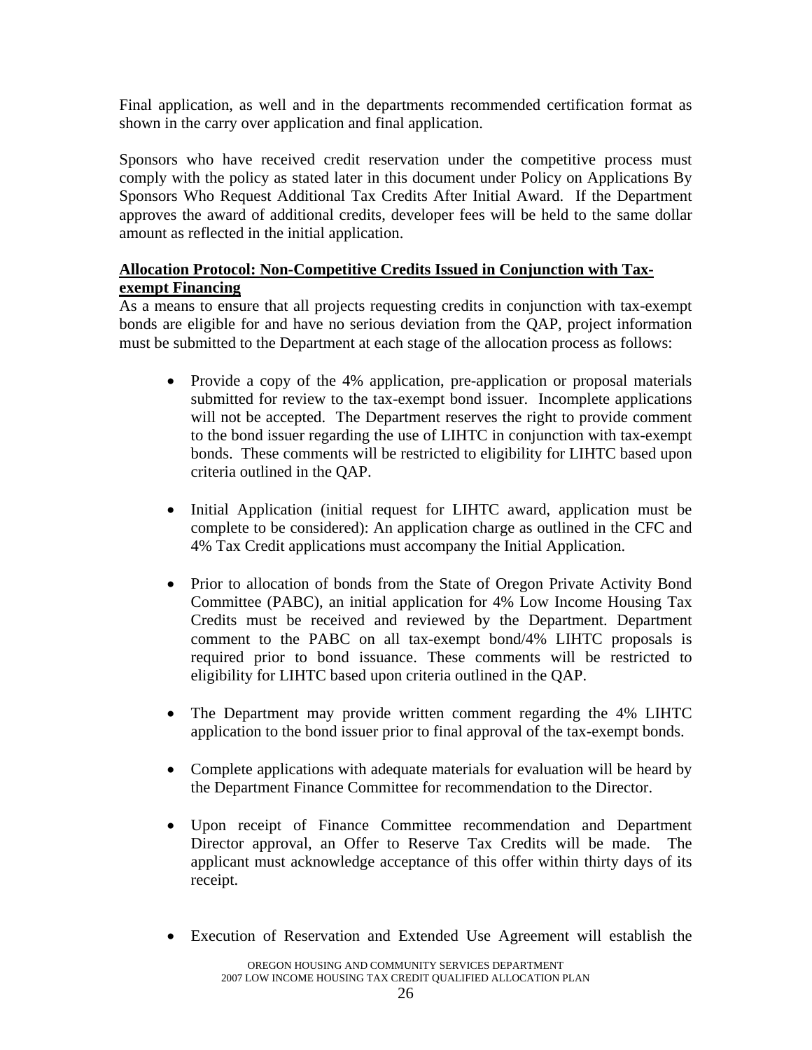Final application, as well and in the departments recommended certification format as shown in the carry over application and final application.

Sponsors who have received credit reservation under the competitive process must comply with the policy as stated later in this document under Policy on Applications By Sponsors Who Request Additional Tax Credits After Initial Award. If the Department approves the award of additional credits, developer fees will be held to the same dollar amount as reflected in the initial application.

**Allocation Protocol: Non-Competitive Credits Issued in Conjunction with Tax-exempt Financing**

As a means to ensure that all projects requesting credits in conjunction with tax-exempt bonds are eligible for and have no serious deviation from the QAP, project information must be submitted to the Department at each stage of the allocation process as follows:

- Provide a copy of the 4% application, pre-application or proposal materials submitted for review to the tax-exempt bond issuer. Incomplete applications will not be accepted. The Department reserves the right to provide comment to the bond issuer regarding the use of LIHTC in conjunction with tax-exempt bonds. These comments will be restricted to eligibility for LIHTC based upon criteria outlined in the QAP.

- Initial Application (initial request for LIHTC award, application must be complete to be considered): An application charge as outlined in the CFC and 4% Tax Credit applications must accompany the Initial Application.

- Prior to allocation of bonds from the State of Oregon Private Activity Bond Committee (PABC), an initial application for 4% Low Income Housing Tax Credits must be received and reviewed by the Department. Department comment to the PABC on all tax-exempt bond/4% LIHTC proposals is required prior to bond issuance. These comments will be restricted to eligibility for LIHTC based upon criteria outlined in the QAP.

- The Department may provide written comment regarding the 4% LIHTC application to the bond issuer prior to final approval of the tax-exempt bonds.

- Complete applications with adequate materials for evaluation will be heard by the Department Finance Committee for recommendation to the Director.

- Upon receipt of Finance Committee recommendation and Department Director approval, an Offer to Reserve Tax Credits will be made. The applicant must acknowledge acceptance of this offer within thirty days of its receipt.

- Execution of Reservation and Extended Use Agreement will establish the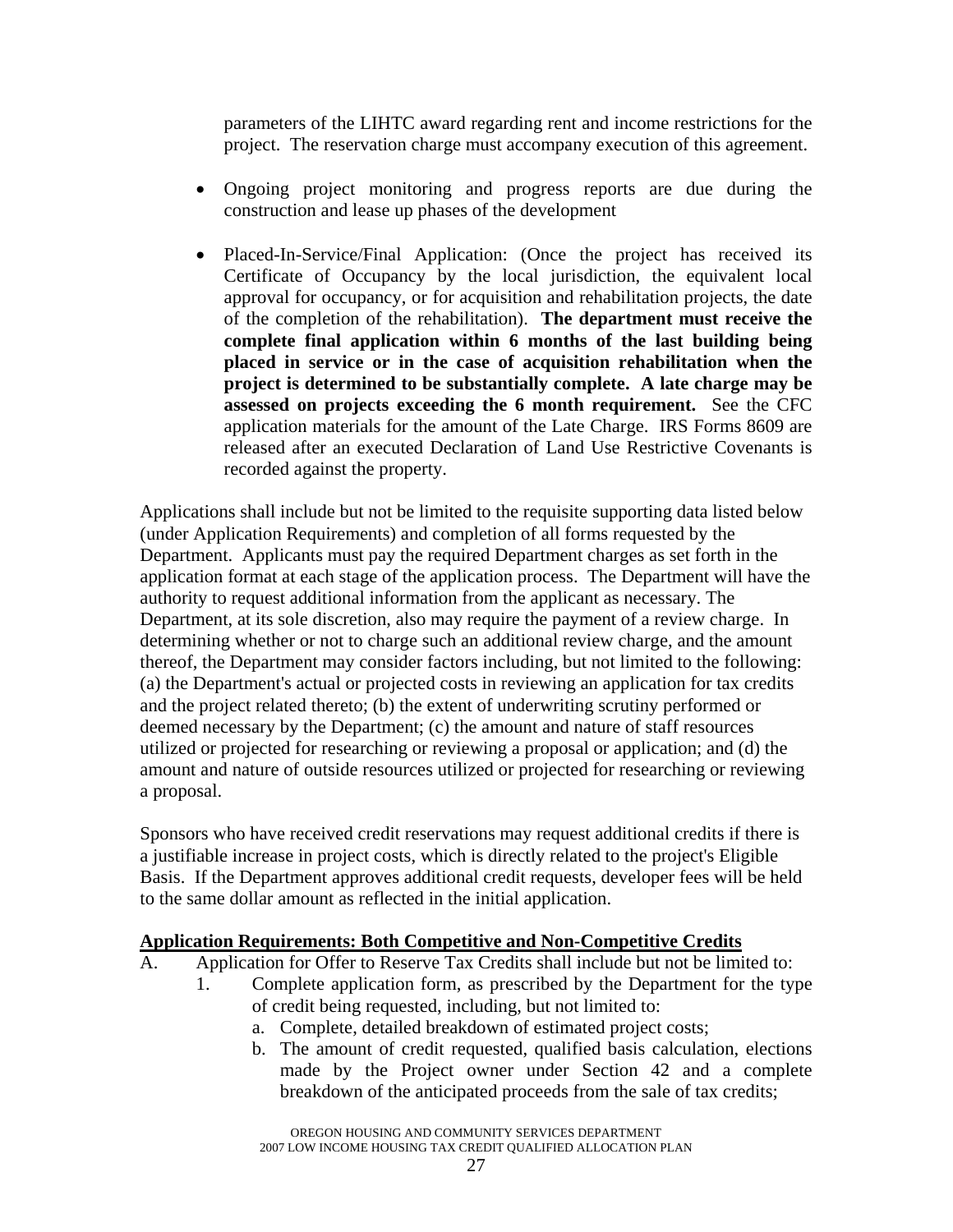parameters of the LIHTC award regarding rent and income restrictions for the project. The reservation charge must accompany execution of this agreement.

- Ongoing project monitoring and progress reports are due during the construction and lease up phases of the development

- Placed-In-Service/Final Application: (Once the project has received its Certificate of Occupancy by the local jurisdiction, the equivalent local approval for occupancy, or for acquisition and rehabilitation projects, the date of the completion of the rehabilitation). **The department must receive the complete final application within 6 months of the last building being placed in service or in the case of acquisition rehabilitation when the project is determined to be substantially complete. A late charge may be assessed on projects exceeding the 6 month requirement.** See the CFC application materials for the amount of the Late Charge. IRS Forms 8609 are released after an executed Declaration of Land Use Restrictive Covenants is recorded against the property.

Applications shall include but not be limited to the requisite supporting data listed below (under Application Requirements) and completion of all forms requested by the Department. Applicants must pay the required Department charges as set forth in the application format at each stage of the application process. The Department will have the authority to request additional information from the applicant as necessary. The Department, at its sole discretion, also may require the payment of a review charge. In determining whether or not to charge such an additional review charge, and the amount thereof, the Department may consider factors including, but not limited to the following: (a) the Department's actual or projected costs in reviewing an application for tax credits and the project related thereto; (b) the extent of underwriting scrutiny performed or deemed necessary by the Department; (c) the amount and nature of staff resources utilized or projected for researching or reviewing a proposal or application; and (d) the amount and nature of outside resources utilized or projected for researching or reviewing a proposal.

Sponsors who have received credit reservations may request additional credits if there is a justifiable increase in project costs, which is directly related to the project's Eligible Basis. If the Department approves additional credit requests, developer fees will be held to the same dollar amount as reflected in the initial application.

**Application Requirements: Both Competitive and Non-Competitive Credits**

A. Application for Offer to Reserve Tax Credits shall include but not be limited to:

1. Complete application form, as prescribed by the Department for the type of credit being requested, including, but not limited to:
   a. Complete, detailed breakdown of estimated project costs;
   b. The amount of credit requested, qualified basis calculation, elections made by the Project owner under Section 42 and a complete breakdown of the anticipated proceeds from the sale of tax credits;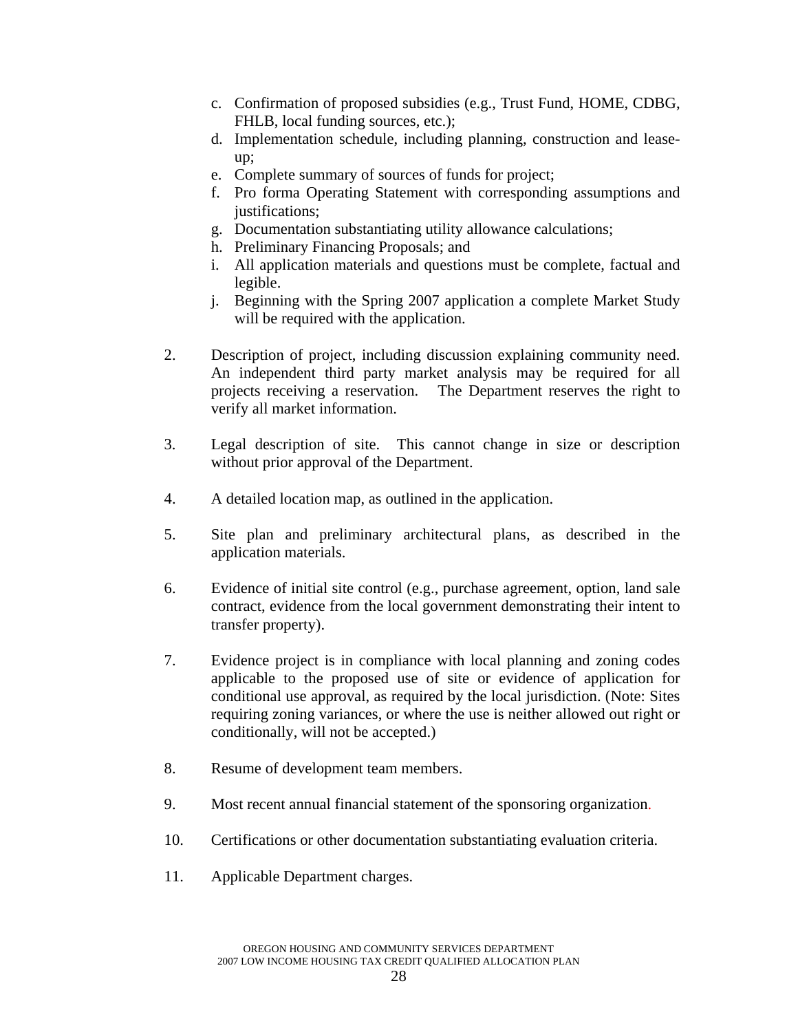c. Confirmation of proposed subsidies (e.g., Trust Fund, HOME, CDBG, FHLB, local funding sources, etc.);
d. Implementation schedule, including planning, construction and lease-up;
e. Complete summary of sources of funds for project;
f. Pro forma Operating Statement with corresponding assumptions and justifications;
g. Documentation substantiating utility allowance calculations;
h. Preliminary Financing Proposals; and
i. All application materials and questions must be complete, factual and legible.
j. Beginning with the Spring 2007 application a complete Market Study will be required with the application.

2. Description of project, including discussion explaining community need. An independent third party market analysis may be required for all projects receiving a reservation. The Department reserves the right to verify all market information.

3. Legal description of site. This cannot change in size or description without prior approval of the Department.

4. A detailed location map, as outlined in the application.

5. Site plan and preliminary architectural plans, as described in the application materials.

6. Evidence of initial site control (e.g., purchase agreement, option, land sale contract, evidence from the local government demonstrating their intent to transfer property).

7. Evidence project is in compliance with local planning and zoning codes applicable to the proposed use of site or evidence of application for conditional use approval, as required by the local jurisdiction. (Note: Sites requiring zoning variances, or where the use is neither allowed out right or conditionally, will not be accepted.)

8. Resume of development team members.

9. Most recent annual financial statement of the sponsoring organization.

10. Certifications or other documentation substantiating evaluation criteria.

11. Applicable Department charges.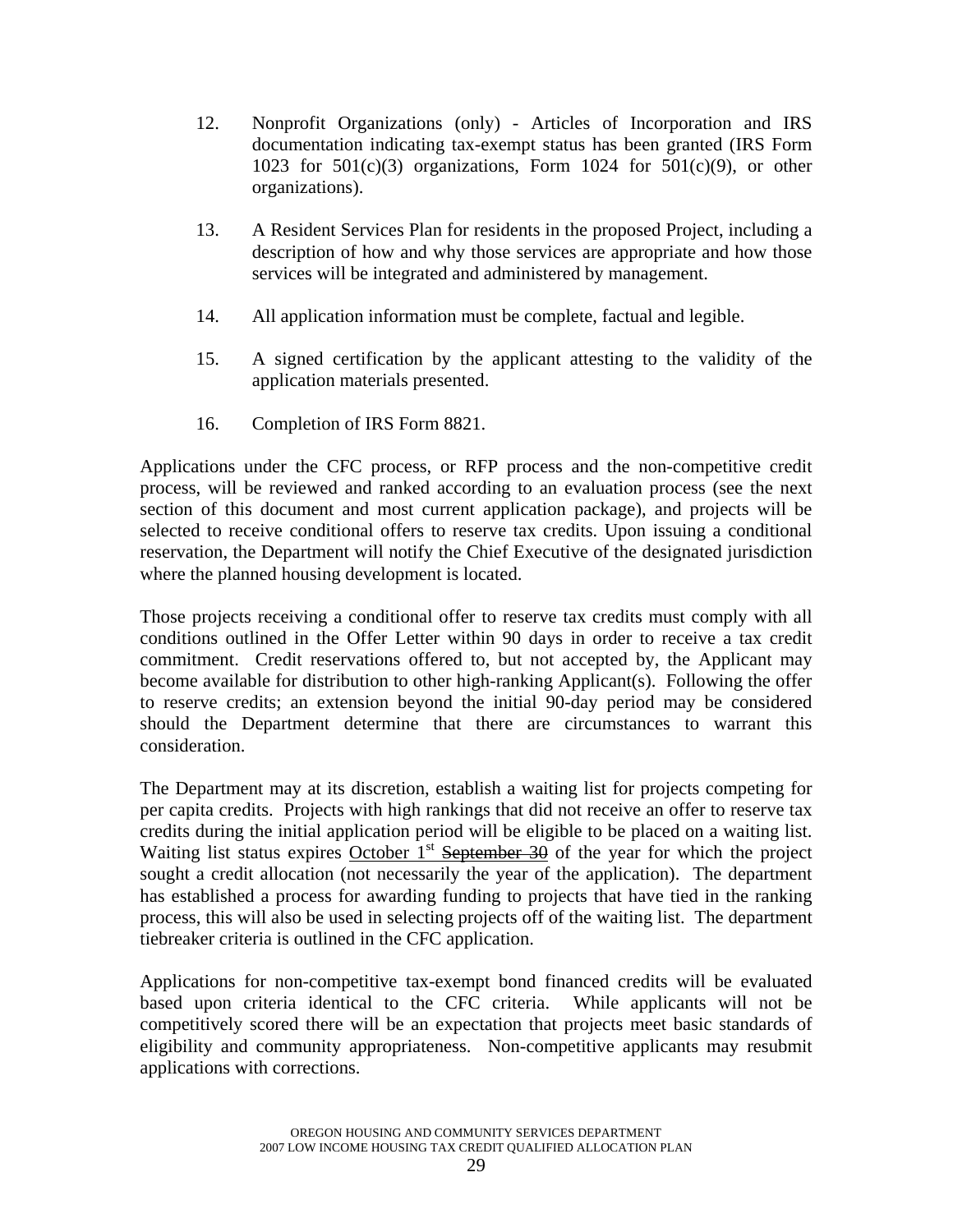12. Nonprofit Organizations (only) - Articles of Incorporation and IRS documentation indicating tax-exempt status has been granted (IRS Form 1023 for 501(c)(3) organizations, Form 1024 for 501(c)(9), or other organizations).

13. A Resident Services Plan for residents in the proposed Project, including a description of how and why those services are appropriate and how those services will be integrated and administered by management.

14. All application information must be complete, factual and legible.

15. A signed certification by the applicant attesting to the validity of the application materials presented.

16. Completion of IRS Form 8821.

Applications under the CFC process, or RFP process and the non-competitive credit process, will be reviewed and ranked according to an evaluation process (see the next section of this document and most current application package), and projects will be selected to receive conditional offers to reserve tax credits. Upon issuing a conditional reservation, the Department will notify the Chief Executive of the designated jurisdiction where the planned housing development is located.

Those projects receiving a conditional offer to reserve tax credits must comply with all conditions outlined in the Offer Letter within 90 days in order to receive a tax credit commitment. Credit reservations offered to, but not accepted by, the Applicant may become available for distribution to other high-ranking Applicant(s). Following the offer to reserve credits; an extension beyond the initial 90-day period may be considered should the Department determine that there are circumstances to warrant this consideration.

The Department may at its discretion, establish a waiting list for projects competing for per capita credits. Projects with high rankings that did not receive an offer to reserve tax credits during the initial application period will be eligible to be placed on a waiting list. Waiting list status expires <u>October 1st</u> ~~September 30~~ of the year for which the project sought a credit allocation (not necessarily the year of the application). The department has established a process for awarding funding to projects that have tied in the ranking process, this will also be used in selecting projects off of the waiting list. The department tiebreaker criteria is outlined in the CFC application.

Applications for non-competitive tax-exempt bond financed credits will be evaluated based upon criteria identical to the CFC criteria. While applicants will not be competitively scored there will be an expectation that projects meet basic standards of eligibility and community appropriateness. Non-competitive applicants may resubmit applications with corrections.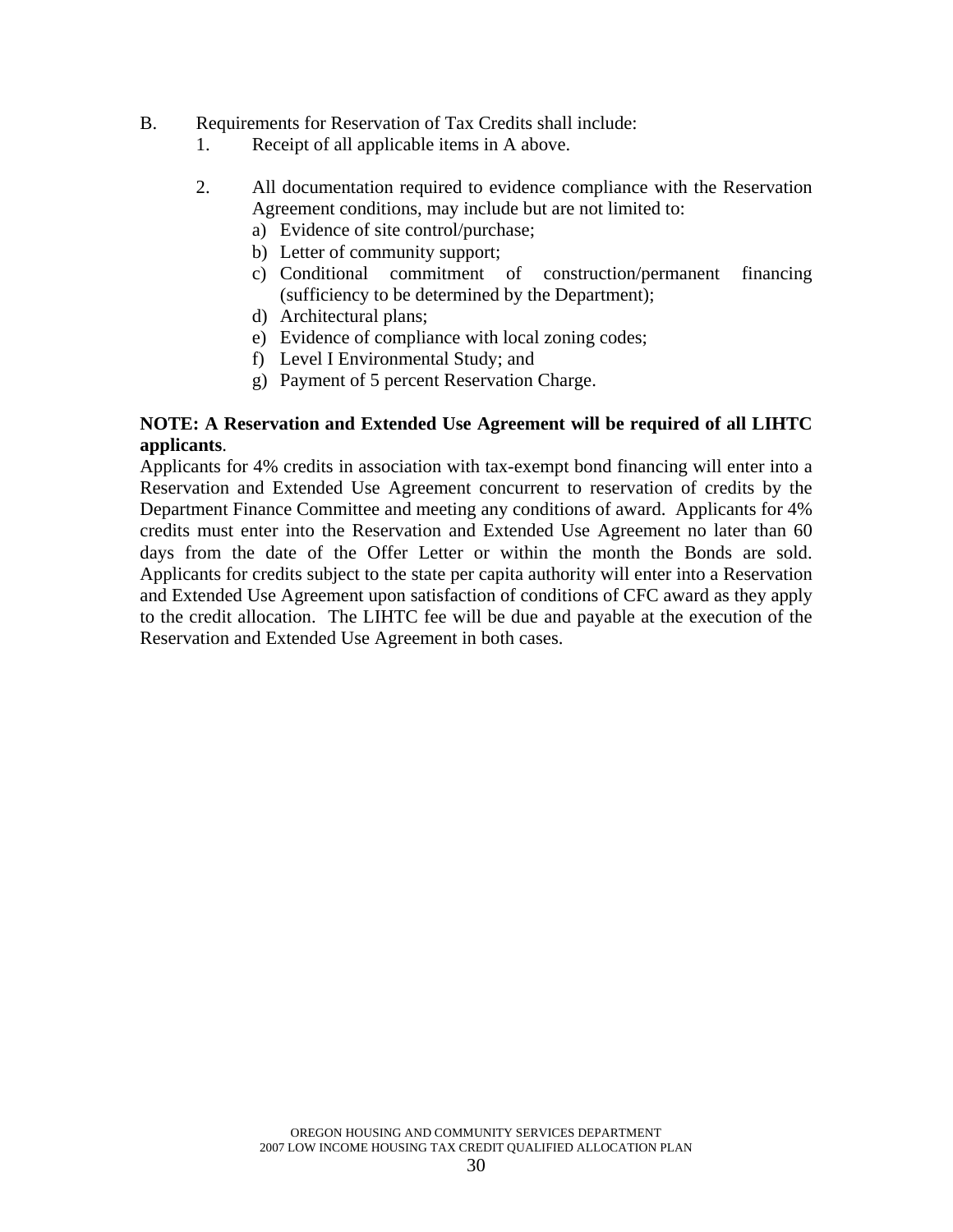B. Requirements for Reservation of Tax Credits shall include:

1. Receipt of all applicable items in A above.

2. All documentation required to evidence compliance with the Reservation Agreement conditions, may include but are not limited to:
   a) Evidence of site control/purchase;
   b) Letter of community support;
   c) Conditional commitment of construction/permanent financing (sufficiency to be determined by the Department);
   d) Architectural plans;
   e) Evidence of compliance with local zoning codes;
   f) Level I Environmental Study; and
   g) Payment of 5 percent Reservation Charge.

**NOTE: A Reservation and Extended Use Agreement will be required of all LIHTC applicants**.

Applicants for 4% credits in association with tax-exempt bond financing will enter into a Reservation and Extended Use Agreement concurrent to reservation of credits by the Department Finance Committee and meeting any conditions of award. Applicants for 4% credits must enter into the Reservation and Extended Use Agreement no later than 60 days from the date of the Offer Letter or within the month the Bonds are sold. Applicants for credits subject to the state per capita authority will enter into a Reservation and Extended Use Agreement upon satisfaction of conditions of CFC award as they apply to the credit allocation. The LIHTC fee will be due and payable at the execution of the Reservation and Extended Use Agreement in both cases.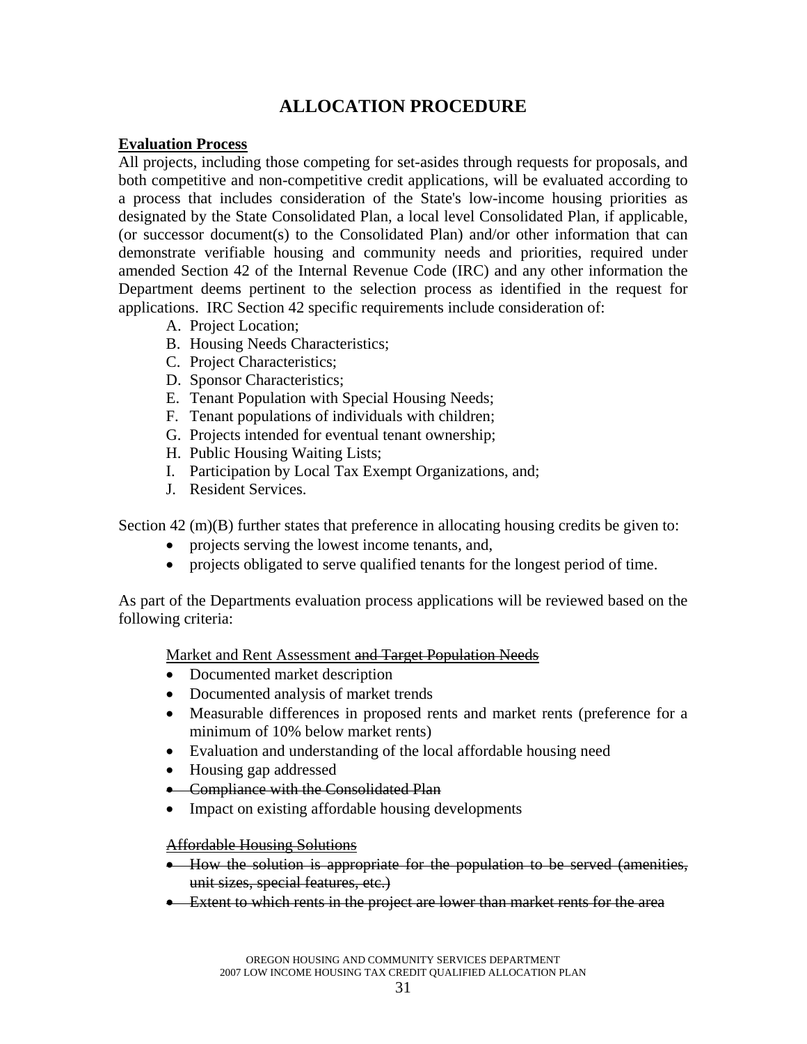# ALLOCATION PROCEDURE

**<u>Evaluation Process</u>**

All projects, including those competing for set-asides through requests for proposals, and both competitive and non-competitive credit applications, will be evaluated according to a process that includes consideration of the State's low-income housing priorities as designated by the State Consolidated Plan, a local level Consolidated Plan, if applicable, (or successor document(s) to the Consolidated Plan) and/or other information that can demonstrate verifiable housing and community needs and priorities, required under amended Section 42 of the Internal Revenue Code (IRC) and any other information the Department deems pertinent to the selection process as identified in the request for applications. IRC Section 42 specific requirements include consideration of:

A. Project Location;
B. Housing Needs Characteristics;
C. Project Characteristics;
D. Sponsor Characteristics;
E. Tenant Population with Special Housing Needs;
F. Tenant populations of individuals with children;
G. Projects intended for eventual tenant ownership;
H. Public Housing Waiting Lists;
I. Participation by Local Tax Exempt Organizations, and;
J. Resident Services.

Section 42 (m)(B) further states that preference in allocating housing credits be given to:

- projects serving the lowest income tenants, and,
- projects obligated to serve qualified tenants for the longest period of time.

As part of the Departments evaluation process applications will be reviewed based on the following criteria:

<u>Market and Rent Assessment ~~and Target Population Needs~~</u>

- Documented market description
- Documented analysis of market trends
- Measurable differences in proposed rents and market rents (preference for a minimum of 10% below market rents)
- Evaluation and understanding of the local affordable housing need
- Housing gap addressed
- ~~Compliance with the Consolidated Plan~~
- Impact on existing affordable housing developments

~~<u>Affordable Housing Solutions</u>~~

- ~~How the solution is appropriate for the population to be served (amenities, unit sizes, special features, etc.)~~
- ~~Extent to which rents in the project are lower than market rents for the area~~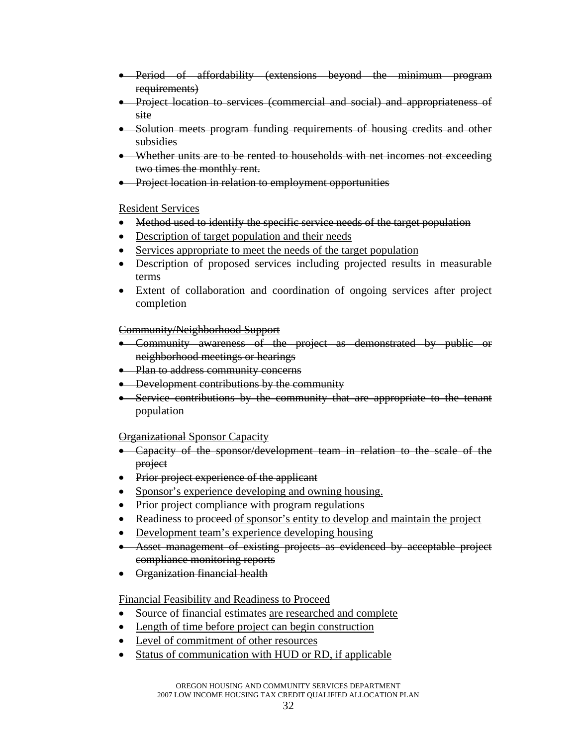- ~~Period of affordability (extensions beyond the minimum program requirements)~~
- ~~Project location to services (commercial and social) and appropriateness of site~~
- ~~Solution meets program funding requirements of housing credits and other subsidies~~
- ~~Whether units are to be rented to households with net incomes not exceeding two times the monthly rent.~~
- ~~Project location in relation to employment opportunities~~

<u>Resident Services</u>

- ~~Method used to identify the specific service needs of the target population~~
- <u>Description of target population and their needs</u>
- <u>Services appropriate to meet the needs of the target population</u>
- Description of proposed services including projected results in measurable terms
- Extent of collaboration and coordination of ongoing services after project completion

~~Community/Neighborhood Support~~

- ~~Community awareness of the project as demonstrated by public or neighborhood meetings or hearings~~
- ~~Plan to address community concerns~~
- ~~Development contributions by the community~~
- ~~Service contributions by the community that are appropriate to the tenant population~~

~~Organizational~~ Sponsor Capacity

- ~~Capacity of the sponsor/development team in relation to the scale of the project~~
- ~~Prior project experience of the applicant~~
- <u>Sponsor's experience developing and owning housing.</u>
- Prior project compliance with program regulations
- Readiness ~~to proceed~~ <u>of sponsor's entity to develop and maintain the project</u>
- <u>Development team's experience developing housing</u>
- ~~Asset management of existing projects as evidenced by acceptable project compliance monitoring reports~~
- ~~Organization financial health~~

<u>Financial Feasibility and Readiness to Proceed</u>

- Source of financial estimates <u>are researched and complete</u>
- <u>Length of time before project can begin construction</u>
- <u>Level of commitment of other resources</u>
- <u>Status of communication with HUD or RD, if applicable</u>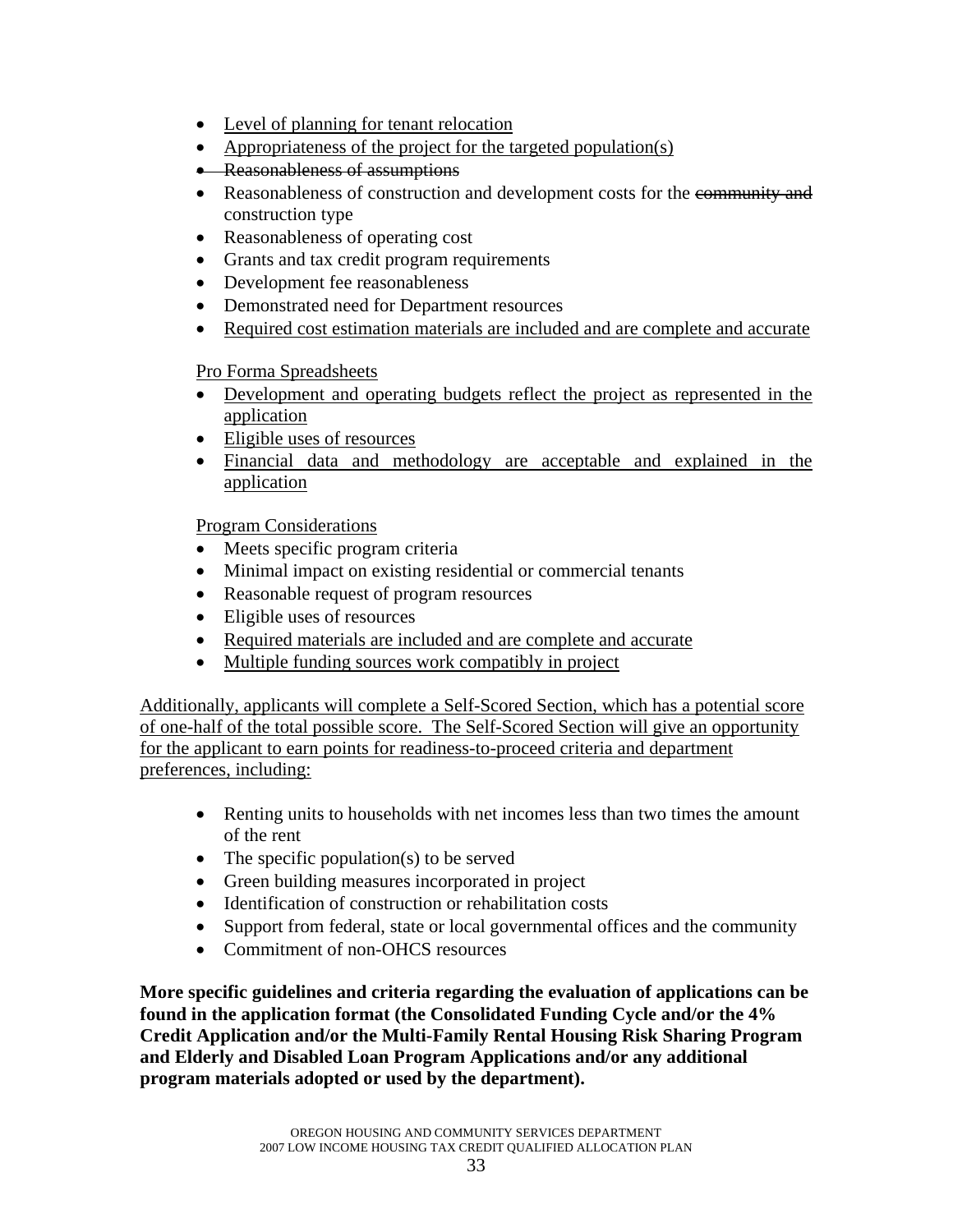- <u>Level of planning for tenant relocation</u>
- <u>Appropriateness of the project for the targeted population(s)</u>
- ~~Reasonableness of assumptions~~
- Reasonableness of construction and development costs for the ~~community and~~ construction type
- Reasonableness of operating cost
- Grants and tax credit program requirements
- Development fee reasonableness
- Demonstrated need for Department resources
- <u>Required cost estimation materials are included and are complete and accurate</u>

<u>Pro Forma Spreadsheets</u>

- <u>Development and operating budgets reflect the project as represented in the application</u>
- <u>Eligible uses of resources</u>
- <u>Financial data and methodology are acceptable and explained in the application</u>

<u>Program Considerations</u>

- Meets specific program criteria
- Minimal impact on existing residential or commercial tenants
- Reasonable request of program resources
- Eligible uses of resources
- <u>Required materials are included and are complete and accurate</u>
- <u>Multiple funding sources work compatibly in project</u>

<u>Additionally, applicants will complete a Self-Scored Section, which has a potential score of one-half of the total possible score. The Self-Scored Section will give an opportunity for the applicant to earn points for readiness-to-proceed criteria and department preferences, including:</u>

- Renting units to households with net incomes less than two times the amount of the rent
- The specific population(s) to be served
- Green building measures incorporated in project
- Identification of construction or rehabilitation costs
- Support from federal, state or local governmental offices and the community
- Commitment of non-OHCS resources

**More specific guidelines and criteria regarding the evaluation of applications can be found in the application format (the Consolidated Funding Cycle and/or the 4% Credit Application and/or the Multi-Family Rental Housing Risk Sharing Program and Elderly and Disabled Loan Program Applications and/or any additional program materials adopted or used by the department).**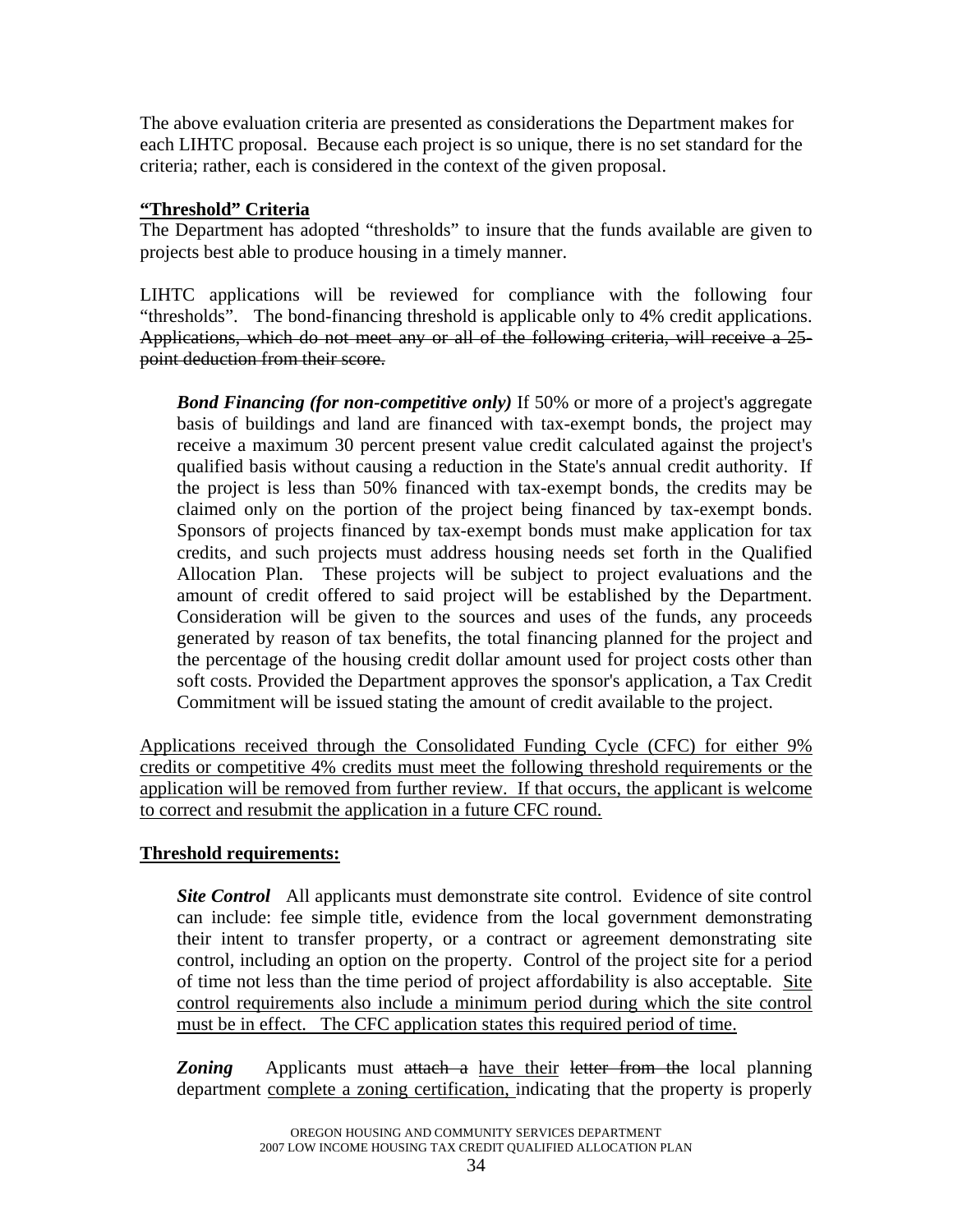The above evaluation criteria are presented as considerations the Department makes for each LIHTC proposal. Because each project is so unique, there is no set standard for the criteria; rather, each is considered in the context of the given proposal.

**<u>"Threshold" Criteria</u>**

The Department has adopted "thresholds" to insure that the funds available are given to projects best able to produce housing in a timely manner.

LIHTC applications will be reviewed for compliance with the following four "thresholds". The bond-financing threshold is applicable only to 4% credit applications. ~~Applications, which do not meet any or all of the following criteria, will receive a 25-point deduction from their score.~~

> ***Bond Financing (for non-competitive only)*** If 50% or more of a project's aggregate basis of buildings and land are financed with tax-exempt bonds, the project may receive a maximum 30 percent present value credit calculated against the project's qualified basis without causing a reduction in the State's annual credit authority. If the project is less than 50% financed with tax-exempt bonds, the credits may be claimed only on the portion of the project being financed by tax-exempt bonds. Sponsors of projects financed by tax-exempt bonds must make application for tax credits, and such projects must address housing needs set forth in the Qualified Allocation Plan. These projects will be subject to project evaluations and the amount of credit offered to said project will be established by the Department. Consideration will be given to the sources and uses of the funds, any proceeds generated by reason of tax benefits, the total financing planned for the project and the percentage of the housing credit dollar amount used for project costs other than soft costs. Provided the Department approves the sponsor's application, a Tax Credit Commitment will be issued stating the amount of credit available to the project.

<u>Applications received through the Consolidated Funding Cycle (CFC) for either 9% credits or competitive 4% credits must meet the following threshold requirements or the application will be removed from further review. If that occurs, the applicant is welcome to correct and resubmit the application in a future CFC round.</u>

**<u>Threshold requirements:</u>**

> ***Site Control*** All applicants must demonstrate site control. Evidence of site control can include: fee simple title, evidence from the local government demonstrating their intent to transfer property, or a contract or agreement demonstrating site control, including an option on the property. Control of the project site for a period of time not less than the time period of project affordability is also acceptable. <u>Site control requirements also include a minimum period during which the site control must be in effect. The CFC application states this required period of time.</u>

> ***Zoning*** Applicants must ~~attach a~~ <u>have their</u> ~~letter from the~~ local planning department <u>complete a zoning certification,</u> indicating that the property is properly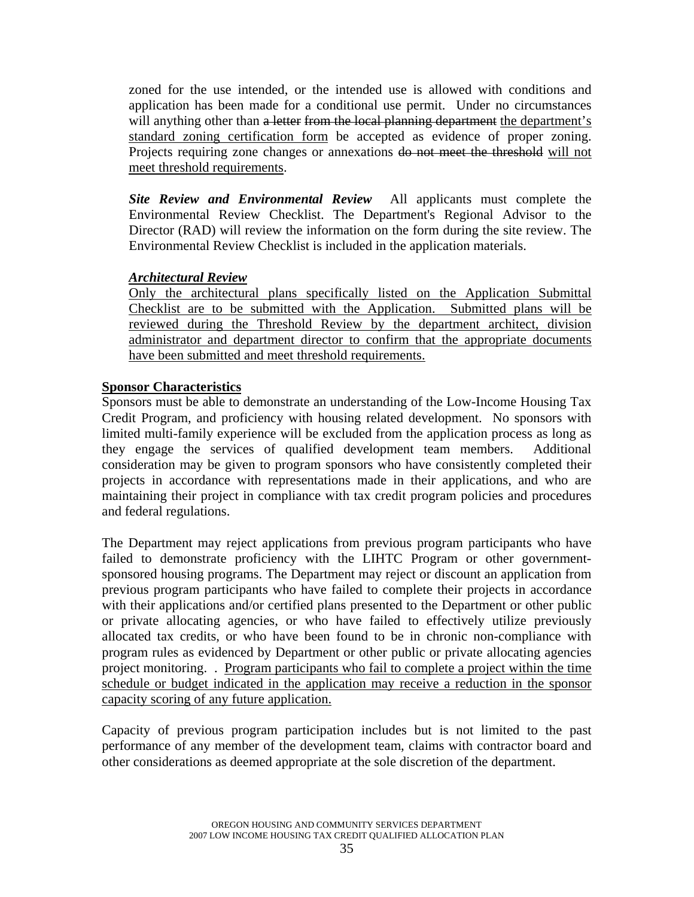zoned for the use intended, or the intended use is allowed with conditions and application has been made for a conditional use permit. Under no circumstances will anything other than ~~a letter from the local planning department~~ <u>the department's standard zoning certification form</u> be accepted as evidence of proper zoning. Projects requiring zone changes or annexations ~~do not meet the threshold~~ <u>will not meet threshold requirements</u>.

***Site Review and Environmental Review*** All applicants must complete the Environmental Review Checklist. The Department's Regional Advisor to the Director (RAD) will review the information on the form during the site review. The Environmental Review Checklist is included in the application materials.

***<u>Architectural Review</u>***
<u>Only the architectural plans specifically listed on the Application Submittal Checklist are to be submitted with the Application. Submitted plans will be reviewed during the Threshold Review by the department architect, division administrator and department director to confirm that the appropriate documents have been submitted and meet threshold requirements.</u>

**<u>Sponsor Characteristics</u>**

Sponsors must be able to demonstrate an understanding of the Low-Income Housing Tax Credit Program, and proficiency with housing related development. No sponsors with limited multi-family experience will be excluded from the application process as long as they engage the services of qualified development team members. Additional consideration may be given to program sponsors who have consistently completed their projects in accordance with representations made in their applications, and who are maintaining their project in compliance with tax credit program policies and procedures and federal regulations.

The Department may reject applications from previous program participants who have failed to demonstrate proficiency with the LIHTC Program or other government-sponsored housing programs. The Department may reject or discount an application from previous program participants who have failed to complete their projects in accordance with their applications and/or certified plans presented to the Department or other public or private allocating agencies, or who have failed to effectively utilize previously allocated tax credits, or who have been found to be in chronic non-compliance with program rules as evidenced by Department or other public or private allocating agencies project monitoring. . <u>Program participants who fail to complete a project within the time schedule or budget indicated in the application may receive a reduction in the sponsor capacity scoring of any future application.</u>

Capacity of previous program participation includes but is not limited to the past performance of any member of the development team, claims with contractor board and other considerations as deemed appropriate at the sole discretion of the department.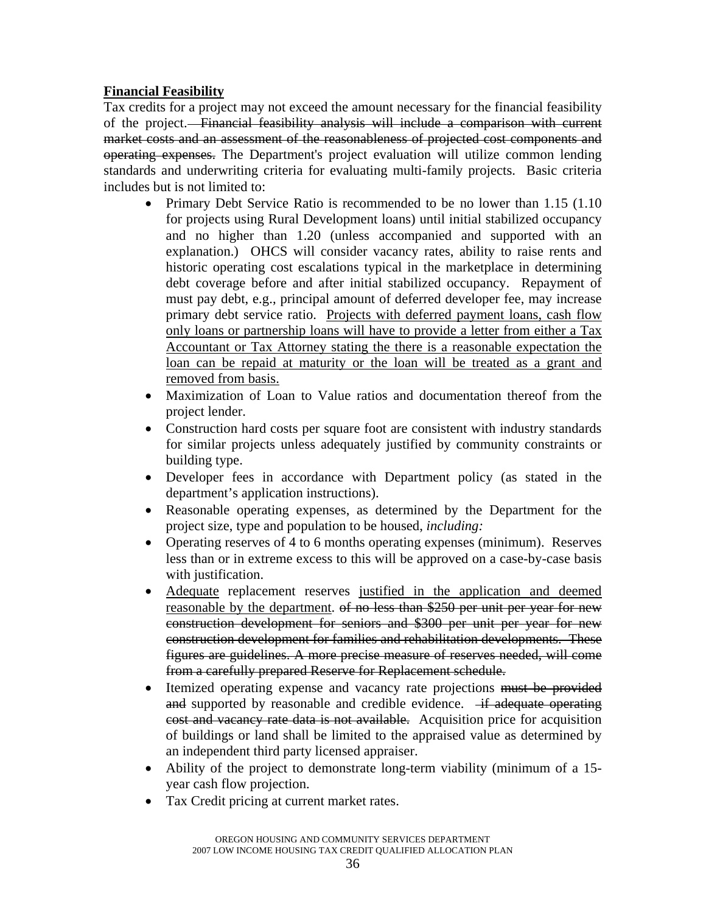**Financial Feasibility**

Tax credits for a project may not exceed the amount necessary for the financial feasibility of the project. ~~Financial feasibility analysis will include a comparison with current market costs and an assessment of the reasonableness of projected cost components and operating expenses.~~ The Department's project evaluation will utilize common lending standards and underwriting criteria for evaluating multi-family projects. Basic criteria includes but is not limited to:

- Primary Debt Service Ratio is recommended to be no lower than 1.15 (1.10 for projects using Rural Development loans) until initial stabilized occupancy and no higher than 1.20 (unless accompanied and supported with an explanation.) OHCS will consider vacancy rates, ability to raise rents and historic operating cost escalations typical in the marketplace in determining debt coverage before and after initial stabilized occupancy. Repayment of must pay debt, e.g., principal amount of deferred developer fee, may increase primary debt service ratio. <u>Projects with deferred payment loans, cash flow only loans or partnership loans will have to provide a letter from either a Tax Accountant or Tax Attorney stating the there is a reasonable expectation the loan can be repaid at maturity or the loan will be treated as a grant and removed from basis.</u>
- Maximization of Loan to Value ratios and documentation thereof from the project lender.
- Construction hard costs per square foot are consistent with industry standards for similar projects unless adequately justified by community constraints or building type.
- Developer fees in accordance with Department policy (as stated in the department's application instructions).
- Reasonable operating expenses, as determined by the Department for the project size, type and population to be housed, *including:*
- Operating reserves of 4 to 6 months operating expenses (minimum). Reserves less than or in extreme excess to this will be approved on a case-by-case basis with justification.
- <u>Adequate</u> replacement reserves <u>justified in the application and deemed reasonable by the department</u>. ~~of no less than $250 per unit per year for new construction development for seniors and $300 per unit per year for new construction development for families and rehabilitation developments. These figures are guidelines. A more precise measure of reserves needed, will come from a carefully prepared Reserve for Replacement schedule.~~
- Itemized operating expense and vacancy rate projections ~~must be provided and~~ supported by reasonable and credible evidence. ~~if adequate operating cost and vacancy rate data is not available.~~ Acquisition price for acquisition of buildings or land shall be limited to the appraised value as determined by an independent third party licensed appraiser.
- Ability of the project to demonstrate long-term viability (minimum of a 15-year cash flow projection.
- Tax Credit pricing at current market rates.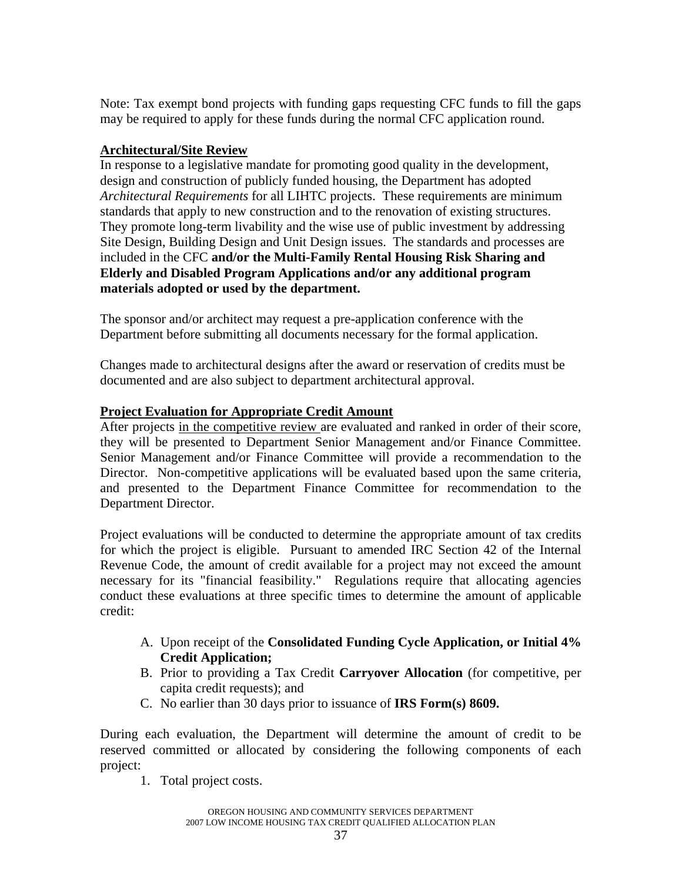Note: Tax exempt bond projects with funding gaps requesting CFC funds to fill the gaps may be required to apply for these funds during the normal CFC application round.

**Architectural/Site Review**

In response to a legislative mandate for promoting good quality in the development, design and construction of publicly funded housing, the Department has adopted *Architectural Requirements* for all LIHTC projects. These requirements are minimum standards that apply to new construction and to the renovation of existing structures. They promote long-term livability and the wise use of public investment by addressing Site Design, Building Design and Unit Design issues. The standards and processes are included in the CFC **and/or the Multi-Family Rental Housing Risk Sharing and Elderly and Disabled Program Applications and/or any additional program materials adopted or used by the department.**

The sponsor and/or architect may request a pre-application conference with the Department before submitting all documents necessary for the formal application.

Changes made to architectural designs after the award or reservation of credits must be documented and are also subject to department architectural approval.

**Project Evaluation for Appropriate Credit Amount**

After projects in the competitive review are evaluated and ranked in order of their score, they will be presented to Department Senior Management and/or Finance Committee. Senior Management and/or Finance Committee will provide a recommendation to the Director. Non-competitive applications will be evaluated based upon the same criteria, and presented to the Department Finance Committee for recommendation to the Department Director.

Project evaluations will be conducted to determine the appropriate amount of tax credits for which the project is eligible. Pursuant to amended IRC Section 42 of the Internal Revenue Code, the amount of credit available for a project may not exceed the amount necessary for its "financial feasibility." Regulations require that allocating agencies conduct these evaluations at three specific times to determine the amount of applicable credit:

A. Upon receipt of the **Consolidated Funding Cycle Application, or Initial 4% Credit Application;**
B. Prior to providing a Tax Credit **Carryover Allocation** (for competitive, per capita credit requests); and
C. No earlier than 30 days prior to issuance of **IRS Form(s) 8609.**

During each evaluation, the Department will determine the amount of credit to be reserved committed or allocated by considering the following components of each project:

1. Total project costs.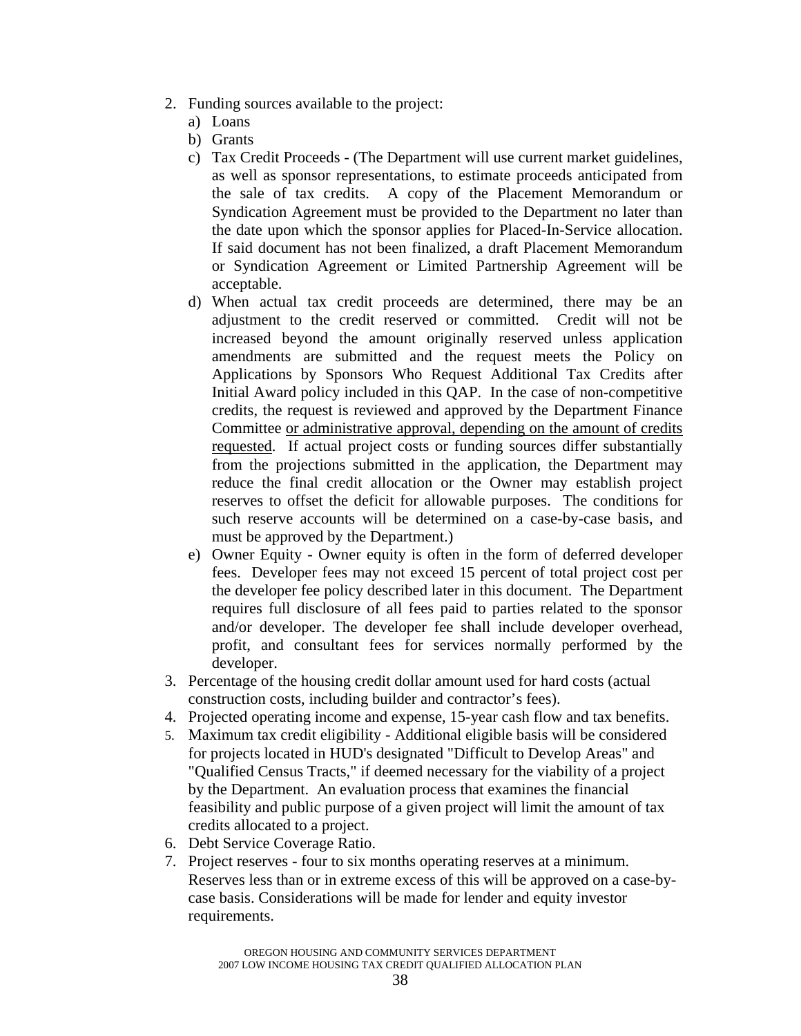2. Funding sources available to the project:
   a) Loans
   b) Grants
   c) Tax Credit Proceeds - (The Department will use current market guidelines, as well as sponsor representations, to estimate proceeds anticipated from the sale of tax credits. A copy of the Placement Memorandum or Syndication Agreement must be provided to the Department no later than the date upon which the sponsor applies for Placed-In-Service allocation. If said document has not been finalized, a draft Placement Memorandum or Syndication Agreement or Limited Partnership Agreement will be acceptable.
   d) When actual tax credit proceeds are determined, there may be an adjustment to the credit reserved or committed. Credit will not be increased beyond the amount originally reserved unless application amendments are submitted and the request meets the Policy on Applications by Sponsors Who Request Additional Tax Credits after Initial Award policy included in this QAP. In the case of non-competitive credits, the request is reviewed and approved by the Department Finance Committee <u>or administrative approval, depending on the amount of credits requested</u>. If actual project costs or funding sources differ substantially from the projections submitted in the application, the Department may reduce the final credit allocation or the Owner may establish project reserves to offset the deficit for allowable purposes. The conditions for such reserve accounts will be determined on a case-by-case basis, and must be approved by the Department.)
   e) Owner Equity - Owner equity is often in the form of deferred developer fees. Developer fees may not exceed 15 percent of total project cost per the developer fee policy described later in this document. The Department requires full disclosure of all fees paid to parties related to the sponsor and/or developer. The developer fee shall include developer overhead, profit, and consultant fees for services normally performed by the developer.
3. Percentage of the housing credit dollar amount used for hard costs (actual construction costs, including builder and contractor's fees).
4. Projected operating income and expense, 15-year cash flow and tax benefits.
5. Maximum tax credit eligibility - Additional eligible basis will be considered for projects located in HUD's designated "Difficult to Develop Areas" and "Qualified Census Tracts," if deemed necessary for the viability of a project by the Department. An evaluation process that examines the financial feasibility and public purpose of a given project will limit the amount of tax credits allocated to a project.
6. Debt Service Coverage Ratio.
7. Project reserves - four to six months operating reserves at a minimum. Reserves less than or in extreme excess of this will be approved on a case-by-case basis. Considerations will be made for lender and equity investor requirements.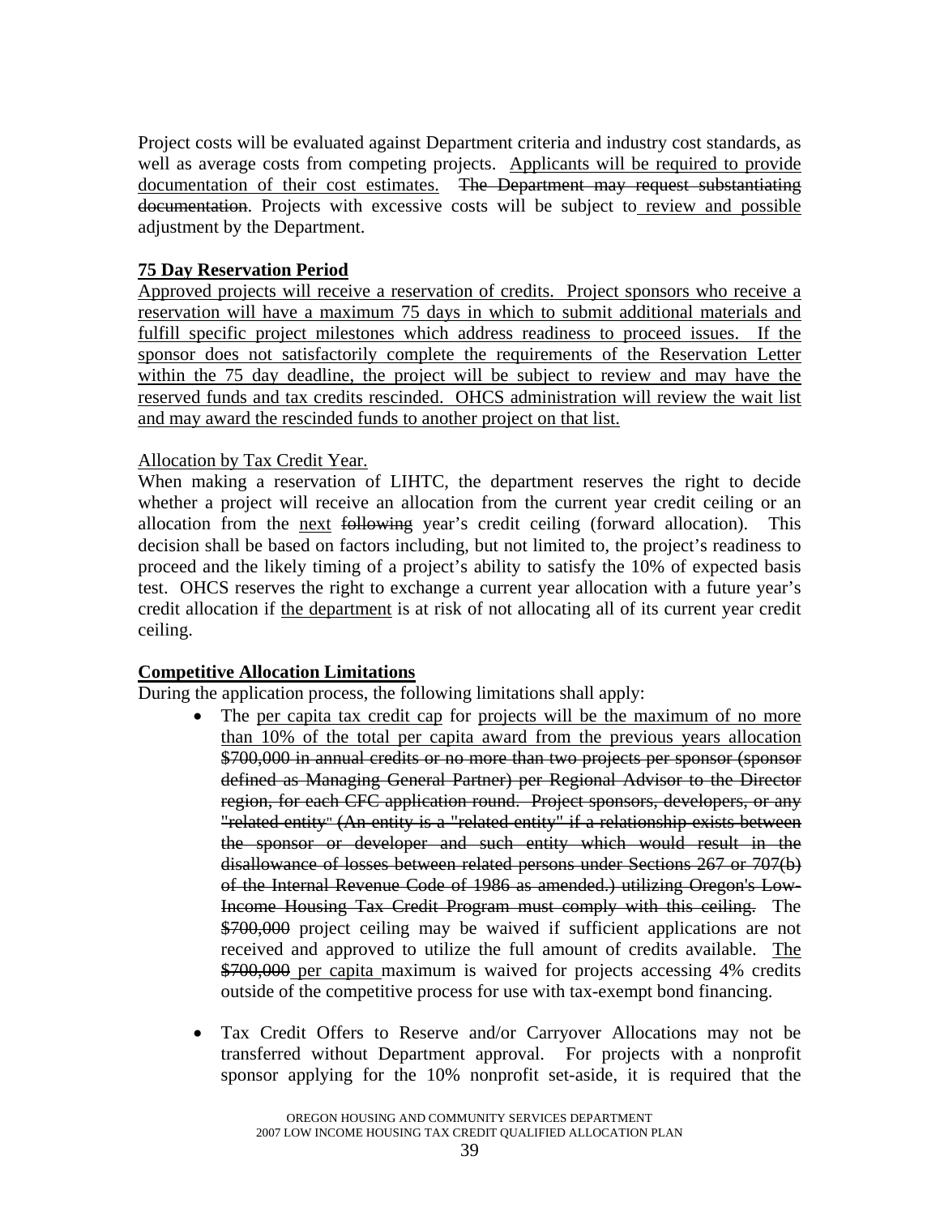Project costs will be evaluated against Department criteria and industry cost standards, as well as average costs from competing projects. <u>Applicants will be required to provide documentation of their cost estimates.</u> ~~The Department may request substantiating documentation~~. Projects with excessive costs will be subject to<u> review and possible</u> adjustment by the Department.

**<u>75 Day Reservation Period</u>**

<u>Approved projects will receive a reservation of credits. Project sponsors who receive a reservation will have a maximum 75 days in which to submit additional materials and fulfill specific project milestones which address readiness to proceed issues. If the sponsor does not satisfactorily complete the requirements of the Reservation Letter within the 75 day deadline, the project will be subject to review and may have the reserved funds and tax credits rescinded. OHCS administration will review the wait list and may award the rescinded funds to another project on that list.</u>

<u>Allocation by Tax Credit Year.</u>

When making a reservation of LIHTC, the department reserves the right to decide whether a project will receive an allocation from the current year credit ceiling or an allocation from the <u>next</u> ~~following~~ year's credit ceiling (forward allocation). This decision shall be based on factors including, but not limited to, the project's readiness to proceed and the likely timing of a project's ability to satisfy the 10% of expected basis test. OHCS reserves the right to exchange a current year allocation with a future year's credit allocation if <u>the department</u> is at risk of not allocating all of its current year credit ceiling.

**<u>Competitive Allocation Limitations</u>**

During the application process, the following limitations shall apply:

- The <u>per capita tax credit cap</u> for <u>projects will be the maximum of no more than 10% of the total per capita award from the previous years allocation</u> ~~$700,000 in annual credits or no more than two projects per sponsor (sponsor defined as Managing General Partner) per Regional Advisor to the Director region, for each CFC application round. Project sponsors, developers, or any "related entity" (An entity is a "related entity" if a relationship exists between the sponsor or developer and such entity which would result in the disallowance of losses between related persons under Sections 267 or 707(b) of the Internal Revenue Code of 1986 as amended.) utilizing Oregon's Low-Income Housing Tax Credit Program must comply with this ceiling.~~ The ~~$700,000~~ project ceiling may be waived if sufficient applications are not received and approved to utilize the full amount of credits available. <u>The</u> ~~$700,000~~<u> per capita </u>maximum is waived for projects accessing 4% credits outside of the competitive process for use with tax-exempt bond financing.

- Tax Credit Offers to Reserve and/or Carryover Allocations may not be transferred without Department approval. For projects with a nonprofit sponsor applying for the 10% nonprofit set-aside, it is required that the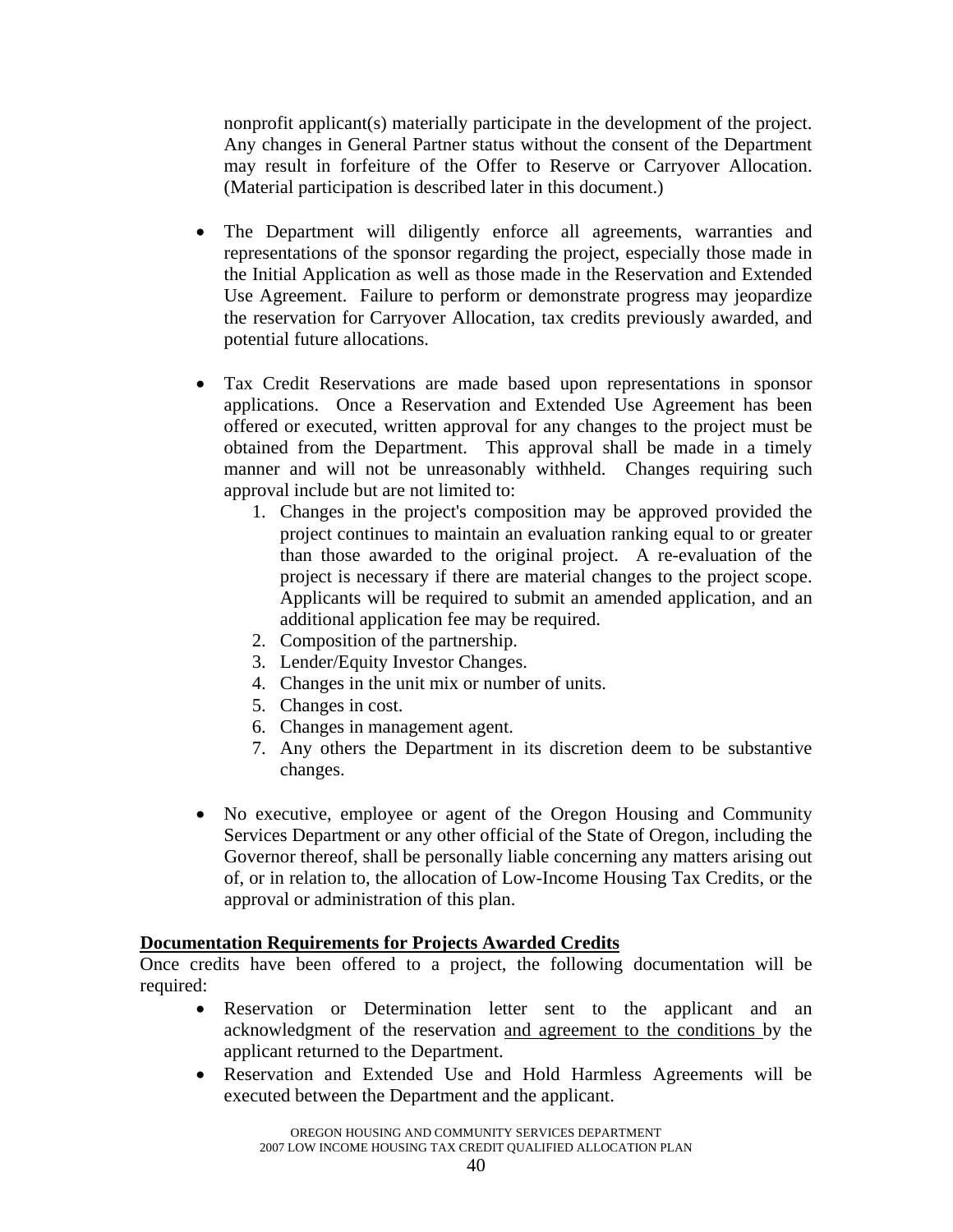nonprofit applicant(s) materially participate in the development of the project. Any changes in General Partner status without the consent of the Department may result in forfeiture of the Offer to Reserve or Carryover Allocation. (Material participation is described later in this document.)

- The Department will diligently enforce all agreements, warranties and representations of the sponsor regarding the project, especially those made in the Initial Application as well as those made in the Reservation and Extended Use Agreement. Failure to perform or demonstrate progress may jeopardize the reservation for Carryover Allocation, tax credits previously awarded, and potential future allocations.

- Tax Credit Reservations are made based upon representations in sponsor applications. Once a Reservation and Extended Use Agreement has been offered or executed, written approval for any changes to the project must be obtained from the Department. This approval shall be made in a timely manner and will not be unreasonably withheld. Changes requiring such approval include but are not limited to:
  1. Changes in the project's composition may be approved provided the project continues to maintain an evaluation ranking equal to or greater than those awarded to the original project. A re-evaluation of the project is necessary if there are material changes to the project scope. Applicants will be required to submit an amended application, and an additional application fee may be required.
  2. Composition of the partnership.
  3. Lender/Equity Investor Changes.
  4. Changes in the unit mix or number of units.
  5. Changes in cost.
  6. Changes in management agent.
  7. Any others the Department in its discretion deem to be substantive changes.

- No executive, employee or agent of the Oregon Housing and Community Services Department or any other official of the State of Oregon, including the Governor thereof, shall be personally liable concerning any matters arising out of, or in relation to, the allocation of Low-Income Housing Tax Credits, or the approval or administration of this plan.

**<u>Documentation Requirements for Projects Awarded Credits</u>**

Once credits have been offered to a project, the following documentation will be required:

- Reservation or Determination letter sent to the applicant and an acknowledgment of the reservation <u>and agreement to the conditions</u> by the applicant returned to the Department.
- Reservation and Extended Use and Hold Harmless Agreements will be executed between the Department and the applicant.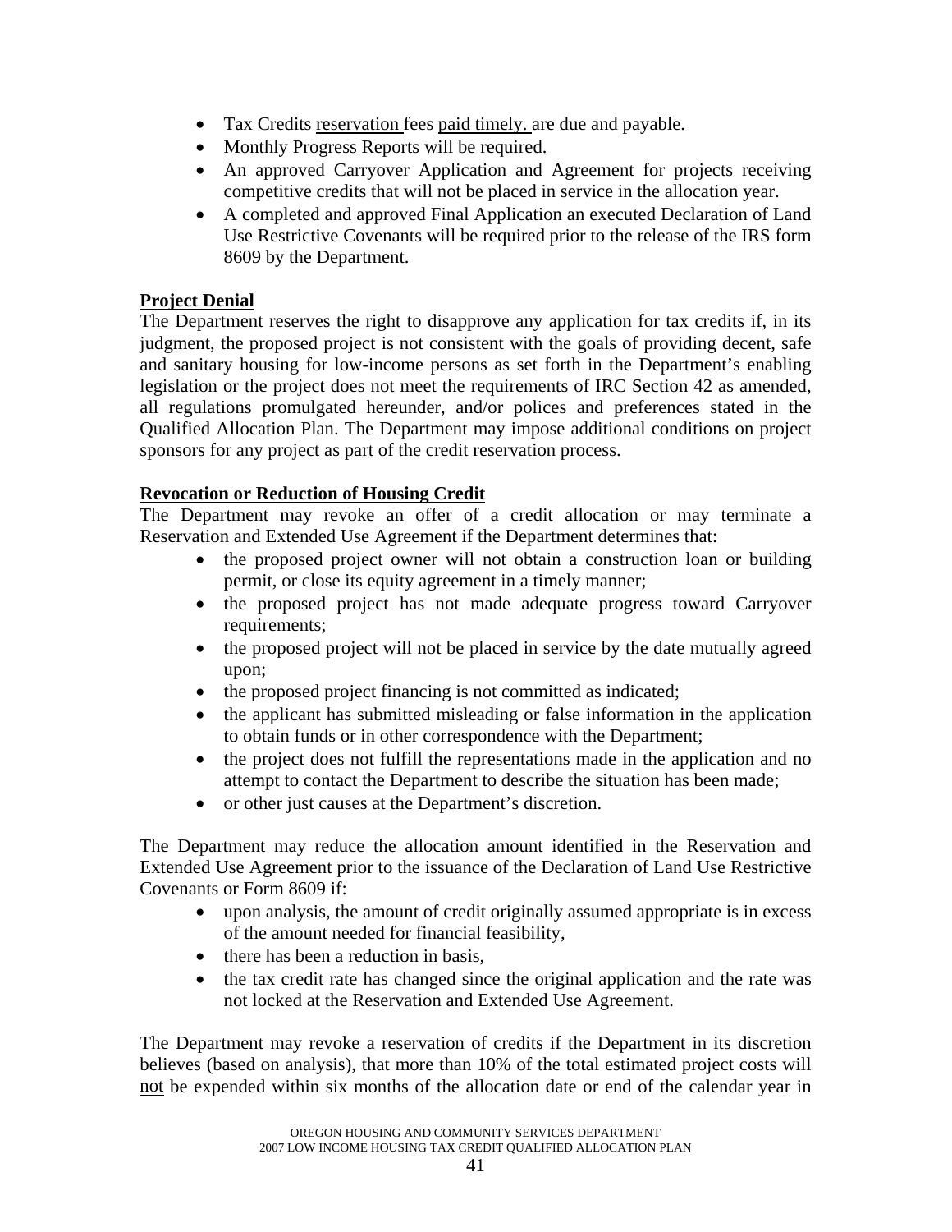- Tax Credits reservation fees paid timely. ~~are due and payable.~~
- Monthly Progress Reports will be required.
- An approved Carryover Application and Agreement for projects receiving competitive credits that will not be placed in service in the allocation year.
- A completed and approved Final Application an executed Declaration of Land Use Restrictive Covenants will be required prior to the release of the IRS form 8609 by the Department.

**Project Denial**

The Department reserves the right to disapprove any application for tax credits if, in its judgment, the proposed project is not consistent with the goals of providing decent, safe and sanitary housing for low-income persons as set forth in the Department's enabling legislation or the project does not meet the requirements of IRC Section 42 as amended, all regulations promulgated hereunder, and/or polices and preferences stated in the Qualified Allocation Plan. The Department may impose additional conditions on project sponsors for any project as part of the credit reservation process.

**Revocation or Reduction of Housing Credit**

The Department may revoke an offer of a credit allocation or may terminate a Reservation and Extended Use Agreement if the Department determines that:

- the proposed project owner will not obtain a construction loan or building permit, or close its equity agreement in a timely manner;
- the proposed project has not made adequate progress toward Carryover requirements;
- the proposed project will not be placed in service by the date mutually agreed upon;
- the proposed project financing is not committed as indicated;
- the applicant has submitted misleading or false information in the application to obtain funds or in other correspondence with the Department;
- the project does not fulfill the representations made in the application and no attempt to contact the Department to describe the situation has been made;
- or other just causes at the Department's discretion.

The Department may reduce the allocation amount identified in the Reservation and Extended Use Agreement prior to the issuance of the Declaration of Land Use Restrictive Covenants or Form 8609 if:

- upon analysis, the amount of credit originally assumed appropriate is in excess of the amount needed for financial feasibility,
- there has been a reduction in basis,
- the tax credit rate has changed since the original application and the rate was not locked at the Reservation and Extended Use Agreement.

The Department may revoke a reservation of credits if the Department in its discretion believes (based on analysis), that more than 10% of the total estimated project costs will not be expended within six months of the allocation date or end of the calendar year in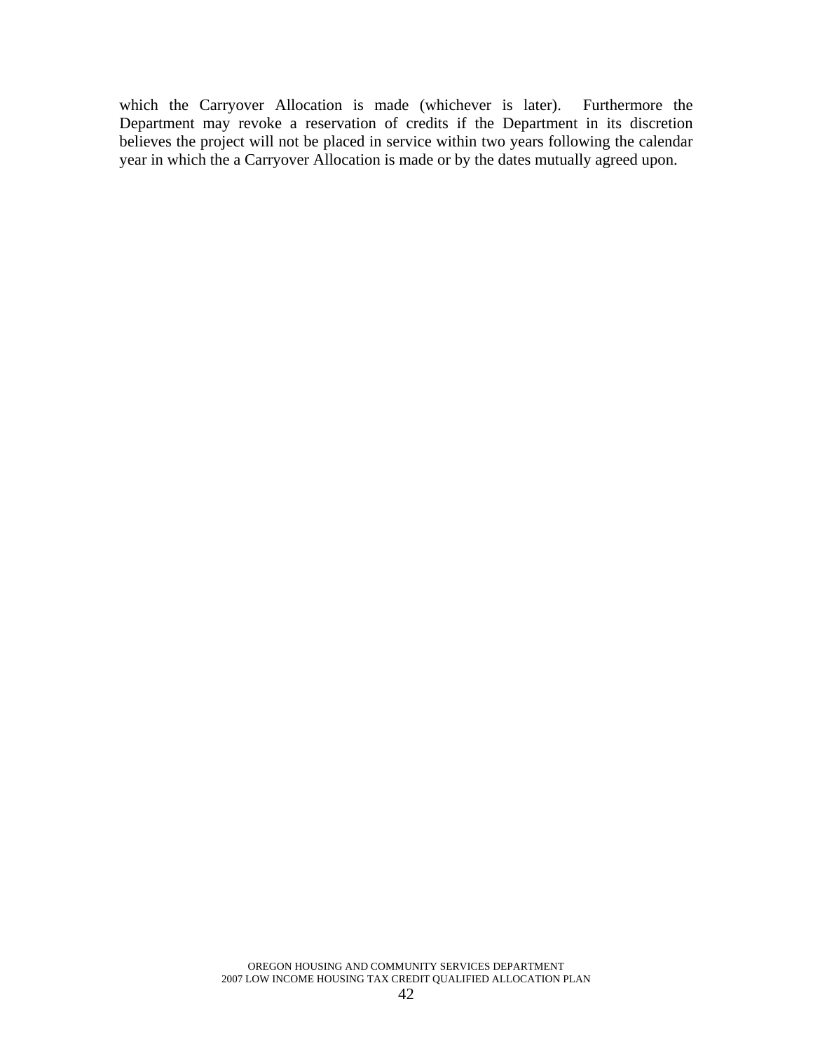which the Carryover Allocation is made (whichever is later). Furthermore the Department may revoke a reservation of credits if the Department in its discretion believes the project will not be placed in service within two years following the calendar year in which the a Carryover Allocation is made or by the dates mutually agreed upon.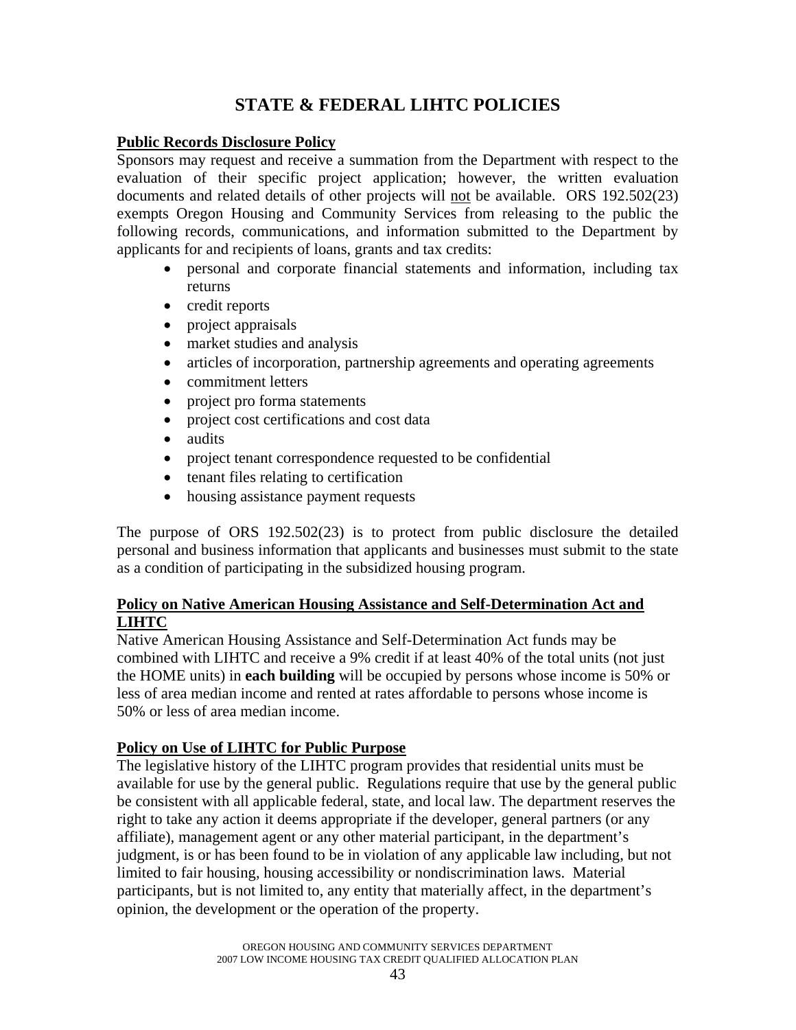# STATE & FEDERAL LIHTC POLICIES

**Public Records Disclosure Policy**

Sponsors may request and receive a summation from the Department with respect to the evaluation of their specific project application; however, the written evaluation documents and related details of other projects will not be available. ORS 192.502(23) exempts Oregon Housing and Community Services from releasing to the public the following records, communications, and information submitted to the Department by applicants for and recipients of loans, grants and tax credits:

- personal and corporate financial statements and information, including tax returns
- credit reports
- project appraisals
- market studies and analysis
- articles of incorporation, partnership agreements and operating agreements
- commitment letters
- project pro forma statements
- project cost certifications and cost data
- audits
- project tenant correspondence requested to be confidential
- tenant files relating to certification
- housing assistance payment requests

The purpose of ORS 192.502(23) is to protect from public disclosure the detailed personal and business information that applicants and businesses must submit to the state as a condition of participating in the subsidized housing program.

**Policy on Native American Housing Assistance and Self-Determination Act and LIHTC**

Native American Housing Assistance and Self-Determination Act funds may be combined with LIHTC and receive a 9% credit if at least 40% of the total units (not just the HOME units) in **each building** will be occupied by persons whose income is 50% or less of area median income and rented at rates affordable to persons whose income is 50% or less of area median income.

**Policy on Use of LIHTC for Public Purpose**

The legislative history of the LIHTC program provides that residential units must be available for use by the general public. Regulations require that use by the general public be consistent with all applicable federal, state, and local law. The department reserves the right to take any action it deems appropriate if the developer, general partners (or any affiliate), management agent or any other material participant, in the department's judgment, is or has been found to be in violation of any applicable law including, but not limited to fair housing, housing accessibility or nondiscrimination laws. Material participants, but is not limited to, any entity that materially affect, in the department's opinion, the development or the operation of the property.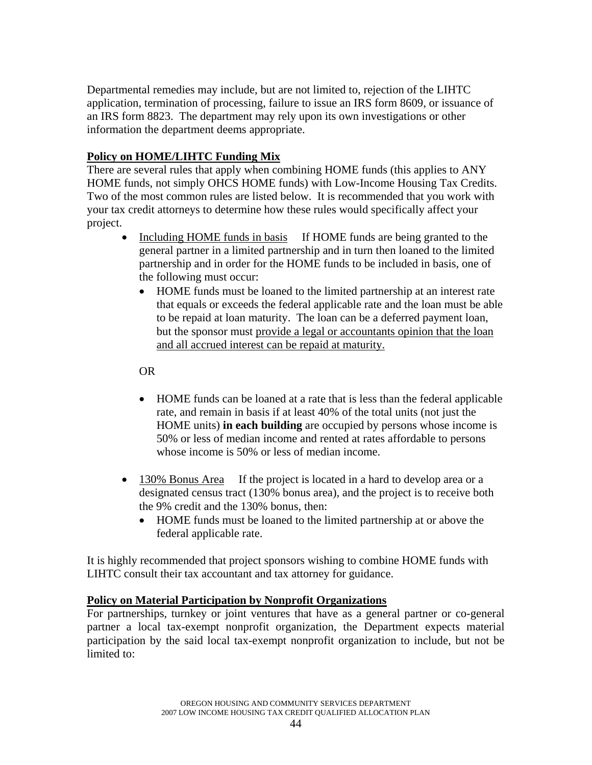Departmental remedies may include, but are not limited to, rejection of the LIHTC application, termination of processing, failure to issue an IRS form 8609, or issuance of an IRS form 8823. The department may rely upon its own investigations or other information the department deems appropriate.

**Policy on HOME/LIHTC Funding Mix**

There are several rules that apply when combining HOME funds (this applies to ANY HOME funds, not simply OHCS HOME funds) with Low-Income Housing Tax Credits. Two of the most common rules are listed below. It is recommended that you work with your tax credit attorneys to determine how these rules would specifically affect your project.

- Including HOME funds in basis    If HOME funds are being granted to the general partner in a limited partnership and in turn then loaned to the limited partnership and in order for the HOME funds to be included in basis, one of the following must occur:
  - HOME funds must be loaned to the limited partnership at an interest rate that equals or exceeds the federal applicable rate and the loan must be able to be repaid at loan maturity. The loan can be a deferred payment loan, but the sponsor must provide a legal or accountants opinion that the loan and all accrued interest can be repaid at maturity.

  OR

  - HOME funds can be loaned at a rate that is less than the federal applicable rate, and remain in basis if at least 40% of the total units (not just the HOME units) **in each building** are occupied by persons whose income is 50% or less of median income and rented at rates affordable to persons whose income is 50% or less of median income.

- 130% Bonus Area    If the project is located in a hard to develop area or a designated census tract (130% bonus area), and the project is to receive both the 9% credit and the 130% bonus, then:
  - HOME funds must be loaned to the limited partnership at or above the federal applicable rate.

It is highly recommended that project sponsors wishing to combine HOME funds with LIHTC consult their tax accountant and tax attorney for guidance.

**Policy on Material Participation by Nonprofit Organizations**

For partnerships, turnkey or joint ventures that have as a general partner or co-general partner a local tax-exempt nonprofit organization, the Department expects material participation by the said local tax-exempt nonprofit organization to include, but not be limited to: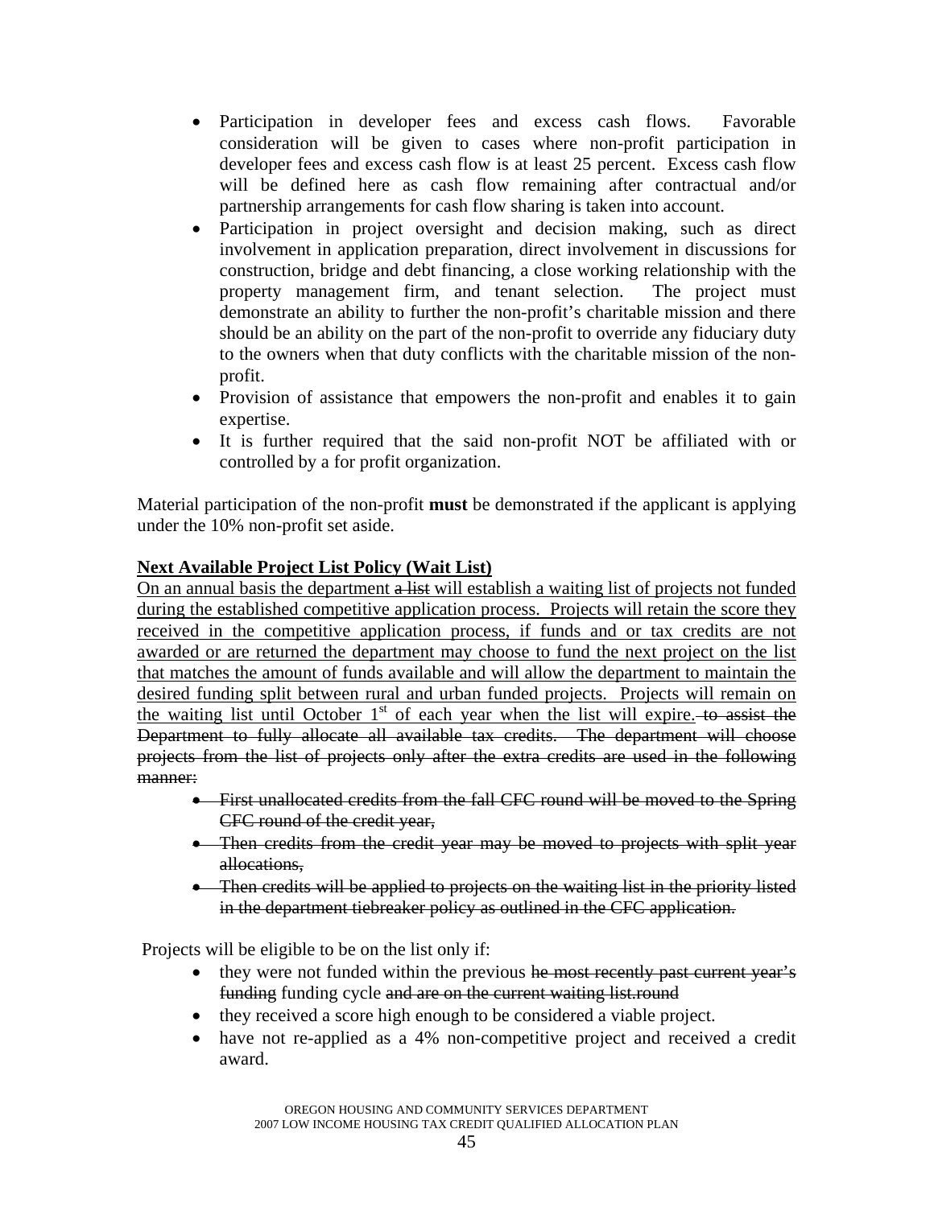- Participation in developer fees and excess cash flows. Favorable consideration will be given to cases where non-profit participation in developer fees and excess cash flow is at least 25 percent. Excess cash flow will be defined here as cash flow remaining after contractual and/or partnership arrangements for cash flow sharing is taken into account.
- Participation in project oversight and decision making, such as direct involvement in application preparation, direct involvement in discussions for construction, bridge and debt financing, a close working relationship with the property management firm, and tenant selection. The project must demonstrate an ability to further the non-profit's charitable mission and there should be an ability on the part of the non-profit to override any fiduciary duty to the owners when that duty conflicts with the charitable mission of the non-profit.
- Provision of assistance that empowers the non-profit and enables it to gain expertise.
- It is further required that the said non-profit NOT be affiliated with or controlled by a for profit organization.

Material participation of the non-profit **must** be demonstrated if the applicant is applying under the 10% non-profit set aside.

**<u>Next Available Project List Policy (Wait List)</u>**

<u>On an annual basis the department</u> ~~a list~~ <u>will establish a waiting list of projects not funded during the established competitive application process. Projects will retain the score they received in the competitive application process, if funds and or tax credits are not awarded or are returned the department may choose to fund the next project on the list that matches the amount of funds available and will allow the department to maintain the desired funding split between rural and urban funded projects. Projects will remain on the waiting list until October 1st of each year when the list will expire.</u> ~~to assist the Department to fully allocate all available tax credits. The department will choose projects from the list of projects only after the extra credits are used in the following manner:~~

- ~~First unallocated credits from the fall CFC round will be moved to the Spring CFC round of the credit year,~~
- ~~Then credits from the credit year may be moved to projects with split year allocations,~~
- ~~Then credits will be applied to projects on the waiting list in the priority listed in the department tiebreaker policy as outlined in the CFC application.~~

Projects will be eligible to be on the list only if:

- they were not funded within the previous ~~he most recently past current year's funding~~ funding cycle ~~and are on the current waiting list.round~~
- they received a score high enough to be considered a viable project.
- have not re-applied as a 4% non-competitive project and received a credit award.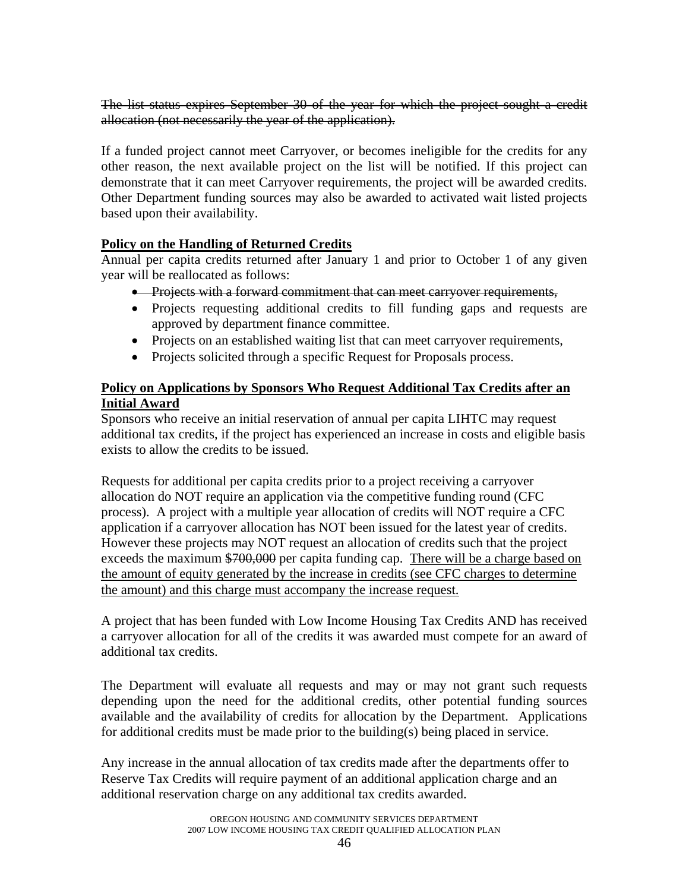~~The list status expires September 30 of the year for which the project sought a credit allocation (not necessarily the year of the application).~~

If a funded project cannot meet Carryover, or becomes ineligible for the credits for any other reason, the next available project on the list will be notified. If this project can demonstrate that it can meet Carryover requirements, the project will be awarded credits. Other Department funding sources may also be awarded to activated wait listed projects based upon their availability.

**Policy on the Handling of Returned Credits**

Annual per capita credits returned after January 1 and prior to October 1 of any given year will be reallocated as follows:

- ~~Projects with a forward commitment that can meet carryover requirements,~~
- Projects requesting additional credits to fill funding gaps and requests are approved by department finance committee.
- Projects on an established waiting list that can meet carryover requirements,
- Projects solicited through a specific Request for Proposals process.

**Policy on Applications by Sponsors Who Request Additional Tax Credits after an Initial Award**

Sponsors who receive an initial reservation of annual per capita LIHTC may request additional tax credits, if the project has experienced an increase in costs and eligible basis exists to allow the credits to be issued.

Requests for additional per capita credits prior to a project receiving a carryover allocation do NOT require an application via the competitive funding round (CFC process). A project with a multiple year allocation of credits will NOT require a CFC application if a carryover allocation has NOT been issued for the latest year of credits. However these projects may NOT request an allocation of credits such that the project exceeds the maximum ~~$700,000~~ per capita funding cap. <u>There will be a charge based on the amount of equity generated by the increase in credits (see CFC charges to determine the amount) and this charge must accompany the increase request.</u>

A project that has been funded with Low Income Housing Tax Credits AND has received a carryover allocation for all of the credits it was awarded must compete for an award of additional tax credits.

The Department will evaluate all requests and may or may not grant such requests depending upon the need for the additional credits, other potential funding sources available and the availability of credits for allocation by the Department. Applications for additional credits must be made prior to the building(s) being placed in service.

Any increase in the annual allocation of tax credits made after the departments offer to Reserve Tax Credits will require payment of an additional application charge and an additional reservation charge on any additional tax credits awarded.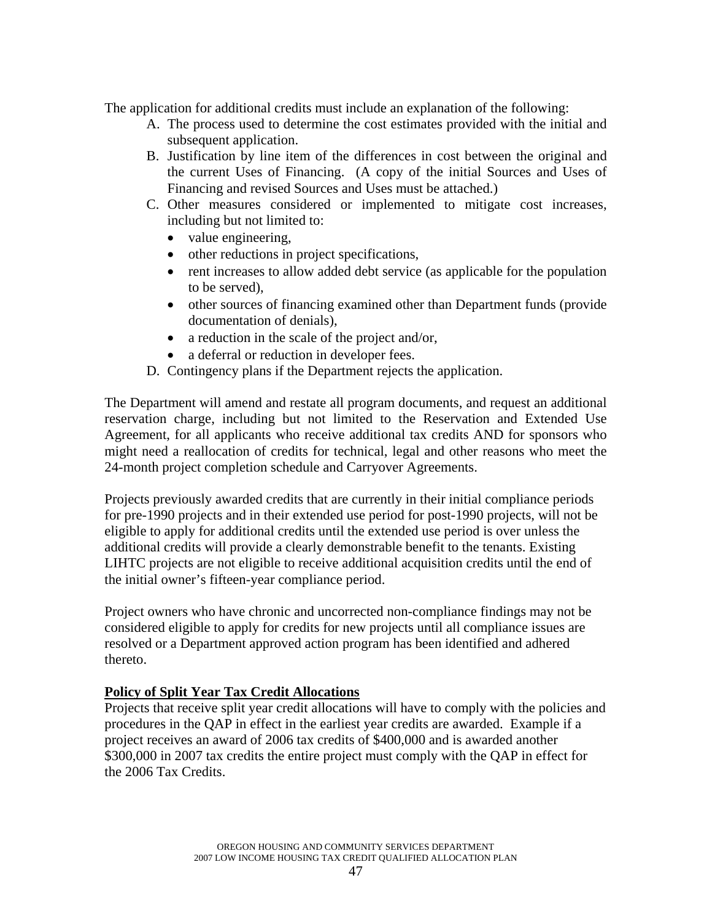The application for additional credits must include an explanation of the following:

A. The process used to determine the cost estimates provided with the initial and subsequent application.
B. Justification by line item of the differences in cost between the original and the current Uses of Financing. (A copy of the initial Sources and Uses of Financing and revised Sources and Uses must be attached.)
C. Other measures considered or implemented to mitigate cost increases, including but not limited to:
   - value engineering,
   - other reductions in project specifications,
   - rent increases to allow added debt service (as applicable for the population to be served),
   - other sources of financing examined other than Department funds (provide documentation of denials),
   - a reduction in the scale of the project and/or,
   - a deferral or reduction in developer fees.
D. Contingency plans if the Department rejects the application.

The Department will amend and restate all program documents, and request an additional reservation charge, including but not limited to the Reservation and Extended Use Agreement, for all applicants who receive additional tax credits AND for sponsors who might need a reallocation of credits for technical, legal and other reasons who meet the 24-month project completion schedule and Carryover Agreements.

Projects previously awarded credits that are currently in their initial compliance periods for pre-1990 projects and in their extended use period for post-1990 projects, will not be eligible to apply for additional credits until the extended use period is over unless the additional credits will provide a clearly demonstrable benefit to the tenants. Existing LIHTC projects are not eligible to receive additional acquisition credits until the end of the initial owner's fifteen-year compliance period.

Project owners who have chronic and uncorrected non-compliance findings may not be considered eligible to apply for credits for new projects until all compliance issues are resolved or a Department approved action program has been identified and adhered thereto.

**Policy of Split Year Tax Credit Allocations**

Projects that receive split year credit allocations will have to comply with the policies and procedures in the QAP in effect in the earliest year credits are awarded. Example if a project receives an award of 2006 tax credits of $400,000 and is awarded another $300,000 in 2007 tax credits the entire project must comply with the QAP in effect for the 2006 Tax Credits.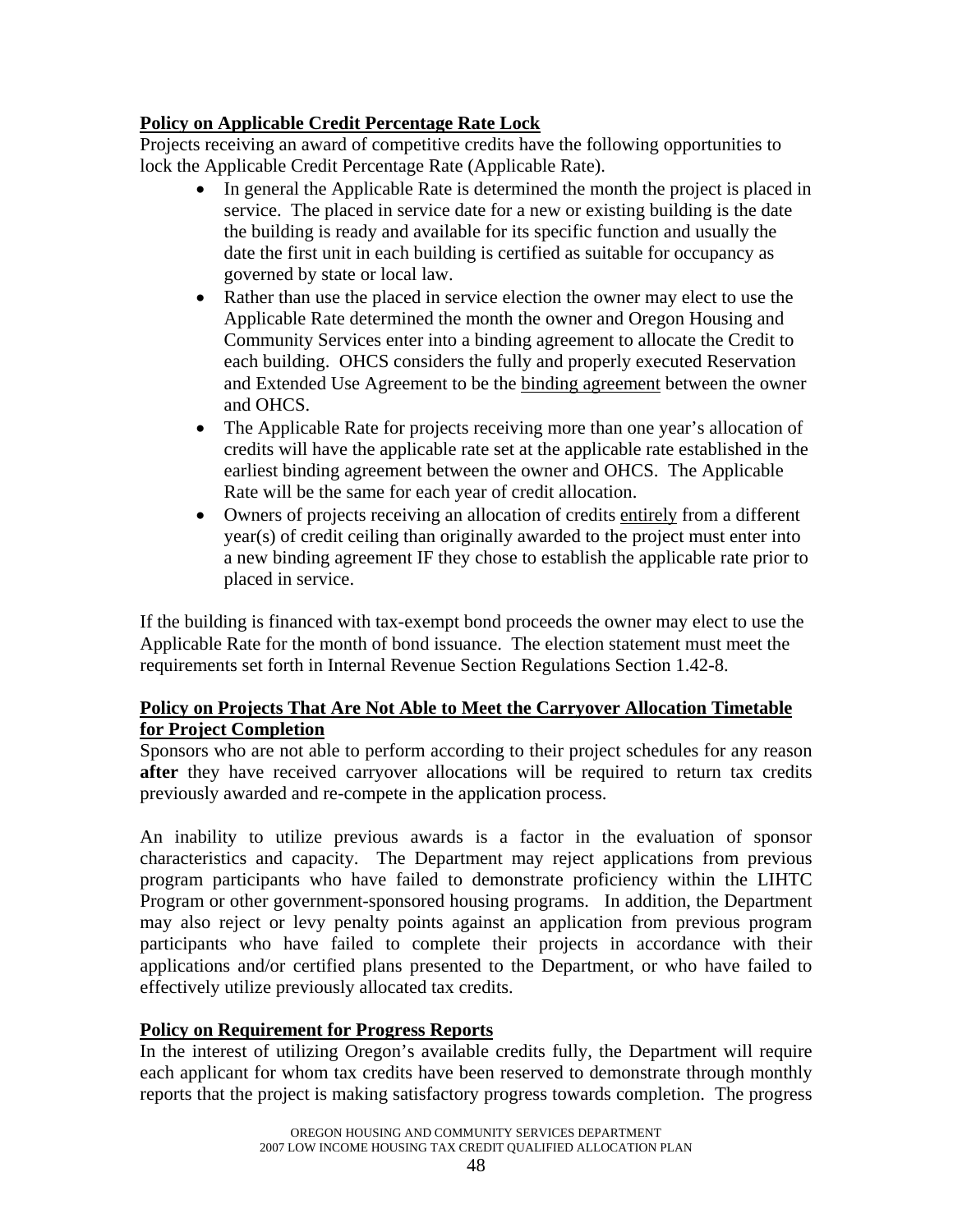**Policy on Applicable Credit Percentage Rate Lock**

Projects receiving an award of competitive credits have the following opportunities to lock the Applicable Credit Percentage Rate (Applicable Rate).

- In general the Applicable Rate is determined the month the project is placed in service. The placed in service date for a new or existing building is the date the building is ready and available for its specific function and usually the date the first unit in each building is certified as suitable for occupancy as governed by state or local law.
- Rather than use the placed in service election the owner may elect to use the Applicable Rate determined the month the owner and Oregon Housing and Community Services enter into a binding agreement to allocate the Credit to each building. OHCS considers the fully and properly executed Reservation and Extended Use Agreement to be the binding agreement between the owner and OHCS.
- The Applicable Rate for projects receiving more than one year's allocation of credits will have the applicable rate set at the applicable rate established in the earliest binding agreement between the owner and OHCS. The Applicable Rate will be the same for each year of credit allocation.
- Owners of projects receiving an allocation of credits entirely from a different year(s) of credit ceiling than originally awarded to the project must enter into a new binding agreement IF they chose to establish the applicable rate prior to placed in service.

If the building is financed with tax-exempt bond proceeds the owner may elect to use the Applicable Rate for the month of bond issuance. The election statement must meet the requirements set forth in Internal Revenue Section Regulations Section 1.42-8.

**Policy on Projects That Are Not Able to Meet the Carryover Allocation Timetable for Project Completion**

Sponsors who are not able to perform according to their project schedules for any reason **after** they have received carryover allocations will be required to return tax credits previously awarded and re-compete in the application process.

An inability to utilize previous awards is a factor in the evaluation of sponsor characteristics and capacity. The Department may reject applications from previous program participants who have failed to demonstrate proficiency within the LIHTC Program or other government-sponsored housing programs. In addition, the Department may also reject or levy penalty points against an application from previous program participants who have failed to complete their projects in accordance with their applications and/or certified plans presented to the Department, or who have failed to effectively utilize previously allocated tax credits.

**Policy on Requirement for Progress Reports**

In the interest of utilizing Oregon's available credits fully, the Department will require each applicant for whom tax credits have been reserved to demonstrate through monthly reports that the project is making satisfactory progress towards completion. The progress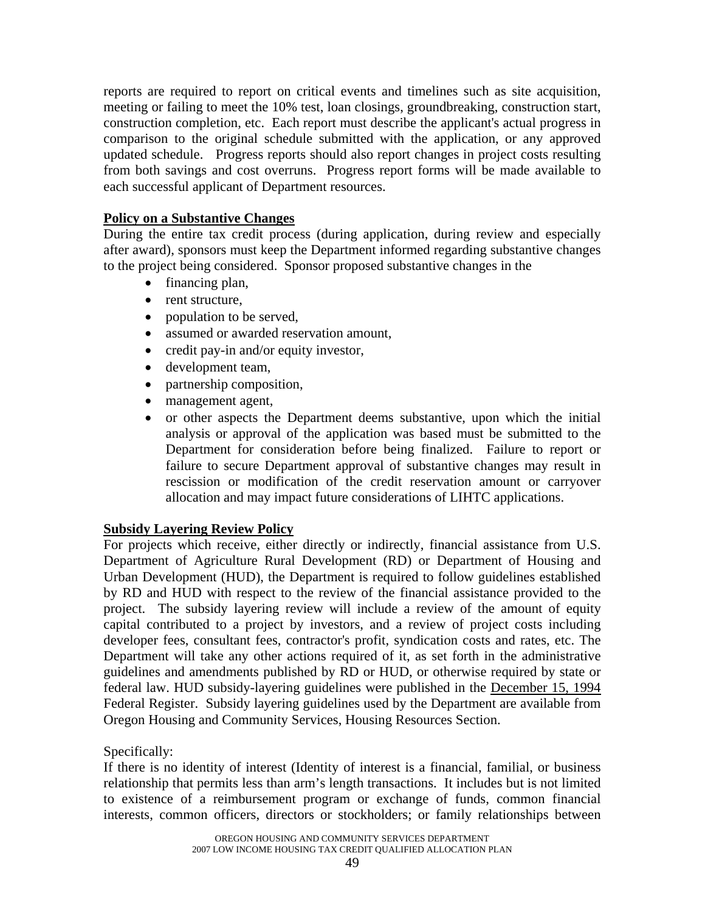reports are required to report on critical events and timelines such as site acquisition, meeting or failing to meet the 10% test, loan closings, groundbreaking, construction start, construction completion, etc. Each report must describe the applicant's actual progress in comparison to the original schedule submitted with the application, or any approved updated schedule. Progress reports should also report changes in project costs resulting from both savings and cost overruns. Progress report forms will be made available to each successful applicant of Department resources.

**Policy on a Substantive Changes**

During the entire tax credit process (during application, during review and especially after award), sponsors must keep the Department informed regarding substantive changes to the project being considered. Sponsor proposed substantive changes in the

- financing plan,
- rent structure,
- population to be served,
- assumed or awarded reservation amount,
- credit pay-in and/or equity investor,
- development team,
- partnership composition,
- management agent,
- or other aspects the Department deems substantive, upon which the initial analysis or approval of the application was based must be submitted to the Department for consideration before being finalized. Failure to report or failure to secure Department approval of substantive changes may result in rescission or modification of the credit reservation amount or carryover allocation and may impact future considerations of LIHTC applications.

**Subsidy Layering Review Policy**

For projects which receive, either directly or indirectly, financial assistance from U.S. Department of Agriculture Rural Development (RD) or Department of Housing and Urban Development (HUD), the Department is required to follow guidelines established by RD and HUD with respect to the review of the financial assistance provided to the project. The subsidy layering review will include a review of the amount of equity capital contributed to a project by investors, and a review of project costs including developer fees, consultant fees, contractor's profit, syndication costs and rates, etc. The Department will take any other actions required of it, as set forth in the administrative guidelines and amendments published by RD or HUD, or otherwise required by state or federal law. HUD subsidy-layering guidelines were published in the December 15, 1994 Federal Register. Subsidy layering guidelines used by the Department are available from Oregon Housing and Community Services, Housing Resources Section.

Specifically:

If there is no identity of interest (Identity of interest is a financial, familial, or business relationship that permits less than arm's length transactions. It includes but is not limited to existence of a reimbursement program or exchange of funds, common financial interests, common officers, directors or stockholders; or family relationships between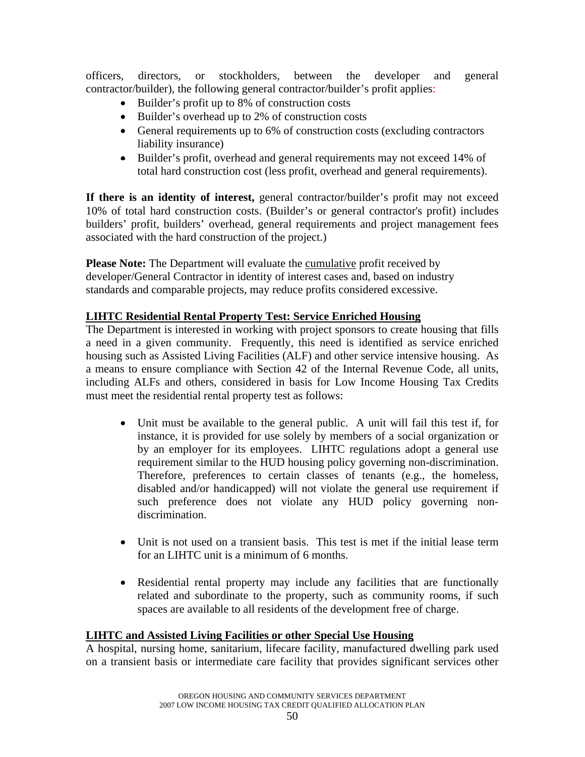officers, directors, or stockholders, between the developer and general contractor/builder), the following general contractor/builder's profit applies:

- Builder's profit up to 8% of construction costs
- Builder's overhead up to 2% of construction costs
- General requirements up to 6% of construction costs (excluding contractors liability insurance)
- Builder's profit, overhead and general requirements may not exceed 14% of total hard construction cost (less profit, overhead and general requirements).

**If there is an identity of interest,** general contractor/builder's profit may not exceed 10% of total hard construction costs. (Builder's or general contractor's profit) includes builders' profit, builders' overhead, general requirements and project management fees associated with the hard construction of the project.)

**Please Note:** The Department will evaluate the cumulative profit received by developer/General Contractor in identity of interest cases and, based on industry standards and comparable projects, may reduce profits considered excessive.

## LIHTC Residential Rental Property Test: Service Enriched Housing

The Department is interested in working with project sponsors to create housing that fills a need in a given community. Frequently, this need is identified as service enriched housing such as Assisted Living Facilities (ALF) and other service intensive housing. As a means to ensure compliance with Section 42 of the Internal Revenue Code, all units, including ALFs and others, considered in basis for Low Income Housing Tax Credits must meet the residential rental property test as follows:

- Unit must be available to the general public. A unit will fail this test if, for instance, it is provided for use solely by members of a social organization or by an employer for its employees. LIHTC regulations adopt a general use requirement similar to the HUD housing policy governing non-discrimination. Therefore, preferences to certain classes of tenants (e.g., the homeless, disabled and/or handicapped) will not violate the general use requirement if such preference does not violate any HUD policy governing non-discrimination.

- Unit is not used on a transient basis. This test is met if the initial lease term for an LIHTC unit is a minimum of 6 months.

- Residential rental property may include any facilities that are functionally related and subordinate to the property, such as community rooms, if such spaces are available to all residents of the development free of charge.

## LIHTC and Assisted Living Facilities or other Special Use Housing

A hospital, nursing home, sanitarium, lifecare facility, manufactured dwelling park used on a transient basis or intermediate care facility that provides significant services other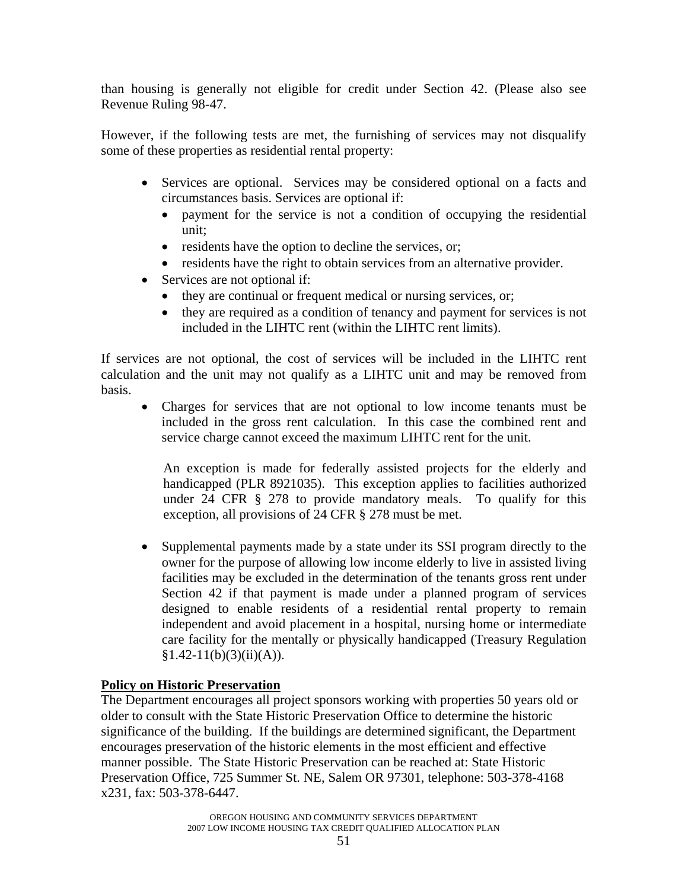than housing is generally not eligible for credit under Section 42. (Please also see Revenue Ruling 98-47.

However, if the following tests are met, the furnishing of services may not disqualify some of these properties as residential rental property:

- Services are optional. Services may be considered optional on a facts and circumstances basis. Services are optional if:
  - payment for the service is not a condition of occupying the residential unit;
  - residents have the option to decline the services, or;
  - residents have the right to obtain services from an alternative provider.
- Services are not optional if:
  - they are continual or frequent medical or nursing services, or;
  - they are required as a condition of tenancy and payment for services is not included in the LIHTC rent (within the LIHTC rent limits).

If services are not optional, the cost of services will be included in the LIHTC rent calculation and the unit may not qualify as a LIHTC unit and may be removed from basis.

- Charges for services that are not optional to low income tenants must be included in the gross rent calculation. In this case the combined rent and service charge cannot exceed the maximum LIHTC rent for the unit.

  An exception is made for federally assisted projects for the elderly and handicapped (PLR 8921035). This exception applies to facilities authorized under 24 CFR § 278 to provide mandatory meals. To qualify for this exception, all provisions of 24 CFR § 278 must be met.

- Supplemental payments made by a state under its SSI program directly to the owner for the purpose of allowing low income elderly to live in assisted living facilities may be excluded in the determination of the tenants gross rent under Section 42 if that payment is made under a planned program of services designed to enable residents of a residential rental property to remain independent and avoid placement in a hospital, nursing home or intermediate care facility for the mentally or physically handicapped (Treasury Regulation §1.42-11(b)(3)(ii)(A)).

**Policy on Historic Preservation**

The Department encourages all project sponsors working with properties 50 years old or older to consult with the State Historic Preservation Office to determine the historic significance of the building. If the buildings are determined significant, the Department encourages preservation of the historic elements in the most efficient and effective manner possible. The State Historic Preservation can be reached at: State Historic Preservation Office, 725 Summer St. NE, Salem OR 97301, telephone: 503-378-4168 x231, fax: 503-378-6447.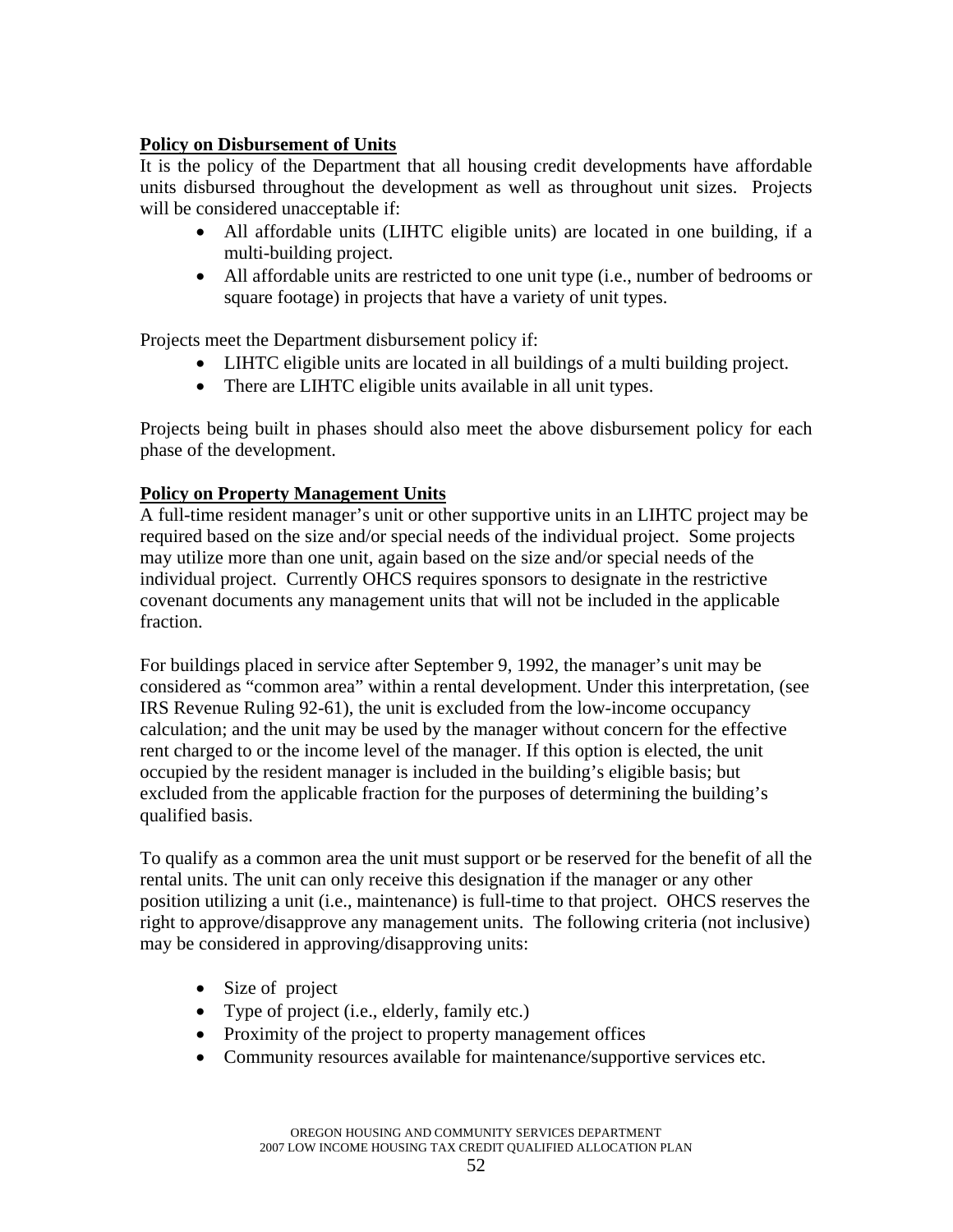**Policy on Disbursement of Units**

It is the policy of the Department that all housing credit developments have affordable units disbursed throughout the development as well as throughout unit sizes. Projects will be considered unacceptable if:

- All affordable units (LIHTC eligible units) are located in one building, if a multi-building project.
- All affordable units are restricted to one unit type (i.e., number of bedrooms or square footage) in projects that have a variety of unit types.

Projects meet the Department disbursement policy if:

- LIHTC eligible units are located in all buildings of a multi building project.
- There are LIHTC eligible units available in all unit types.

Projects being built in phases should also meet the above disbursement policy for each phase of the development.

**Policy on Property Management Units**

A full-time resident manager's unit or other supportive units in an LIHTC project may be required based on the size and/or special needs of the individual project. Some projects may utilize more than one unit, again based on the size and/or special needs of the individual project. Currently OHCS requires sponsors to designate in the restrictive covenant documents any management units that will not be included in the applicable fraction.

For buildings placed in service after September 9, 1992, the manager's unit may be considered as "common area" within a rental development. Under this interpretation, (see IRS Revenue Ruling 92-61), the unit is excluded from the low-income occupancy calculation; and the unit may be used by the manager without concern for the effective rent charged to or the income level of the manager. If this option is elected, the unit occupied by the resident manager is included in the building's eligible basis; but excluded from the applicable fraction for the purposes of determining the building's qualified basis.

To qualify as a common area the unit must support or be reserved for the benefit of all the rental units. The unit can only receive this designation if the manager or any other position utilizing a unit (i.e., maintenance) is full-time to that project. OHCS reserves the right to approve/disapprove any management units. The following criteria (not inclusive) may be considered in approving/disapproving units:

- Size of project
- Type of project (i.e., elderly, family etc.)
- Proximity of the project to property management offices
- Community resources available for maintenance/supportive services etc.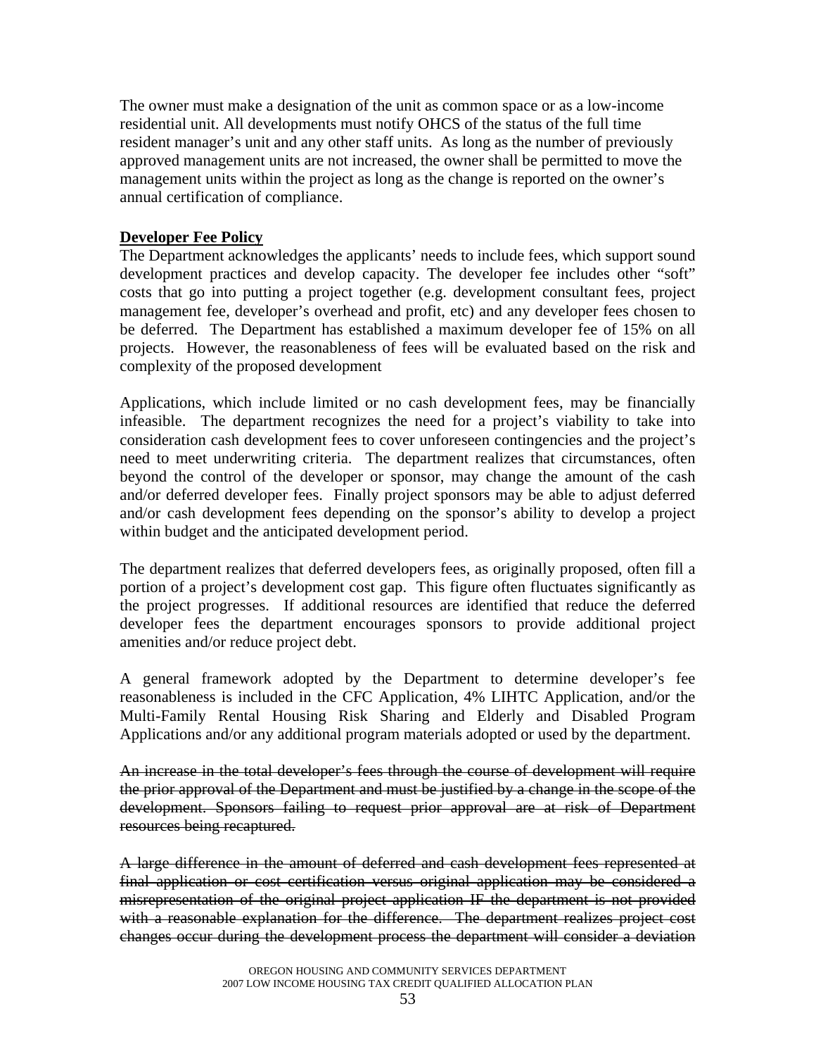The owner must make a designation of the unit as common space or as a low-income residential unit. All developments must notify OHCS of the status of the full time resident manager's unit and any other staff units. As long as the number of previously approved management units are not increased, the owner shall be permitted to move the management units within the project as long as the change is reported on the owner's annual certification of compliance.

**Developer Fee Policy**

The Department acknowledges the applicants' needs to include fees, which support sound development practices and develop capacity. The developer fee includes other "soft" costs that go into putting a project together (e.g. development consultant fees, project management fee, developer's overhead and profit, etc) and any developer fees chosen to be deferred. The Department has established a maximum developer fee of 15% on all projects. However, the reasonableness of fees will be evaluated based on the risk and complexity of the proposed development

Applications, which include limited or no cash development fees, may be financially infeasible. The department recognizes the need for a project's viability to take into consideration cash development fees to cover unforeseen contingencies and the project's need to meet underwriting criteria. The department realizes that circumstances, often beyond the control of the developer or sponsor, may change the amount of the cash and/or deferred developer fees. Finally project sponsors may be able to adjust deferred and/or cash development fees depending on the sponsor's ability to develop a project within budget and the anticipated development period.

The department realizes that deferred developers fees, as originally proposed, often fill a portion of a project's development cost gap. This figure often fluctuates significantly as the project progresses. If additional resources are identified that reduce the deferred developer fees the department encourages sponsors to provide additional project amenities and/or reduce project debt.

A general framework adopted by the Department to determine developer's fee reasonableness is included in the CFC Application, 4% LIHTC Application, and/or the Multi-Family Rental Housing Risk Sharing and Elderly and Disabled Program Applications and/or any additional program materials adopted or used by the department.

~~An increase in the total developer's fees through the course of development will require the prior approval of the Department and must be justified by a change in the scope of the development. Sponsors failing to request prior approval are at risk of Department resources being recaptured.~~

~~A large difference in the amount of deferred and cash development fees represented at final application or cost certification versus original application may be considered a misrepresentation of the original project application IF the department is not provided with a reasonable explanation for the difference. The department realizes project cost changes occur during the development process the department will consider a deviation~~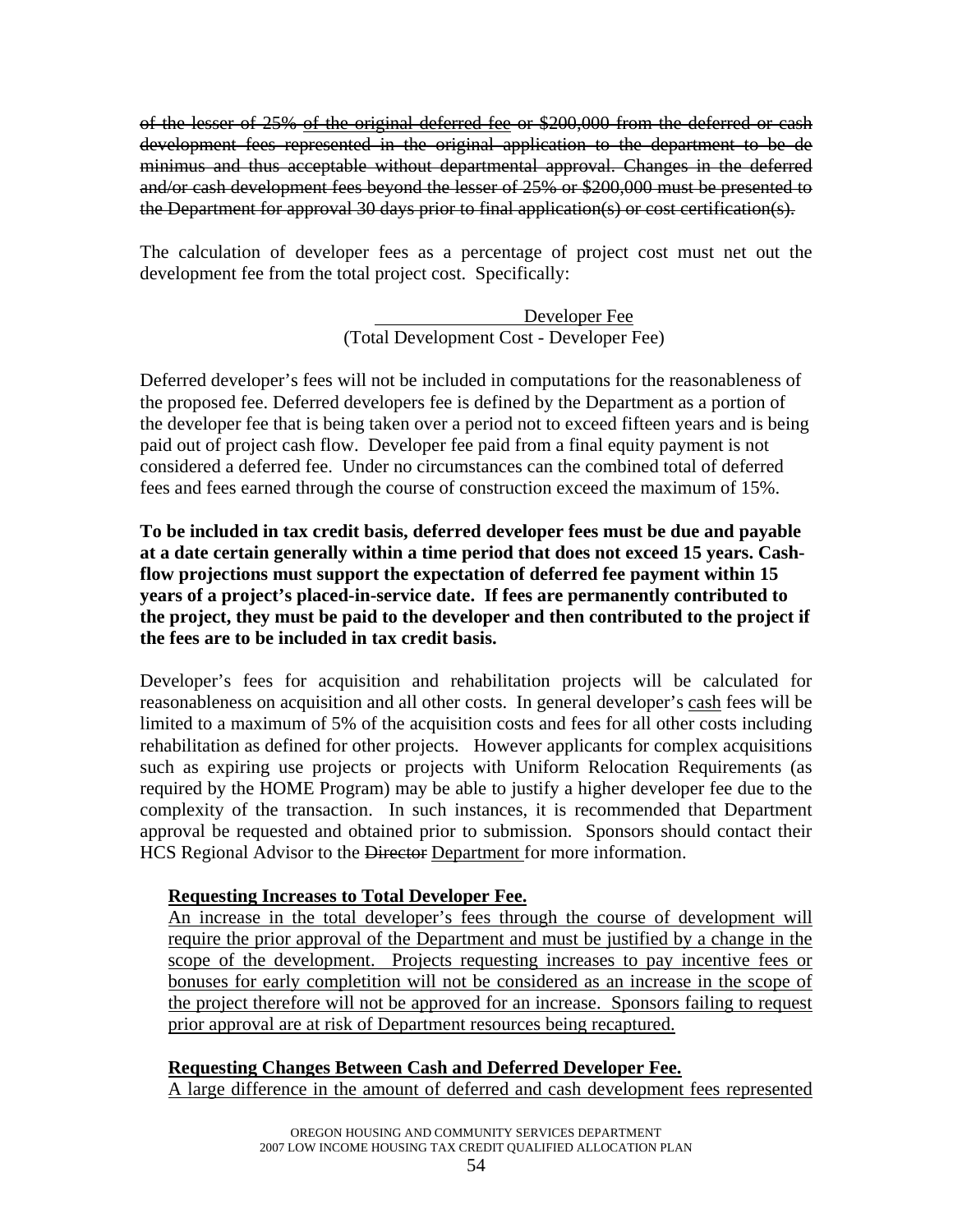~~of the lesser of 25%~~ ~~<u>of the original deferred fee</u>~~ ~~or $200,000 from the deferred or cash development fees represented in the original application to the department to be de minimus and thus acceptable without departmental approval. Changes in the deferred and/or cash development fees beyond the lesser of 25% or $200,000 must be presented to the Department for approval 30 days prior to final application(s) or cost certification(s).~~

The calculation of developer fees as a percentage of project cost must net out the development fee from the total project cost. Specifically:

$$\frac{\text{Developer Fee}}{(\text{Total Development Cost - Developer Fee})}$$

Deferred developer's fees will not be included in computations for the reasonableness of the proposed fee. Deferred developers fee is defined by the Department as a portion of the developer fee that is being taken over a period not to exceed fifteen years and is being paid out of project cash flow. Developer fee paid from a final equity payment is not considered a deferred fee. Under no circumstances can the combined total of deferred fees and fees earned through the course of construction exceed the maximum of 15%.

**To be included in tax credit basis, deferred developer fees must be due and payable at a date certain generally within a time period that does not exceed 15 years. Cash-flow projections must support the expectation of deferred fee payment within 15 years of a project's placed-in-service date. If fees are permanently contributed to the project, they must be paid to the developer and then contributed to the project if the fees are to be included in tax credit basis.**

Developer's fees for acquisition and rehabilitation projects will be calculated for reasonableness on acquisition and all other costs. In general developer's <u>cash</u> fees will be limited to a maximum of 5% of the acquisition costs and fees for all other costs including rehabilitation as defined for other projects. However applicants for complex acquisitions such as expiring use projects or projects with Uniform Relocation Requirements (as required by the HOME Program) may be able to justify a higher developer fee due to the complexity of the transaction. In such instances, it is recommended that Department approval be requested and obtained prior to submission. Sponsors should contact their HCS Regional Advisor to the ~~Director~~ <u>Department</u> for more information.

**<u>Requesting Increases to Total Developer Fee.</u>**

<u>An increase in the total developer's fees through the course of development will require the prior approval of the Department and must be justified by a change in the scope of the development. Projects requesting increases to pay incentive fees or bonuses for early completition will not be considered as an increase in the scope of the project therefore will not be approved for an increase. Sponsors failing to request prior approval are at risk of Department resources being recaptured.</u>

**<u>Requesting Changes Between Cash and Deferred Developer Fee.</u>**

<u>A large difference in the amount of deferred and cash development fees represented</u>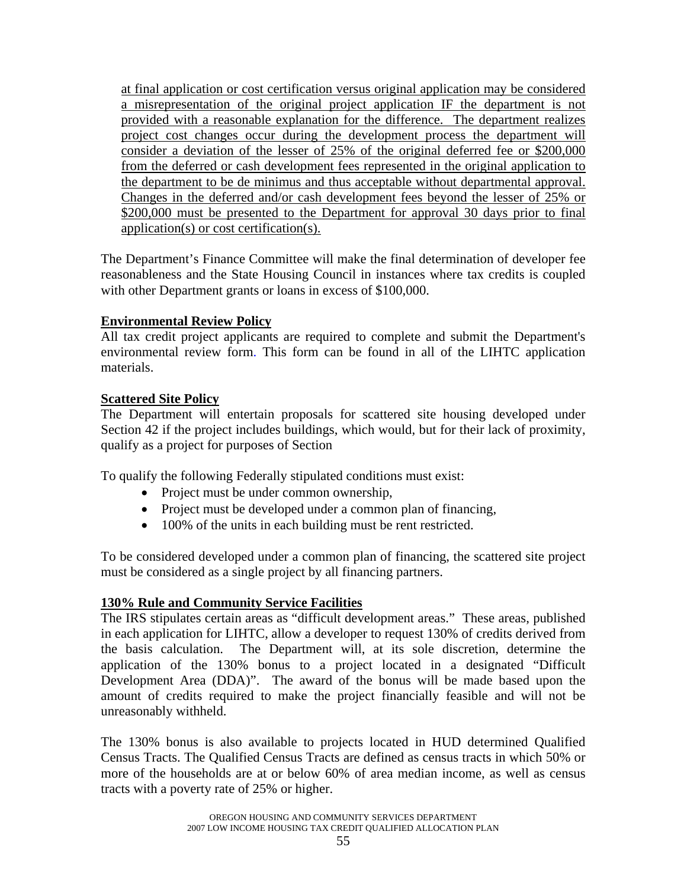at final application or cost certification versus original application may be considered a misrepresentation of the original project application IF the department is not provided with a reasonable explanation for the difference. The department realizes project cost changes occur during the development process the department will consider a deviation of the lesser of 25% of the original deferred fee or $200,000 from the deferred or cash development fees represented in the original application to the department to be de minimus and thus acceptable without departmental approval. Changes in the deferred and/or cash development fees beyond the lesser of 25% or $200,000 must be presented to the Department for approval 30 days prior to final application(s) or cost certification(s).

The Department's Finance Committee will make the final determination of developer fee reasonableness and the State Housing Council in instances where tax credits is coupled with other Department grants or loans in excess of $100,000.

**Environmental Review Policy**

All tax credit project applicants are required to complete and submit the Department's environmental review form. This form can be found in all of the LIHTC application materials.

**Scattered Site Policy**

The Department will entertain proposals for scattered site housing developed under Section 42 if the project includes buildings, which would, but for their lack of proximity, qualify as a project for purposes of Section

To qualify the following Federally stipulated conditions must exist:

- Project must be under common ownership,
- Project must be developed under a common plan of financing,
- 100% of the units in each building must be rent restricted.

To be considered developed under a common plan of financing, the scattered site project must be considered as a single project by all financing partners.

**130% Rule and Community Service Facilities**

The IRS stipulates certain areas as "difficult development areas." These areas, published in each application for LIHTC, allow a developer to request 130% of credits derived from the basis calculation. The Department will, at its sole discretion, determine the application of the 130% bonus to a project located in a designated "Difficult Development Area (DDA)". The award of the bonus will be made based upon the amount of credits required to make the project financially feasible and will not be unreasonably withheld.

The 130% bonus is also available to projects located in HUD determined Qualified Census Tracts. The Qualified Census Tracts are defined as census tracts in which 50% or more of the households are at or below 60% of area median income, as well as census tracts with a poverty rate of 25% or higher.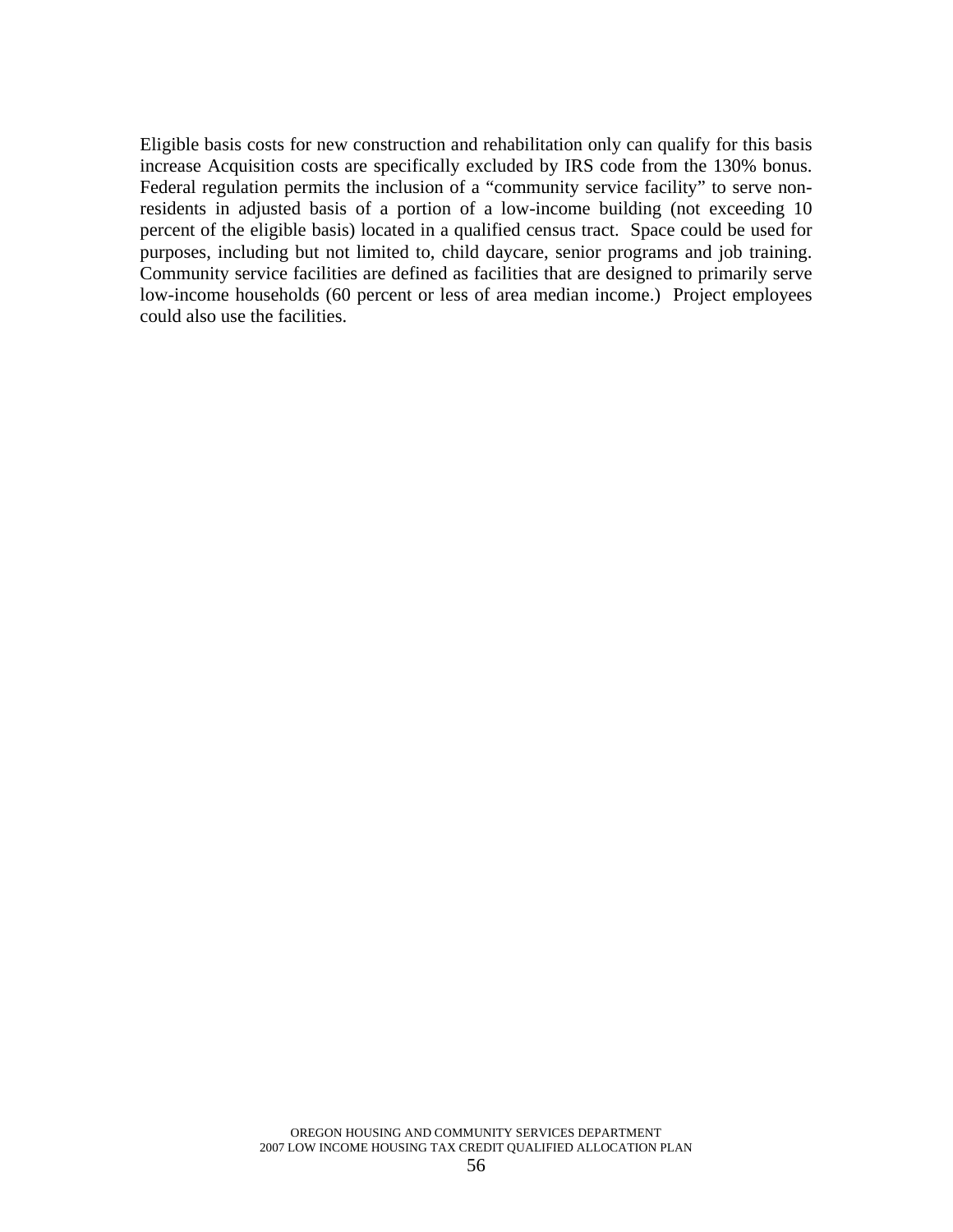Eligible basis costs for new construction and rehabilitation only can qualify for this basis increase Acquisition costs are specifically excluded by IRS code from the 130% bonus. Federal regulation permits the inclusion of a "community service facility" to serve non-residents in adjusted basis of a portion of a low-income building (not exceeding 10 percent of the eligible basis) located in a qualified census tract. Space could be used for purposes, including but not limited to, child daycare, senior programs and job training. Community service facilities are defined as facilities that are designed to primarily serve low-income households (60 percent or less of area median income.) Project employees could also use the facilities.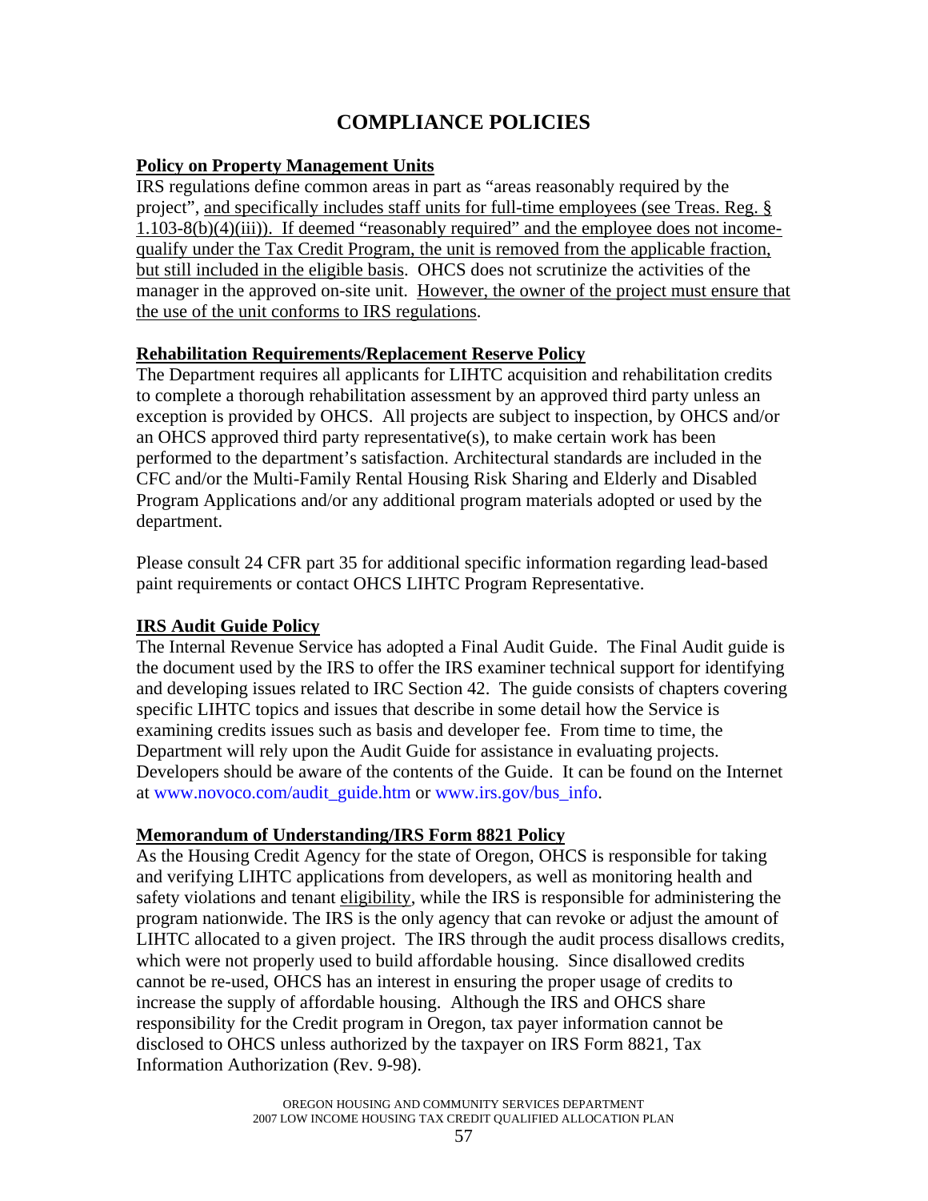# COMPLIANCE POLICIES

**Policy on Property Management Units**

IRS regulations define common areas in part as "areas reasonably required by the project", and specifically includes staff units for full-time employees (see Treas. Reg. § 1.103-8(b)(4)(iii)). If deemed "reasonably required" and the employee does not income-qualify under the Tax Credit Program, the unit is removed from the applicable fraction, but still included in the eligible basis. OHCS does not scrutinize the activities of the manager in the approved on-site unit. However, the owner of the project must ensure that the use of the unit conforms to IRS regulations.

**Rehabilitation Requirements/Replacement Reserve Policy**

The Department requires all applicants for LIHTC acquisition and rehabilitation credits to complete a thorough rehabilitation assessment by an approved third party unless an exception is provided by OHCS. All projects are subject to inspection, by OHCS and/or an OHCS approved third party representative(s), to make certain work has been performed to the department's satisfaction. Architectural standards are included in the CFC and/or the Multi-Family Rental Housing Risk Sharing and Elderly and Disabled Program Applications and/or any additional program materials adopted or used by the department.

Please consult 24 CFR part 35 for additional specific information regarding lead-based paint requirements or contact OHCS LIHTC Program Representative.

**IRS Audit Guide Policy**

The Internal Revenue Service has adopted a Final Audit Guide. The Final Audit guide is the document used by the IRS to offer the IRS examiner technical support for identifying and developing issues related to IRC Section 42. The guide consists of chapters covering specific LIHTC topics and issues that describe in some detail how the Service is examining credits issues such as basis and developer fee. From time to time, the Department will rely upon the Audit Guide for assistance in evaluating projects. Developers should be aware of the contents of the Guide. It can be found on the Internet at www.novoco.com/audit_guide.htm or www.irs.gov/bus_info.

**Memorandum of Understanding/IRS Form 8821 Policy**

As the Housing Credit Agency for the state of Oregon, OHCS is responsible for taking and verifying LIHTC applications from developers, as well as monitoring health and safety violations and tenant eligibility, while the IRS is responsible for administering the program nationwide. The IRS is the only agency that can revoke or adjust the amount of LIHTC allocated to a given project. The IRS through the audit process disallows credits, which were not properly used to build affordable housing. Since disallowed credits cannot be re-used, OHCS has an interest in ensuring the proper usage of credits to increase the supply of affordable housing. Although the IRS and OHCS share responsibility for the Credit program in Oregon, tax payer information cannot be disclosed to OHCS unless authorized by the taxpayer on IRS Form 8821, Tax Information Authorization (Rev. 9-98).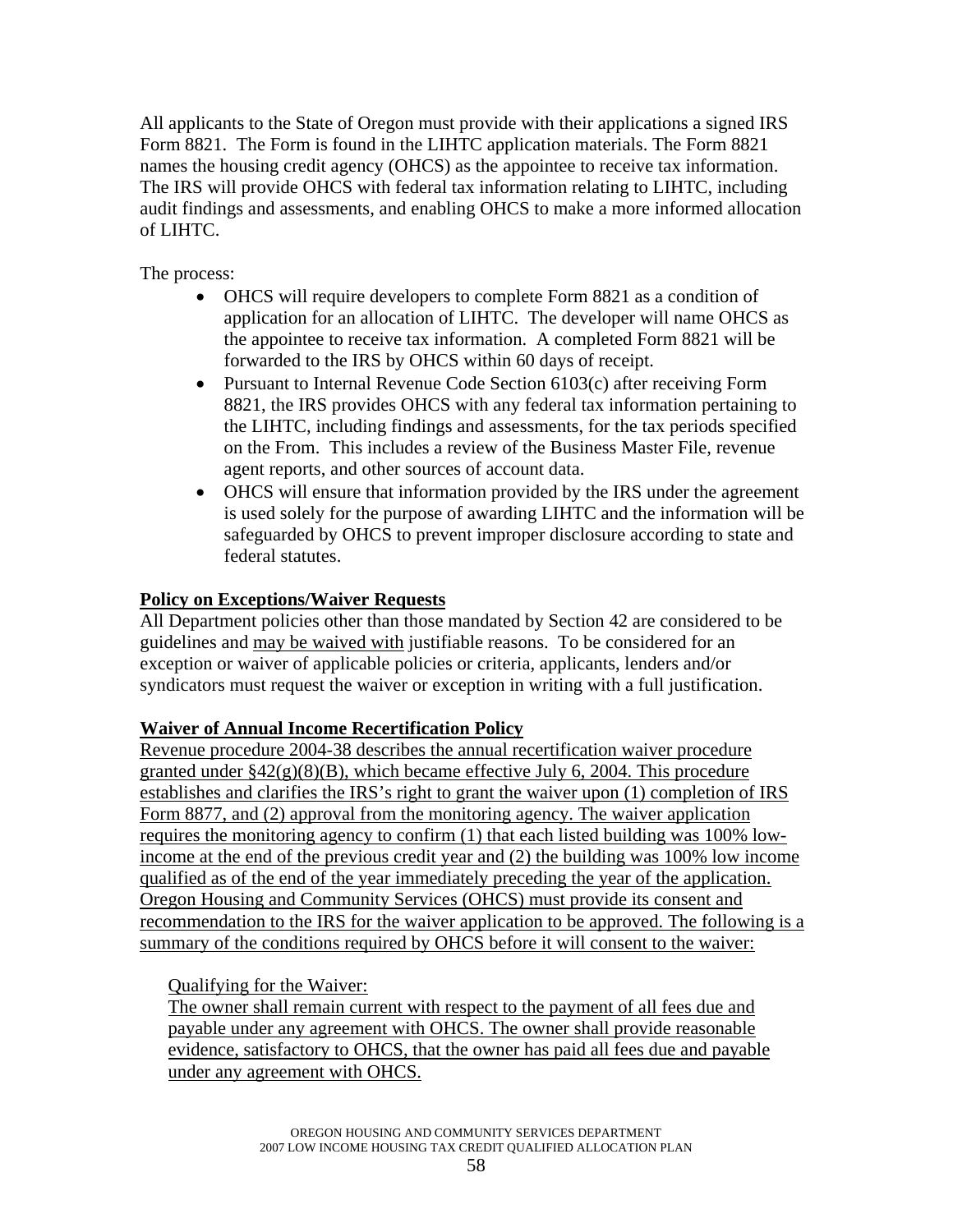All applicants to the State of Oregon must provide with their applications a signed IRS Form 8821. The Form is found in the LIHTC application materials. The Form 8821 names the housing credit agency (OHCS) as the appointee to receive tax information. The IRS will provide OHCS with federal tax information relating to LIHTC, including audit findings and assessments, and enabling OHCS to make a more informed allocation of LIHTC.

The process:

- OHCS will require developers to complete Form 8821 as a condition of application for an allocation of LIHTC. The developer will name OHCS as the appointee to receive tax information. A completed Form 8821 will be forwarded to the IRS by OHCS within 60 days of receipt.
- Pursuant to Internal Revenue Code Section 6103(c) after receiving Form 8821, the IRS provides OHCS with any federal tax information pertaining to the LIHTC, including findings and assessments, for the tax periods specified on the From. This includes a review of the Business Master File, revenue agent reports, and other sources of account data.
- OHCS will ensure that information provided by the IRS under the agreement is used solely for the purpose of awarding LIHTC and the information will be safeguarded by OHCS to prevent improper disclosure according to state and federal statutes.

**Policy on Exceptions/Waiver Requests**

All Department policies other than those mandated by Section 42 are considered to be guidelines and may be waived with justifiable reasons. To be considered for an exception or waiver of applicable policies or criteria, applicants, lenders and/or syndicators must request the waiver or exception in writing with a full justification.

**Waiver of Annual Income Recertification Policy**

Revenue procedure 2004-38 describes the annual recertification waiver procedure granted under §42(g)(8)(B), which became effective July 6, 2004. This procedure establishes and clarifies the IRS's right to grant the waiver upon (1) completion of IRS Form 8877, and (2) approval from the monitoring agency. The waiver application requires the monitoring agency to confirm (1) that each listed building was 100% low-income at the end of the previous credit year and (2) the building was 100% low income qualified as of the end of the year immediately preceding the year of the application. Oregon Housing and Community Services (OHCS) must provide its consent and recommendation to the IRS for the waiver application to be approved. The following is a summary of the conditions required by OHCS before it will consent to the waiver:

Qualifying for the Waiver:

The owner shall remain current with respect to the payment of all fees due and payable under any agreement with OHCS. The owner shall provide reasonable evidence, satisfactory to OHCS, that the owner has paid all fees due and payable under any agreement with OHCS.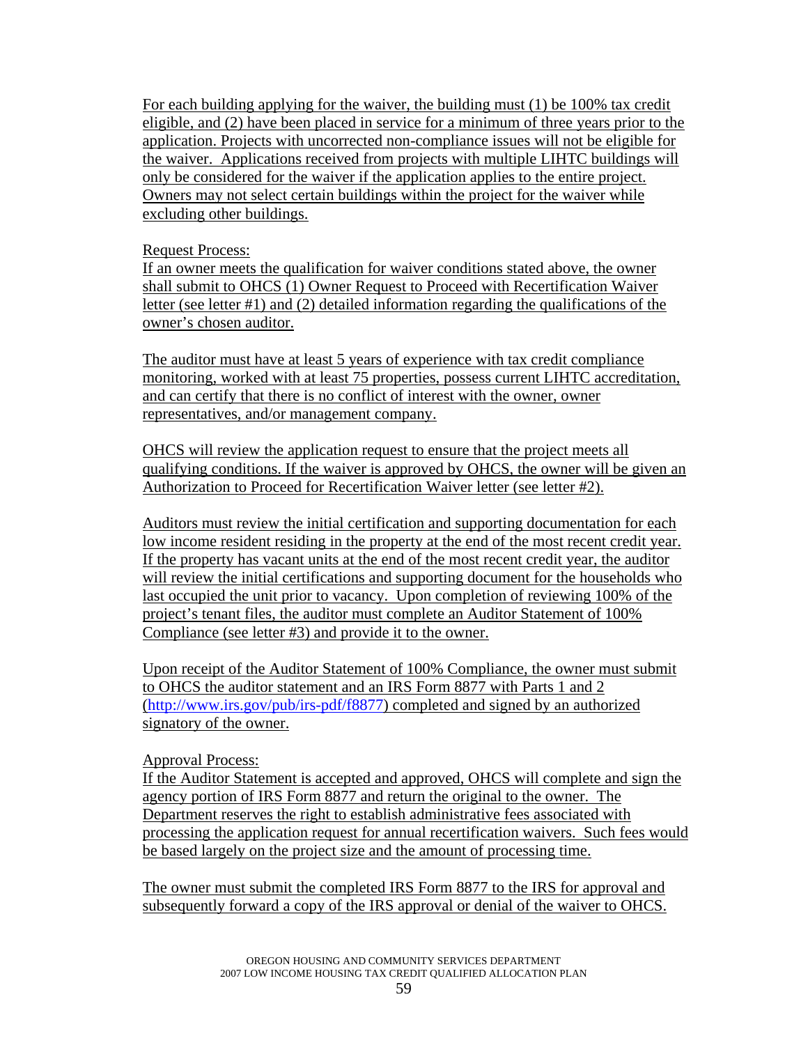For each building applying for the waiver, the building must (1) be 100% tax credit eligible, and (2) have been placed in service for a minimum of three years prior to the application. Projects with uncorrected non-compliance issues will not be eligible for the waiver. Applications received from projects with multiple LIHTC buildings will only be considered for the waiver if the application applies to the entire project. Owners may not select certain buildings within the project for the waiver while excluding other buildings.

Request Process:
If an owner meets the qualification for waiver conditions stated above, the owner shall submit to OHCS (1) Owner Request to Proceed with Recertification Waiver letter (see letter #1) and (2) detailed information regarding the qualifications of the owner's chosen auditor.

The auditor must have at least 5 years of experience with tax credit compliance monitoring, worked with at least 75 properties, possess current LIHTC accreditation, and can certify that there is no conflict of interest with the owner, owner representatives, and/or management company.

OHCS will review the application request to ensure that the project meets all qualifying conditions. If the waiver is approved by OHCS, the owner will be given an Authorization to Proceed for Recertification Waiver letter (see letter #2).

Auditors must review the initial certification and supporting documentation for each low income resident residing in the property at the end of the most recent credit year. If the property has vacant units at the end of the most recent credit year, the auditor will review the initial certifications and supporting document for the households who last occupied the unit prior to vacancy. Upon completion of reviewing 100% of the project's tenant files, the auditor must complete an Auditor Statement of 100% Compliance (see letter #3) and provide it to the owner.

Upon receipt of the Auditor Statement of 100% Compliance, the owner must submit to OHCS the auditor statement and an IRS Form 8877 with Parts 1 and 2 (http://www.irs.gov/pub/irs-pdf/f8877) completed and signed by an authorized signatory of the owner.

Approval Process:
If the Auditor Statement is accepted and approved, OHCS will complete and sign the agency portion of IRS Form 8877 and return the original to the owner. The Department reserves the right to establish administrative fees associated with processing the application request for annual recertification waivers. Such fees would be based largely on the project size and the amount of processing time.

The owner must submit the completed IRS Form 8877 to the IRS for approval and subsequently forward a copy of the IRS approval or denial of the waiver to OHCS.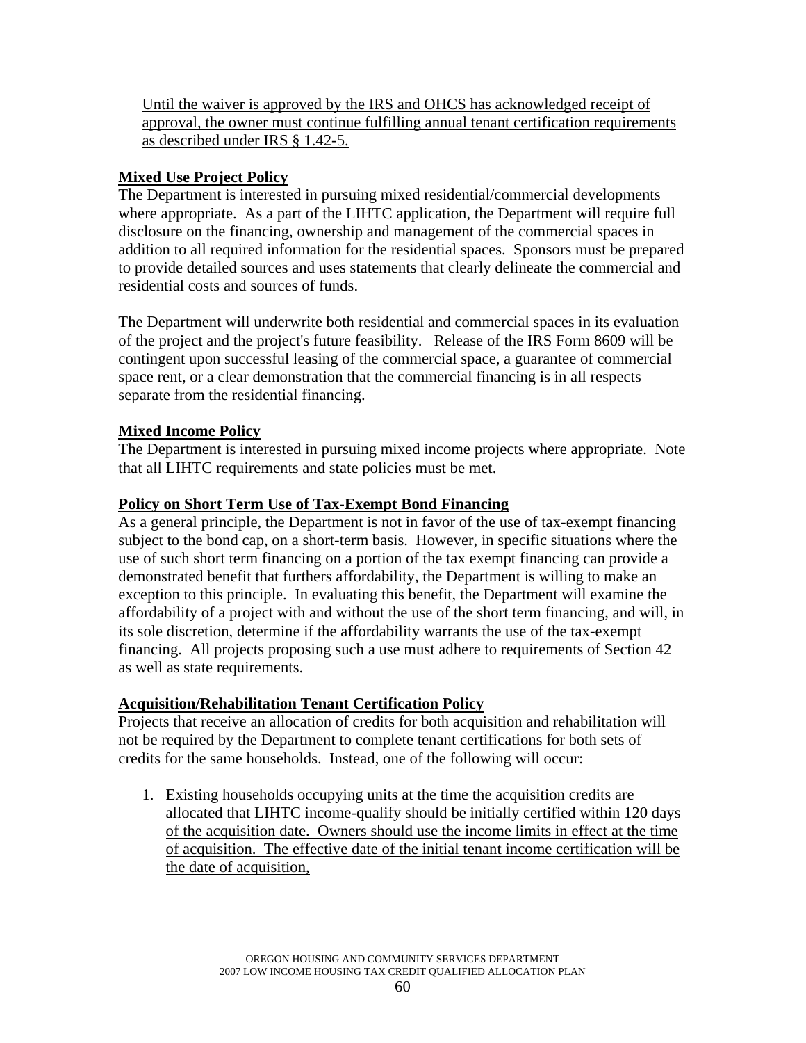Until the waiver is approved by the IRS and OHCS has acknowledged receipt of approval, the owner must continue fulfilling annual tenant certification requirements as described under IRS § 1.42-5.

**Mixed Use Project Policy**

The Department is interested in pursuing mixed residential/commercial developments where appropriate. As a part of the LIHTC application, the Department will require full disclosure on the financing, ownership and management of the commercial spaces in addition to all required information for the residential spaces. Sponsors must be prepared to provide detailed sources and uses statements that clearly delineate the commercial and residential costs and sources of funds.

The Department will underwrite both residential and commercial spaces in its evaluation of the project and the project's future feasibility. Release of the IRS Form 8609 will be contingent upon successful leasing of the commercial space, a guarantee of commercial space rent, or a clear demonstration that the commercial financing is in all respects separate from the residential financing.

**Mixed Income Policy**

The Department is interested in pursuing mixed income projects where appropriate. Note that all LIHTC requirements and state policies must be met.

**Policy on Short Term Use of Tax-Exempt Bond Financing**

As a general principle, the Department is not in favor of the use of tax-exempt financing subject to the bond cap, on a short-term basis. However, in specific situations where the use of such short term financing on a portion of the tax exempt financing can provide a demonstrated benefit that furthers affordability, the Department is willing to make an exception to this principle. In evaluating this benefit, the Department will examine the affordability of a project with and without the use of the short term financing, and will, in its sole discretion, determine if the affordability warrants the use of the tax-exempt financing. All projects proposing such a use must adhere to requirements of Section 42 as well as state requirements.

**Acquisition/Rehabilitation Tenant Certification Policy**

Projects that receive an allocation of credits for both acquisition and rehabilitation will not be required by the Department to complete tenant certifications for both sets of credits for the same households. Instead, one of the following will occur:

1. Existing households occupying units at the time the acquisition credits are allocated that LIHTC income-qualify should be initially certified within 120 days of the acquisition date. Owners should use the income limits in effect at the time of acquisition. The effective date of the initial tenant income certification will be the date of acquisition,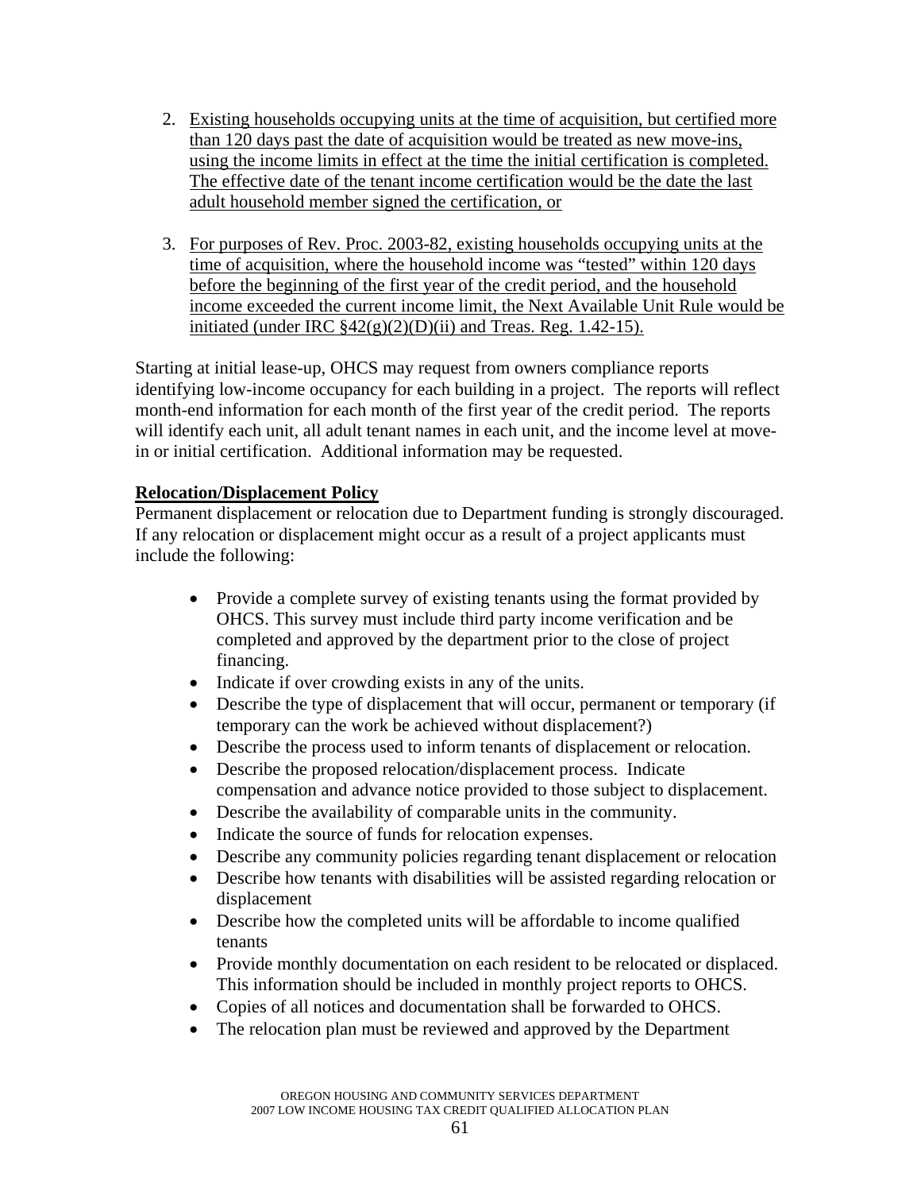2. Existing households occupying units at the time of acquisition, but certified more than 120 days past the date of acquisition would be treated as new move-ins, using the income limits in effect at the time the initial certification is completed. The effective date of the tenant income certification would be the date the last adult household member signed the certification, or

3. For purposes of Rev. Proc. 2003-82, existing households occupying units at the time of acquisition, where the household income was "tested" within 120 days before the beginning of the first year of the credit period, and the household income exceeded the current income limit, the Next Available Unit Rule would be initiated (under IRC §42(g)(2)(D)(ii) and Treas. Reg. 1.42-15).

Starting at initial lease-up, OHCS may request from owners compliance reports identifying low-income occupancy for each building in a project. The reports will reflect month-end information for each month of the first year of the credit period. The reports will identify each unit, all adult tenant names in each unit, and the income level at move-in or initial certification. Additional information may be requested.

**Relocation/Displacement Policy**

Permanent displacement or relocation due to Department funding is strongly discouraged. If any relocation or displacement might occur as a result of a project applicants must include the following:

- Provide a complete survey of existing tenants using the format provided by OHCS. This survey must include third party income verification and be completed and approved by the department prior to the close of project financing.
- Indicate if over crowding exists in any of the units.
- Describe the type of displacement that will occur, permanent or temporary (if temporary can the work be achieved without displacement?)
- Describe the process used to inform tenants of displacement or relocation.
- Describe the proposed relocation/displacement process. Indicate compensation and advance notice provided to those subject to displacement.
- Describe the availability of comparable units in the community.
- Indicate the source of funds for relocation expenses.
- Describe any community policies regarding tenant displacement or relocation
- Describe how tenants with disabilities will be assisted regarding relocation or displacement
- Describe how the completed units will be affordable to income qualified tenants
- Provide monthly documentation on each resident to be relocated or displaced. This information should be included in monthly project reports to OHCS.
- Copies of all notices and documentation shall be forwarded to OHCS.
- The relocation plan must be reviewed and approved by the Department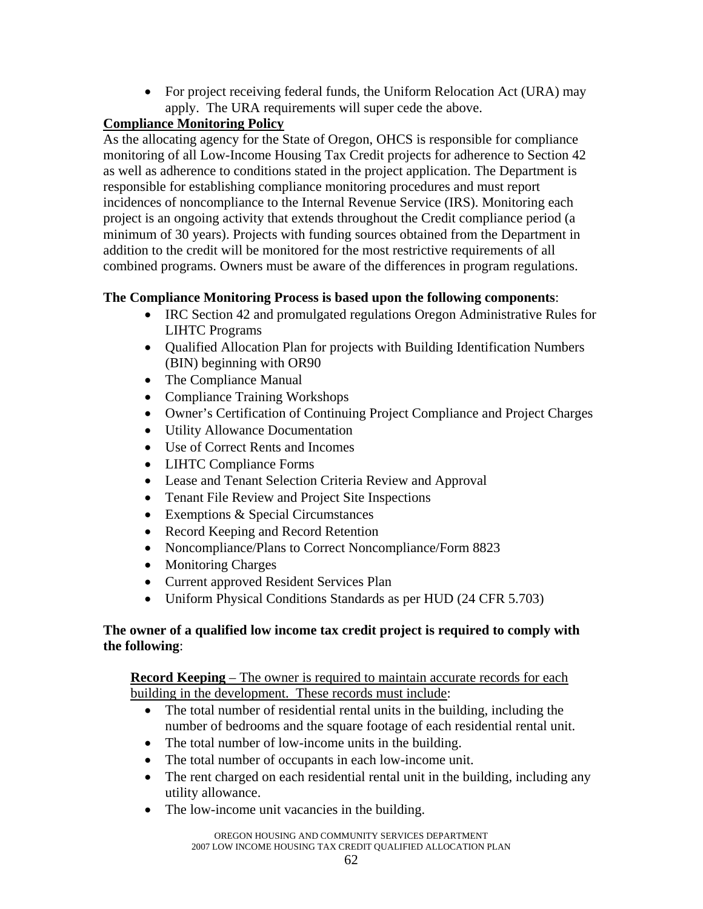- For project receiving federal funds, the Uniform Relocation Act (URA) may apply. The URA requirements will super cede the above.

**Compliance Monitoring Policy**

As the allocating agency for the State of Oregon, OHCS is responsible for compliance monitoring of all Low-Income Housing Tax Credit projects for adherence to Section 42 as well as adherence to conditions stated in the project application. The Department is responsible for establishing compliance monitoring procedures and must report incidences of noncompliance to the Internal Revenue Service (IRS). Monitoring each project is an ongoing activity that extends throughout the Credit compliance period (a minimum of 30 years). Projects with funding sources obtained from the Department in addition to the credit will be monitored for the most restrictive requirements of all combined programs. Owners must be aware of the differences in program regulations.

**The Compliance Monitoring Process is based upon the following components**:

- IRC Section 42 and promulgated regulations Oregon Administrative Rules for LIHTC Programs
- Qualified Allocation Plan for projects with Building Identification Numbers (BIN) beginning with OR90
- The Compliance Manual
- Compliance Training Workshops
- Owner's Certification of Continuing Project Compliance and Project Charges
- Utility Allowance Documentation
- Use of Correct Rents and Incomes
- LIHTC Compliance Forms
- Lease and Tenant Selection Criteria Review and Approval
- Tenant File Review and Project Site Inspections
- Exemptions & Special Circumstances
- Record Keeping and Record Retention
- Noncompliance/Plans to Correct Noncompliance/Form 8823
- Monitoring Charges
- Current approved Resident Services Plan
- Uniform Physical Conditions Standards as per HUD (24 CFR 5.703)

**The owner of a qualified low income tax credit project is required to comply with the following**:

**Record Keeping** – The owner is required to maintain accurate records for each building in the development. These records must include:

- The total number of residential rental units in the building, including the number of bedrooms and the square footage of each residential rental unit.
- The total number of low-income units in the building.
- The total number of occupants in each low-income unit.
- The rent charged on each residential rental unit in the building, including any utility allowance.
- The low-income unit vacancies in the building.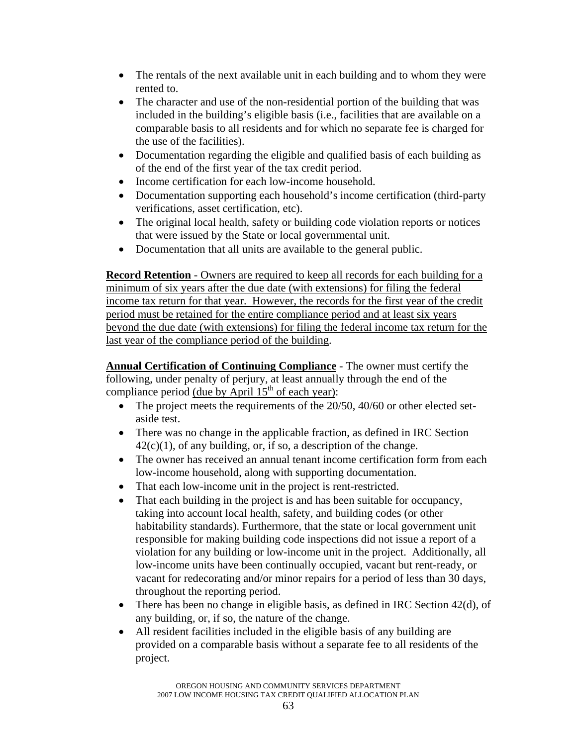- The rentals of the next available unit in each building and to whom they were rented to.
- The character and use of the non-residential portion of the building that was included in the building's eligible basis (i.e., facilities that are available on a comparable basis to all residents and for which no separate fee is charged for the use of the facilities).
- Documentation regarding the eligible and qualified basis of each building as of the end of the first year of the tax credit period.
- Income certification for each low-income household.
- Documentation supporting each household's income certification (third-party verifications, asset certification, etc).
- The original local health, safety or building code violation reports or notices that were issued by the State or local governmental unit.
- Documentation that all units are available to the general public.

**Record Retention** - Owners are required to keep all records for each building for a minimum of six years after the due date (with extensions) for filing the federal income tax return for that year. However, the records for the first year of the credit period must be retained for the entire compliance period and at least six years beyond the due date (with extensions) for filing the federal income tax return for the last year of the compliance period of the building.

**Annual Certification of Continuing Compliance** - The owner must certify the following, under penalty of perjury, at least annually through the end of the compliance period (due by April 15th of each year):

- The project meets the requirements of the 20/50, 40/60 or other elected set-aside test.
- There was no change in the applicable fraction, as defined in IRC Section 42(c)(1), of any building, or, if so, a description of the change.
- The owner has received an annual tenant income certification form from each low-income household, along with supporting documentation.
- That each low-income unit in the project is rent-restricted.
- That each building in the project is and has been suitable for occupancy, taking into account local health, safety, and building codes (or other habitability standards). Furthermore, that the state or local government unit responsible for making building code inspections did not issue a report of a violation for any building or low-income unit in the project. Additionally, all low-income units have been continually occupied, vacant but rent-ready, or vacant for redecorating and/or minor repairs for a period of less than 30 days, throughout the reporting period.
- There has been no change in eligible basis, as defined in IRC Section 42(d), of any building, or, if so, the nature of the change.
- All resident facilities included in the eligible basis of any building are provided on a comparable basis without a separate fee to all residents of the project.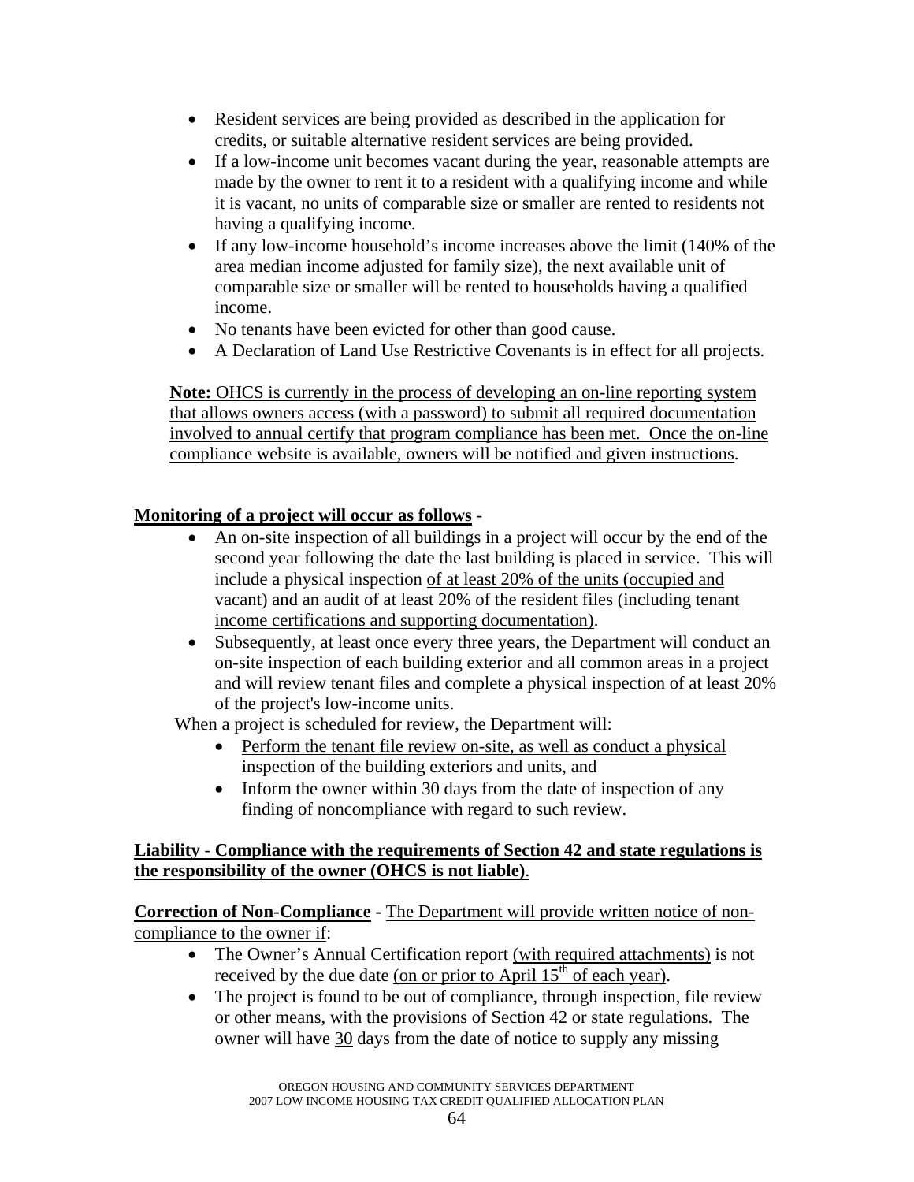- Resident services are being provided as described in the application for credits, or suitable alternative resident services are being provided.
- If a low-income unit becomes vacant during the year, reasonable attempts are made by the owner to rent it to a resident with a qualifying income and while it is vacant, no units of comparable size or smaller are rented to residents not having a qualifying income.
- If any low-income household's income increases above the limit (140% of the area median income adjusted for family size), the next available unit of comparable size or smaller will be rented to households having a qualified income.
- No tenants have been evicted for other than good cause.
- A Declaration of Land Use Restrictive Covenants is in effect for all projects.

**Note:** OHCS is currently in the process of developing an on-line reporting system that allows owners access (with a password) to submit all required documentation involved to annual certify that program compliance has been met. Once the on-line compliance website is available, owners will be notified and given instructions.

**Monitoring of a project will occur as follows** -

- An on-site inspection of all buildings in a project will occur by the end of the second year following the date the last building is placed in service. This will include a physical inspection of at least 20% of the units (occupied and vacant) and an audit of at least 20% of the resident files (including tenant income certifications and supporting documentation).
- Subsequently, at least once every three years, the Department will conduct an on-site inspection of each building exterior and all common areas in a project and will review tenant files and complete a physical inspection of at least 20% of the project's low-income units.

When a project is scheduled for review, the Department will:

- Perform the tenant file review on-site, as well as conduct a physical inspection of the building exteriors and units, and
- Inform the owner within 30 days from the date of inspection of any finding of noncompliance with regard to such review.

**Liability - Compliance with the requirements of Section 42 and state regulations is the responsibility of the owner (OHCS is not liable)**.

**Correction of Non-Compliance -** The Department will provide written notice of non-compliance to the owner if:

- The Owner's Annual Certification report (with required attachments) is not received by the due date (on or prior to April 15th of each year).
- The project is found to be out of compliance, through inspection, file review or other means, with the provisions of Section 42 or state regulations. The owner will have 30 days from the date of notice to supply any missing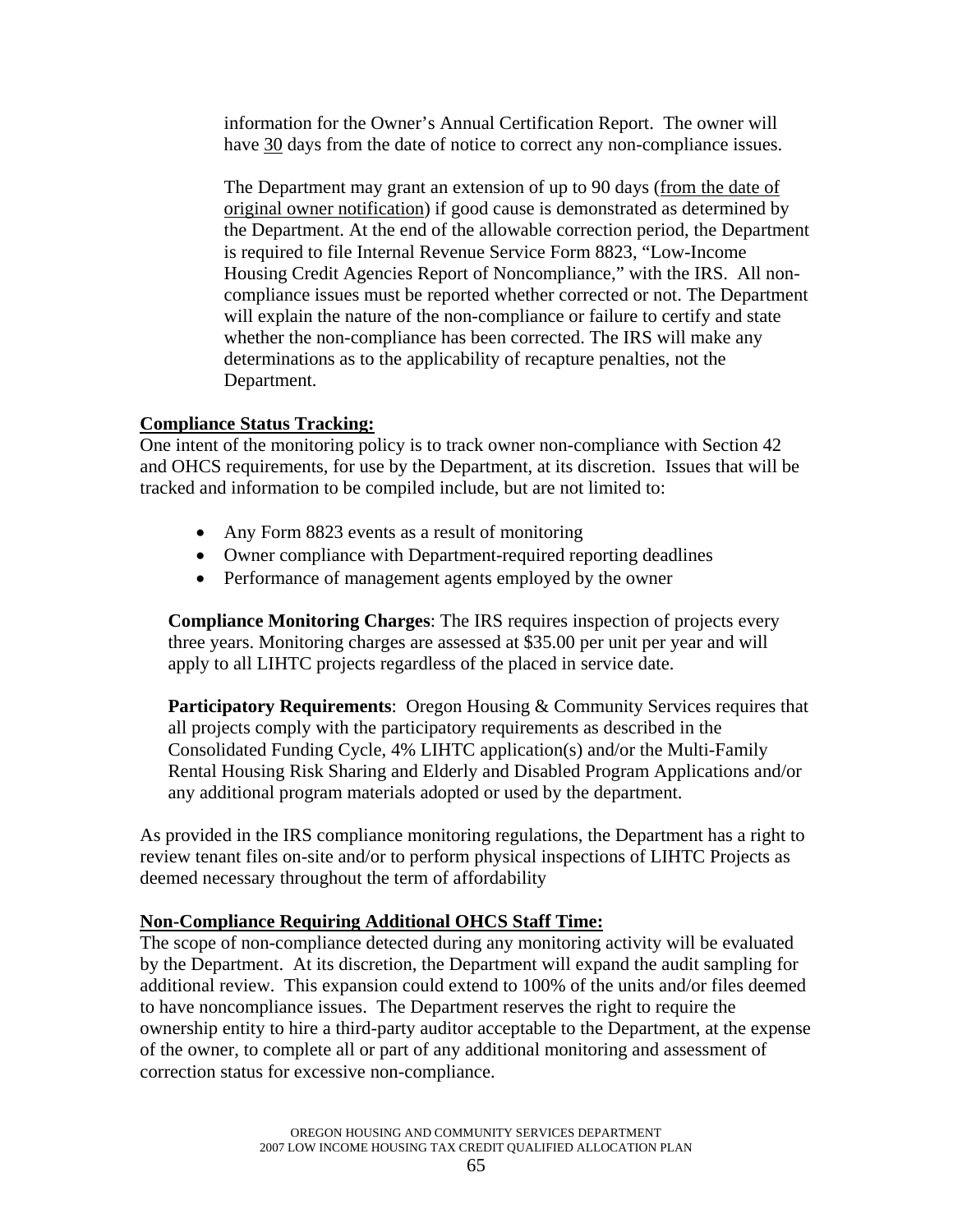information for the Owner's Annual Certification Report. The owner will have <u>30</u> days from the date of notice to correct any non-compliance issues.

The Department may grant an extension of up to 90 days (<u>from the date of original owner notification</u>) if good cause is demonstrated as determined by the Department. At the end of the allowable correction period, the Department is required to file Internal Revenue Service Form 8823, "Low-Income Housing Credit Agencies Report of Noncompliance," with the IRS. All non-compliance issues must be reported whether corrected or not. The Department will explain the nature of the non-compliance or failure to certify and state whether the non-compliance has been corrected. The IRS will make any determinations as to the applicability of recapture penalties, not the Department.

**<u>Compliance Status Tracking:</u>**

One intent of the monitoring policy is to track owner non-compliance with Section 42 and OHCS requirements, for use by the Department, at its discretion. Issues that will be tracked and information to be compiled include, but are not limited to:

- Any Form 8823 events as a result of monitoring
- Owner compliance with Department-required reporting deadlines
- Performance of management agents employed by the owner

**Compliance Monitoring Charges**: The IRS requires inspection of projects every three years. Monitoring charges are assessed at $35.00 per unit per year and will apply to all LIHTC projects regardless of the placed in service date.

**Participatory Requirements**: Oregon Housing & Community Services requires that all projects comply with the participatory requirements as described in the Consolidated Funding Cycle, 4% LIHTC application(s) and/or the Multi-Family Rental Housing Risk Sharing and Elderly and Disabled Program Applications and/or any additional program materials adopted or used by the department.

As provided in the IRS compliance monitoring regulations, the Department has a right to review tenant files on-site and/or to perform physical inspections of LIHTC Projects as deemed necessary throughout the term of affordability

**<u>Non-Compliance Requiring Additional OHCS Staff Time:</u>**

The scope of non-compliance detected during any monitoring activity will be evaluated by the Department. At its discretion, the Department will expand the audit sampling for additional review. This expansion could extend to 100% of the units and/or files deemed to have noncompliance issues. The Department reserves the right to require the ownership entity to hire a third-party auditor acceptable to the Department, at the expense of the owner, to complete all or part of any additional monitoring and assessment of correction status for excessive non-compliance.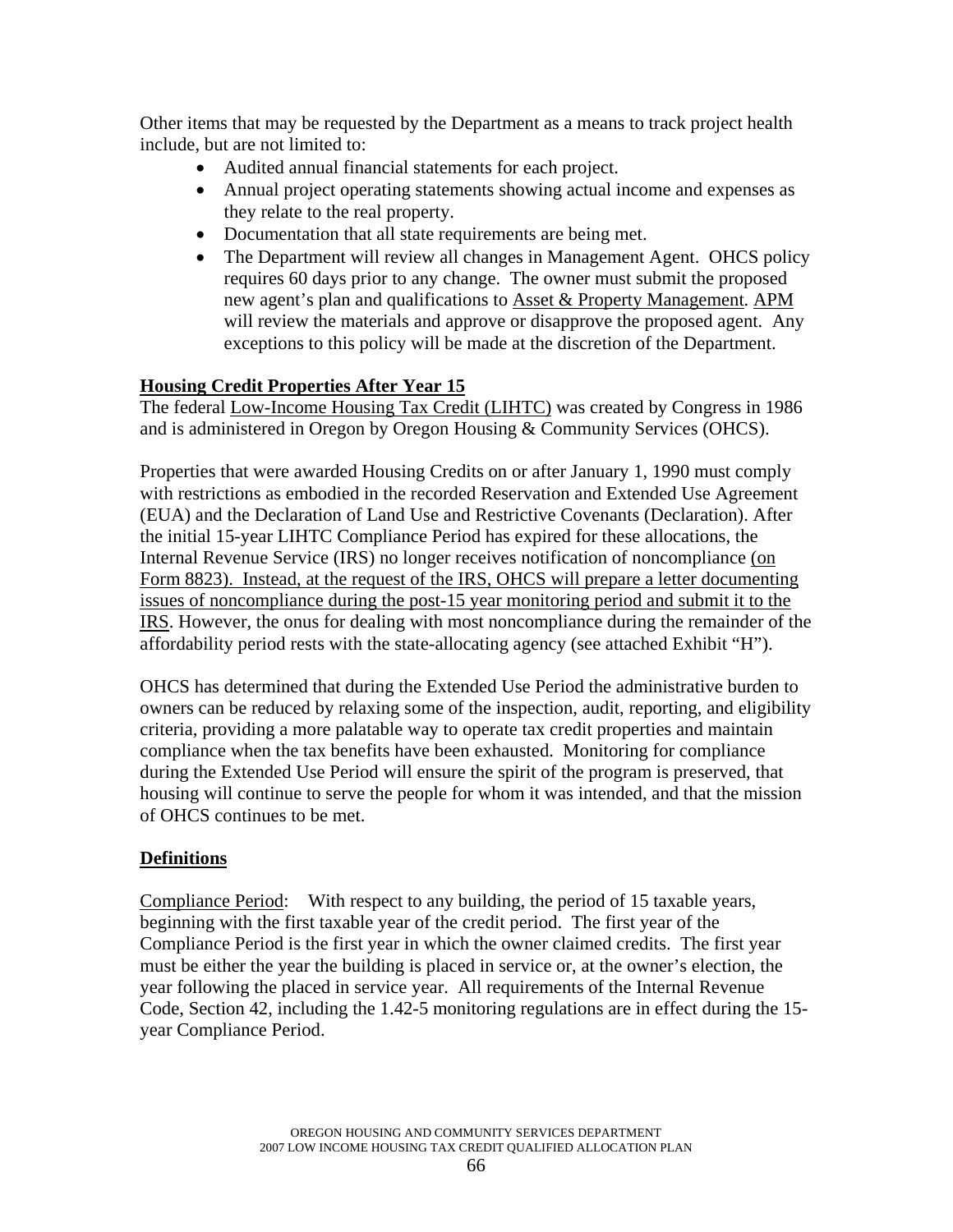Other items that may be requested by the Department as a means to track project health include, but are not limited to:

- Audited annual financial statements for each project.
- Annual project operating statements showing actual income and expenses as they relate to the real property.
- Documentation that all state requirements are being met.
- The Department will review all changes in Management Agent. OHCS policy requires 60 days prior to any change. The owner must submit the proposed new agent's plan and qualifications to Asset & Property Management. APM will review the materials and approve or disapprove the proposed agent. Any exceptions to this policy will be made at the discretion of the Department.

## Housing Credit Properties After Year 15

The federal Low-Income Housing Tax Credit (LIHTC) was created by Congress in 1986 and is administered in Oregon by Oregon Housing & Community Services (OHCS).

Properties that were awarded Housing Credits on or after January 1, 1990 must comply with restrictions as embodied in the recorded Reservation and Extended Use Agreement (EUA) and the Declaration of Land Use and Restrictive Covenants (Declaration). After the initial 15-year LIHTC Compliance Period has expired for these allocations, the Internal Revenue Service (IRS) no longer receives notification of noncompliance (on Form 8823). Instead, at the request of the IRS, OHCS will prepare a letter documenting issues of noncompliance during the post-15 year monitoring period and submit it to the IRS. However, the onus for dealing with most noncompliance during the remainder of the affordability period rests with the state-allocating agency (see attached Exhibit "H").

OHCS has determined that during the Extended Use Period the administrative burden to owners can be reduced by relaxing some of the inspection, audit, reporting, and eligibility criteria, providing a more palatable way to operate tax credit properties and maintain compliance when the tax benefits have been exhausted. Monitoring for compliance during the Extended Use Period will ensure the spirit of the program is preserved, that housing will continue to serve the people for whom it was intended, and that the mission of OHCS continues to be met.

## Definitions

Compliance Period: With respect to any building, the period of 15 taxable years, beginning with the first taxable year of the credit period. The first year of the Compliance Period is the first year in which the owner claimed credits. The first year must be either the year the building is placed in service or, at the owner's election, the year following the placed in service year. All requirements of the Internal Revenue Code, Section 42, including the 1.42-5 monitoring regulations are in effect during the 15-year Compliance Period.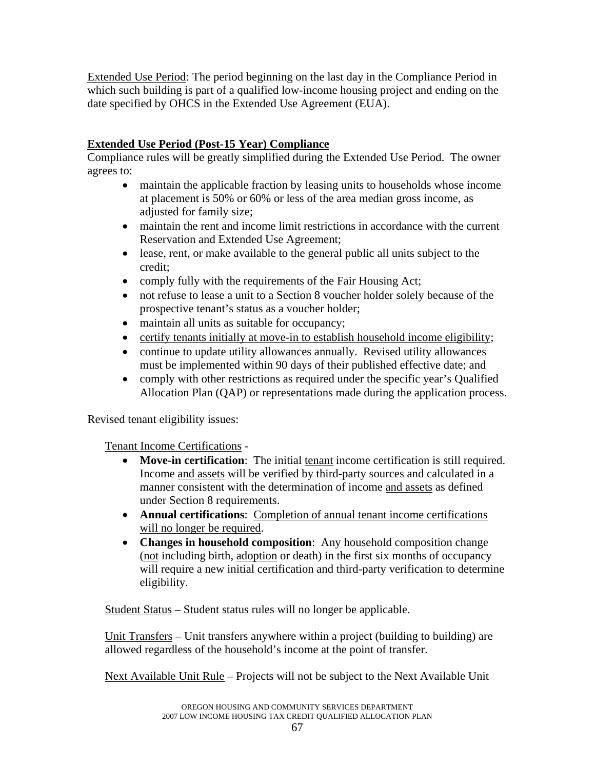<u>Extended Use Period</u>: The period beginning on the last day in the Compliance Period in which such building is part of a qualified low-income housing project and ending on the date specified by OHCS in the Extended Use Agreement (EUA).

**<u>Extended Use Period (Post-15 Year) Compliance</u>**

Compliance rules will be greatly simplified during the Extended Use Period. The owner agrees to:

- maintain the applicable fraction by leasing units to households whose income at placement is 50% or 60% or less of the area median gross income, as adjusted for family size;
- maintain the rent and income limit restrictions in accordance with the current Reservation and Extended Use Agreement;
- lease, rent, or make available to the general public all units subject to the credit;
- comply fully with the requirements of the Fair Housing Act;
- not refuse to lease a unit to a Section 8 voucher holder solely because of the prospective tenant's status as a voucher holder;
- maintain all units as suitable for occupancy;
- <u>certify tenants initially at move-in to establish household income eligibility</u>;
- continue to update utility allowances annually. Revised utility allowances must be implemented within 90 days of their published effective date; and
- comply with other restrictions as required under the specific year's Qualified Allocation Plan (QAP) or representations made during the application process.

Revised tenant eligibility issues:

<u>Tenant Income Certifications</u> -

- **Move-in certification**: The initial <u>tenant</u> income certification is still required. Income <u>and assets</u> will be verified by third-party sources and calculated in a manner consistent with the determination of income <u>and assets</u> as defined under Section 8 requirements.
- **Annual certifications**: <u>Completion of annual tenant income certifications will no longer be required</u>.
- **Changes in household composition**: Any household composition change (<u>not</u> including birth, <u>adoption</u> or death) in the first six months of occupancy will require a new initial certification and third-party verification to determine eligibility.

<u>Student Status</u> – Student status rules will no longer be applicable.

<u>Unit Transfers</u> – Unit transfers anywhere within a project (building to building) are allowed regardless of the household's income at the point of transfer.

<u>Next Available Unit Rule</u> – Projects will not be subject to the Next Available Unit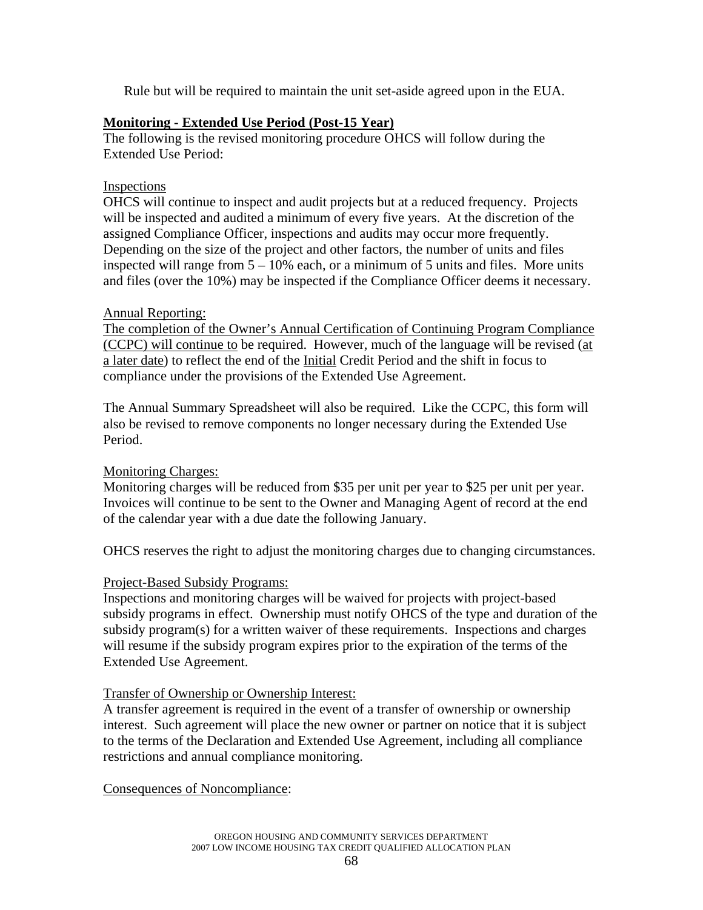Rule but will be required to maintain the unit set-aside agreed upon in the EUA.

**Monitoring - Extended Use Period (Post-15 Year)**

The following is the revised monitoring procedure OHCS will follow during the Extended Use Period:

Inspections

OHCS will continue to inspect and audit projects but at a reduced frequency. Projects will be inspected and audited a minimum of every five years. At the discretion of the assigned Compliance Officer, inspections and audits may occur more frequently. Depending on the size of the project and other factors, the number of units and files inspected will range from 5 – 10% each, or a minimum of 5 units and files. More units and files (over the 10%) may be inspected if the Compliance Officer deems it necessary.

Annual Reporting:

The completion of the Owner's Annual Certification of Continuing Program Compliance (CCPC) will continue to be required. However, much of the language will be revised (at a later date) to reflect the end of the Initial Credit Period and the shift in focus to compliance under the provisions of the Extended Use Agreement.

The Annual Summary Spreadsheet will also be required. Like the CCPC, this form will also be revised to remove components no longer necessary during the Extended Use Period.

Monitoring Charges:

Monitoring charges will be reduced from $35 per unit per year to $25 per unit per year. Invoices will continue to be sent to the Owner and Managing Agent of record at the end of the calendar year with a due date the following January.

OHCS reserves the right to adjust the monitoring charges due to changing circumstances.

Project-Based Subsidy Programs:

Inspections and monitoring charges will be waived for projects with project-based subsidy programs in effect. Ownership must notify OHCS of the type and duration of the subsidy program(s) for a written waiver of these requirements. Inspections and charges will resume if the subsidy program expires prior to the expiration of the terms of the Extended Use Agreement.

Transfer of Ownership or Ownership Interest:

A transfer agreement is required in the event of a transfer of ownership or ownership interest. Such agreement will place the new owner or partner on notice that it is subject to the terms of the Declaration and Extended Use Agreement, including all compliance restrictions and annual compliance monitoring.

Consequences of Noncompliance: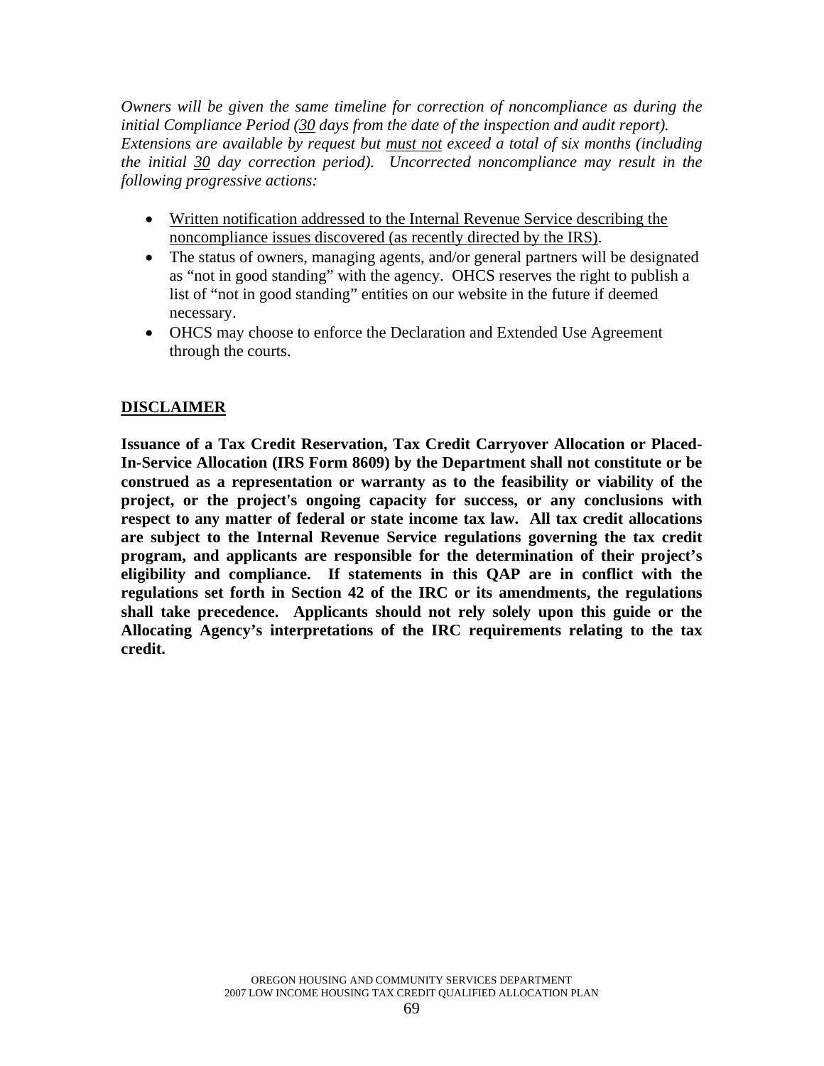*Owners will be given the same timeline for correction of noncompliance as during the initial Compliance Period (30 days from the date of the inspection and audit report). Extensions are available by request but must not exceed a total of six months (including the initial 30 day correction period). Uncorrected noncompliance may result in the following progressive actions:*

- Written notification addressed to the Internal Revenue Service describing the noncompliance issues discovered (as recently directed by the IRS).
- The status of owners, managing agents, and/or general partners will be designated as "not in good standing" with the agency. OHCS reserves the right to publish a list of "not in good standing" entities on our website in the future if deemed necessary.
- OHCS may choose to enforce the Declaration and Extended Use Agreement through the courts.

## DISCLAIMER

**Issuance of a Tax Credit Reservation, Tax Credit Carryover Allocation or Placed-In-Service Allocation (IRS Form 8609) by the Department shall not constitute or be construed as a representation or warranty as to the feasibility or viability of the project, or the project's ongoing capacity for success, or any conclusions with respect to any matter of federal or state income tax law. All tax credit allocations are subject to the Internal Revenue Service regulations governing the tax credit program, and applicants are responsible for the determination of their project's eligibility and compliance. If statements in this QAP are in conflict with the regulations set forth in Section 42 of the IRC or its amendments, the regulations shall take precedence. Applicants should not rely solely upon this guide or the Allocating Agency's interpretations of the IRC requirements relating to the tax credit.**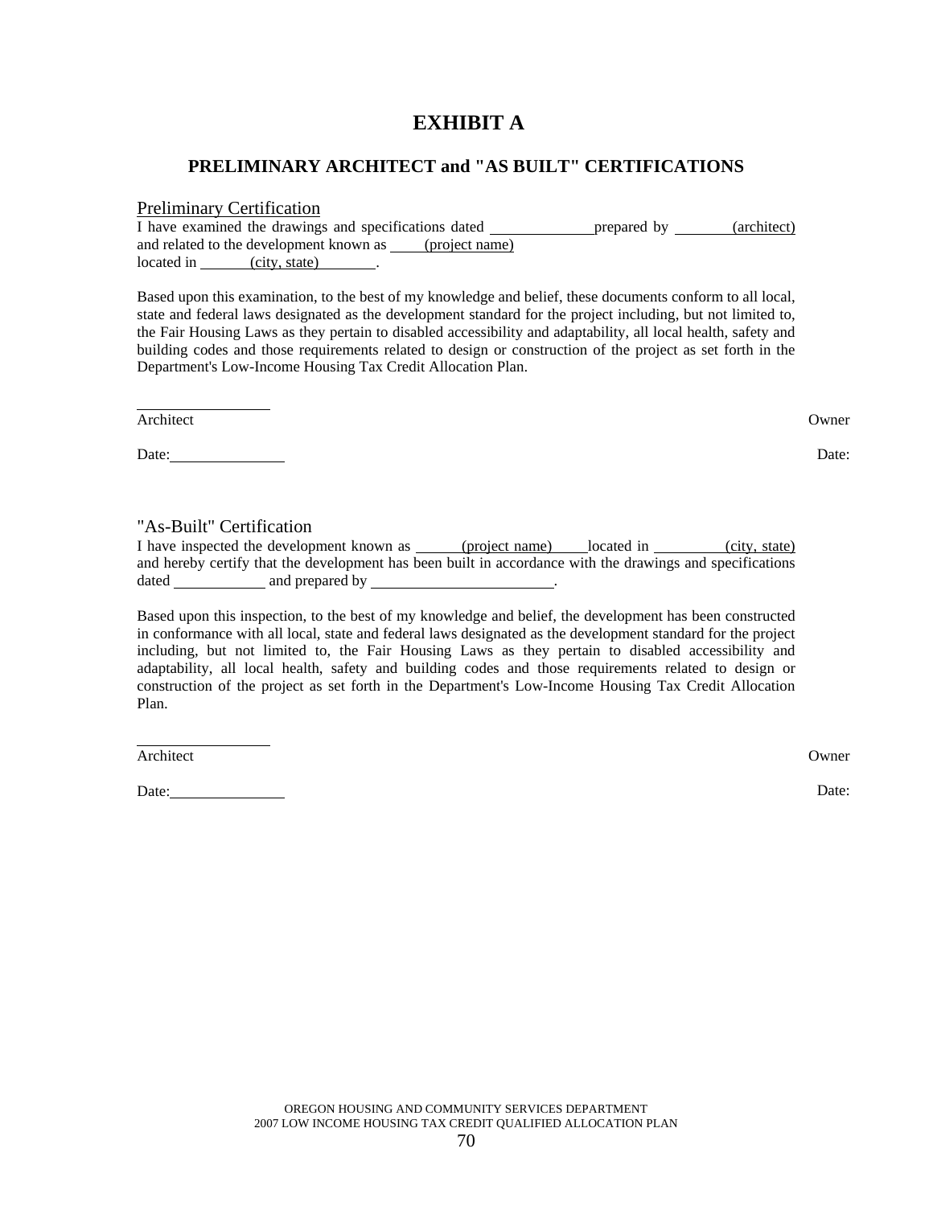# EXHIBIT A

## PRELIMINARY ARCHITECT and "AS BUILT" CERTIFICATIONS

Preliminary Certification

I have examined the drawings and specifications dated ______________ prepared by ________ (architect) and related to the development known as ____ (project name) located in ______ (city, state) _______.

Based upon this examination, to the best of my knowledge and belief, these documents conform to all local, state and federal laws designated as the development standard for the project including, but not limited to, the Fair Housing Laws as they pertain to disabled accessibility and adaptability, all local health, safety and building codes and those requirements related to design or construction of the project as set forth in the Department's Low-Income Housing Tax Credit Allocation Plan.

________________

Architect                                                                                                                        Owner

Date:______________                                                                                                        Date:

"As-Built" Certification

I have inspected the development known as ______ (project name) ____ located in _________ (city, state) and hereby certify that the development has been built in accordance with the drawings and specifications dated ____________ and prepared by ________________________.

Based upon this inspection, to the best of my knowledge and belief, the development has been constructed in conformance with all local, state and federal laws designated as the development standard for the project including, but not limited to, the Fair Housing Laws as they pertain to disabled accessibility and adaptability, all local health, safety and building codes and those requirements related to design or construction of the project as set forth in the Department's Low-Income Housing Tax Credit Allocation Plan.

________________

Architect                                                                                                                        Owner

Date:______________                                                                                                        Date: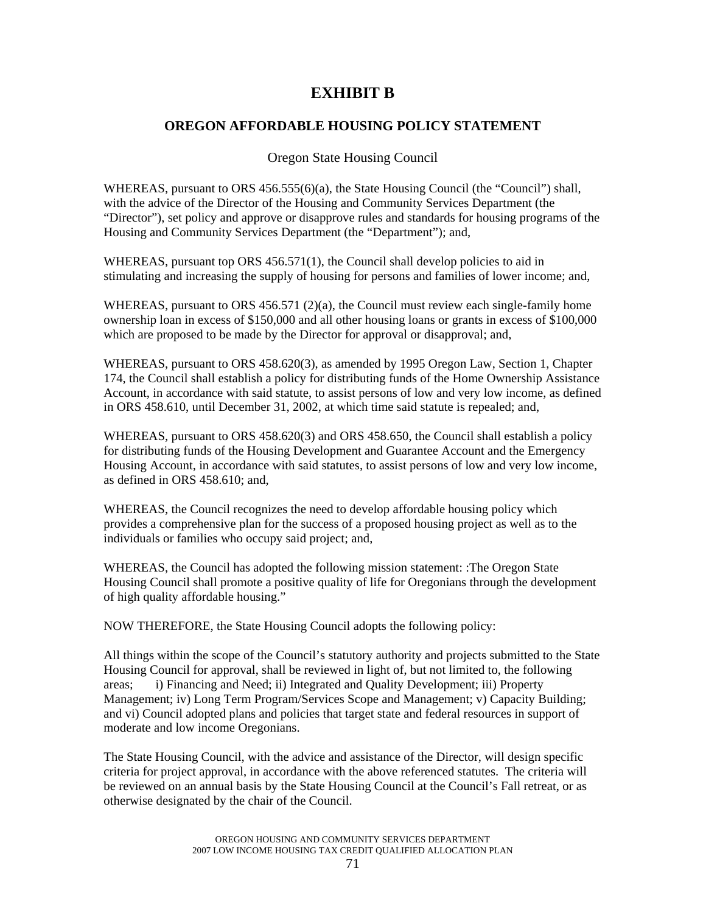# EXHIBIT B

## OREGON AFFORDABLE HOUSING POLICY STATEMENT

Oregon State Housing Council

WHEREAS, pursuant to ORS 456.555(6)(a), the State Housing Council (the "Council") shall, with the advice of the Director of the Housing and Community Services Department (the "Director"), set policy and approve or disapprove rules and standards for housing programs of the Housing and Community Services Department (the "Department"); and,

WHEREAS, pursuant top ORS 456.571(1), the Council shall develop policies to aid in stimulating and increasing the supply of housing for persons and families of lower income; and,

WHEREAS, pursuant to ORS 456.571 (2)(a), the Council must review each single-family home ownership loan in excess of $150,000 and all other housing loans or grants in excess of $100,000 which are proposed to be made by the Director for approval or disapproval; and,

WHEREAS, pursuant to ORS 458.620(3), as amended by 1995 Oregon Law, Section 1, Chapter 174, the Council shall establish a policy for distributing funds of the Home Ownership Assistance Account, in accordance with said statute, to assist persons of low and very low income, as defined in ORS 458.610, until December 31, 2002, at which time said statute is repealed; and,

WHEREAS, pursuant to ORS 458.620(3) and ORS 458.650, the Council shall establish a policy for distributing funds of the Housing Development and Guarantee Account and the Emergency Housing Account, in accordance with said statutes, to assist persons of low and very low income, as defined in ORS 458.610; and,

WHEREAS, the Council recognizes the need to develop affordable housing policy which provides a comprehensive plan for the success of a proposed housing project as well as to the individuals or families who occupy said project; and,

WHEREAS, the Council has adopted the following mission statement: :The Oregon State Housing Council shall promote a positive quality of life for Oregonians through the development of high quality affordable housing."

NOW THEREFORE, the State Housing Council adopts the following policy:

All things within the scope of the Council's statutory authority and projects submitted to the State Housing Council for approval, shall be reviewed in light of, but not limited to, the following areas; i) Financing and Need; ii) Integrated and Quality Development; iii) Property Management; iv) Long Term Program/Services Scope and Management; v) Capacity Building; and vi) Council adopted plans and policies that target state and federal resources in support of moderate and low income Oregonians.

The State Housing Council, with the advice and assistance of the Director, will design specific criteria for project approval, in accordance with the above referenced statutes. The criteria will be reviewed on an annual basis by the State Housing Council at the Council's Fall retreat, or as otherwise designated by the chair of the Council.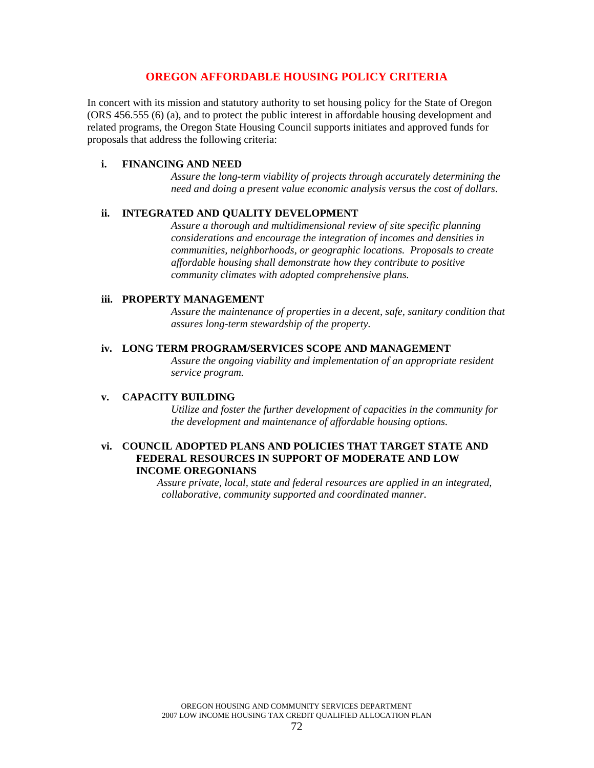# OREGON AFFORDABLE HOUSING POLICY CRITERIA

In concert with its mission and statutory authority to set housing policy for the State of Oregon (ORS 456.555 (6) (a), and to protect the public interest in affordable housing development and related programs, the Oregon State Housing Council supports initiates and approved funds for proposals that address the following criteria:

**i. FINANCING AND NEED**

*Assure the long-term viability of projects through accurately determining the need and doing a present value economic analysis versus the cost of dollars*.

**ii. INTEGRATED AND QUALITY DEVELOPMENT**

*Assure a thorough and multidimensional review of site specific planning considerations and encourage the integration of incomes and densities in communities, neighborhoods, or geographic locations. Proposals to create affordable housing shall demonstrate how they contribute to positive community climates with adopted comprehensive plans.*

**iii. PROPERTY MANAGEMENT**

*Assure the maintenance of properties in a decent, safe, sanitary condition that assures long-term stewardship of the property.*

**iv. LONG TERM PROGRAM/SERVICES SCOPE AND MANAGEMENT**

*Assure the ongoing viability and implementation of an appropriate resident service program.*

**v. CAPACITY BUILDING**

*Utilize and foster the further development of capacities in the community for the development and maintenance of affordable housing options.*

**vi. COUNCIL ADOPTED PLANS AND POLICIES THAT TARGET STATE AND FEDERAL RESOURCES IN SUPPORT OF MODERATE AND LOW INCOME OREGONIANS**

*Assure private, local, state and federal resources are applied in an integrated, collaborative, community supported and coordinated manner.*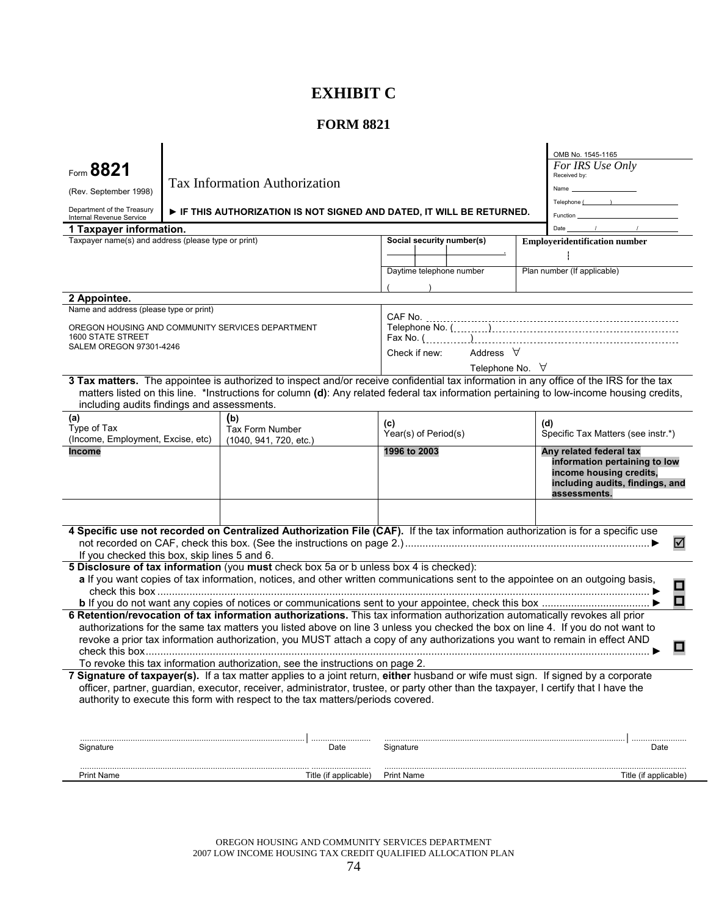# EXHIBIT C

## FORM 8821

Form **8821**

(Rev. September 1998)

Department of the Treasury
Internal Revenue Service

Tax Information Authorization

► IF THIS AUTHORIZATION IS NOT SIGNED AND DATED, IT WILL BE RETURNED.

OMB No. 1545-1165

*For IRS Use Only*
Received by:
Name
Telephone ( )
Function
Date / /

**1 Taxpayer information.**

| Taxpayer name(s) and address (please type or print) | Social security number(s) | Employeridentification number |
|---|---|---|
| | Daytime telephone number ( ) | Plan number (If applicable) |

**2 Appointee.**

Name and address (please type or print)

OREGON HOUSING AND COMMUNITY SERVICES DEPARTMENT
1600 STATE STREET
SALEM OREGON 97301-4246

CAF No.
Telephone No. ( )
Fax No. ( )
Check if new: Address ∀ Telephone No. ∀

**3 Tax matters.** The appointee is authorized to inspect and/or receive confidential tax information in any office of the IRS for the tax matters listed on this line. *Instructions for column **(d)**: Any related federal tax information pertaining to low-income housing credits, including audits findings and assessments.

| (a) Type of Tax (Income, Employment, Excise, etc) | (b) Tax Form Number (1040, 941, 720, etc.) | (c) Year(s) of Period(s) | (d) Specific Tax Matters (see instr.*) |
|---|---|---|---|
| **Income** | | **1996 to 2003** | **Any related federal tax information pertaining to low income housing credits, including audits, findings, and assessments.** |
| | | | |

**4 Specific use not recorded on Centralized Authorization File (CAF).** If the tax information authorization is for a specific use not recorded on CAF, check this box. (See the instructions on page 2.) ► ☑
If you checked this box, skip lines 5 and 6.

**5 Disclosure of tax information** (you **must** check box 5a or b unless box 4 is checked):
**a** If you want copies of tax information, notices, and other written communications sent to the appointee on an outgoing basis, check this box ► ☐
**b** If you do not want any copies of notices or communications sent to your appointee, check this box ► ☐

**6 Retention/revocation of tax information authorizations.** This tax information authorization automatically revokes all prior authorizations for the same tax matters you listed above on line 3 unless you checked the box on line 4. If you do not want to revoke a prior tax information authorization, you MUST attach a copy of any authorizations you want to remain in effect AND check this box ► ☐
To revoke this tax information authorization, see the instructions on page 2.

**7 Signature of taxpayer(s).** If a tax matter applies to a joint return, **either** husband or wife must sign. If signed by a corporate officer, partner, guardian, executor, receiver, administrator, trustee, or party other than the taxpayer, I certify that I have the authority to execute this form with respect to the tax matters/periods covered.

Signature | Date  Signature | Date

Print Name  Title (if applicable)  Print Name  Title (if applicable)

OREGON HOUSING AND COMMUNITY SERVICES DEPARTMENT
2007 LOW INCOME HOUSING TAX CREDIT QUALIFIED ALLOCATION PLAN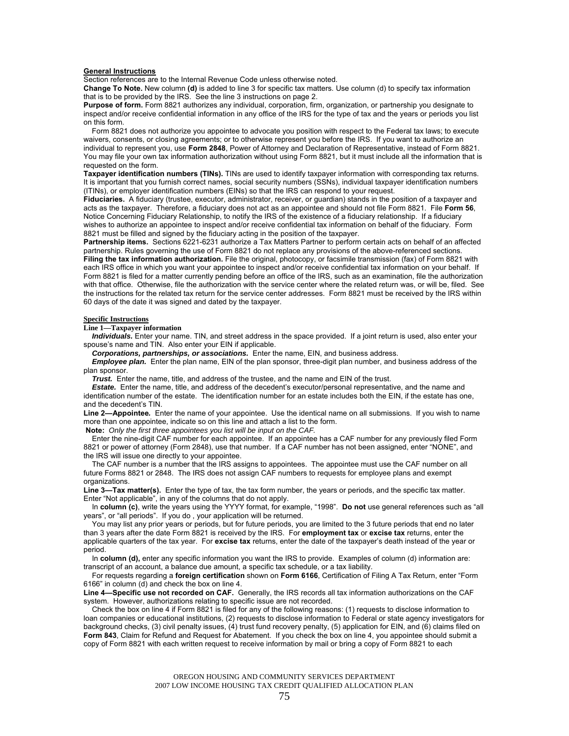## General Instructions

Section references are to the Internal Revenue Code unless otherwise noted.

**Change To Note.** New column **(d)** is added to line 3 for specific tax matters. Use column (d) to specify tax information that is to be provided by the IRS. See the line 3 instructions on page 2.

**Purpose of form.** Form 8821 authorizes any individual, corporation, firm, organization, or partnership you designate to inspect and/or receive confidential information in any office of the IRS for the type of tax and the years or periods you list on this form.

Form 8821 does not authorize you appointee to advocate you position with respect to the Federal tax laws; to execute waivers, consents, or closing agreements; or to otherwise represent you before the IRS. If you want to authorize an individual to represent you, use **Form 2848**, Power of Attorney and Declaration of Representative, instead of Form 8821. You may file your own tax information authorization without using Form 8821, but it must include all the information that is requested on the form.

**Taxpayer identification numbers (TINs).** TINs are used to identify taxpayer information with corresponding tax returns. It is important that you furnish correct names, social security numbers (SSNs), individual taxpayer identification numbers (ITINs), or employer identification numbers (EINs) so that the IRS can respond to your request.

**Fiduciaries.** A fiduciary (trustee, executor, administrator, receiver, or guardian) stands in the position of a taxpayer and acts as the taxpayer. Therefore, a fiduciary does not act as an appointee and should not file Form 8821. File **Form 56**, Notice Concerning Fiduciary Relationship, to notify the IRS of the existence of a fiduciary relationship. If a fiduciary wishes to authorize an appointee to inspect and/or receive confidential tax information on behalf of the fiduciary. Form 8821 must be filled and signed by the fiduciary acting in the position of the taxpayer.

**Partnership items.** Sections 6221-6231 authorize a Tax Matters Partner to perform certain acts on behalf of an affected partnership. Rules governing the use of Form 8821 do not replace any provisions of the above-referenced sections.

**Filing the tax information authorization.** File the original, photocopy, or facsimile transmission (fax) of Form 8821 with each IRS office in which you want your appointee to inspect and/or receive confidential tax information on your behalf. If Form 8821 is filed for a matter currently pending before an office of the IRS, such as an examination, file the authorization with that office. Otherwise, file the authorization with the service center where the related return was, or will be, filed. See the instructions for the related tax return for the service center addresses. Form 8821 must be received by the IRS within 60 days of the date it was signed and dated by the taxpayer.

## Specific Instructions

**Line 1—Taxpayer information**

***Individuals.*** Enter your name. TIN, and street address in the space provided. If a joint return is used, also enter your spouse's name and TIN. Also enter your EIN if applicable.

***Corporations, partnerships, or associations.*** Enter the name, EIN, and business address.

***Employee plan.*** Enter the plan name, EIN of the plan sponsor, three-digit plan number, and business address of the plan sponsor.

***Trust.*** Enter the name, title, and address of the trustee, and the name and EIN of the trust.

***Estate.*** Enter the name, title, and address of the decedent's executor/personal representative, and the name and identification number of the estate. The identification number for an estate includes both the EIN, if the estate has one, and the decedent's TIN.

**Line 2—Appointee.** Enter the name of your appointee. Use the identical name on all submissions. If you wish to name more than one appointee, indicate so on this line and attach a list to the form.

**Note:** *Only the first three appointees you list will be input on the CAF.*

Enter the nine-digit CAF number for each appointee. If an appointee has a CAF number for any previously filed Form 8821 or power of attorney (Form 2848), use that number. If a CAF number has not been assigned, enter "NONE", and the IRS will issue one directly to your appointee.

The CAF number is a number that the IRS assigns to appointees. The appointee must use the CAF number on all future Forms 8821 or 2848. The IRS does not assign CAF numbers to requests for employee plans and exempt organizations.

**Line 3—Tax matter(s).** Enter the type of tax, the tax form number, the years or periods, and the specific tax matter. Enter "Not applicable", in any of the columns that do not apply.

In **column (c)**, write the years using the YYYY format, for example, "1998". **Do not** use general references such as "all years", or "all periods". If you do , your application will be returned.

You may list any prior years or periods, but for future periods, you are limited to the 3 future periods that end no later than 3 years after the date Form 8821 is received by the IRS. For **employment tax** or **excise tax** returns, enter the applicable quarters of the tax year. For **excise tax** returns, enter the date of the taxpayer's death instead of the year or period.

In **column (d),** enter any specific information you want the IRS to provide. Examples of column (d) information are: transcript of an account, a balance due amount, a specific tax schedule, or a tax liability.

For requests regarding a **foreign certification** shown on **Form 6166**, Certification of Filing A Tax Return, enter "Form 6166" in column (d) and check the box on line 4.

**Line 4—Specific use not recorded on CAF.** Generally, the IRS records all tax information authorizations on the CAF system. However, authorizations relating to specific issue are not recorded.

Check the box on line 4 if Form 8821 is filed for any of the following reasons: (1) requests to disclose information to loan companies or educational institutions, (2) requests to disclose information to Federal or state agency investigators for background checks, (3) civil penalty issues, (4) trust fund recovery penalty, (5) application for EIN, and (6) claims filed on **Form 843**, Claim for Refund and Request for Abatement. If you check the box on line 4, you appointee should submit a copy of Form 8821 with each written request to receive information by mail or bring a copy of Form 8821 to each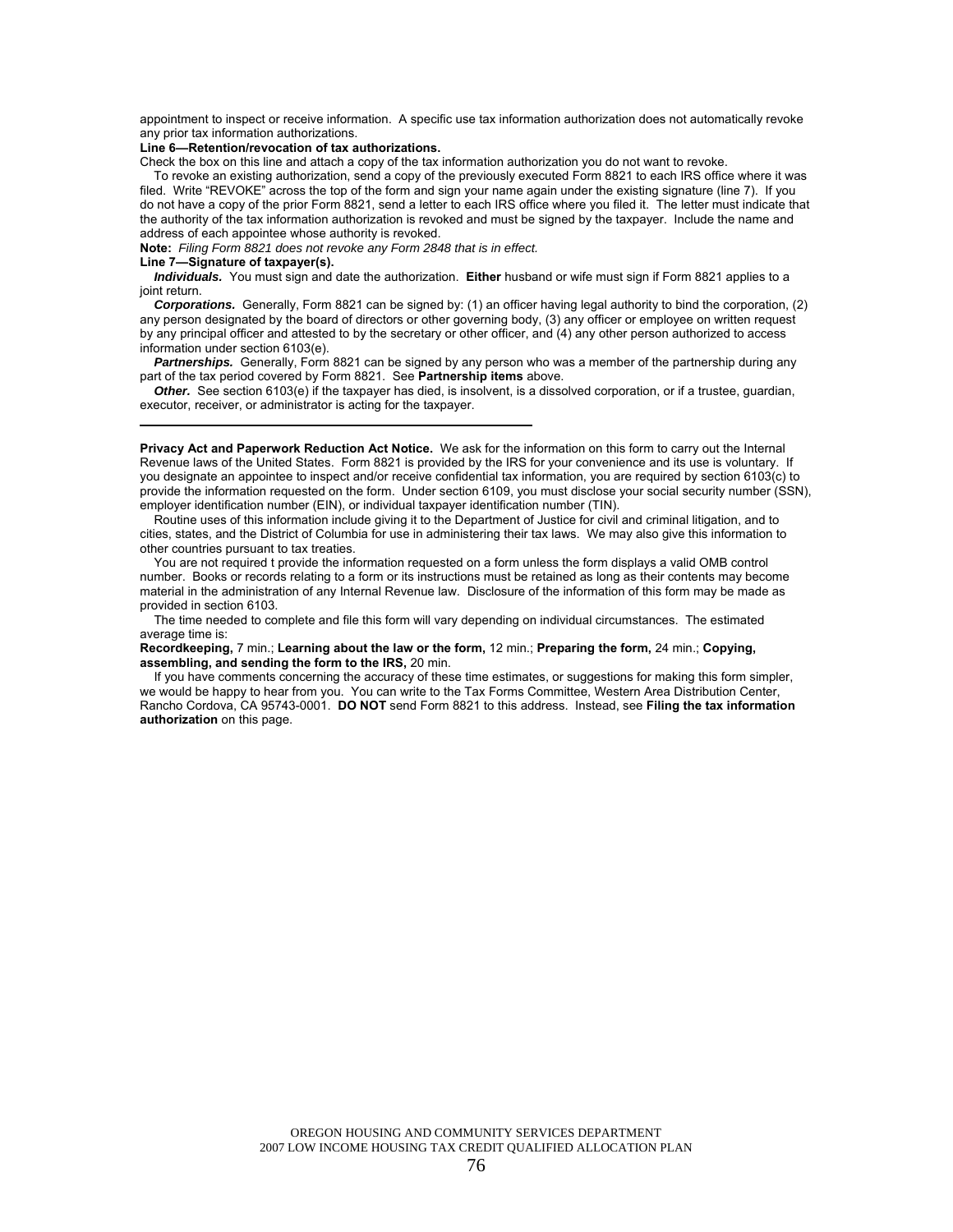appointment to inspect or receive information. A specific use tax information authorization does not automatically revoke any prior tax information authorizations.

**Line 6—Retention/revocation of tax authorizations.**

Check the box on this line and attach a copy of the tax information authorization you do not want to revoke.

To revoke an existing authorization, send a copy of the previously executed Form 8821 to each IRS office where it was filed. Write "REVOKE" across the top of the form and sign your name again under the existing signature (line 7). If you do not have a copy of the prior Form 8821, send a letter to each IRS office where you filed it. The letter must indicate that the authority of the tax information authorization is revoked and must be signed by the taxpayer. Include the name and address of each appointee whose authority is revoked.

**Note:** *Filing Form 8821 does not revoke any Form 2848 that is in effect.*

**Line 7—Signature of taxpayer(s).**

***Individuals.*** You must sign and date the authorization. **Either** husband or wife must sign if Form 8821 applies to a joint return.

***Corporations.*** Generally, Form 8821 can be signed by: (1) an officer having legal authority to bind the corporation, (2) any person designated by the board of directors or other governing body, (3) any officer or employee on written request by any principal officer and attested to by the secretary or other officer, and (4) any other person authorized to access information under section 6103(e).

***Partnerships.*** Generally, Form 8821 can be signed by any person who was a member of the partnership during any part of the tax period covered by Form 8821. See **Partnership items** above.

***Other.*** See section 6103(e) if the taxpayer has died, is insolvent, is a dissolved corporation, or if a trustee, guardian, executor, receiver, or administrator is acting for the taxpayer.

---

**Privacy Act and Paperwork Reduction Act Notice.** We ask for the information on this form to carry out the Internal Revenue laws of the United States. Form 8821 is provided by the IRS for your convenience and its use is voluntary. If you designate an appointee to inspect and/or receive confidential tax information, you are required by section 6103(c) to provide the information requested on the form. Under section 6109, you must disclose your social security number (SSN), employer identification number (EIN), or individual taxpayer identification number (TIN).

Routine uses of this information include giving it to the Department of Justice for civil and criminal litigation, and to cities, states, and the District of Columbia for use in administering their tax laws. We may also give this information to other countries pursuant to tax treaties.

You are not required t provide the information requested on a form unless the form displays a valid OMB control number. Books or records relating to a form or its instructions must be retained as long as their contents may become material in the administration of any Internal Revenue law. Disclosure of the information of this form may be made as provided in section 6103.

The time needed to complete and file this form will vary depending on individual circumstances. The estimated average time is:

**Recordkeeping,** 7 min.; **Learning about the law or the form,** 12 min.; **Preparing the form,** 24 min.; **Copying, assembling, and sending the form to the IRS,** 20 min.

If you have comments concerning the accuracy of these time estimates, or suggestions for making this form simpler, we would be happy to hear from you. You can write to the Tax Forms Committee, Western Area Distribution Center, Rancho Cordova, CA 95743-0001. **DO NOT** send Form 8821 to this address. Instead, see **Filing the tax information authorization** on this page.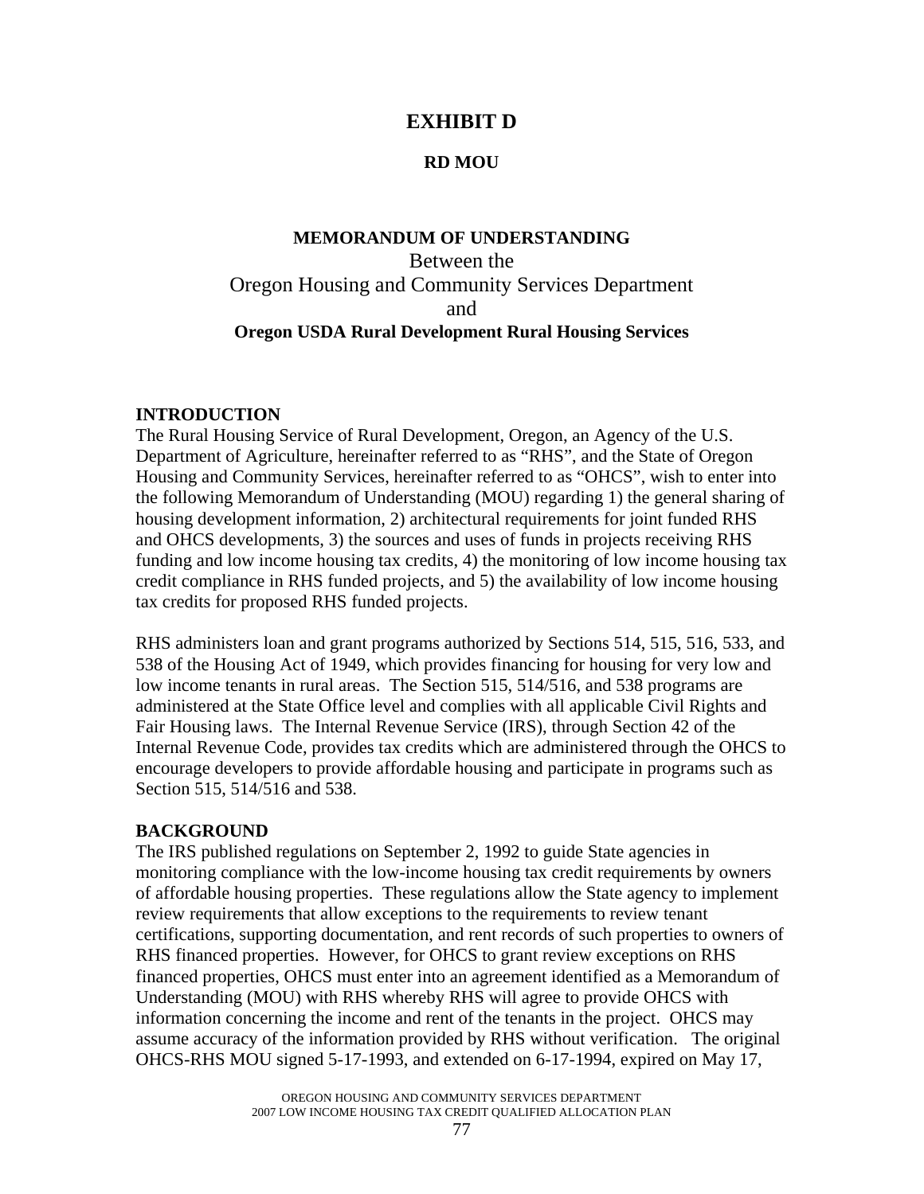# EXHIBIT D

## RD MOU

### MEMORANDUM OF UNDERSTANDING

Between the
Oregon Housing and Community Services Department
and
**Oregon USDA Rural Development Rural Housing Services**

**INTRODUCTION**

The Rural Housing Service of Rural Development, Oregon, an Agency of the U.S. Department of Agriculture, hereinafter referred to as "RHS", and the State of Oregon Housing and Community Services, hereinafter referred to as "OHCS", wish to enter into the following Memorandum of Understanding (MOU) regarding 1) the general sharing of housing development information, 2) architectural requirements for joint funded RHS and OHCS developments, 3) the sources and uses of funds in projects receiving RHS funding and low income housing tax credits, 4) the monitoring of low income housing tax credit compliance in RHS funded projects, and 5) the availability of low income housing tax credits for proposed RHS funded projects.

RHS administers loan and grant programs authorized by Sections 514, 515, 516, 533, and 538 of the Housing Act of 1949, which provides financing for housing for very low and low income tenants in rural areas. The Section 515, 514/516, and 538 programs are administered at the State Office level and complies with all applicable Civil Rights and Fair Housing laws. The Internal Revenue Service (IRS), through Section 42 of the Internal Revenue Code, provides tax credits which are administered through the OHCS to encourage developers to provide affordable housing and participate in programs such as Section 515, 514/516 and 538.

**BACKGROUND**

The IRS published regulations on September 2, 1992 to guide State agencies in monitoring compliance with the low-income housing tax credit requirements by owners of affordable housing properties. These regulations allow the State agency to implement review requirements that allow exceptions to the requirements to review tenant certifications, supporting documentation, and rent records of such properties to owners of RHS financed properties. However, for OHCS to grant review exceptions on RHS financed properties, OHCS must enter into an agreement identified as a Memorandum of Understanding (MOU) with RHS whereby RHS will agree to provide OHCS with information concerning the income and rent of the tenants in the project. OHCS may assume accuracy of the information provided by RHS without verification. The original OHCS-RHS MOU signed 5-17-1993, and extended on 6-17-1994, expired on May 17,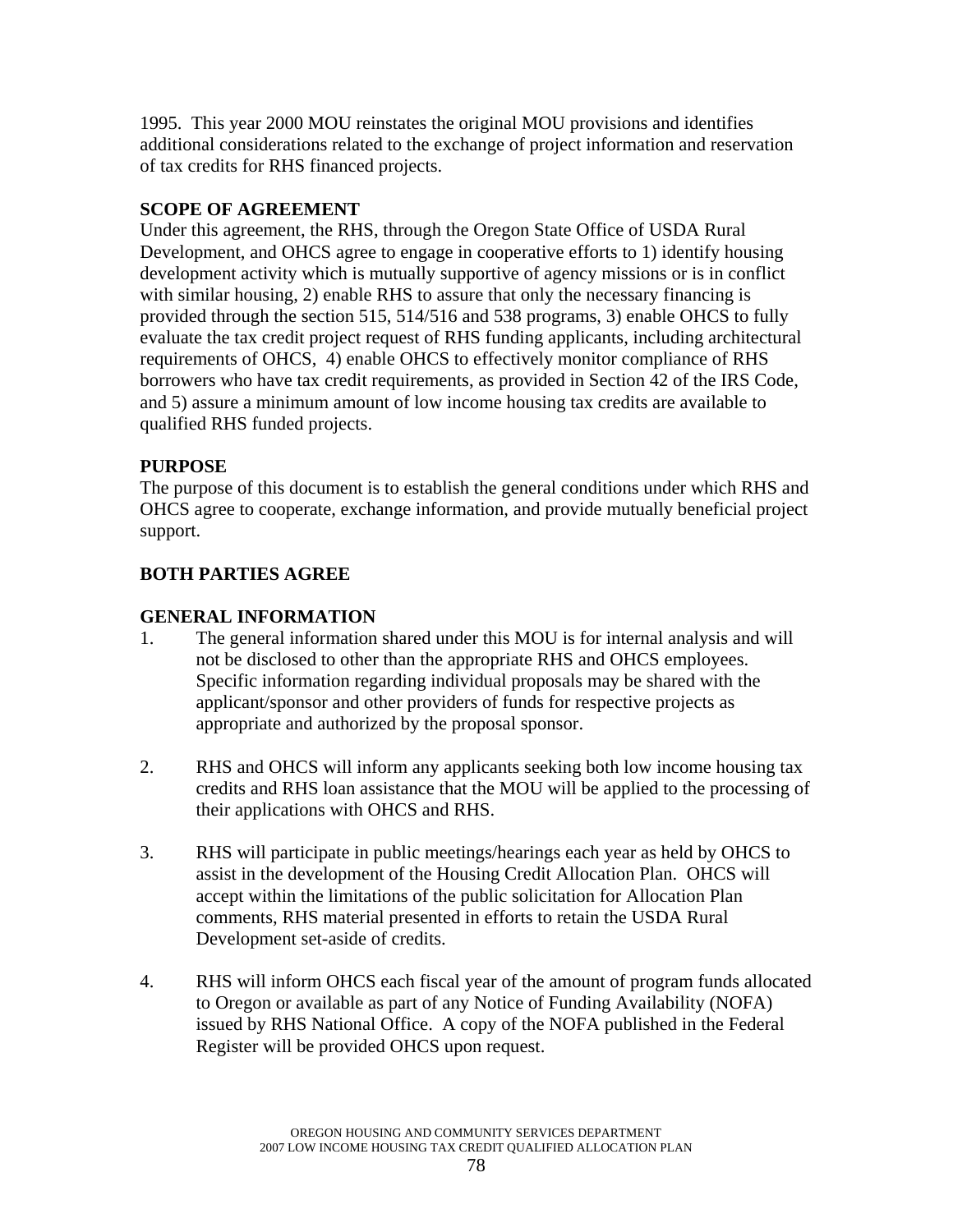1995. This year 2000 MOU reinstates the original MOU provisions and identifies additional considerations related to the exchange of project information and reservation of tax credits for RHS financed projects.

**SCOPE OF AGREEMENT**

Under this agreement, the RHS, through the Oregon State Office of USDA Rural Development, and OHCS agree to engage in cooperative efforts to 1) identify housing development activity which is mutually supportive of agency missions or is in conflict with similar housing, 2) enable RHS to assure that only the necessary financing is provided through the section 515, 514/516 and 538 programs, 3) enable OHCS to fully evaluate the tax credit project request of RHS funding applicants, including architectural requirements of OHCS, 4) enable OHCS to effectively monitor compliance of RHS borrowers who have tax credit requirements, as provided in Section 42 of the IRS Code, and 5) assure a minimum amount of low income housing tax credits are available to qualified RHS funded projects.

**PURPOSE**

The purpose of this document is to establish the general conditions under which RHS and OHCS agree to cooperate, exchange information, and provide mutually beneficial project support.

**BOTH PARTIES AGREE**

**GENERAL INFORMATION**

1. The general information shared under this MOU is for internal analysis and will not be disclosed to other than the appropriate RHS and OHCS employees. Specific information regarding individual proposals may be shared with the applicant/sponsor and other providers of funds for respective projects as appropriate and authorized by the proposal sponsor.

2. RHS and OHCS will inform any applicants seeking both low income housing tax credits and RHS loan assistance that the MOU will be applied to the processing of their applications with OHCS and RHS.

3. RHS will participate in public meetings/hearings each year as held by OHCS to assist in the development of the Housing Credit Allocation Plan. OHCS will accept within the limitations of the public solicitation for Allocation Plan comments, RHS material presented in efforts to retain the USDA Rural Development set-aside of credits.

4. RHS will inform OHCS each fiscal year of the amount of program funds allocated to Oregon or available as part of any Notice of Funding Availability (NOFA) issued by RHS National Office. A copy of the NOFA published in the Federal Register will be provided OHCS upon request.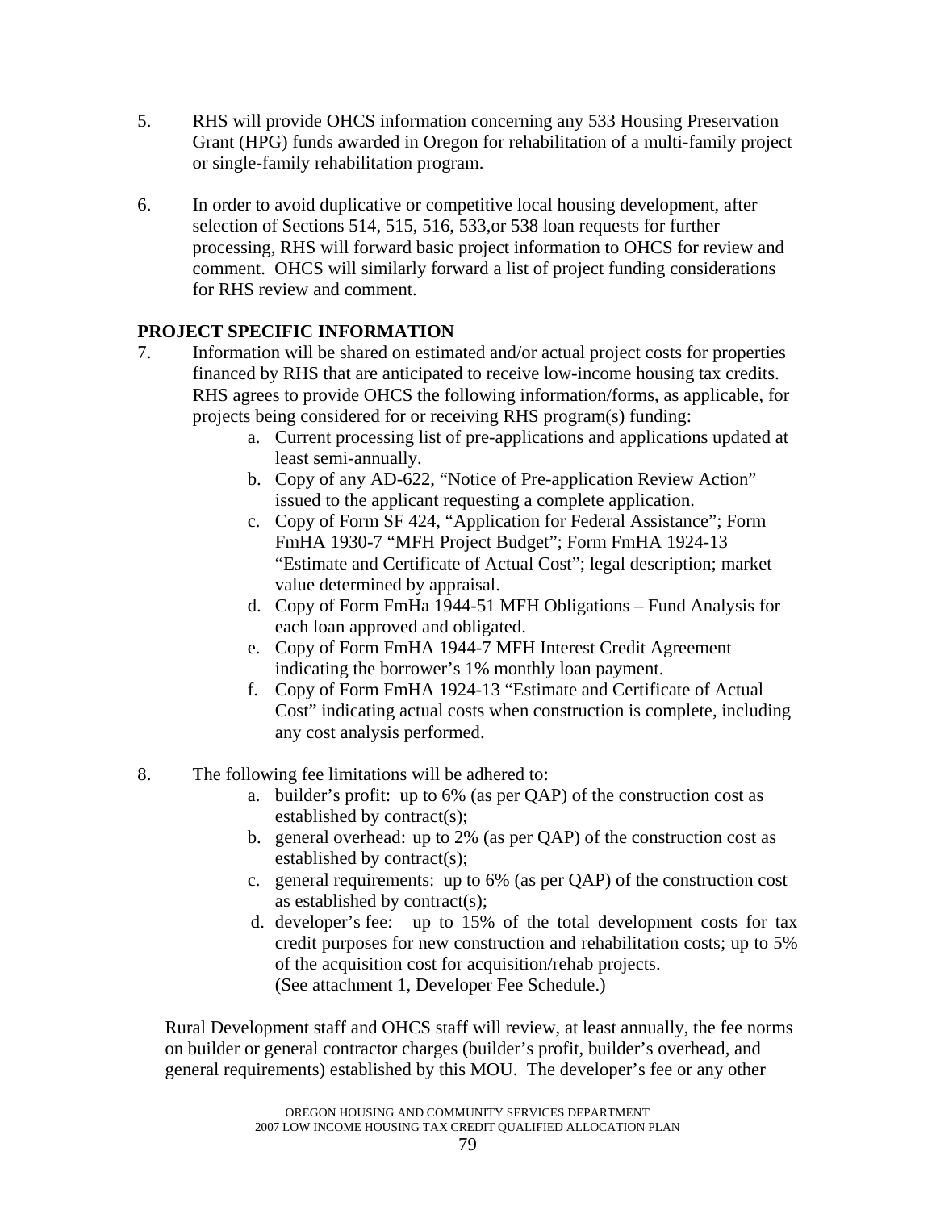5. RHS will provide OHCS information concerning any 533 Housing Preservation Grant (HPG) funds awarded in Oregon for rehabilitation of a multi-family project or single-family rehabilitation program.

6. In order to avoid duplicative or competitive local housing development, after selection of Sections 514, 515, 516, 533,or 538 loan requests for further processing, RHS will forward basic project information to OHCS for review and comment. OHCS will similarly forward a list of project funding considerations for RHS review and comment.

**PROJECT SPECIFIC INFORMATION**

7. Information will be shared on estimated and/or actual project costs for properties financed by RHS that are anticipated to receive low-income housing tax credits. RHS agrees to provide OHCS the following information/forms, as applicable, for projects being considered for or receiving RHS program(s) funding:
   a. Current processing list of pre-applications and applications updated at least semi-annually.
   b. Copy of any AD-622, "Notice of Pre-application Review Action" issued to the applicant requesting a complete application.
   c. Copy of Form SF 424, "Application for Federal Assistance"; Form FmHA 1930-7 "MFH Project Budget"; Form FmHA 1924-13 "Estimate and Certificate of Actual Cost"; legal description; market value determined by appraisal.
   d. Copy of Form FmHa 1944-51 MFH Obligations – Fund Analysis for each loan approved and obligated.
   e. Copy of Form FmHA 1944-7 MFH Interest Credit Agreement indicating the borrower's 1% monthly loan payment.
   f. Copy of Form FmHA 1924-13 "Estimate and Certificate of Actual Cost" indicating actual costs when construction is complete, including any cost analysis performed.

8. The following fee limitations will be adhered to:
   a. builder's profit: up to 6% (as per QAP) of the construction cost as established by contract(s);
   b. general overhead: up to 2% (as per QAP) of the construction cost as established by contract(s);
   c. general requirements: up to 6% (as per QAP) of the construction cost as established by contract(s);
   d. developer's fee: up to 15% of the total development costs for tax credit purposes for new construction and rehabilitation costs; up to 5% of the acquisition cost for acquisition/rehab projects. (See attachment 1, Developer Fee Schedule.)

Rural Development staff and OHCS staff will review, at least annually, the fee norms on builder or general contractor charges (builder's profit, builder's overhead, and general requirements) established by this MOU. The developer's fee or any other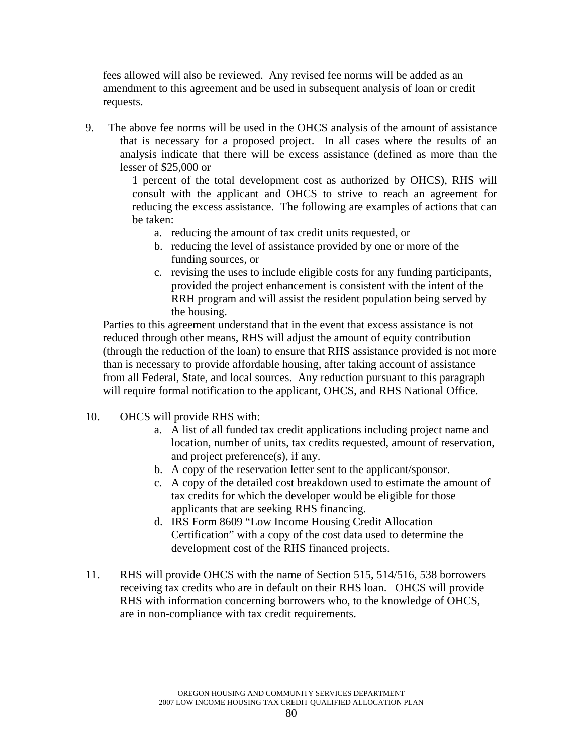fees allowed will also be reviewed. Any revised fee norms will be added as an amendment to this agreement and be used in subsequent analysis of loan or credit requests.

9. The above fee norms will be used in the OHCS analysis of the amount of assistance that is necessary for a proposed project. In all cases where the results of an analysis indicate that there will be excess assistance (defined as more than the lesser of $25,000 or 1 percent of the total development cost as authorized by OHCS), RHS will consult with the applicant and OHCS to strive to reach an agreement for reducing the excess assistance. The following are examples of actions that can be taken:
    a. reducing the amount of tax credit units requested, or
    b. reducing the level of assistance provided by one or more of the funding sources, or
    c. revising the uses to include eligible costs for any funding participants, provided the project enhancement is consistent with the intent of the RRH program and will assist the resident population being served by the housing.

   Parties to this agreement understand that in the event that excess assistance is not reduced through other means, RHS will adjust the amount of equity contribution (through the reduction of the loan) to ensure that RHS assistance provided is not more than is necessary to provide affordable housing, after taking account of assistance from all Federal, State, and local sources. Any reduction pursuant to this paragraph will require formal notification to the applicant, OHCS, and RHS National Office.

10. OHCS will provide RHS with:
    a. A list of all funded tax credit applications including project name and location, number of units, tax credits requested, amount of reservation, and project preference(s), if any.
    b. A copy of the reservation letter sent to the applicant/sponsor.
    c. A copy of the detailed cost breakdown used to estimate the amount of tax credits for which the developer would be eligible for those applicants that are seeking RHS financing.
    d. IRS Form 8609 "Low Income Housing Credit Allocation Certification" with a copy of the cost data used to determine the development cost of the RHS financed projects.

11. RHS will provide OHCS with the name of Section 515, 514/516, 538 borrowers receiving tax credits who are in default on their RHS loan. OHCS will provide RHS with information concerning borrowers who, to the knowledge of OHCS, are in non-compliance with tax credit requirements.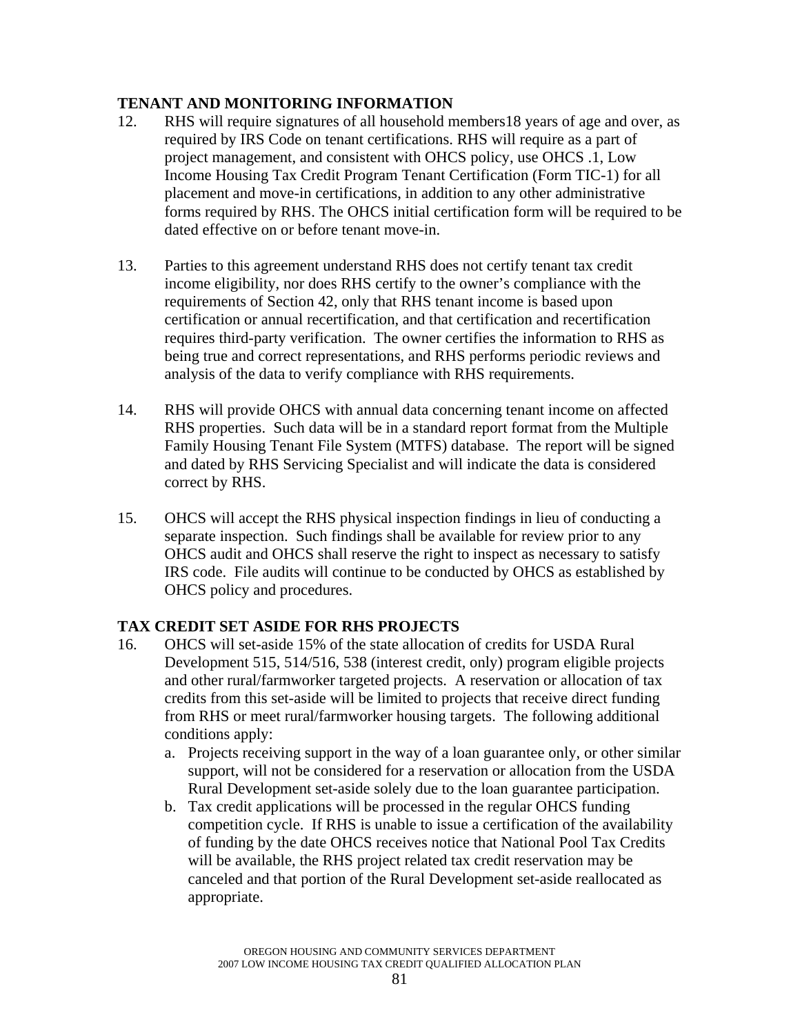**TENANT AND MONITORING INFORMATION**

12. RHS will require signatures of all household members18 years of age and over, as required by IRS Code on tenant certifications. RHS will require as a part of project management, and consistent with OHCS policy, use OHCS .1, Low Income Housing Tax Credit Program Tenant Certification (Form TIC-1) for all placement and move-in certifications, in addition to any other administrative forms required by RHS. The OHCS initial certification form will be required to be dated effective on or before tenant move-in.

13. Parties to this agreement understand RHS does not certify tenant tax credit income eligibility, nor does RHS certify to the owner's compliance with the requirements of Section 42, only that RHS tenant income is based upon certification or annual recertification, and that certification and recertification requires third-party verification. The owner certifies the information to RHS as being true and correct representations, and RHS performs periodic reviews and analysis of the data to verify compliance with RHS requirements.

14. RHS will provide OHCS with annual data concerning tenant income on affected RHS properties. Such data will be in a standard report format from the Multiple Family Housing Tenant File System (MTFS) database. The report will be signed and dated by RHS Servicing Specialist and will indicate the data is considered correct by RHS.

15. OHCS will accept the RHS physical inspection findings in lieu of conducting a separate inspection. Such findings shall be available for review prior to any OHCS audit and OHCS shall reserve the right to inspect as necessary to satisfy IRS code. File audits will continue to be conducted by OHCS as established by OHCS policy and procedures.

**TAX CREDIT SET ASIDE FOR RHS PROJECTS**

16. OHCS will set-aside 15% of the state allocation of credits for USDA Rural Development 515, 514/516, 538 (interest credit, only) program eligible projects and other rural/farmworker targeted projects. A reservation or allocation of tax credits from this set-aside will be limited to projects that receive direct funding from RHS or meet rural/farmworker housing targets. The following additional conditions apply:
    a. Projects receiving support in the way of a loan guarantee only, or other similar support, will not be considered for a reservation or allocation from the USDA Rural Development set-aside solely due to the loan guarantee participation.
    b. Tax credit applications will be processed in the regular OHCS funding competition cycle. If RHS is unable to issue a certification of the availability of funding by the date OHCS receives notice that National Pool Tax Credits will be available, the RHS project related tax credit reservation may be canceled and that portion of the Rural Development set-aside reallocated as appropriate.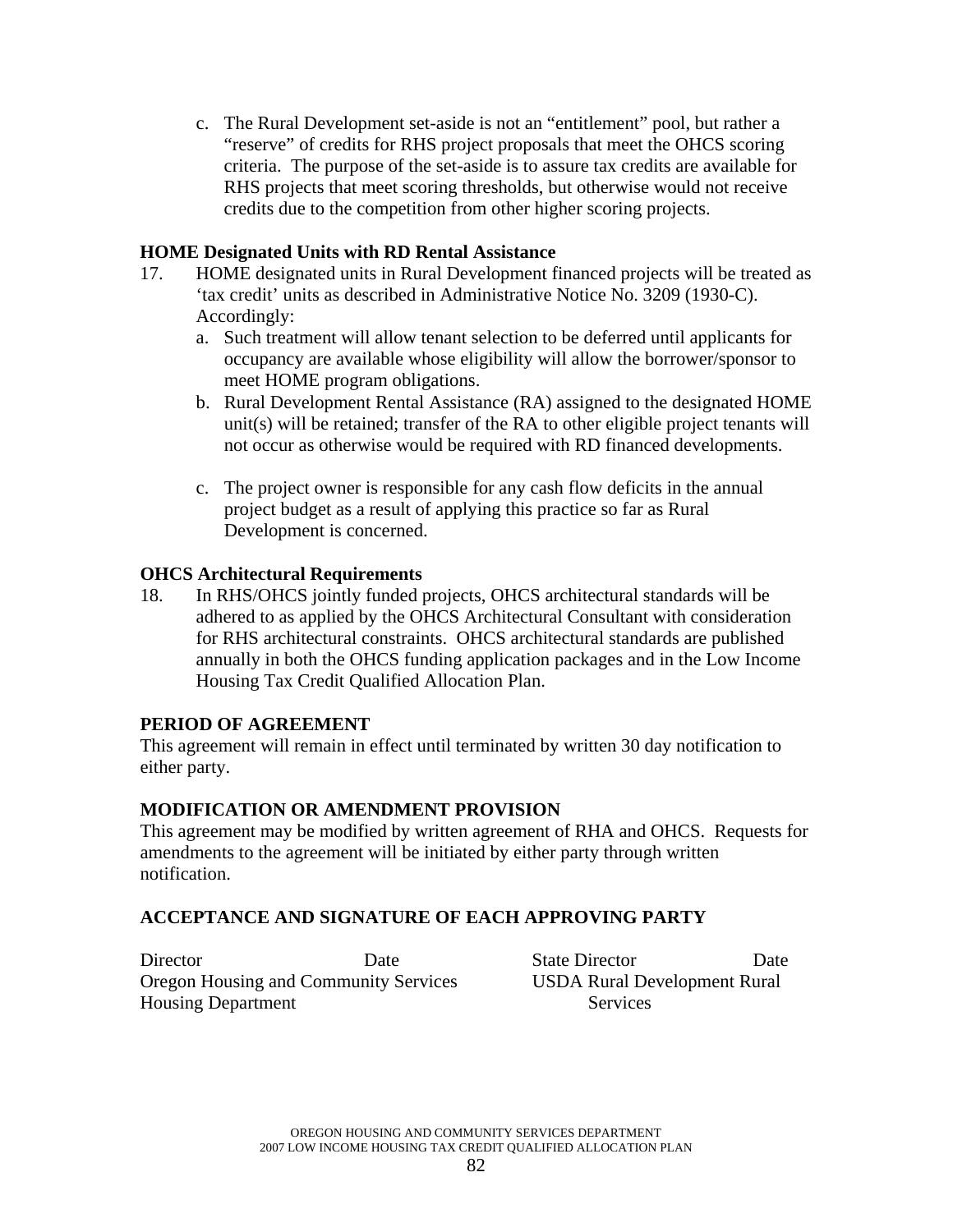c. The Rural Development set-aside is not an “entitlement” pool, but rather a “reserve” of credits for RHS project proposals that meet the OHCS scoring criteria. The purpose of the set-aside is to assure tax credits are available for RHS projects that meet scoring thresholds, but otherwise would not receive credits due to the competition from other higher scoring projects.

**HOME Designated Units with RD Rental Assistance**

17. HOME designated units in Rural Development financed projects will be treated as ‘tax credit’ units as described in Administrative Notice No. 3209 (1930-C). Accordingly:
    a. Such treatment will allow tenant selection to be deferred until applicants for occupancy are available whose eligibility will allow the borrower/sponsor to meet HOME program obligations.
    b. Rural Development Rental Assistance (RA) assigned to the designated HOME unit(s) will be retained; transfer of the RA to other eligible project tenants will not occur as otherwise would be required with RD financed developments.
    c. The project owner is responsible for any cash flow deficits in the annual project budget as a result of applying this practice so far as Rural Development is concerned.

**OHCS Architectural Requirements**

18. In RHS/OHCS jointly funded projects, OHCS architectural standards will be adhered to as applied by the OHCS Architectural Consultant with consideration for RHS architectural constraints. OHCS architectural standards are published annually in both the OHCS funding application packages and in the Low Income Housing Tax Credit Qualified Allocation Plan.

**PERIOD OF AGREEMENT**

This agreement will remain in effect until terminated by written 30 day notification to either party.

**MODIFICATION OR AMENDMENT PROVISION**

This agreement may be modified by written agreement of RHA and OHCS. Requests for amendments to the agreement will be initiated by either party through written notification.

**ACCEPTANCE AND SIGNATURE OF EACH APPROVING PARTY**

| Director | Date | State Director | Date |
|---|---|---|---|
| Oregon Housing and Community Services Housing Department | | USDA Rural Development Rural Services | |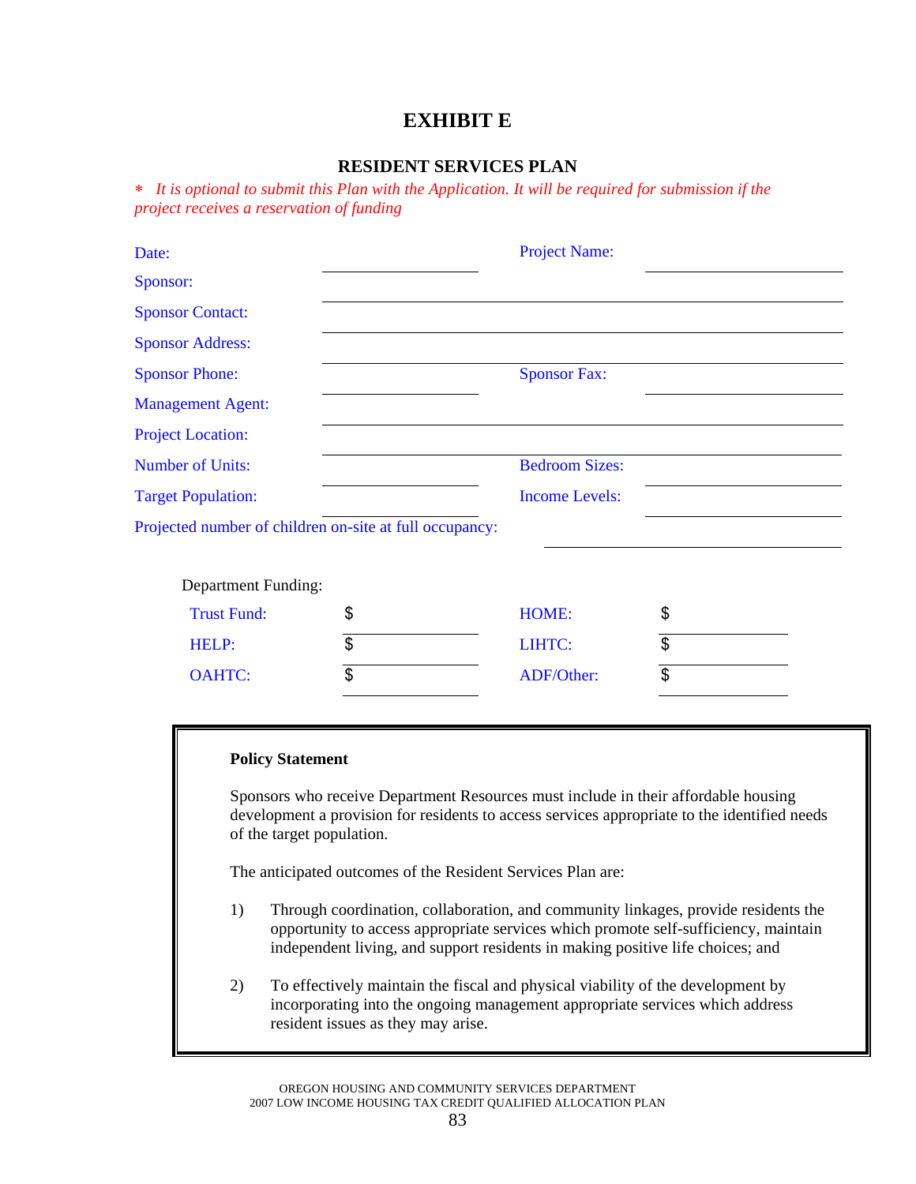# EXHIBIT E

## RESIDENT SERVICES PLAN

* *It is optional to submit this Plan with the Application. It will be required for submission if the project receives a reservation of funding*

| | | | |
|---|---|---|---|
| Date: | \_\_\_\_\_\_\_\_\_\_ | Project Name: | \_\_\_\_\_\_\_\_\_\_ |
| Sponsor: | \_\_\_\_\_\_\_\_\_\_ | | |
| Sponsor Contact: | \_\_\_\_\_\_\_\_\_\_ | | |
| Sponsor Address: | \_\_\_\_\_\_\_\_\_\_ | | |
| Sponsor Phone: | \_\_\_\_\_\_\_\_\_\_ | Sponsor Fax: | \_\_\_\_\_\_\_\_\_\_ |
| Management Agent: | \_\_\_\_\_\_\_\_\_\_ | | |
| Project Location: | \_\_\_\_\_\_\_\_\_\_ | | |
| Number of Units: | \_\_\_\_\_\_\_\_\_\_ | Bedroom Sizes: | \_\_\_\_\_\_\_\_\_\_ |
| Target Population: | \_\_\_\_\_\_\_\_\_\_ | Income Levels: | \_\_\_\_\_\_\_\_\_\_ |

Projected number of children on-site at full occupancy: \_\_\_\_\_\_\_\_\_\_

Department Funding:

| | | | |
|---|---|---|---|
| Trust Fund: | $ \_\_\_\_\_\_\_\_\_\_ | HOME: | $ \_\_\_\_\_\_\_\_\_\_ |
| HELP: | $ \_\_\_\_\_\_\_\_\_\_ | LIHTC: | $ \_\_\_\_\_\_\_\_\_\_ |
| OAHTC: | $ \_\_\_\_\_\_\_\_\_\_ | ADF/Other: | $ \_\_\_\_\_\_\_\_\_\_ |

**Policy Statement**

Sponsors who receive Department Resources must include in their affordable housing development a provision for residents to access services appropriate to the identified needs of the target population.

The anticipated outcomes of the Resident Services Plan are:

1) Through coordination, collaboration, and community linkages, provide residents the opportunity to access appropriate services which promote self-sufficiency, maintain independent living, and support residents in making positive life choices; and

2) To effectively maintain the fiscal and physical viability of the development by incorporating into the ongoing management appropriate services which address resident issues as they may arise.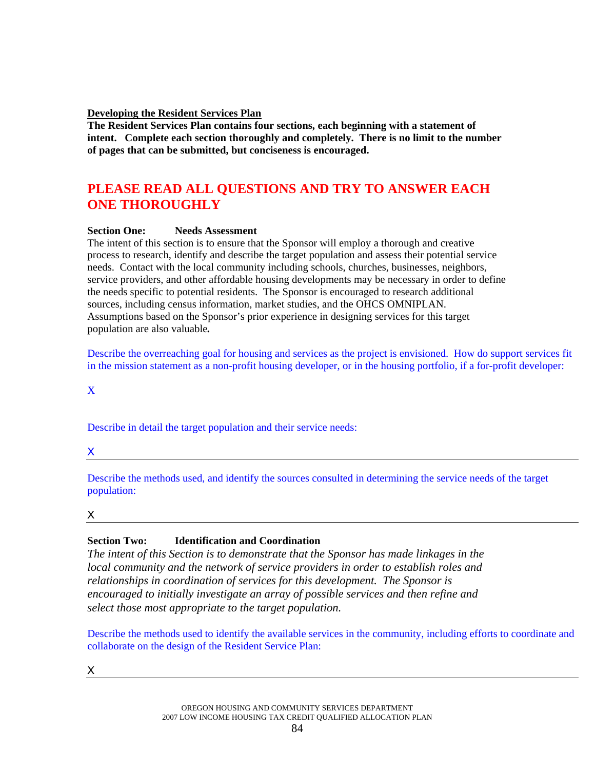**<u>Developing the Resident Services Plan</u>**

**The Resident Services Plan contains four sections, each beginning with a statement of intent. Complete each section thoroughly and completely. There is no limit to the number of pages that can be submitted, but conciseness is encouraged.**

## PLEASE READ ALL QUESTIONS AND TRY TO ANSWER EACH ONE THOROUGHLY

**Section One: Needs Assessment**

The intent of this section is to ensure that the Sponsor will employ a thorough and creative process to research, identify and describe the target population and assess their potential service needs. Contact with the local community including schools, churches, businesses, neighbors, service providers, and other affordable housing developments may be necessary in order to define the needs specific to potential residents. The Sponsor is encouraged to research additional sources, including census information, market studies, and the OHCS OMNIPLAN. Assumptions based on the Sponsor's prior experience in designing services for this target population are also valuable**.**

Describe the overreaching goal for housing and services as the project is envisioned. How do support services fit in the mission statement as a non-profit housing developer, or in the housing portfolio, if a for-profit developer:

X

Describe in detail the target population and their service needs:

X

---

Describe the methods used, and identify the sources consulted in determining the service needs of the target population:

X

---

**Section Two: Identification and Coordination**

*The intent of this Section is to demonstrate that the Sponsor has made linkages in the local community and the network of service providers in order to establish roles and relationships in coordination of services for this development. The Sponsor is encouraged to initially investigate an array of possible services and then refine and select those most appropriate to the target population.*

Describe the methods used to identify the available services in the community, including efforts to coordinate and collaborate on the design of the Resident Service Plan:

X

---

OREGON HOUSING AND COMMUNITY SERVICES DEPARTMENT
2007 LOW INCOME HOUSING TAX CREDIT QUALIFIED ALLOCATION PLAN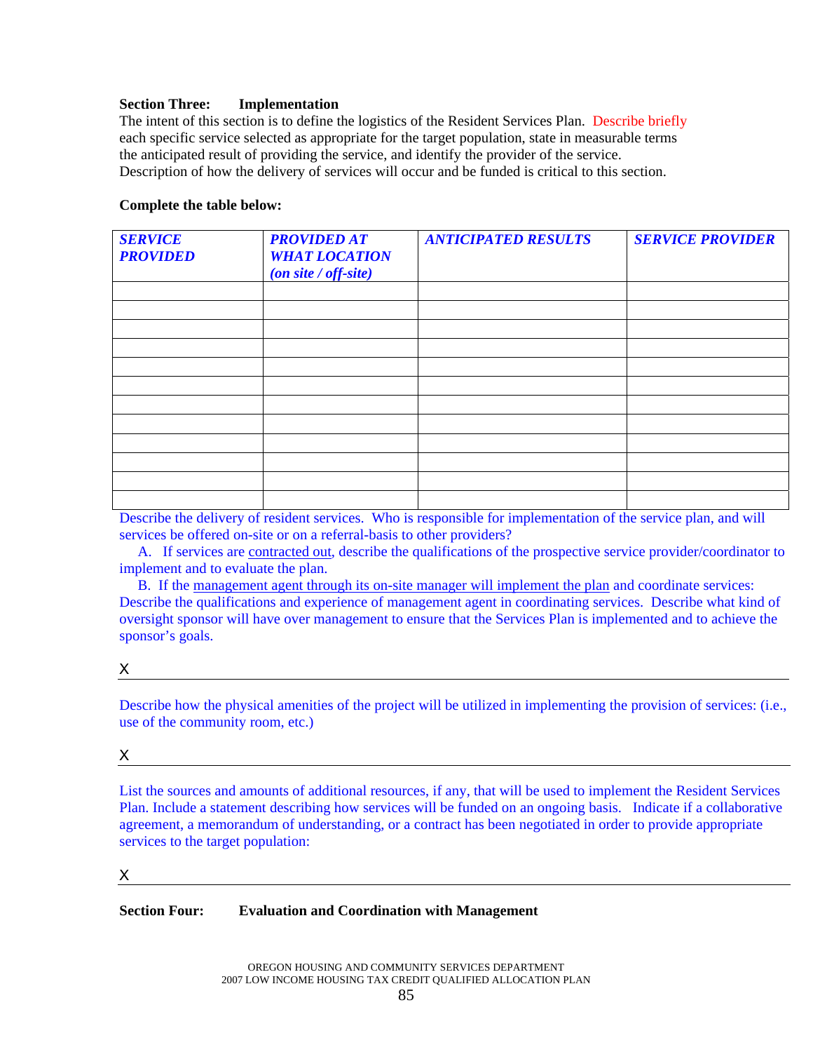**Section Three: Implementation**

The intent of this section is to define the logistics of the Resident Services Plan. Describe briefly each specific service selected as appropriate for the target population, state in measurable terms the anticipated result of providing the service, and identify the provider of the service. Description of how the delivery of services will occur and be funded is critical to this section.

**Complete the table below:**

| ***SERVICE PROVIDED*** | ***PROVIDED AT WHAT LOCATION (on site / off-site)*** | ***ANTICIPATED RESULTS*** | ***SERVICE PROVIDER*** |
|---|---|---|---|
| | | | |
| | | | |
| | | | |
| | | | |
| | | | |
| | | | |
| | | | |
| | | | |
| | | | |
| | | | |
| | | | |
| | | | |

Describe the delivery of resident services. Who is responsible for implementation of the service plan, and will services be offered on-site or on a referral-basis to other providers?

A. If services are <u>contracted out</u>, describe the qualifications of the prospective service provider/coordinator to implement and to evaluate the plan.

B. If the <u>management agent through its on-site manager will implement the plan</u> and coordinate services: Describe the qualifications and experience of management agent in coordinating services. Describe what kind of oversight sponsor will have over management to ensure that the Services Plan is implemented and to achieve the sponsor's goals.

X

---

Describe how the physical amenities of the project will be utilized in implementing the provision of services: (i.e., use of the community room, etc.)

X

---

List the sources and amounts of additional resources, if any, that will be used to implement the Resident Services Plan. Include a statement describing how services will be funded on an ongoing basis. Indicate if a collaborative agreement, a memorandum of understanding, or a contract has been negotiated in order to provide appropriate services to the target population:

X

---

**Section Four: Evaluation and Coordination with Management**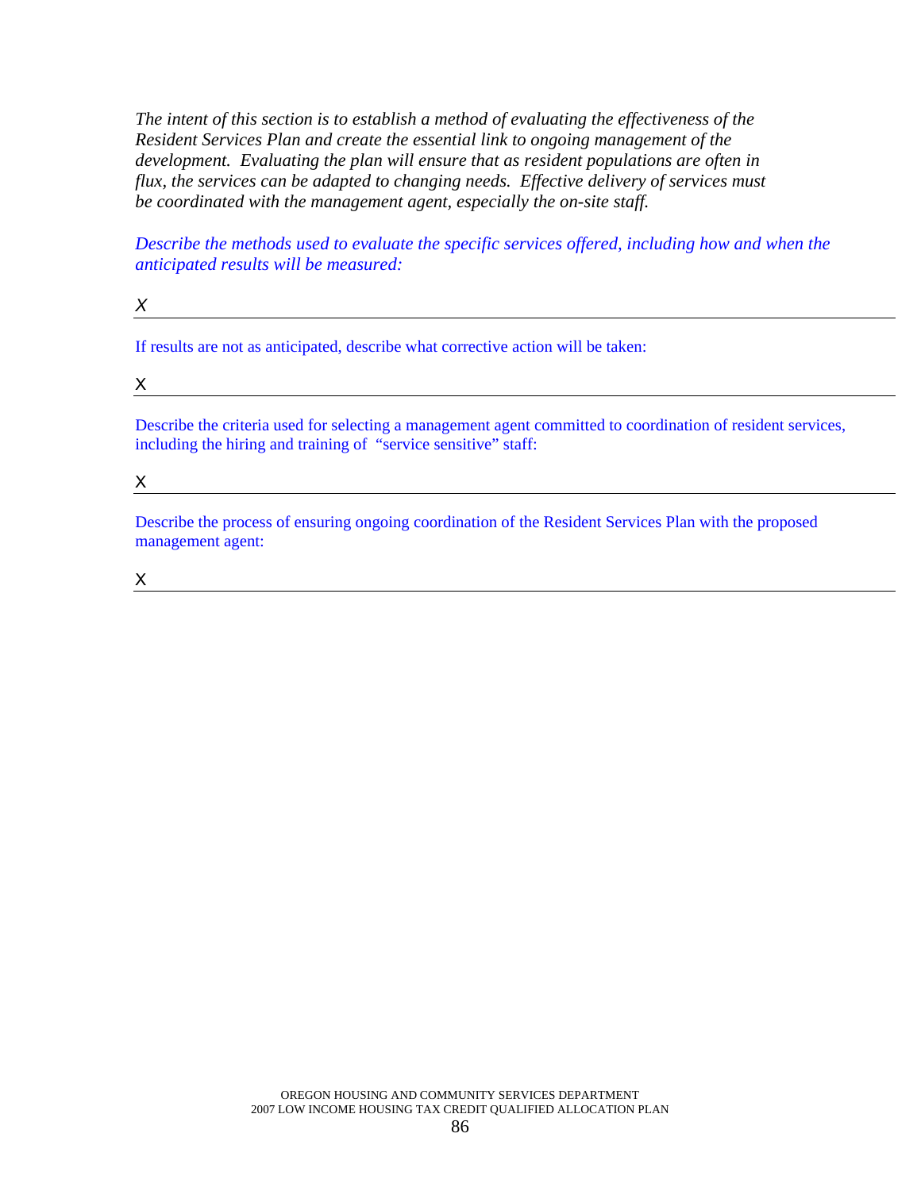*The intent of this section is to establish a method of evaluating the effectiveness of the Resident Services Plan and create the essential link to ongoing management of the development. Evaluating the plan will ensure that as resident populations are often in flux, the services can be adapted to changing needs. Effective delivery of services must be coordinated with the management agent, especially the on-site staff.*

*Describe the methods used to evaluate the specific services offered, including how and when the anticipated results will be measured:*

*X*

---

If results are not as anticipated, describe what corrective action will be taken:

X

---

Describe the criteria used for selecting a management agent committed to coordination of resident services, including the hiring and training of "service sensitive" staff:

X

---

Describe the process of ensuring ongoing coordination of the Resident Services Plan with the proposed management agent:

X

---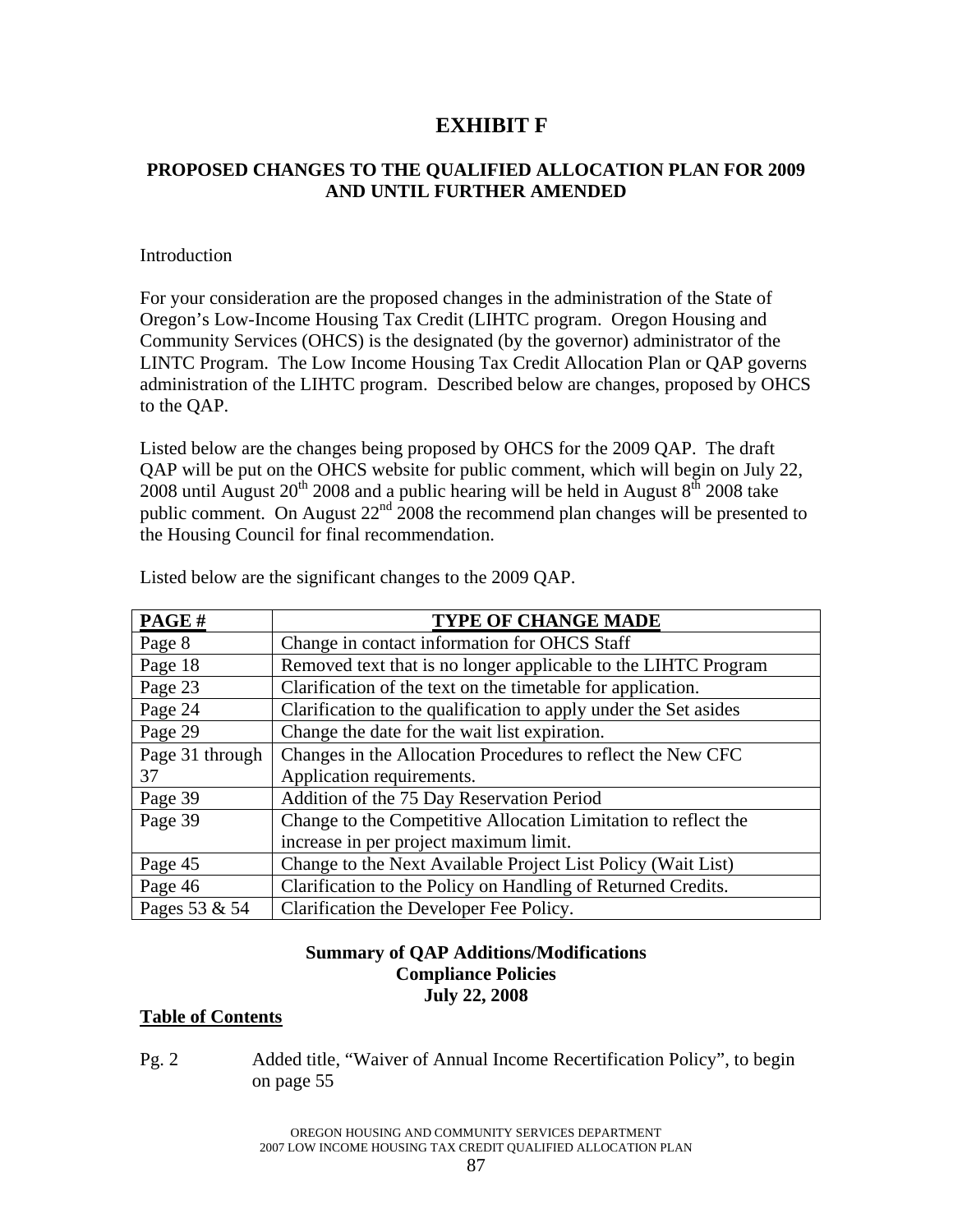# EXHIBIT F

## PROPOSED CHANGES TO THE QUALIFIED ALLOCATION PLAN FOR 2009 AND UNTIL FURTHER AMENDED

Introduction

For your consideration are the proposed changes in the administration of the State of Oregon's Low-Income Housing Tax Credit (LIHTC program. Oregon Housing and Community Services (OHCS) is the designated (by the governor) administrator of the LINTC Program. The Low Income Housing Tax Credit Allocation Plan or QAP governs administration of the LIHTC program. Described below are changes, proposed by OHCS to the QAP.

Listed below are the changes being proposed by OHCS for the 2009 QAP. The draft QAP will be put on the OHCS website for public comment, which will begin on July 22, 2008 until August 20th 2008 and a public hearing will be held in August 8th 2008 take public comment. On August 22nd 2008 the recommend plan changes will be presented to the Housing Council for final recommendation.

Listed below are the significant changes to the 2009 QAP.

| PAGE # | TYPE OF CHANGE MADE |
|---|---|
| Page 8 | Change in contact information for OHCS Staff |
| Page 18 | Removed text that is no longer applicable to the LIHTC Program |
| Page 23 | Clarification of the text on the timetable for application. |
| Page 24 | Clarification to the qualification to apply under the Set asides |
| Page 29 | Change the date for the wait list expiration. |
| Page 31 through 37 | Changes in the Allocation Procedures to reflect the New CFC Application requirements. |
| Page 39 | Addition of the 75 Day Reservation Period |
| Page 39 | Change to the Competitive Allocation Limitation to reflect the increase in per project maximum limit. |
| Page 45 | Change to the Next Available Project List Policy (Wait List) |
| Page 46 | Clarification to the Policy on Handling of Returned Credits. |
| Pages 53 & 54 | Clarification the Developer Fee Policy. |

**Summary of QAP Additions/Modifications**
**Compliance Policies**
**July 22, 2008**

**Table of Contents**

Pg. 2 Added title, "Waiver of Annual Income Recertification Policy", to begin on page 55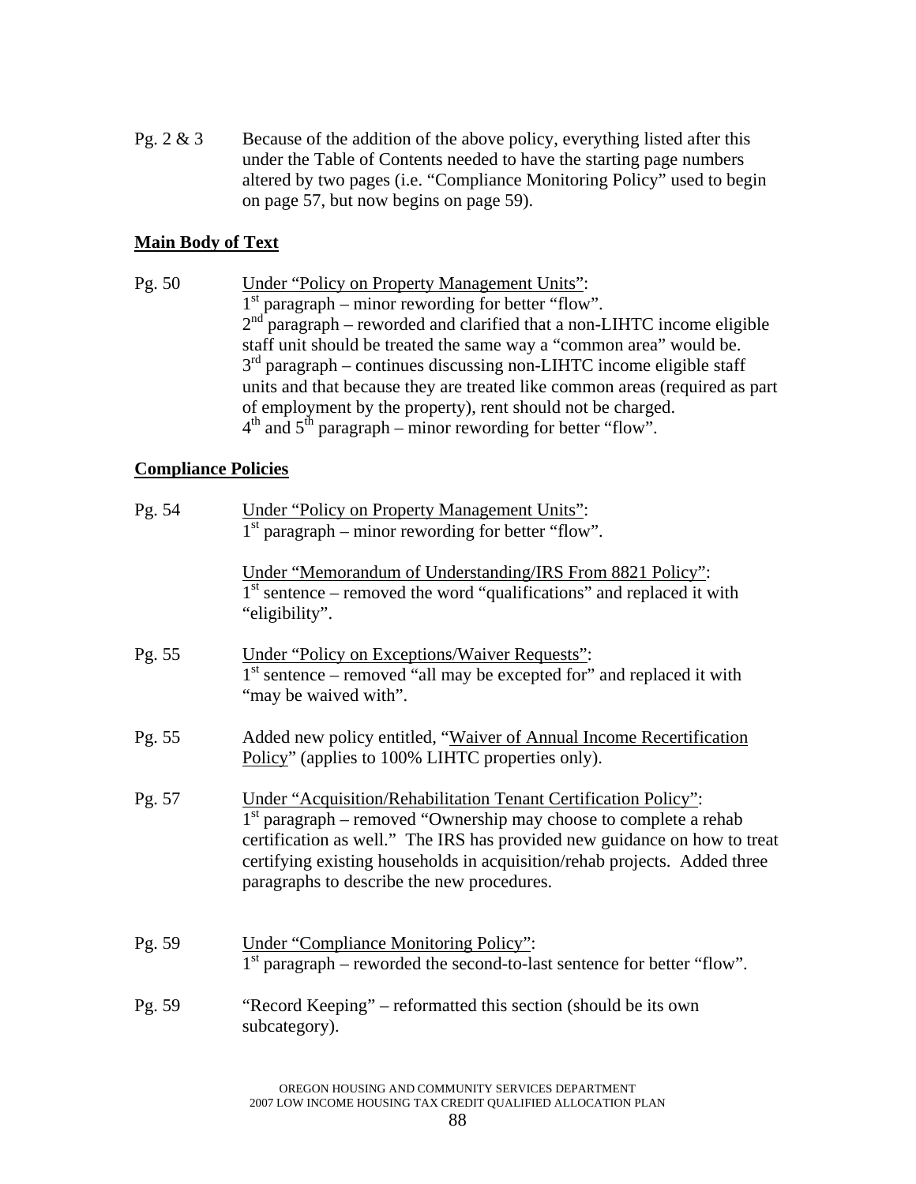Pg. 2 & 3 Because of the addition of the above policy, everything listed after this under the Table of Contents needed to have the starting page numbers altered by two pages (i.e. "Compliance Monitoring Policy" used to begin on page 57, but now begins on page 59).

**Main Body of Text**

Pg. 50 Under "Policy on Property Management Units":
1st paragraph – minor rewording for better "flow".
2nd paragraph – reworded and clarified that a non-LIHTC income eligible staff unit should be treated the same way a "common area" would be.
3rd paragraph – continues discussing non-LIHTC income eligible staff units and that because they are treated like common areas (required as part of employment by the property), rent should not be charged.
4th and 5th paragraph – minor rewording for better "flow".

**Compliance Policies**

Pg. 54 Under "Policy on Property Management Units":
1st paragraph – minor rewording for better "flow".

Under "Memorandum of Understanding/IRS From 8821 Policy":
1st sentence – removed the word "qualifications" and replaced it with "eligibility".

Pg. 55 Under "Policy on Exceptions/Waiver Requests":
1st sentence – removed "all may be excepted for" and replaced it with "may be waived with".

Pg. 55 Added new policy entitled, "Waiver of Annual Income Recertification Policy" (applies to 100% LIHTC properties only).

Pg. 57 Under "Acquisition/Rehabilitation Tenant Certification Policy":
1st paragraph – removed "Ownership may choose to complete a rehab certification as well." The IRS has provided new guidance on how to treat certifying existing households in acquisition/rehab projects. Added three paragraphs to describe the new procedures.

Pg. 59 Under "Compliance Monitoring Policy":
1st paragraph – reworded the second-to-last sentence for better "flow".

Pg. 59 "Record Keeping" – reformatted this section (should be its own subcategory).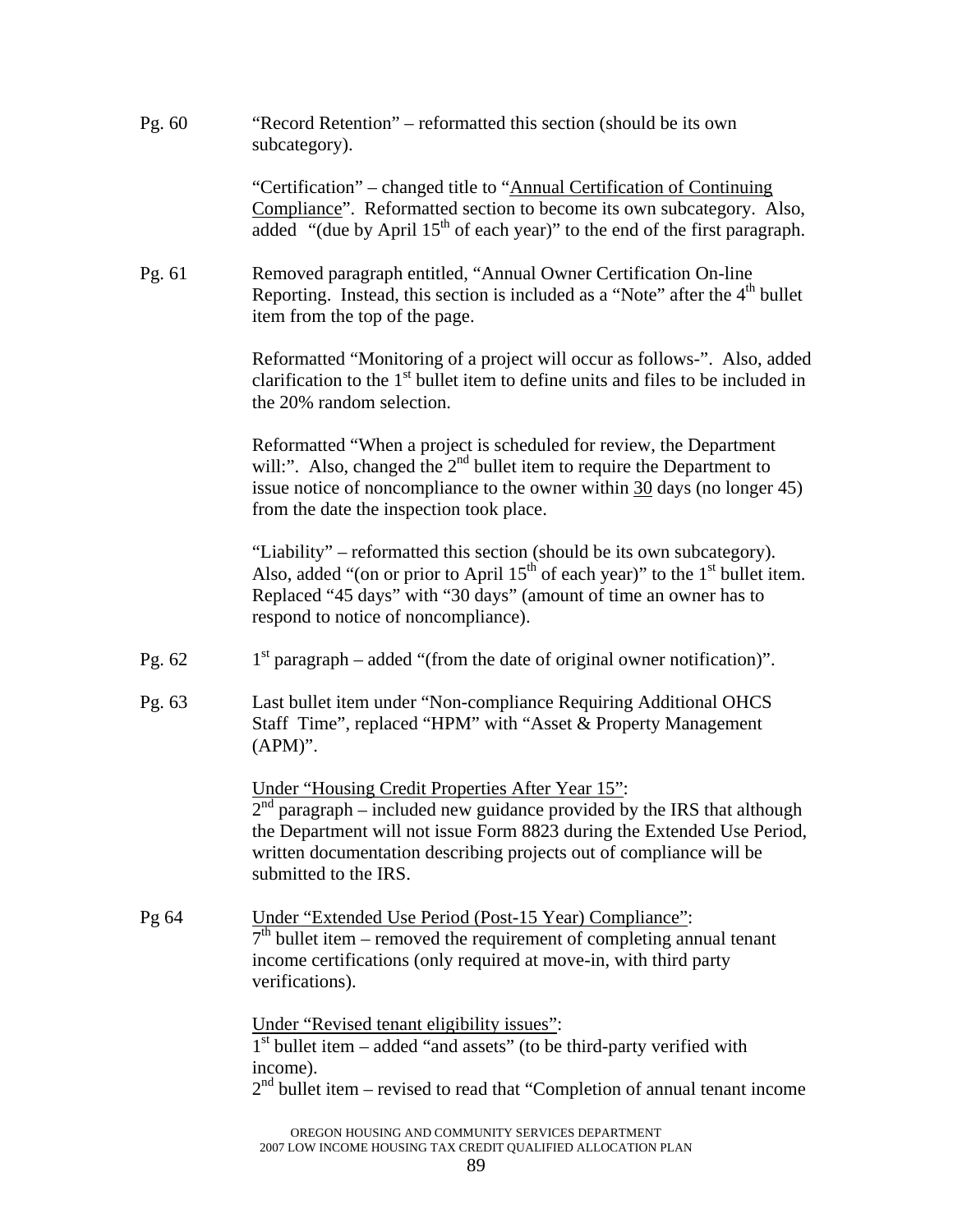Pg. 60 "Record Retention" – reformatted this section (should be its own subcategory).

"Certification" – changed title to "<u>Annual Certification of Continuing Compliance</u>". Reformatted section to become its own subcategory. Also, added "(due by April 15th of each year)" to the end of the first paragraph.

Pg. 61 Removed paragraph entitled, "Annual Owner Certification On-line Reporting. Instead, this section is included as a "Note" after the 4th bullet item from the top of the page.

Reformatted "Monitoring of a project will occur as follows-". Also, added clarification to the 1st bullet item to define units and files to be included in the 20% random selection.

Reformatted "When a project is scheduled for review, the Department will:". Also, changed the 2nd bullet item to require the Department to issue notice of noncompliance to the owner within <u>30</u> days (no longer 45) from the date the inspection took place.

"Liability" – reformatted this section (should be its own subcategory). Also, added "(on or prior to April 15th of each year)" to the 1st bullet item. Replaced "45 days" with "30 days" (amount of time an owner has to respond to notice of noncompliance).

Pg. 62 1st paragraph – added "(from the date of original owner notification)".

Pg. 63 Last bullet item under "Non-compliance Requiring Additional OHCS Staff Time", replaced "HPM" with "Asset & Property Management (APM)".

<u>Under "Housing Credit Properties After Year 15"</u>:
2nd paragraph – included new guidance provided by the IRS that although the Department will not issue Form 8823 during the Extended Use Period, written documentation describing projects out of compliance will be submitted to the IRS.

Pg 64 <u>Under "Extended Use Period (Post-15 Year) Compliance"</u>:
7th bullet item – removed the requirement of completing annual tenant income certifications (only required at move-in, with third party verifications).

<u>Under "Revised tenant eligibility issues"</u>:
1st bullet item – added "and assets" (to be third-party verified with income).
2nd bullet item – revised to read that "Completion of annual tenant income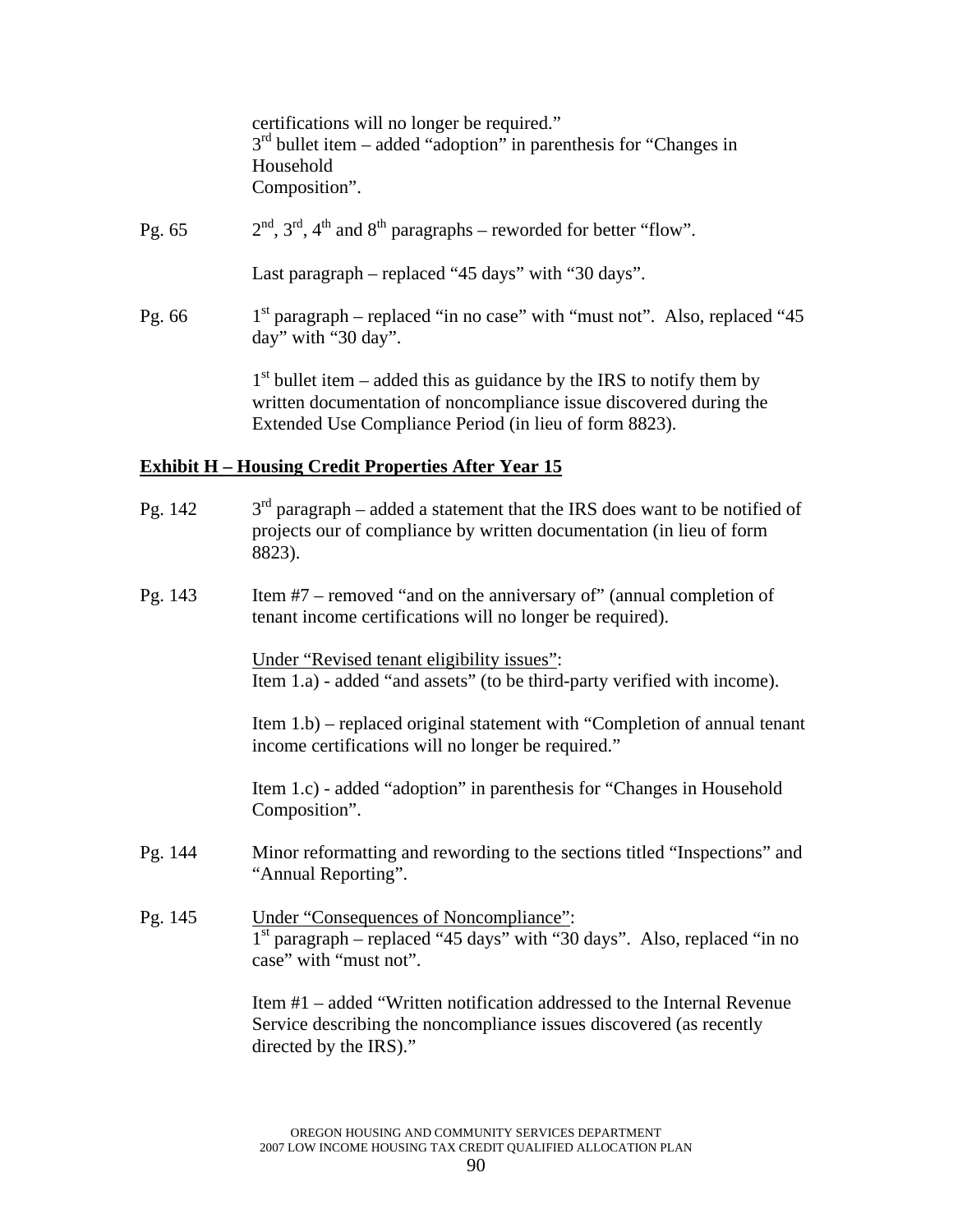certifications will no longer be required."
3rd bullet item – added "adoption" in parenthesis for "Changes in Household Composition".

Pg. 65 2nd, 3rd, 4th and 8th paragraphs – reworded for better "flow".

Last paragraph – replaced "45 days" with "30 days".

Pg. 66 1st paragraph – replaced "in no case" with "must not". Also, replaced "45 day" with "30 day".

1st bullet item – added this as guidance by the IRS to notify them by written documentation of noncompliance issue discovered during the Extended Use Compliance Period (in lieu of form 8823).

**<u>Exhibit H – Housing Credit Properties After Year 15</u>**

Pg. 142 3rd paragraph – added a statement that the IRS does want to be notified of projects our of compliance by written documentation (in lieu of form 8823).

Pg. 143 Item #7 – removed "and on the anniversary of" (annual completion of tenant income certifications will no longer be required).

<u>Under "Revised tenant eligibility issues"</u>:
Item 1.a) - added "and assets" (to be third-party verified with income).

Item 1.b) – replaced original statement with "Completion of annual tenant income certifications will no longer be required."

Item 1.c) - added "adoption" in parenthesis for "Changes in Household Composition".

Pg. 144 Minor reformatting and rewording to the sections titled "Inspections" and "Annual Reporting".

Pg. 145 <u>Under "Consequences of Noncompliance"</u>:
1st paragraph – replaced "45 days" with "30 days". Also, replaced "in no case" with "must not".

Item #1 – added "Written notification addressed to the Internal Revenue Service describing the noncompliance issues discovered (as recently directed by the IRS)."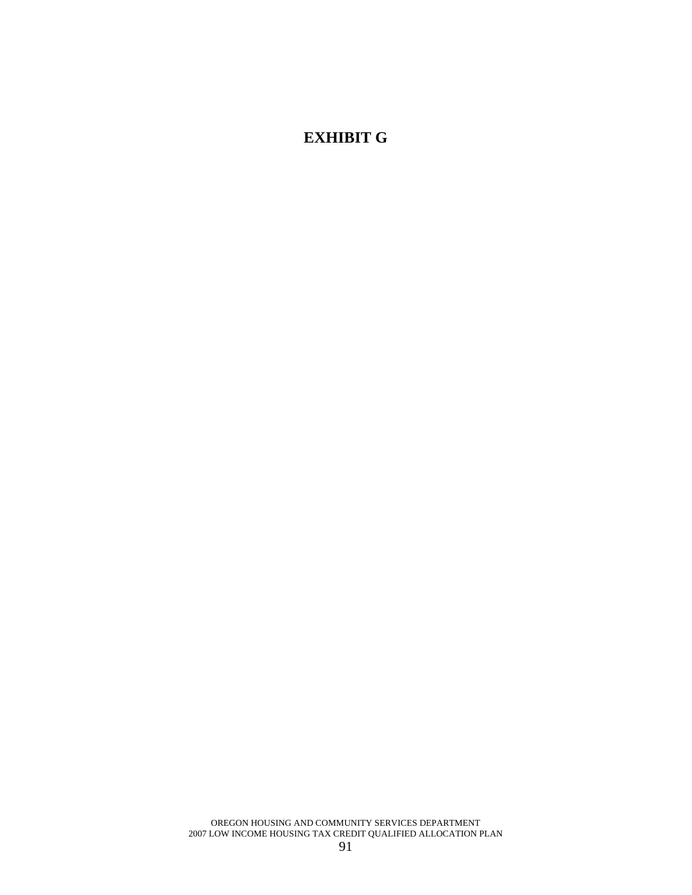# EXHIBIT G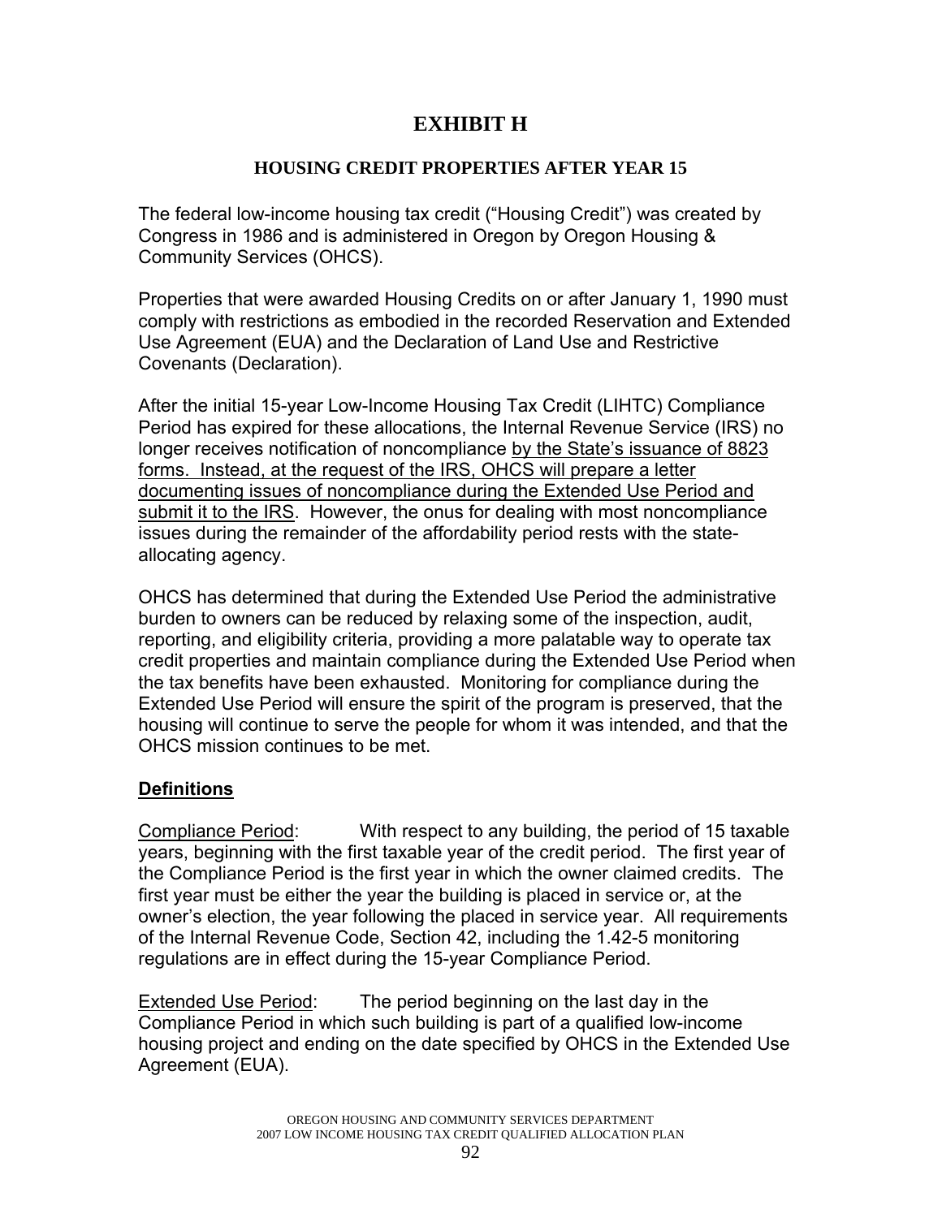# EXHIBIT H

## HOUSING CREDIT PROPERTIES AFTER YEAR 15

The federal low-income housing tax credit ("Housing Credit") was created by Congress in 1986 and is administered in Oregon by Oregon Housing & Community Services (OHCS).

Properties that were awarded Housing Credits on or after January 1, 1990 must comply with restrictions as embodied in the recorded Reservation and Extended Use Agreement (EUA) and the Declaration of Land Use and Restrictive Covenants (Declaration).

After the initial 15-year Low-Income Housing Tax Credit (LIHTC) Compliance Period has expired for these allocations, the Internal Revenue Service (IRS) no longer receives notification of noncompliance by the State's issuance of 8823 forms. Instead, at the request of the IRS, OHCS will prepare a letter documenting issues of noncompliance during the Extended Use Period and submit it to the IRS. However, the onus for dealing with most noncompliance issues during the remainder of the affordability period rests with the state-allocating agency.

OHCS has determined that during the Extended Use Period the administrative burden to owners can be reduced by relaxing some of the inspection, audit, reporting, and eligibility criteria, providing a more palatable way to operate tax credit properties and maintain compliance during the Extended Use Period when the tax benefits have been exhausted. Monitoring for compliance during the Extended Use Period will ensure the spirit of the program is preserved, that the housing will continue to serve the people for whom it was intended, and that the OHCS mission continues to be met.

### Definitions

Compliance Period: With respect to any building, the period of 15 taxable years, beginning with the first taxable year of the credit period. The first year of the Compliance Period is the first year in which the owner claimed credits. The first year must be either the year the building is placed in service or, at the owner's election, the year following the placed in service year. All requirements of the Internal Revenue Code, Section 42, including the 1.42-5 monitoring regulations are in effect during the 15-year Compliance Period.

Extended Use Period: The period beginning on the last day in the Compliance Period in which such building is part of a qualified low-income housing project and ending on the date specified by OHCS in the Extended Use Agreement (EUA).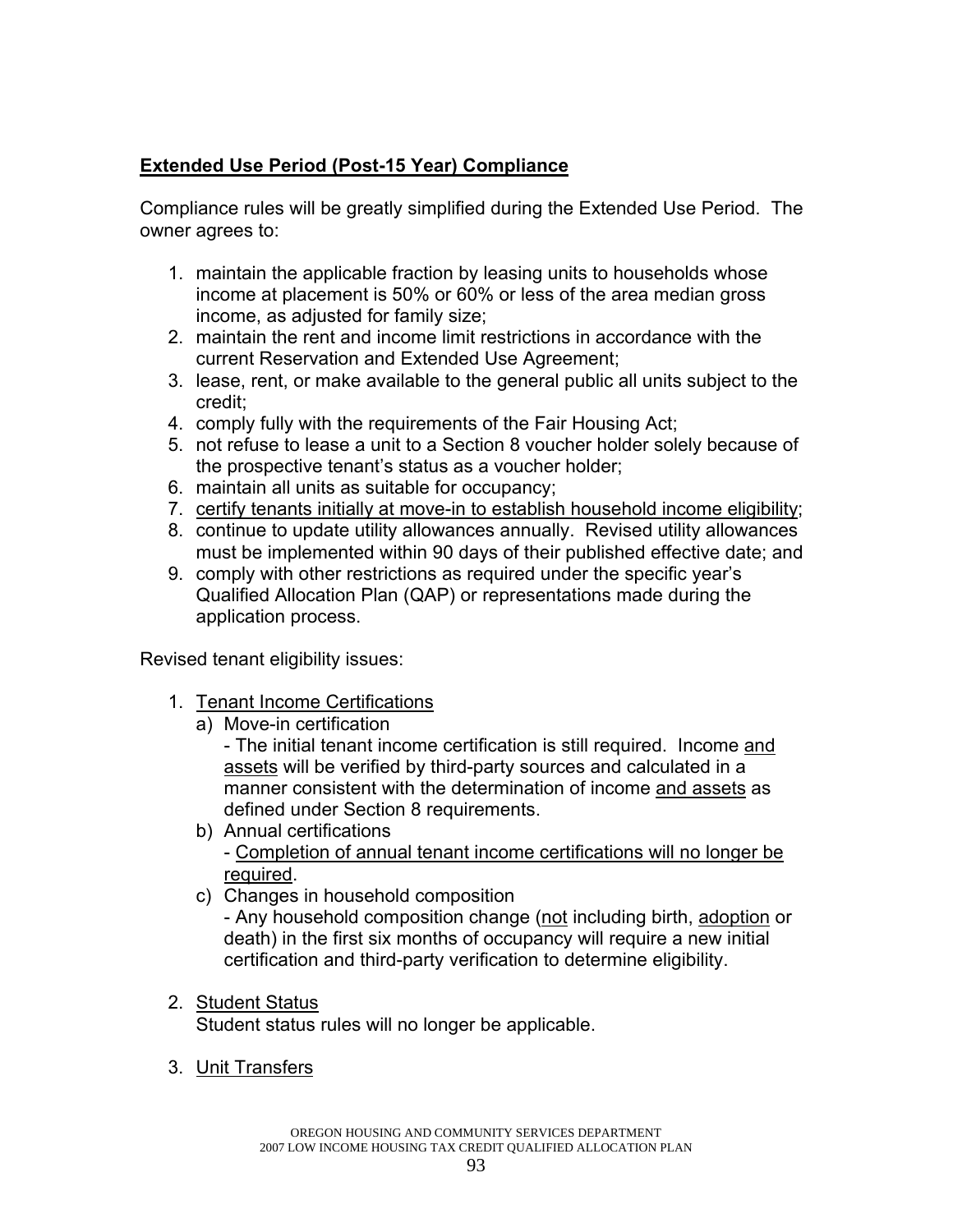## **<u>Extended Use Period (Post-15 Year) Compliance</u>**

Compliance rules will be greatly simplified during the Extended Use Period. The owner agrees to:

1. maintain the applicable fraction by leasing units to households whose income at placement is 50% or 60% or less of the area median gross income, as adjusted for family size;
2. maintain the rent and income limit restrictions in accordance with the current Reservation and Extended Use Agreement;
3. lease, rent, or make available to the general public all units subject to the credit;
4. comply fully with the requirements of the Fair Housing Act;
5. not refuse to lease a unit to a Section 8 voucher holder solely because of the prospective tenant's status as a voucher holder;
6. maintain all units as suitable for occupancy;
7. <u>certify tenants initially at move-in to establish household income eligibility</u>;
8. continue to update utility allowances annually. Revised utility allowances must be implemented within 90 days of their published effective date; and
9. comply with other restrictions as required under the specific year's Qualified Allocation Plan (QAP) or representations made during the application process.

Revised tenant eligibility issues:

1. <u>Tenant Income Certifications</u>
   a) Move-in certification
      - The initial tenant income certification is still required. Income <u>and assets</u> will be verified by third-party sources and calculated in a manner consistent with the determination of income <u>and assets</u> as defined under Section 8 requirements.
   b) Annual certifications
      - <u>Completion of annual tenant income certifications will no longer be required</u>.
   c) Changes in household composition
      - Any household composition change (<u>not</u> including birth, <u>adoption</u> or death) in the first six months of occupancy will require a new initial certification and third-party verification to determine eligibility.

2. <u>Student Status</u>
   Student status rules will no longer be applicable.

3. <u>Unit Transfers</u>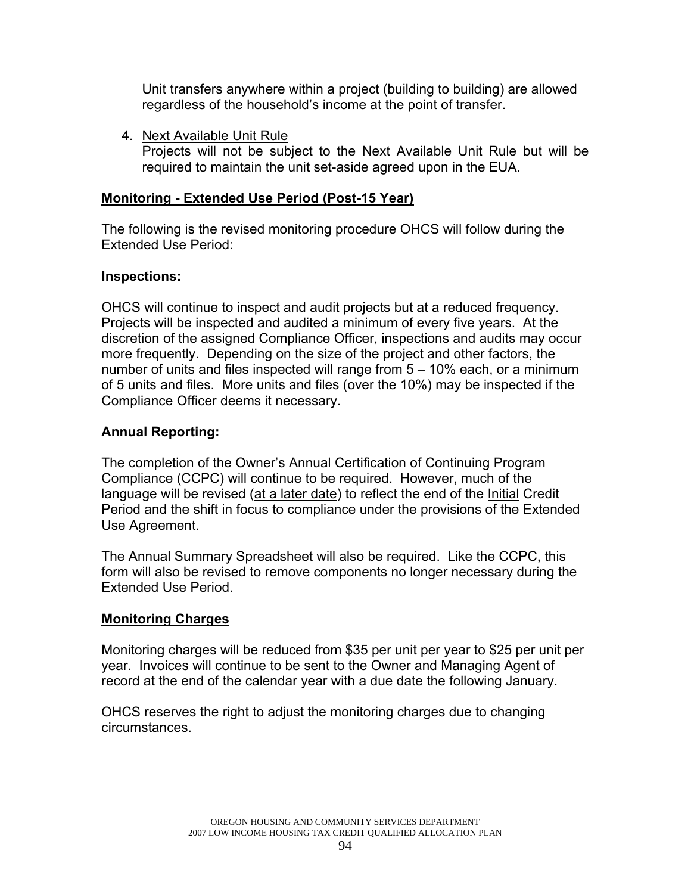Unit transfers anywhere within a project (building to building) are allowed regardless of the household's income at the point of transfer.

4. Next Available Unit Rule
   Projects will not be subject to the Next Available Unit Rule but will be required to maintain the unit set-aside agreed upon in the EUA.

**Monitoring - Extended Use Period (Post-15 Year)**

The following is the revised monitoring procedure OHCS will follow during the Extended Use Period:

**Inspections:**

OHCS will continue to inspect and audit projects but at a reduced frequency. Projects will be inspected and audited a minimum of every five years. At the discretion of the assigned Compliance Officer, inspections and audits may occur more frequently. Depending on the size of the project and other factors, the number of units and files inspected will range from 5 – 10% each, or a minimum of 5 units and files. More units and files (over the 10%) may be inspected if the Compliance Officer deems it necessary.

**Annual Reporting:**

The completion of the Owner's Annual Certification of Continuing Program Compliance (CCPC) will continue to be required. However, much of the language will be revised (at a later date) to reflect the end of the Initial Credit Period and the shift in focus to compliance under the provisions of the Extended Use Agreement.

The Annual Summary Spreadsheet will also be required. Like the CCPC, this form will also be revised to remove components no longer necessary during the Extended Use Period.

**Monitoring Charges**

Monitoring charges will be reduced from $35 per unit per year to $25 per unit per year. Invoices will continue to be sent to the Owner and Managing Agent of record at the end of the calendar year with a due date the following January.

OHCS reserves the right to adjust the monitoring charges due to changing circumstances.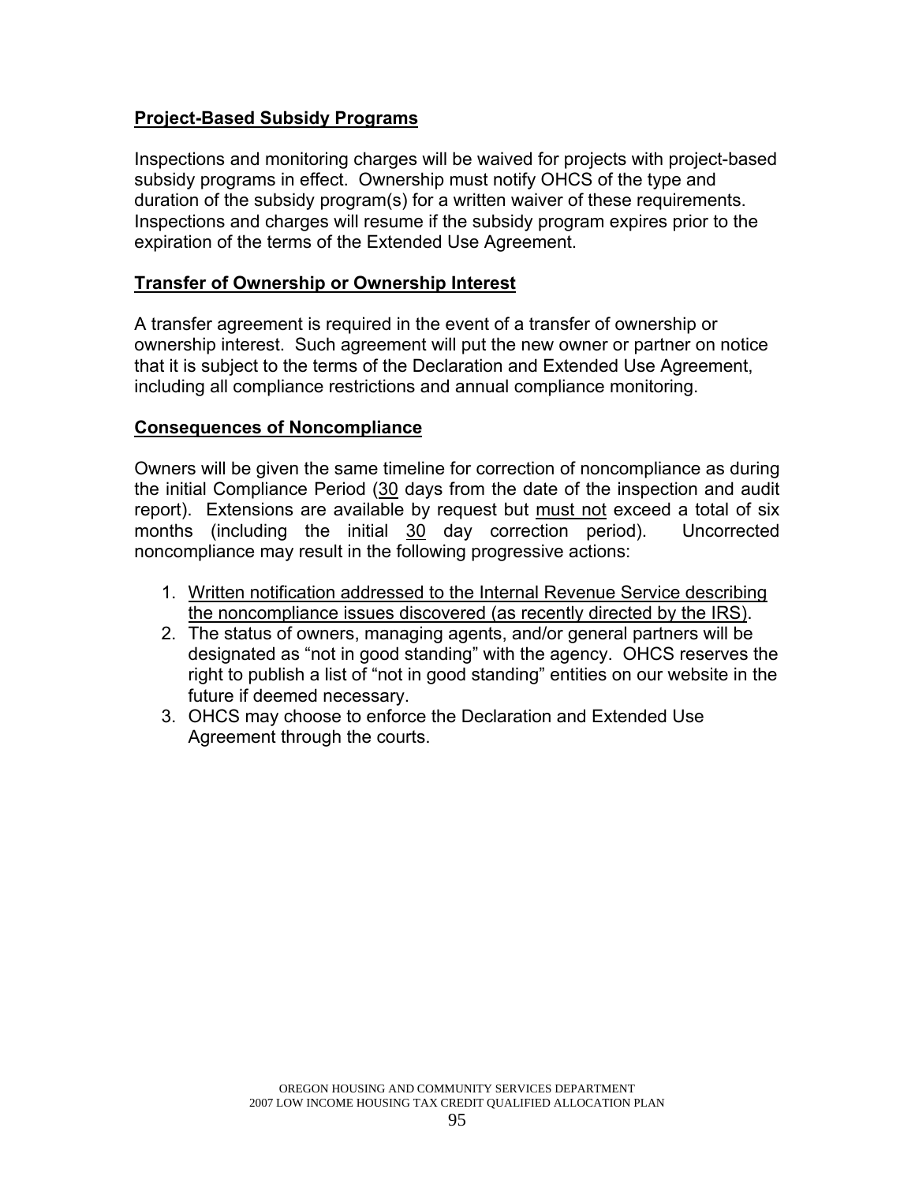## Project-Based Subsidy Programs

Inspections and monitoring charges will be waived for projects with project-based subsidy programs in effect. Ownership must notify OHCS of the type and duration of the subsidy program(s) for a written waiver of these requirements. Inspections and charges will resume if the subsidy program expires prior to the expiration of the terms of the Extended Use Agreement.

## Transfer of Ownership or Ownership Interest

A transfer agreement is required in the event of a transfer of ownership or ownership interest. Such agreement will put the new owner or partner on notice that it is subject to the terms of the Declaration and Extended Use Agreement, including all compliance restrictions and annual compliance monitoring.

## Consequences of Noncompliance

Owners will be given the same timeline for correction of noncompliance as during the initial Compliance Period (30 days from the date of the inspection and audit report). Extensions are available by request but must not exceed a total of six months (including the initial 30 day correction period). Uncorrected noncompliance may result in the following progressive actions:

1. Written notification addressed to the Internal Revenue Service describing the noncompliance issues discovered (as recently directed by the IRS).
2. The status of owners, managing agents, and/or general partners will be designated as "not in good standing" with the agency. OHCS reserves the right to publish a list of "not in good standing" entities on our website in the future if deemed necessary.
3. OHCS may choose to enforce the Declaration and Extended Use Agreement through the courts.